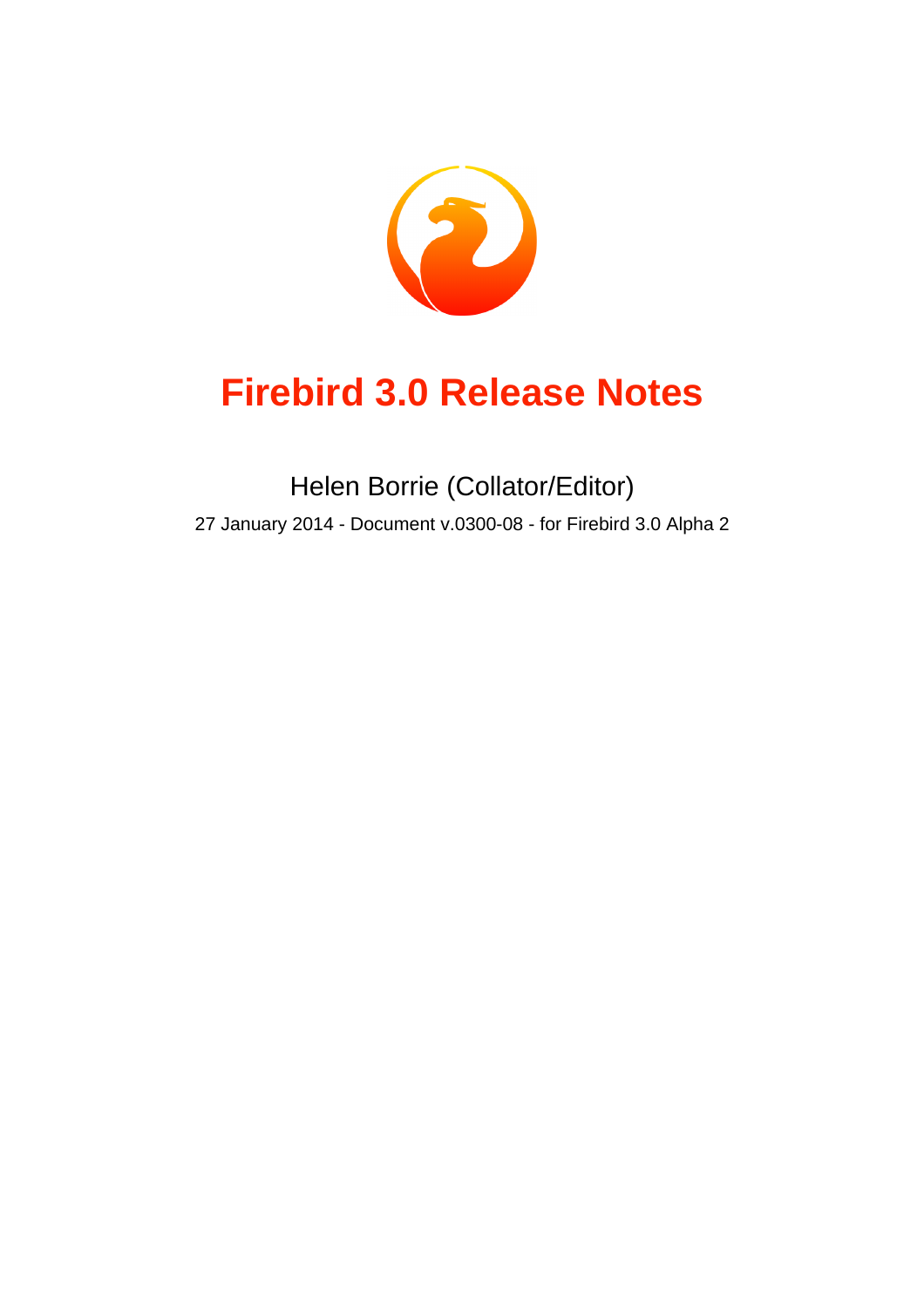# Firebird 3.0 Release Notes

Helen Borrie (Collator/Editor)

27 January 2014 - Document v.0300-08 - for Firebird 3.0 Alpha 2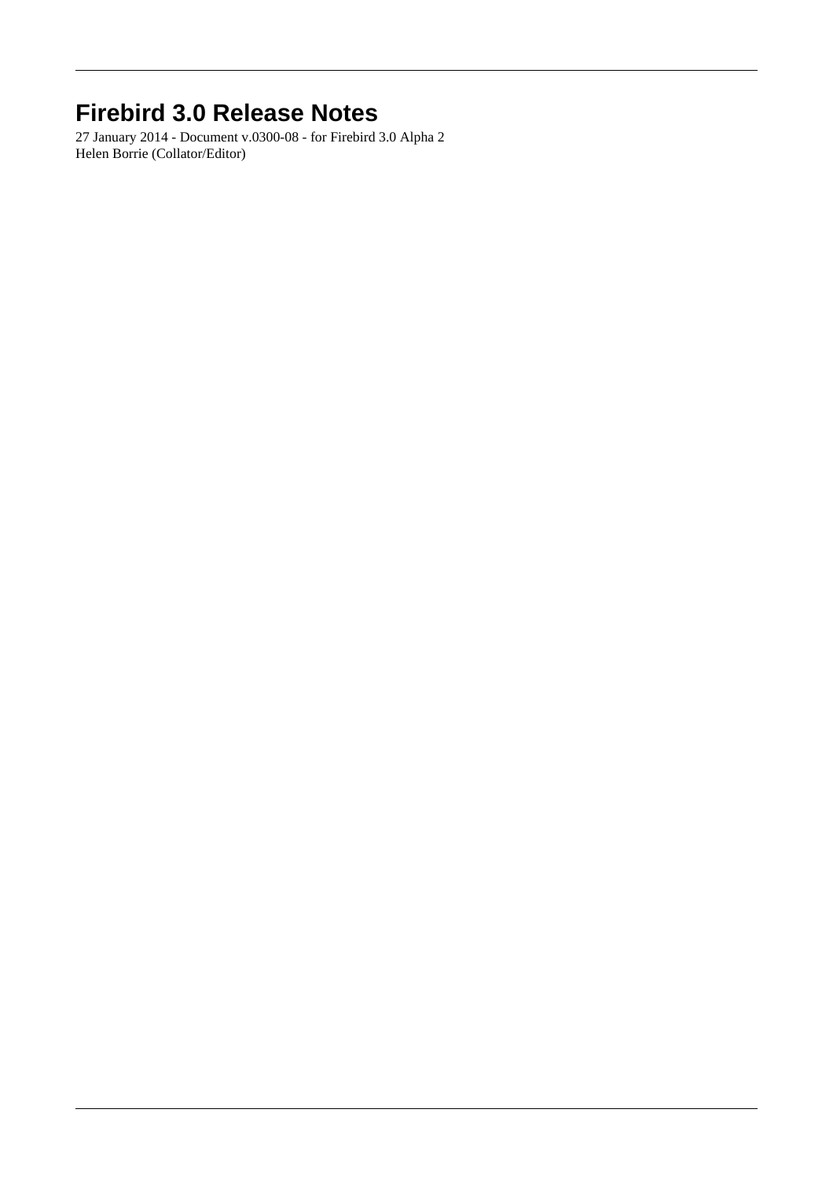# Firebird 3.0 Release Notes

27 January 2014 - Document v.0300-08 - for Firebird 3.0 Alpha 2
Helen Borrie (Collator/Editor)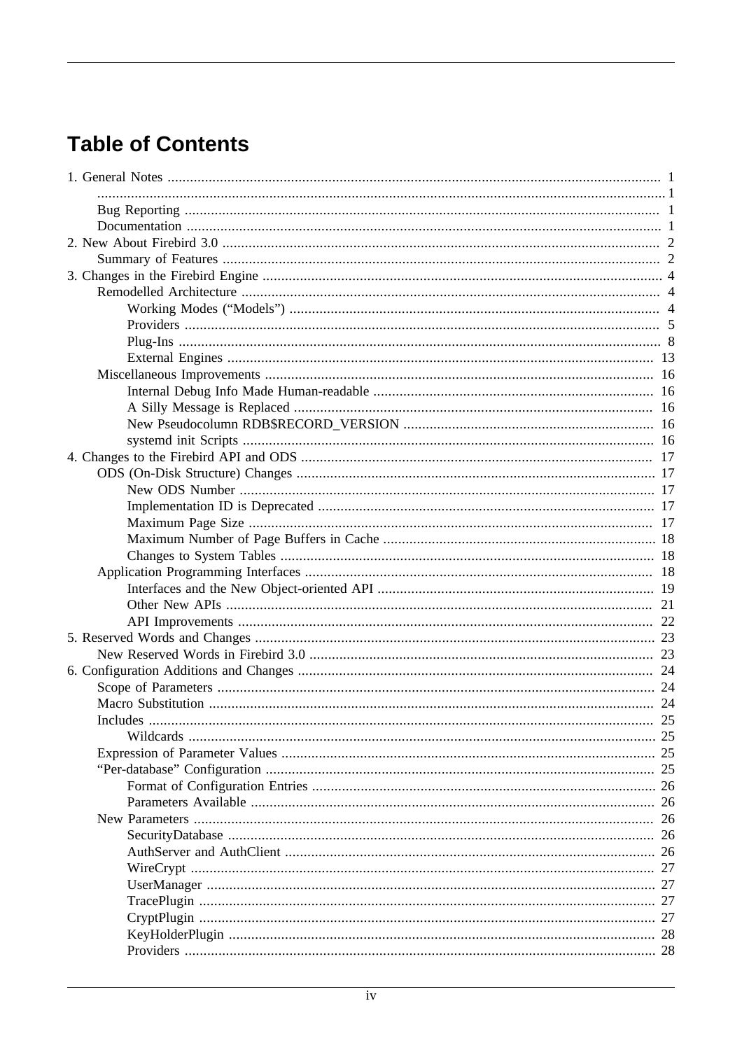# Table of Contents

- 1. General Notes ... 1
  - ... 1
  - Bug Reporting ... 1
  - Documentation ... 1
- 2. New About Firebird 3.0 ... 2
  - Summary of Features ... 2
- 3. Changes in the Firebird Engine ... 4
  - Remodelled Architecture ... 4
    - Working Modes (“Models”) ... 4
    - Providers ... 5
    - Plug-Ins ... 8
    - External Engines ... 13
  - Miscellaneous Improvements ... 16
    - Internal Debug Info Made Human-readable ... 16
    - A Silly Message is Replaced ... 16
    - New Pseudocolumn RDB$RECORD_VERSION ... 16
    - systemd init Scripts ... 16
- 4. Changes to the Firebird API and ODS ... 17
  - ODS (On-Disk Structure) Changes ... 17
    - New ODS Number ... 17
    - Implementation ID is Deprecated ... 17
    - Maximum Page Size ... 17
    - Maximum Number of Page Buffers in Cache ... 18
    - Changes to System Tables ... 18
  - Application Programming Interfaces ... 18
    - Interfaces and the New Object-oriented API ... 19
    - Other New APIs ... 21
    - API Improvements ... 22
- 5. Reserved Words and Changes ... 23
  - New Reserved Words in Firebird 3.0 ... 23
- 6. Configuration Additions and Changes ... 24
  - Scope of Parameters ... 24
  - Macro Substitution ... 24
  - Includes ... 25
    - Wildcards ... 25
  - Expression of Parameter Values ... 25
  - “Per-database” Configuration ... 25
    - Format of Configuration Entries ... 26
    - Parameters Available ... 26
  - New Parameters ... 26
    - SecurityDatabase ... 26
    - AuthServer and AuthClient ... 26
    - WireCrypt ... 27
    - UserManager ... 27
    - TracePlugin ... 27
    - CryptPlugin ... 27
    - KeyHolderPlugin ... 28
    - Providers ... 28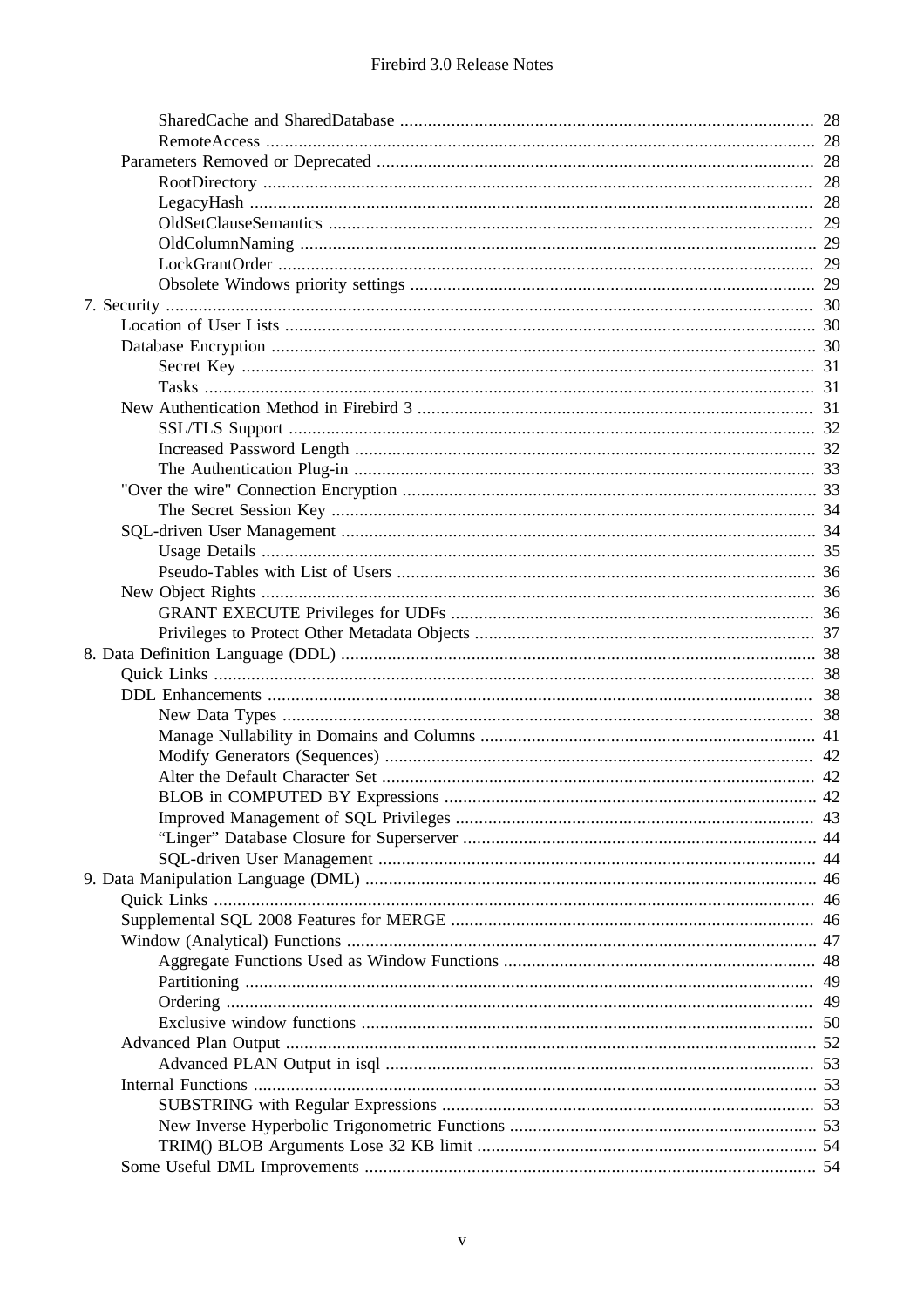- SharedCache and SharedDatabase ........................................................................................ 28
- RemoteAccess ..................................................................................................................... 28
- Parameters Removed or Deprecated ............................................................................................ 28
  - RootDirectory ...................................................................................................................... 28
  - LegacyHash ......................................................................................................................... 28
  - OldSetClauseSemantics ....................................................................................................... 29
  - OldColumnNaming .............................................................................................................. 29
  - LockGrantOrder ................................................................................................................... 29
  - Obsolete Windows priority settings ....................................................................................... 29

7. Security ......................................................................................................................................... 30
   - Location of User Lists ................................................................................................................ 30
   - Database Encryption ................................................................................................................... 30
     - Secret Key .......................................................................................................................... 31
     - Tasks ................................................................................................................................... 31
   - New Authentication Method in Firebird 3 .................................................................................... 31
     - SSL/TLS Support ................................................................................................................. 32
     - Increased Password Length .................................................................................................. 32
     - The Authentication Plug-in .................................................................................................. 33
   - "Over the wire" Connection Encryption ....................................................................................... 33
     - The Secret Session Key ........................................................................................................ 34
   - SQL-driven User Management ..................................................................................................... 34
     - Usage Details ...................................................................................................................... 35
     - Pseudo-Tables with List of Users ......................................................................................... 36
   - New Object Rights ...................................................................................................................... 36
     - GRANT EXECUTE Privileges for UDFs .............................................................................. 36
     - Privileges to Protect Other Metadata Objects ........................................................................ 37

8. Data Definition Language (DDL) ..................................................................................................... 38
   - Quick Links ................................................................................................................................ 38
   - DDL Enhancements .................................................................................................................... 38
     - New Data Types .................................................................................................................. 38
     - Manage Nullability in Domains and Columns ........................................................................ 41
     - Modify Generators (Sequences) ............................................................................................ 42
     - Alter the Default Character Set ............................................................................................. 42
     - BLOB in COMPUTED BY Expressions ................................................................................ 42
     - Improved Management of SQL Privileges ............................................................................. 43
     - “Linger” Database Closure for Superserver ............................................................................ 44
     - SQL-driven User Management .............................................................................................. 44

9. Data Manipulation Language (DML) ................................................................................................ 46
   - Quick Links ................................................................................................................................ 46
   - Supplemental SQL 2008 Features for MERGE .............................................................................. 46
   - Window (Analytical) Functions .................................................................................................... 47
     - Aggregate Functions Used as Window Functions ................................................................... 48
     - Partitioning .......................................................................................................................... 49
     - Ordering .............................................................................................................................. 49
     - Exclusive window functions ................................................................................................. 50
   - Advanced Plan Output ................................................................................................................. 52
     - Advanced PLAN Output in isql ............................................................................................ 53
   - Internal Functions ........................................................................................................................ 53
     - SUBSTRING with Regular Expressions ................................................................................ 53
     - New Inverse Hyperbolic Trigonometric Functions ................................................................. 53
     - TRIM() BLOB Arguments Lose 32 KB limit ......................................................................... 54
   - Some Useful DML Improvements ................................................................................................. 54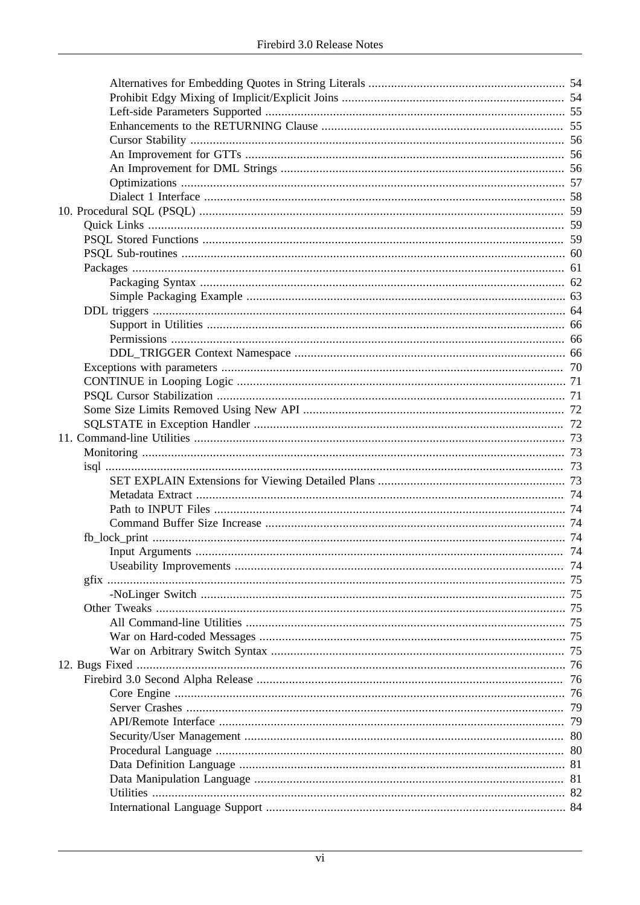- Alternatives for Embedding Quotes in String Literals ... 54
- Prohibit Edgy Mixing of Implicit/Explicit Joins ... 54
- Left-side Parameters Supported ... 55
- Enhancements to the RETURNING Clause ... 55
- Cursor Stability ... 56
- An Improvement for GTTs ... 56
- An Improvement for DML Strings ... 56
- Optimizations ... 57
- Dialect 1 Interface ... 58

10. Procedural SQL (PSQL) ... 59
    - Quick Links ... 59
    - PSQL Stored Functions ... 59
    - PSQL Sub-routines ... 60
    - Packages ... 61
        - Packaging Syntax ... 62
        - Simple Packaging Example ... 63
    - DDL triggers ... 64
        - Support in Utilities ... 66
        - Permissions ... 66
        - DDL_TRIGGER Context Namespace ... 66
    - Exceptions with parameters ... 70
    - CONTINUE in Looping Logic ... 71
    - PSQL Cursor Stabilization ... 71
    - Some Size Limits Removed Using New API ... 72
    - SQLSTATE in Exception Handler ... 72
11. Command-line Utilities ... 73
    - Monitoring ... 73
    - isql ... 73
        - SET EXPLAIN Extensions for Viewing Detailed Plans ... 73
        - Metadata Extract ... 74
        - Path to INPUT Files ... 74
        - Command Buffer Size Increase ... 74
    - fb_lock_print ... 74
        - Input Arguments ... 74
        - Useability Improvements ... 74
    - gfix ... 75
        - -NoLinger Switch ... 75
    - Other Tweaks ... 75
        - All Command-line Utilities ... 75
        - War on Hard-coded Messages ... 75
        - War on Arbitrary Switch Syntax ... 75
12. Bugs Fixed ... 76
    - Firebird 3.0 Second Alpha Release ... 76
        - Core Engine ... 76
        - Server Crashes ... 79
        - API/Remote Interface ... 79
        - Security/User Management ... 80
        - Procedural Language ... 80
        - Data Definition Language ... 81
        - Data Manipulation Language ... 81
        - Utilities ... 82
        - International Language Support ... 84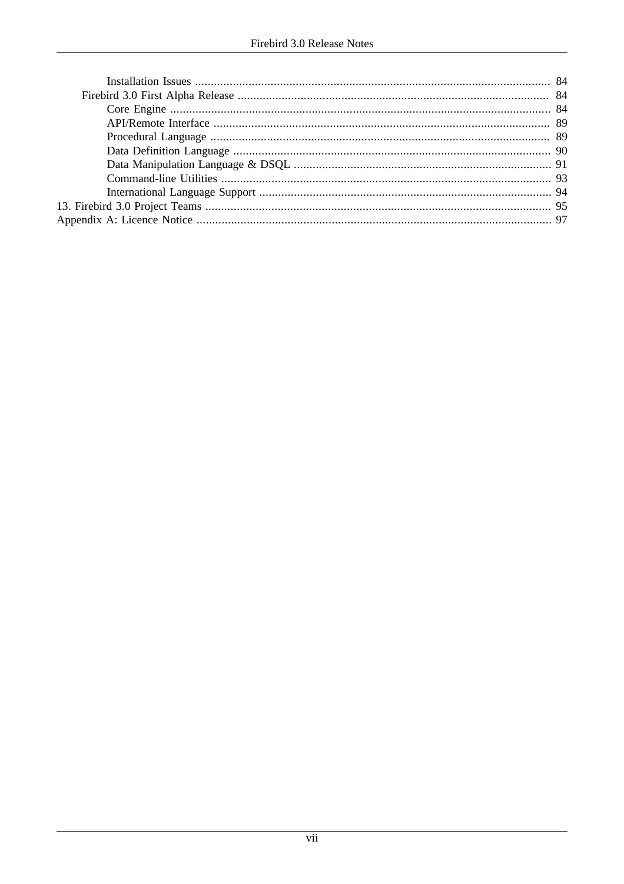- Installation Issues ... 84
- Firebird 3.0 First Alpha Release ... 84
  - Core Engine ... 84
  - API/Remote Interface ... 89
  - Procedural Language ... 89
  - Data Definition Language ... 90
  - Data Manipulation Language & DSQL ... 91
  - Command-line Utilities ... 93
  - International Language Support ... 94

13. Firebird 3.0 Project Teams ... 95

Appendix A: Licence Notice ... 97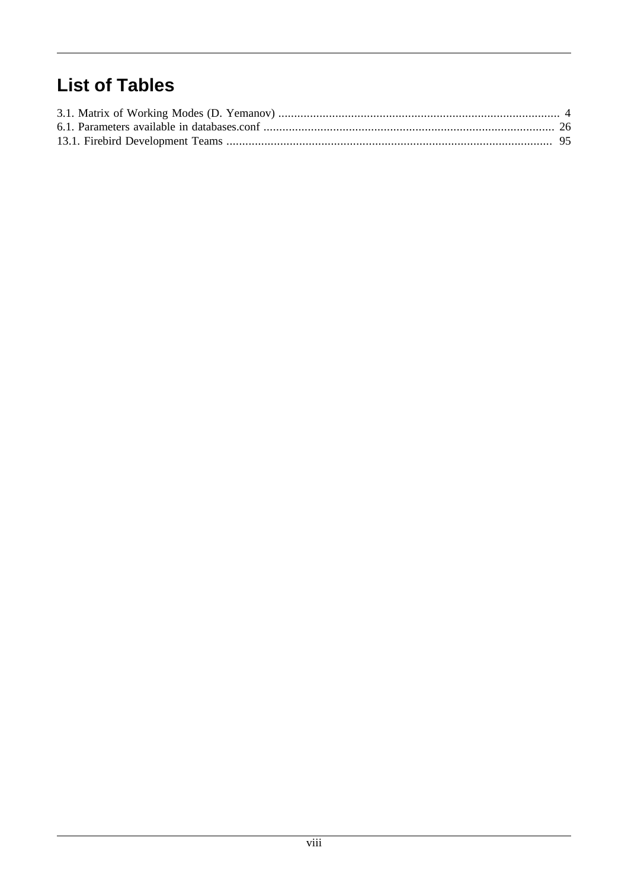# List of Tables

3.1. Matrix of Working Modes (D. Yemanov) ..... 4
6.1. Parameters available in databases.conf ..... 26
13.1. Firebird Development Teams ..... 95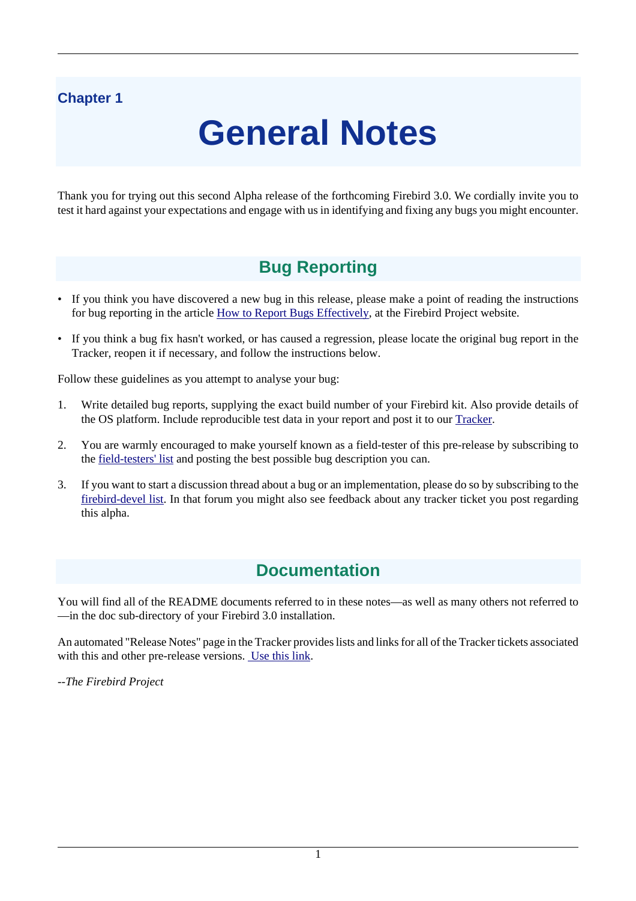Chapter 1

# General Notes

Thank you for trying out this second Alpha release of the forthcoming Firebird 3.0. We cordially invite you to test it hard against your expectations and engage with us in identifying and fixing any bugs you might encounter.

## Bug Reporting

- If you think you have discovered a new bug in this release, please make a point of reading the instructions for bug reporting in the article How to Report Bugs Effectively, at the Firebird Project website.
- If you think a bug fix hasn't worked, or has caused a regression, please locate the original bug report in the Tracker, reopen it if necessary, and follow the instructions below.

Follow these guidelines as you attempt to analyse your bug:

1. Write detailed bug reports, supplying the exact build number of your Firebird kit. Also provide details of the OS platform. Include reproducible test data in your report and post it to our Tracker.
2. You are warmly encouraged to make yourself known as a field-tester of this pre-release by subscribing to the field-testers' list and posting the best possible bug description you can.
3. If you want to start a discussion thread about a bug or an implementation, please do so by subscribing to the firebird-devel list. In that forum you might also see feedback about any tracker ticket you post regarding this alpha.

## Documentation

You will find all of the README documents referred to in these notes—as well as many others not referred to—in the doc sub-directory of your Firebird 3.0 installation.

An automated "Release Notes" page in the Tracker provides lists and links for all of the Tracker tickets associated with this and other pre-release versions. Use this link.

*--The Firebird Project*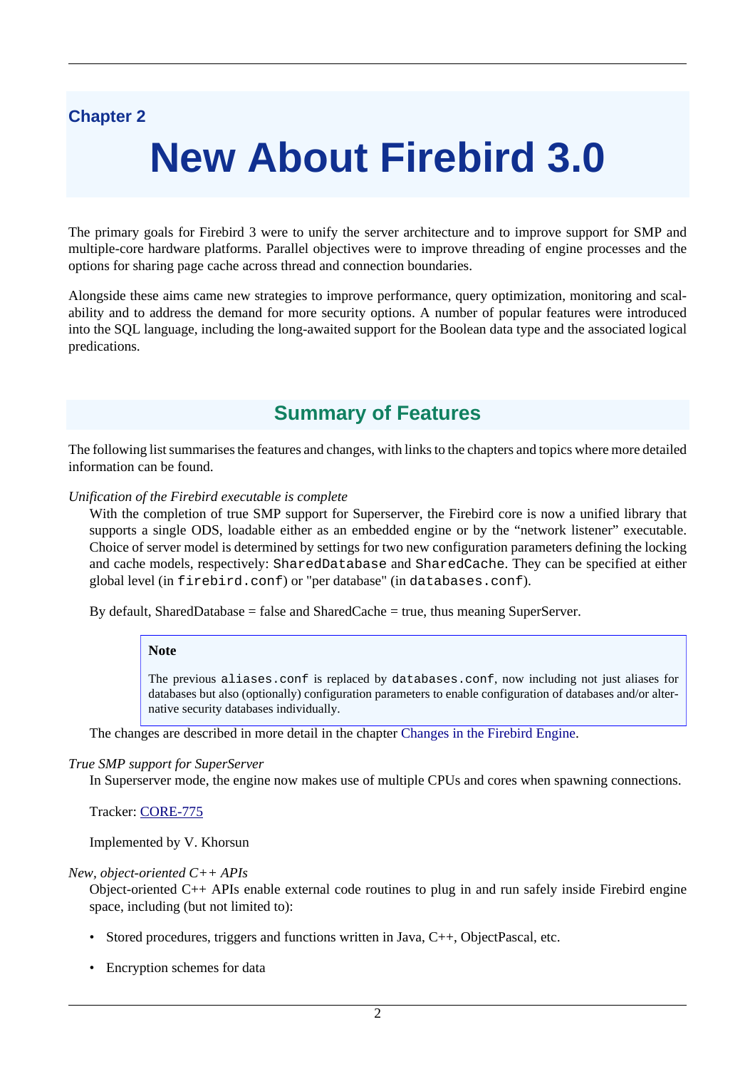Chapter 2

# New About Firebird 3.0

The primary goals for Firebird 3 were to unify the server architecture and to improve support for SMP and multiple-core hardware platforms. Parallel objectives were to improve threading of engine processes and the options for sharing page cache across thread and connection boundaries.

Alongside these aims came new strategies to improve performance, query optimization, monitoring and scalability and to address the demand for more security options. A number of popular features were introduced into the SQL language, including the long-awaited support for the Boolean data type and the associated logical predications.

## Summary of Features

The following list summarises the features and changes, with links to the chapters and topics where more detailed information can be found.

*Unification of the Firebird executable is complete*

With the completion of true SMP support for Superserver, the Firebird core is now a unified library that supports a single ODS, loadable either as an embedded engine or by the "network listener" executable. Choice of server model is determined by settings for two new configuration parameters defining the locking and cache models, respectively: `SharedDatabase` and `SharedCache`. They can be specified at either global level (in `firebird.conf`) or "per database" (in `databases.conf`).

By default, SharedDatabase = false and SharedCache = true, thus meaning SuperServer.

> **Note**
>
> The previous `aliases.conf` is replaced by `databases.conf`, now including not just aliases for databases but also (optionally) configuration parameters to enable configuration of databases and/or alternative security databases individually.

The changes are described in more detail in the chapter Changes in the Firebird Engine.

*True SMP support for SuperServer*

In Superserver mode, the engine now makes use of multiple CPUs and cores when spawning connections.

Tracker: CORE-775

Implemented by V. Khorsun

*New, object-oriented C++ APIs*

Object-oriented C++ APIs enable external code routines to plug in and run safely inside Firebird engine space, including (but not limited to):

- Stored procedures, triggers and functions written in Java, C++, ObjectPascal, etc.
- Encryption schemes for data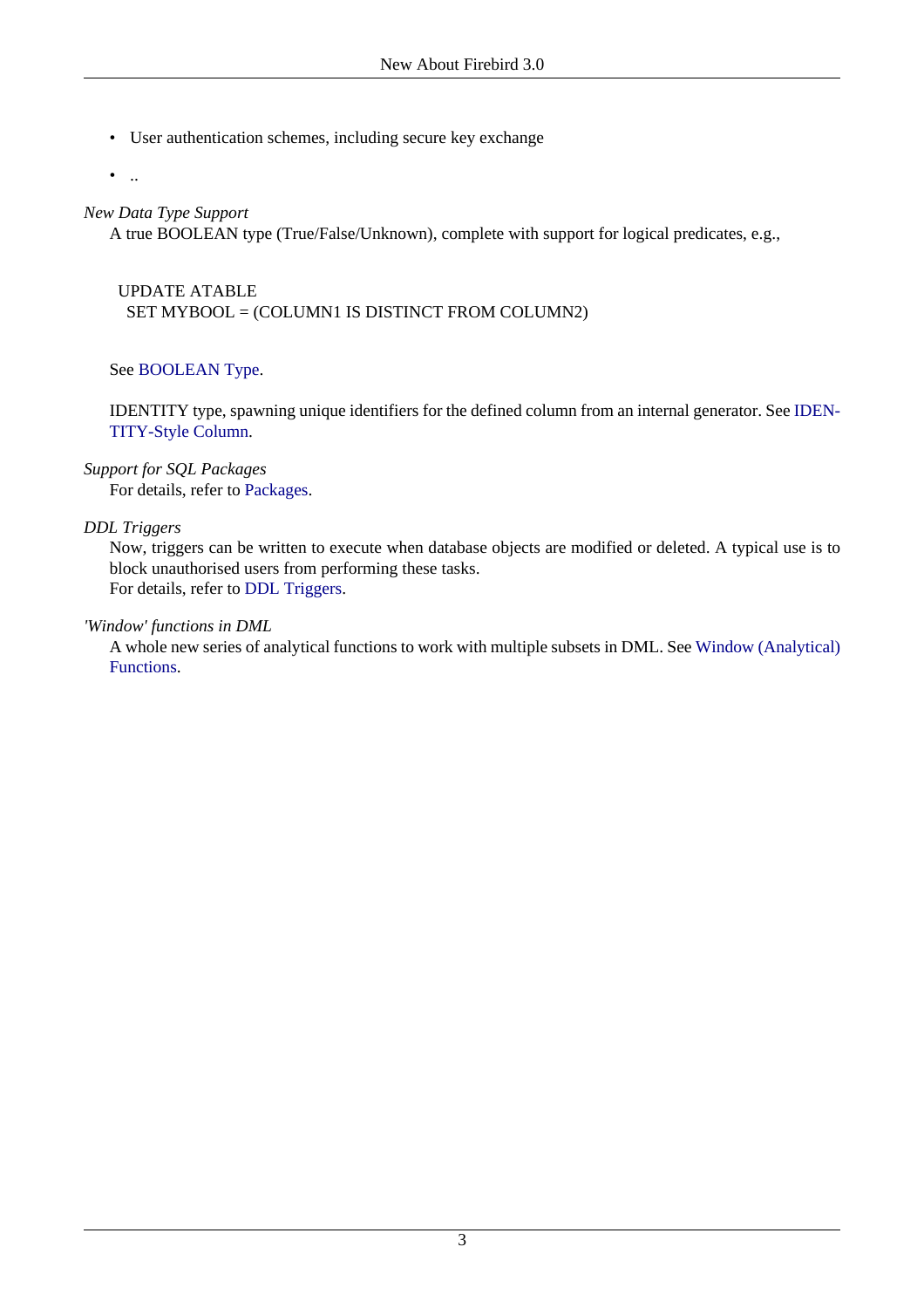- User authentication schemes, including secure key exchange
- ..

*New Data Type Support*

A true BOOLEAN type (True/False/Unknown), complete with support for logical predicates, e.g.,

```
UPDATE ATABLE
  SET MYBOOL = (COLUMN1 IS DISTINCT FROM COLUMN2)
```

See BOOLEAN Type.

IDENTITY type, spawning unique identifiers for the defined column from an internal generator. See IDENTITY-Style Column.

*Support for SQL Packages*

For details, refer to Packages.

*DDL Triggers*

Now, triggers can be written to execute when database objects are modified or deleted. A typical use is to block unauthorised users from performing these tasks.
For details, refer to DDL Triggers.

*'Window' functions in DML*

A whole new series of analytical functions to work with multiple subsets in DML. See Window (Analytical) Functions.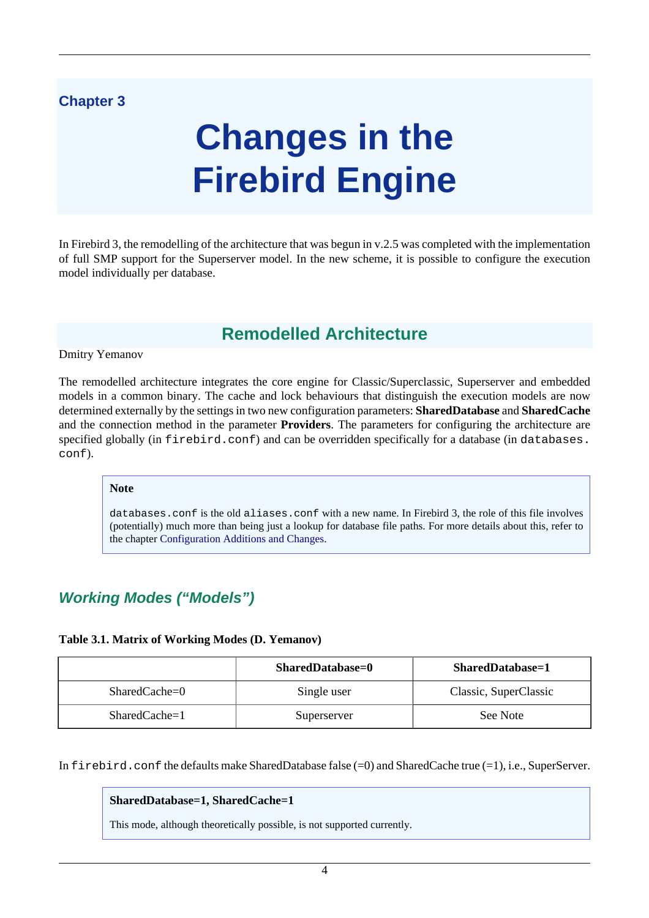Chapter 3

# Changes in the Firebird Engine

In Firebird 3, the remodelling of the architecture that was begun in v.2.5 was completed with the implementation of full SMP support for the Superserver model. In the new scheme, it is possible to configure the execution model individually per database.

## Remodelled Architecture

Dmitry Yemanov

The remodelled architecture integrates the core engine for Classic/Superclassic, Superserver and embedded models in a common binary. The cache and lock behaviours that distinguish the execution models are now determined externally by the settings in two new configuration parameters: **SharedDatabase** and **SharedCache** and the connection method in the parameter **Providers**. The parameters for configuring the architecture are specified globally (in `firebird.conf`) and can be overridden specifically for a database (in `databases.conf`).

> **Note**
>
> `databases.conf` is the old `aliases.conf` with a new name. In Firebird 3, the role of this file involves (potentially) much more than being just a lookup for database file paths. For more details about this, refer to the chapter Configuration Additions and Changes.

### *Working Modes ("Models")*

**Table 3.1. Matrix of Working Modes (D. Yemanov)**

| | SharedDatabase=0 | SharedDatabase=1 |
|---|---|---|
| SharedCache=0 | Single user | Classic, SuperClassic |
| SharedCache=1 | Superserver | See Note |

In `firebird.conf` the defaults make SharedDatabase false (=0) and SharedCache true (=1), i.e., SuperServer.

> **SharedDatabase=1, SharedCache=1**
>
> This mode, although theoretically possible, is not supported currently.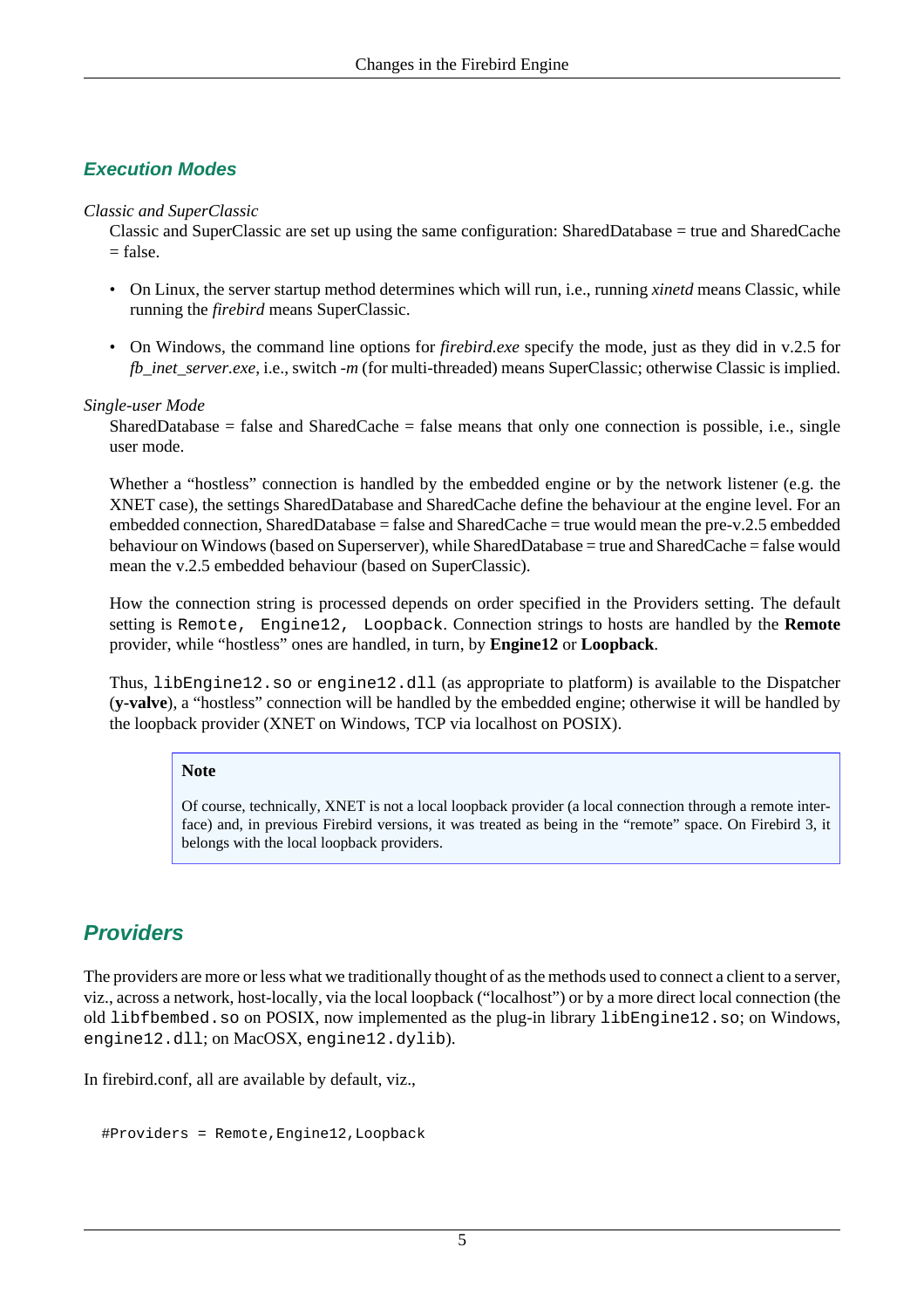### Execution Modes

*Classic and SuperClassic*

Classic and SuperClassic are set up using the same configuration: SharedDatabase = true and SharedCache = false.

- On Linux, the server startup method determines which will run, i.e., running *xinetd* means Classic, while running the *firebird* means SuperClassic.
- On Windows, the command line options for *firebird.exe* specify the mode, just as they did in v.2.5 for *fb_inet_server.exe*, i.e., switch *-m* (for multi-threaded) means SuperClassic; otherwise Classic is implied.

*Single-user Mode*

SharedDatabase = false and SharedCache = false means that only one connection is possible, i.e., single user mode.

Whether a “hostless” connection is handled by the embedded engine or by the network listener (e.g. the XNET case), the settings SharedDatabase and SharedCache define the behaviour at the engine level. For an embedded connection, SharedDatabase = false and SharedCache = true would mean the pre-v.2.5 embedded behaviour on Windows (based on Superserver), while SharedDatabase = true and SharedCache = false would mean the v.2.5 embedded behaviour (based on SuperClassic).

How the connection string is processed depends on order specified in the Providers setting. The default setting is `Remote, Engine12, Loopback`. Connection strings to hosts are handled by the **Remote** provider, while “hostless” ones are handled, in turn, by **Engine12** or **Loopback**.

Thus, `libEngine12.so` or `engine12.dll` (as appropriate to platform) is available to the Dispatcher (**y-valve**), a “hostless” connection will be handled by the embedded engine; otherwise it will be handled by the loopback provider (XNET on Windows, TCP via localhost on POSIX).

> **Note**
>
> Of course, technically, XNET is not a local loopback provider (a local connection through a remote interface) and, in previous Firebird versions, it was treated as being in the “remote” space. On Firebird 3, it belongs with the local loopback providers.

## Providers

The providers are more or less what we traditionally thought of as the methods used to connect a client to a server, viz., across a network, host-locally, via the local loopback (“localhost”) or by a more direct local connection (the old `libfbembed.so` on POSIX, now implemented as the plug-in library `libEngine12.so`; on Windows, `engine12.dll`; on MacOSX, `engine12.dylib`).

In firebird.conf, all are available by default, viz.,

```
#Providers = Remote,Engine12,Loopback
```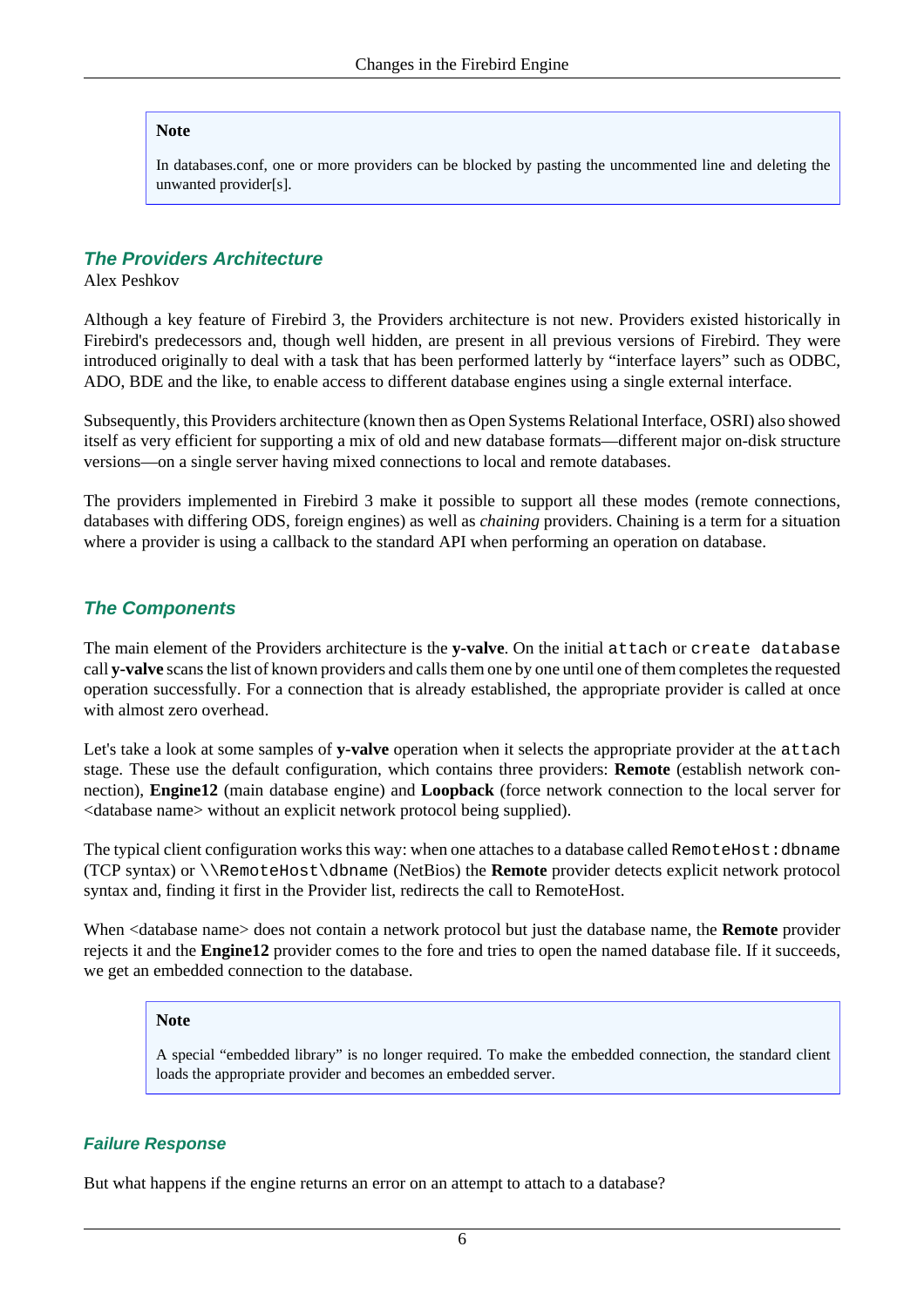> **Note**
>
> In databases.conf, one or more providers can be blocked by pasting the uncommented line and deleting the unwanted provider[s].

### *The Providers Architecture*

Alex Peshkov

Although a key feature of Firebird 3, the Providers architecture is not new. Providers existed historically in Firebird's predecessors and, though well hidden, are present in all previous versions of Firebird. They were introduced originally to deal with a task that has been performed latterly by "interface layers" such as ODBC, ADO, BDE and the like, to enable access to different database engines using a single external interface.

Subsequently, this Providers architecture (known then as Open Systems Relational Interface, OSRI) also showed itself as very efficient for supporting a mix of old and new database formats—different major on-disk structure versions—on a single server having mixed connections to local and remote databases.

The providers implemented in Firebird 3 make it possible to support all these modes (remote connections, databases with differing ODS, foreign engines) as well as *chaining* providers. Chaining is a term for a situation where a provider is using a callback to the standard API when performing an operation on database.

### *The Components*

The main element of the Providers architecture is the **y-valve**. On the initial `attach` or `create database` call **y-valve** scans the list of known providers and calls them one by one until one of them completes the requested operation successfully. For a connection that is already established, the appropriate provider is called at once with almost zero overhead.

Let's take a look at some samples of **y-valve** operation when it selects the appropriate provider at the `attach` stage. These use the default configuration, which contains three providers: **Remote** (establish network connection), **Engine12** (main database engine) and **Loopback** (force network connection to the local server for <database name> without an explicit network protocol being supplied).

The typical client configuration works this way: when one attaches to a database called `RemoteHost:dbname` (TCP syntax) or `\\RemoteHost\dbname` (NetBios) the **Remote** provider detects explicit network protocol syntax and, finding it first in the Provider list, redirects the call to RemoteHost.

When <database name> does not contain a network protocol but just the database name, the **Remote** provider rejects it and the **Engine12** provider comes to the fore and tries to open the named database file. If it succeeds, we get an embedded connection to the database.

> **Note**
>
> A special "embedded library" is no longer required. To make the embedded connection, the standard client loads the appropriate provider and becomes an embedded server.

#### *Failure Response*

But what happens if the engine returns an error on an attempt to attach to a database?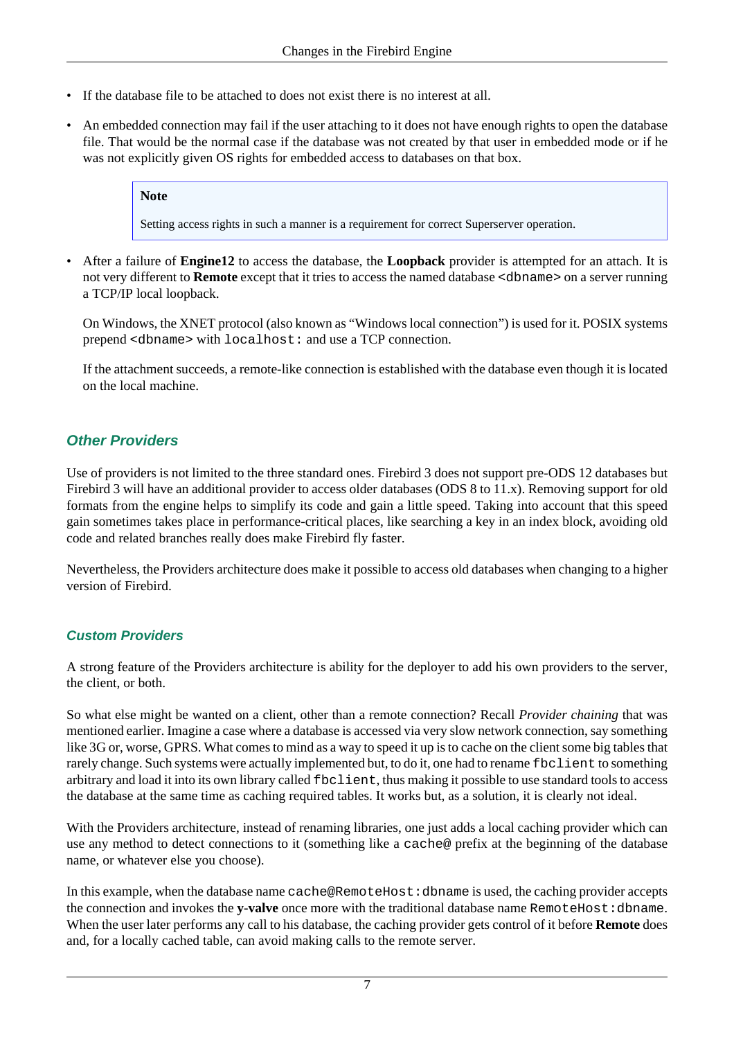- If the database file to be attached to does not exist there is no interest at all.
- An embedded connection may fail if the user attaching to it does not have enough rights to open the database file. That would be the normal case if the database was not created by that user in embedded mode or if he was not explicitly given OS rights for embedded access to databases on that box.

> **Note**
>
> Setting access rights in such a manner is a requirement for correct Superserver operation.

- After a failure of **Engine12** to access the database, the **Loopback** provider is attempted for an attach. It is not very different to **Remote** except that it tries to access the named database `<dbname>` on a server running a TCP/IP local loopback.

  On Windows, the XNET protocol (also known as "Windows local connection") is used for it. POSIX systems prepend `<dbname>` with `localhost:` and use a TCP connection.

  If the attachment succeeds, a remote-like connection is established with the database even though it is located on the local machine.

### Other Providers

Use of providers is not limited to the three standard ones. Firebird 3 does not support pre-ODS 12 databases but Firebird 3 will have an additional provider to access older databases (ODS 8 to 11.x). Removing support for old formats from the engine helps to simplify its code and gain a little speed. Taking into account that this speed gain sometimes takes place in performance-critical places, like searching a key in an index block, avoiding old code and related branches really does make Firebird fly faster.

Nevertheless, the Providers architecture does make it possible to access old databases when changing to a higher version of Firebird.

#### Custom Providers

A strong feature of the Providers architecture is ability for the deployer to add his own providers to the server, the client, or both.

So what else might be wanted on a client, other than a remote connection? Recall *Provider chaining* that was mentioned earlier. Imagine a case where a database is accessed via very slow network connection, say something like 3G or, worse, GPRS. What comes to mind as a way to speed it up is to cache on the client some big tables that rarely change. Such systems were actually implemented but, to do it, one had to rename `fbclient` to something arbitrary and load it into its own library called `fbclient`, thus making it possible to use standard tools to access the database at the same time as caching required tables. It works but, as a solution, it is clearly not ideal.

With the Providers architecture, instead of renaming libraries, one just adds a local caching provider which can use any method to detect connections to it (something like a `cache@` prefix at the beginning of the database name, or whatever else you choose).

In this example, when the database name `cache@RemoteHost:dbname` is used, the caching provider accepts the connection and invokes the **y-valve** once more with the traditional database name `RemoteHost:dbname`. When the user later performs any call to his database, the caching provider gets control of it before **Remote** does and, for a locally cached table, can avoid making calls to the remote server.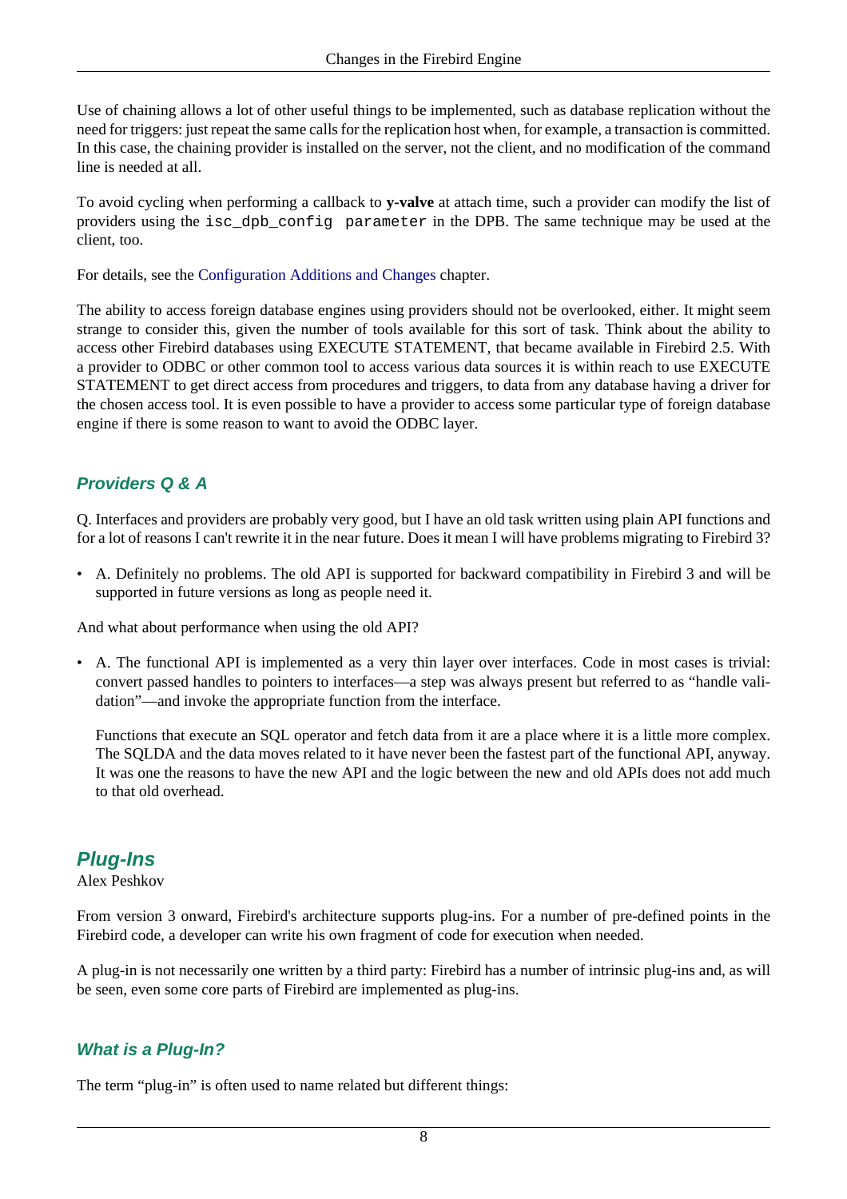Use of chaining allows a lot of other useful things to be implemented, such as database replication without the need for triggers: just repeat the same calls for the replication host when, for example, a transaction is committed. In this case, the chaining provider is installed on the server, not the client, and no modification of the command line is needed at all.

To avoid cycling when performing a callback to **y-valve** at attach time, such a provider can modify the list of providers using the `isc_dpb_config parameter` in the DPB. The same technique may be used at the client, too.

For details, see the Configuration Additions and Changes chapter.

The ability to access foreign database engines using providers should not be overlooked, either. It might seem strange to consider this, given the number of tools available for this sort of task. Think about the ability to access other Firebird databases using EXECUTE STATEMENT, that became available in Firebird 2.5. With a provider to ODBC or other common tool to access various data sources it is within reach to use EXECUTE STATEMENT to get direct access from procedures and triggers, to data from any database having a driver for the chosen access tool. It is even possible to have a provider to access some particular type of foreign database engine if there is some reason to want to avoid the ODBC layer.

### Providers Q & A

Q. Interfaces and providers are probably very good, but I have an old task written using plain API functions and for a lot of reasons I can't rewrite it in the near future. Does it mean I will have problems migrating to Firebird 3?

- A. Definitely no problems. The old API is supported for backward compatibility in Firebird 3 and will be supported in future versions as long as people need it.

And what about performance when using the old API?

- A. The functional API is implemented as a very thin layer over interfaces. Code in most cases is trivial: convert passed handles to pointers to interfaces—a step was always present but referred to as “handle validation”—and invoke the appropriate function from the interface.

  Functions that execute an SQL operator and fetch data from it are a place where it is a little more complex. The SQLDA and the data moves related to it have never been the fastest part of the functional API, anyway. It was one the reasons to have the new API and the logic between the new and old APIs does not add much to that old overhead.

## Plug-Ins

Alex Peshkov

From version 3 onward, Firebird's architecture supports plug-ins. For a number of pre-defined points in the Firebird code, a developer can write his own fragment of code for execution when needed.

A plug-in is not necessarily one written by a third party: Firebird has a number of intrinsic plug-ins and, as will be seen, even some core parts of Firebird are implemented as plug-ins.

### What is a Plug-In?

The term “plug-in” is often used to name related but different things: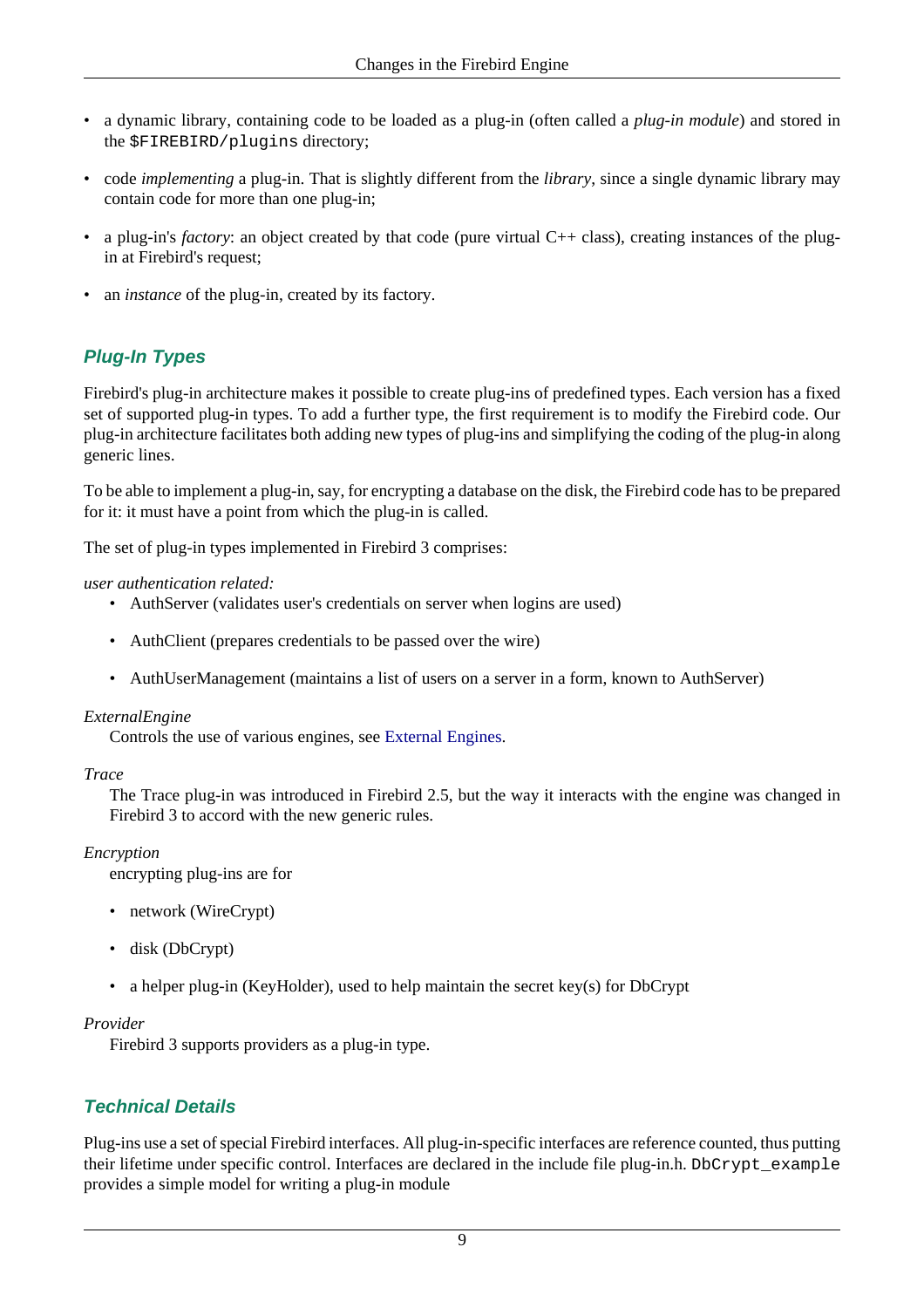- a dynamic library, containing code to be loaded as a plug-in (often called a *plug-in module*) and stored in the `$FIREBIRD/plugins` directory;
- code *implementing* a plug-in. That is slightly different from the *library*, since a single dynamic library may contain code for more than one plug-in;
- a plug-in's *factory*: an object created by that code (pure virtual C++ class), creating instances of the plug-in at Firebird's request;
- an *instance* of the plug-in, created by its factory.

### Plug-In Types

Firebird's plug-in architecture makes it possible to create plug-ins of predefined types. Each version has a fixed set of supported plug-in types. To add a further type, the first requirement is to modify the Firebird code. Our plug-in architecture facilitates both adding new types of plug-ins and simplifying the coding of the plug-in along generic lines.

To be able to implement a plug-in, say, for encrypting a database on the disk, the Firebird code has to be prepared for it: it must have a point from which the plug-in is called.

The set of plug-in types implemented in Firebird 3 comprises:

*user authentication related:*

- AuthServer (validates user's credentials on server when logins are used)
- AuthClient (prepares credentials to be passed over the wire)
- AuthUserManagement (maintains a list of users on a server in a form, known to AuthServer)

*ExternalEngine*

Controls the use of various engines, see External Engines.

*Trace*

The Trace plug-in was introduced in Firebird 2.5, but the way it interacts with the engine was changed in Firebird 3 to accord with the new generic rules.

*Encryption*

encrypting plug-ins are for

- network (WireCrypt)
- disk (DbCrypt)
- a helper plug-in (KeyHolder), used to help maintain the secret key(s) for DbCrypt

*Provider*

Firebird 3 supports providers as a plug-in type.

### Technical Details

Plug-ins use a set of special Firebird interfaces. All plug-in-specific interfaces are reference counted, thus putting their lifetime under specific control. Interfaces are declared in the include file plug-in.h. `DbCrypt_example` provides a simple model for writing a plug-in module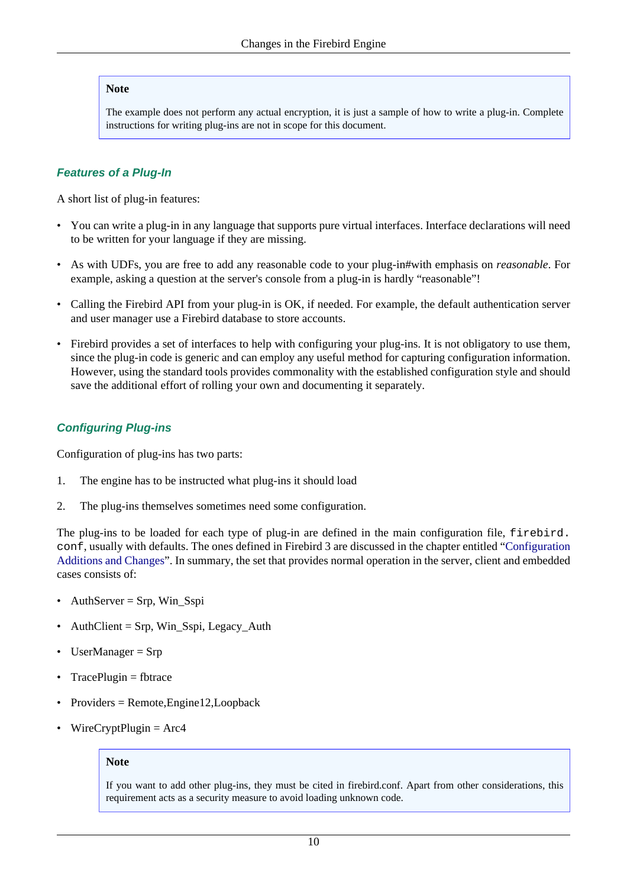> **Note**
>
> The example does not perform any actual encryption, it is just a sample of how to write a plug-in. Complete instructions for writing plug-ins are not in scope for this document.

### *Features of a Plug-In*

A short list of plug-in features:

- You can write a plug-in in any language that supports pure virtual interfaces. Interface declarations will need to be written for your language if they are missing.
- As with UDFs, you are free to add any reasonable code to your plug-in#with emphasis on *reasonable*. For example, asking a question at the server's console from a plug-in is hardly “reasonable”!
- Calling the Firebird API from your plug-in is OK, if needed. For example, the default authentication server and user manager use a Firebird database to store accounts.
- Firebird provides a set of interfaces to help with configuring your plug-ins. It is not obligatory to use them, since the plug-in code is generic and can employ any useful method for capturing configuration information. However, using the standard tools provides commonality with the established configuration style and should save the additional effort of rolling your own and documenting it separately.

### *Configuring Plug-ins*

Configuration of plug-ins has two parts:

1. The engine has to be instructed what plug-ins it should load
2. The plug-ins themselves sometimes need some configuration.

The plug-ins to be loaded for each type of plug-in are defined in the main configuration file, `firebird.conf`, usually with defaults. The ones defined in Firebird 3 are discussed in the chapter entitled “Configuration Additions and Changes”. In summary, the set that provides normal operation in the server, client and embedded cases consists of:

- AuthServer = Srp, Win_Sspi
- AuthClient = Srp, Win_Sspi, Legacy_Auth
- UserManager = Srp
- TracePlugin = fbtrace
- Providers = Remote,Engine12,Loopback
- WireCryptPlugin = Arc4

> **Note**
>
> If you want to add other plug-ins, they must be cited in firebird.conf. Apart from other considerations, this requirement acts as a security measure to avoid loading unknown code.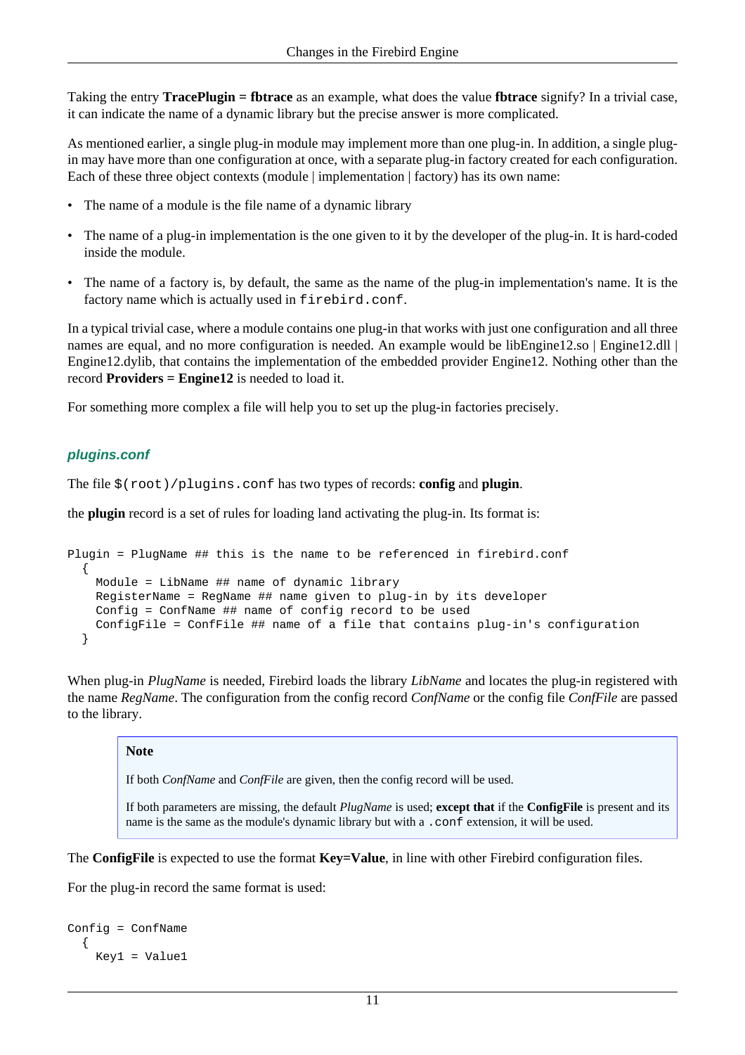Taking the entry **TracePlugin = fbtrace** as an example, what does the value **fbtrace** signify? In a trivial case, it can indicate the name of a dynamic library but the precise answer is more complicated.

As mentioned earlier, a single plug-in module may implement more than one plug-in. In addition, a single plug-in may have more than one configuration at once, with a separate plug-in factory created for each configuration. Each of these three object contexts (module | implementation | factory) has its own name:

- The name of a module is the file name of a dynamic library
- The name of a plug-in implementation is the one given to it by the developer of the plug-in. It is hard-coded inside the module.
- The name of a factory is, by default, the same as the name of the plug-in implementation's name. It is the factory name which is actually used in `firebird.conf`.

In a typical trivial case, where a module contains one plug-in that works with just one configuration and all three names are equal, and no more configuration is needed. An example would be libEngine12.so | Engine12.dll | Engine12.dylib, that contains the implementation of the embedded provider Engine12. Nothing other than the record **Providers = Engine12** is needed to load it.

For something more complex a file will help you to set up the plug-in factories precisely.

### plugins.conf

The file `$(root)/plugins.conf` has two types of records: **config** and **plugin**.

the **plugin** record is a set of rules for loading land activating the plug-in. Its format is:

```
Plugin = PlugName ## this is the name to be referenced in firebird.conf
  {
    Module = LibName ## name of dynamic library
    RegisterName = RegName ## name given to plug-in by its developer
    Config = ConfName ## name of config record to be used
    ConfigFile = ConfFile ## name of a file that contains plug-in's configuration
  }
```

When plug-in *PlugName* is needed, Firebird loads the library *LibName* and locates the plug-in registered with the name *RegName*. The configuration from the config record *ConfName* or the config file *ConfFile* are passed to the library.

> **Note**
>
> If both *ConfName* and *ConfFile* are given, then the config record will be used.
>
> If both parameters are missing, the default *PlugName* is used; **except that** if the **ConfigFile** is present and its name is the same as the module's dynamic library but with a `.conf` extension, it will be used.

The **ConfigFile** is expected to use the format **Key=Value**, in line with other Firebird configuration files.

For the plug-in record the same format is used:

```
Config = ConfName
  {
    Key1 = Value1
```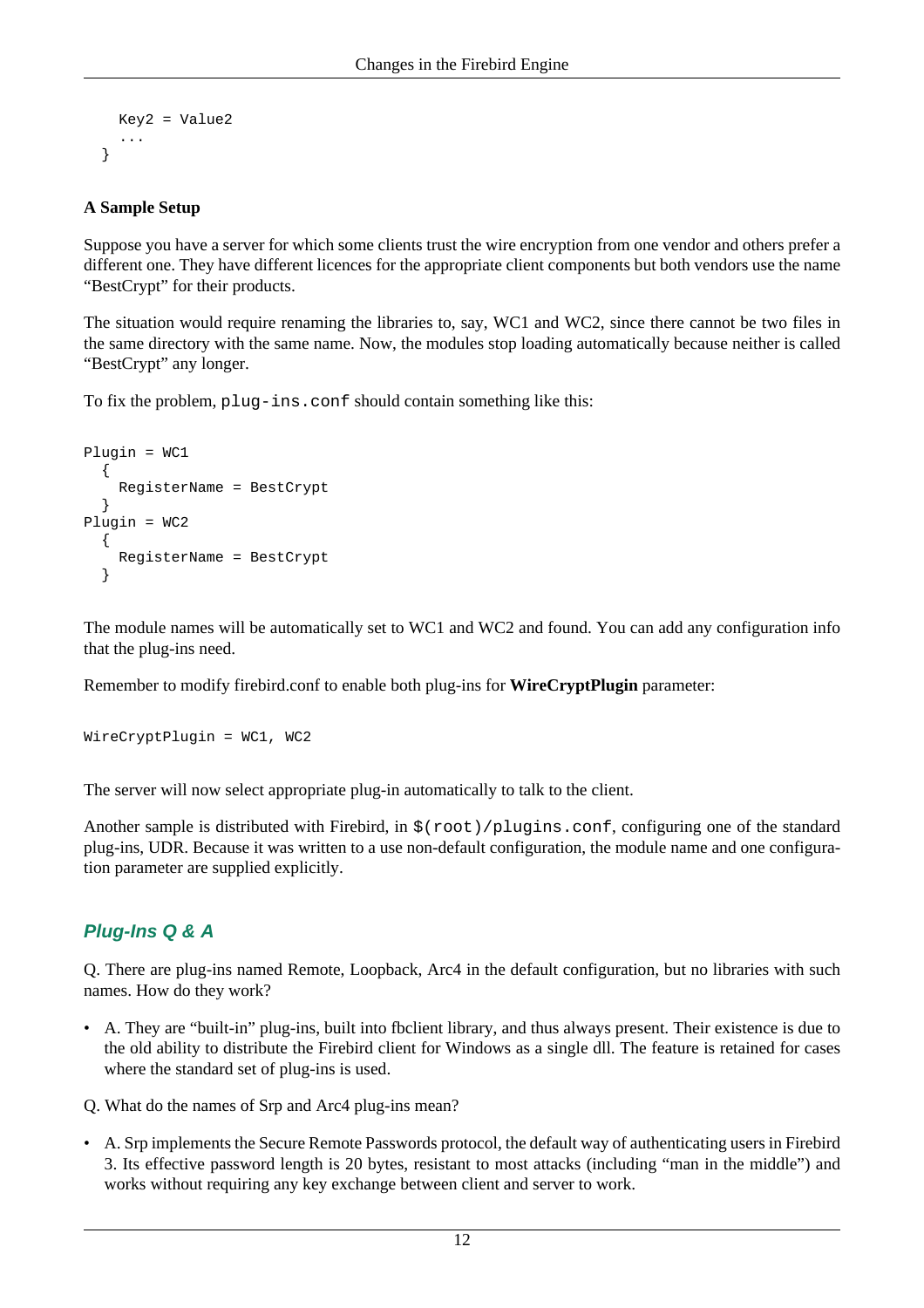```
    Key2 = Value2
    ...
  }
```

**A Sample Setup**

Suppose you have a server for which some clients trust the wire encryption from one vendor and others prefer a different one. They have different licences for the appropriate client components but both vendors use the name “BestCrypt” for their products.

The situation would require renaming the libraries to, say, WC1 and WC2, since there cannot be two files in the same directory with the same name. Now, the modules stop loading automatically because neither is called “BestCrypt” any longer.

To fix the problem, `plug-ins.conf` should contain something like this:

```
Plugin = WC1
  {
    RegisterName = BestCrypt
  }
Plugin = WC2
  {
    RegisterName = BestCrypt
  }
```

The module names will be automatically set to WC1 and WC2 and found. You can add any configuration info that the plug-ins need.

Remember to modify firebird.conf to enable both plug-ins for **WireCryptPlugin** parameter:

```
WireCryptPlugin = WC1, WC2
```

The server will now select appropriate plug-in automatically to talk to the client.

Another sample is distributed with Firebird, in `$(root)/plugins.conf`, configuring one of the standard plug-ins, UDR. Because it was written to a use non-default configuration, the module name and one configuration parameter are supplied explicitly.

## *Plug-Ins Q & A*

Q. There are plug-ins named Remote, Loopback, Arc4 in the default configuration, but no libraries with such names. How do they work?

- A. They are “built-in” plug-ins, built into fbclient library, and thus always present. Their existence is due to the old ability to distribute the Firebird client for Windows as a single dll. The feature is retained for cases where the standard set of plug-ins is used.

Q. What do the names of Srp and Arc4 plug-ins mean?

- A. Srp implements the Secure Remote Passwords protocol, the default way of authenticating users in Firebird 3. Its effective password length is 20 bytes, resistant to most attacks (including “man in the middle”) and works without requiring any key exchange between client and server to work.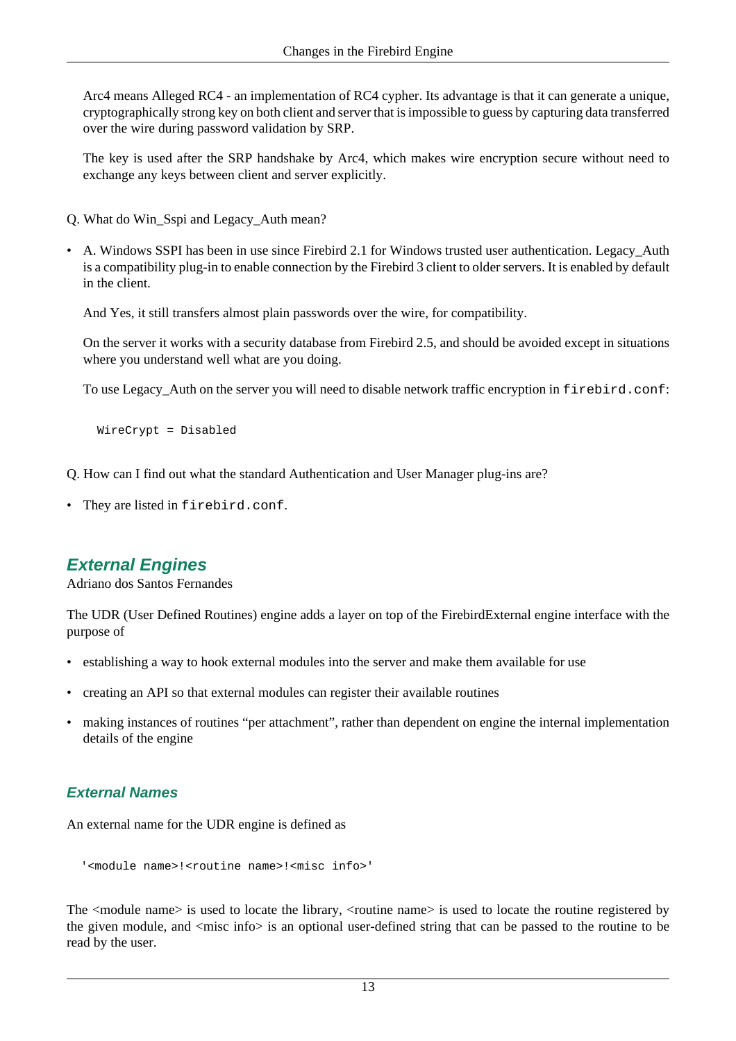Arc4 means Alleged RC4 - an implementation of RC4 cypher. Its advantage is that it can generate a unique, cryptographically strong key on both client and server that is impossible to guess by capturing data transferred over the wire during password validation by SRP.

The key is used after the SRP handshake by Arc4, which makes wire encryption secure without need to exchange any keys between client and server explicitly.

Q. What do Win_Sspi and Legacy_Auth mean?

- A. Windows SSPI has been in use since Firebird 2.1 for Windows trusted user authentication. Legacy_Auth is a compatibility plug-in to enable connection by the Firebird 3 client to older servers. It is enabled by default in the client.

  And Yes, it still transfers almost plain passwords over the wire, for compatibility.

  On the server it works with a security database from Firebird 2.5, and should be avoided except in situations where you understand well what are you doing.

  To use Legacy_Auth on the server you will need to disable network traffic encryption in `firebird.conf`:

  ```
  WireCrypt = Disabled
  ```

Q. How can I find out what the standard Authentication and User Manager plug-ins are?

- They are listed in `firebird.conf`.

## External Engines

Adriano dos Santos Fernandes

The UDR (User Defined Routines) engine adds a layer on top of the FirebirdExternal engine interface with the purpose of

- establishing a way to hook external modules into the server and make them available for use
- creating an API so that external modules can register their available routines
- making instances of routines “per attachment”, rather than dependent on engine the internal implementation details of the engine

### External Names

An external name for the UDR engine is defined as

```
'<module name>!<routine name>!<misc info>'
```

The <module name> is used to locate the library, <routine name> is used to locate the routine registered by the given module, and <misc info> is an optional user-defined string that can be passed to the routine to be read by the user.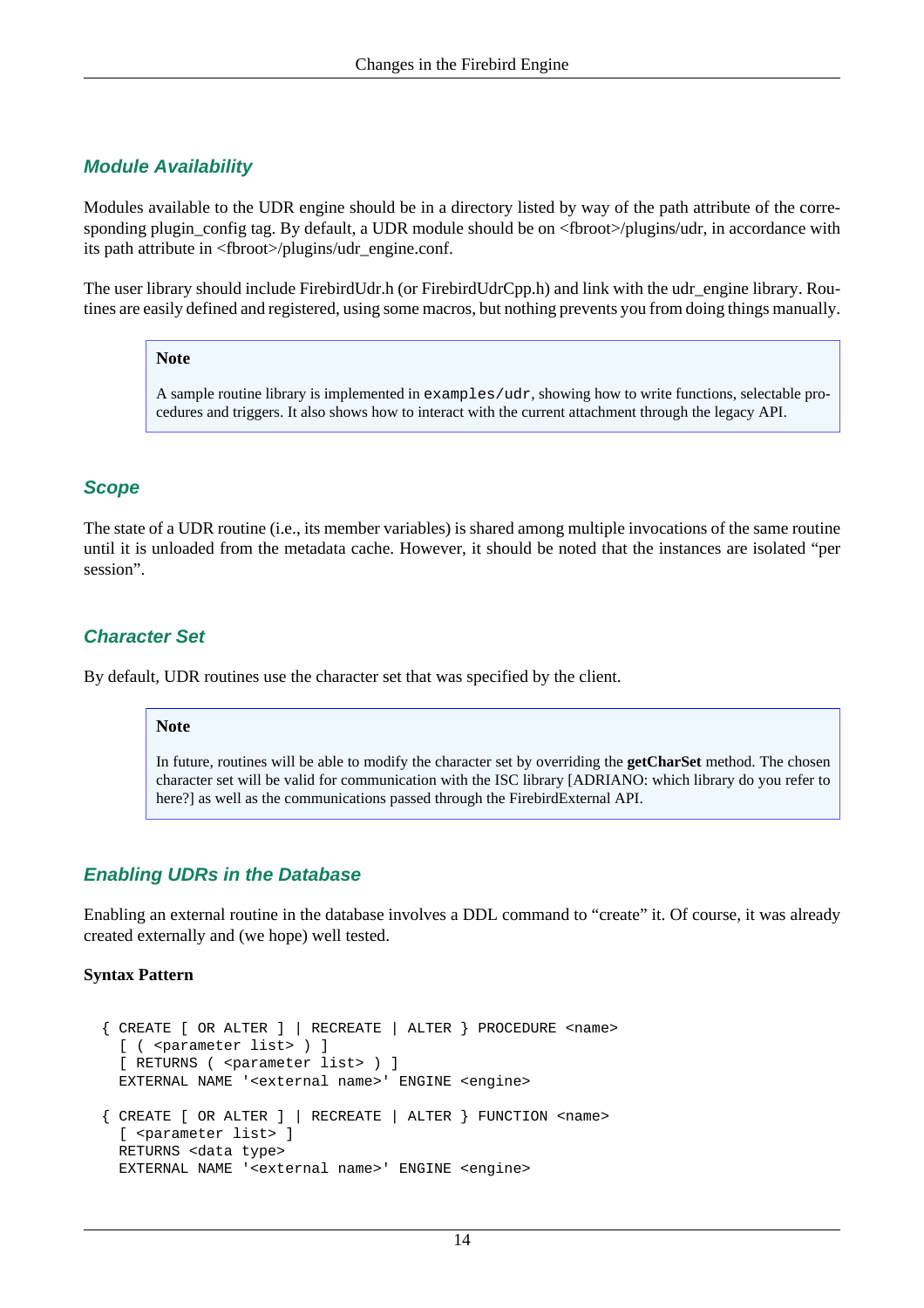### Module Availability

Modules available to the UDR engine should be in a directory listed by way of the path attribute of the corresponding plugin_config tag. By default, a UDR module should be on <fbroot>/plugins/udr, in accordance with its path attribute in <fbroot>/plugins/udr_engine.conf.

The user library should include FirebirdUdr.h (or FirebirdUdrCpp.h) and link with the udr_engine library. Routines are easily defined and registered, using some macros, but nothing prevents you from doing things manually.

> **Note**
>
> A sample routine library is implemented in `examples/udr`, showing how to write functions, selectable procedures and triggers. It also shows how to interact with the current attachment through the legacy API.

### Scope

The state of a UDR routine (i.e., its member variables) is shared among multiple invocations of the same routine until it is unloaded from the metadata cache. However, it should be noted that the instances are isolated “per session”.

### Character Set

By default, UDR routines use the character set that was specified by the client.

> **Note**
>
> In future, routines will be able to modify the character set by overriding the **getCharSet** method. The chosen character set will be valid for communication with the ISC library [ADRIANO: which library do you refer to here?] as well as the communications passed through the FirebirdExternal API.

### Enabling UDRs in the Database

Enabling an external routine in the database involves a DDL command to “create” it. Of course, it was already created externally and (we hope) well tested.

**Syntax Pattern**

```
{ CREATE [ OR ALTER ] | RECREATE | ALTER } PROCEDURE <name>
  [ ( <parameter list> ) ]
  [ RETURNS ( <parameter list> ) ]
  EXTERNAL NAME '<external name>' ENGINE <engine>

{ CREATE [ OR ALTER ] | RECREATE | ALTER } FUNCTION <name>
  [ <parameter list> ]
  RETURNS <data type>
  EXTERNAL NAME '<external name>' ENGINE <engine>
```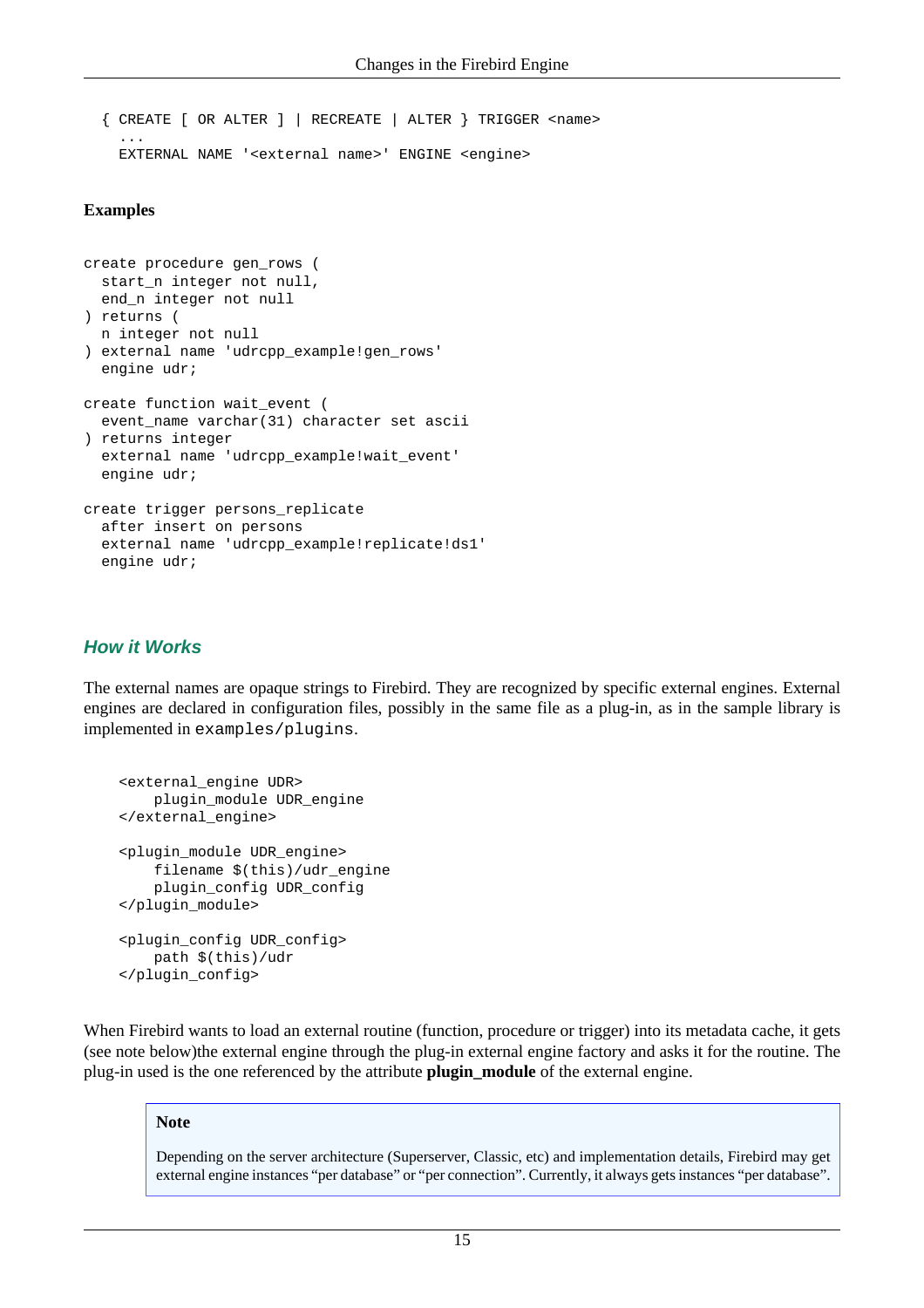```
  { CREATE [ OR ALTER ] | RECREATE | ALTER } TRIGGER <name>
    ...
    EXTERNAL NAME '<external name>' ENGINE <engine>
```

**Examples**

```
create procedure gen_rows (
  start_n integer not null,
  end_n integer not null
) returns (
  n integer not null
) external name 'udrcpp_example!gen_rows'
  engine udr;

create function wait_event (
  event_name varchar(31) character set ascii
) returns integer
  external name 'udrcpp_example!wait_event'
  engine udr;

create trigger persons_replicate
  after insert on persons
  external name 'udrcpp_example!replicate!ds1'
  engine udr;
```

### *How it Works*

The external names are opaque strings to Firebird. They are recognized by specific external engines. External engines are declared in configuration files, possibly in the same file as a plug-in, as in the sample library is implemented in `examples/plugins`.

```
    <external_engine UDR>
        plugin_module UDR_engine
    </external_engine>

    <plugin_module UDR_engine>
        filename $(this)/udr_engine
        plugin_config UDR_config
    </plugin_module>

    <plugin_config UDR_config>
        path $(this)/udr
    </plugin_config>
```

When Firebird wants to load an external routine (function, procedure or trigger) into its metadata cache, it gets (see note below)the external engine through the plug-in external engine factory and asks it for the routine. The plug-in used is the one referenced by the attribute **plugin_module** of the external engine.

> **Note**
>
> Depending on the server architecture (Superserver, Classic, etc) and implementation details, Firebird may get external engine instances “per database” or “per connection”. Currently, it always gets instances “per database”.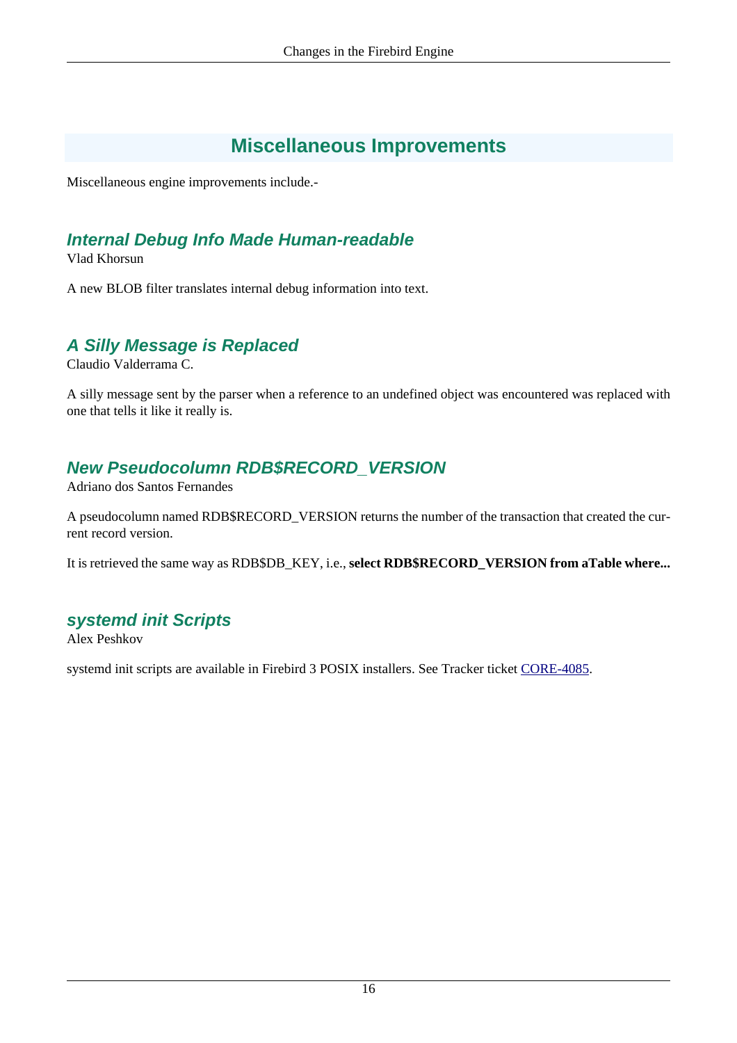## Miscellaneous Improvements

Miscellaneous engine improvements include.-

### *Internal Debug Info Made Human-readable*

Vlad Khorsun

A new BLOB filter translates internal debug information into text.

### *A Silly Message is Replaced*

Claudio Valderrama C.

A silly message sent by the parser when a reference to an undefined object was encountered was replaced with one that tells it like it really is.

### *New Pseudocolumn RDB$RECORD_VERSION*

Adriano dos Santos Fernandes

A pseudocolumn named RDB$RECORD_VERSION returns the number of the transaction that created the current record version.

It is retrieved the same way as RDB$DB_KEY, i.e., **select RDB$RECORD_VERSION from aTable where...**

### *systemd init Scripts*

Alex Peshkov

systemd init scripts are available in Firebird 3 POSIX installers. See Tracker ticket [CORE-4085](http://tracker.firebirdsql.org/browse/CORE-4085).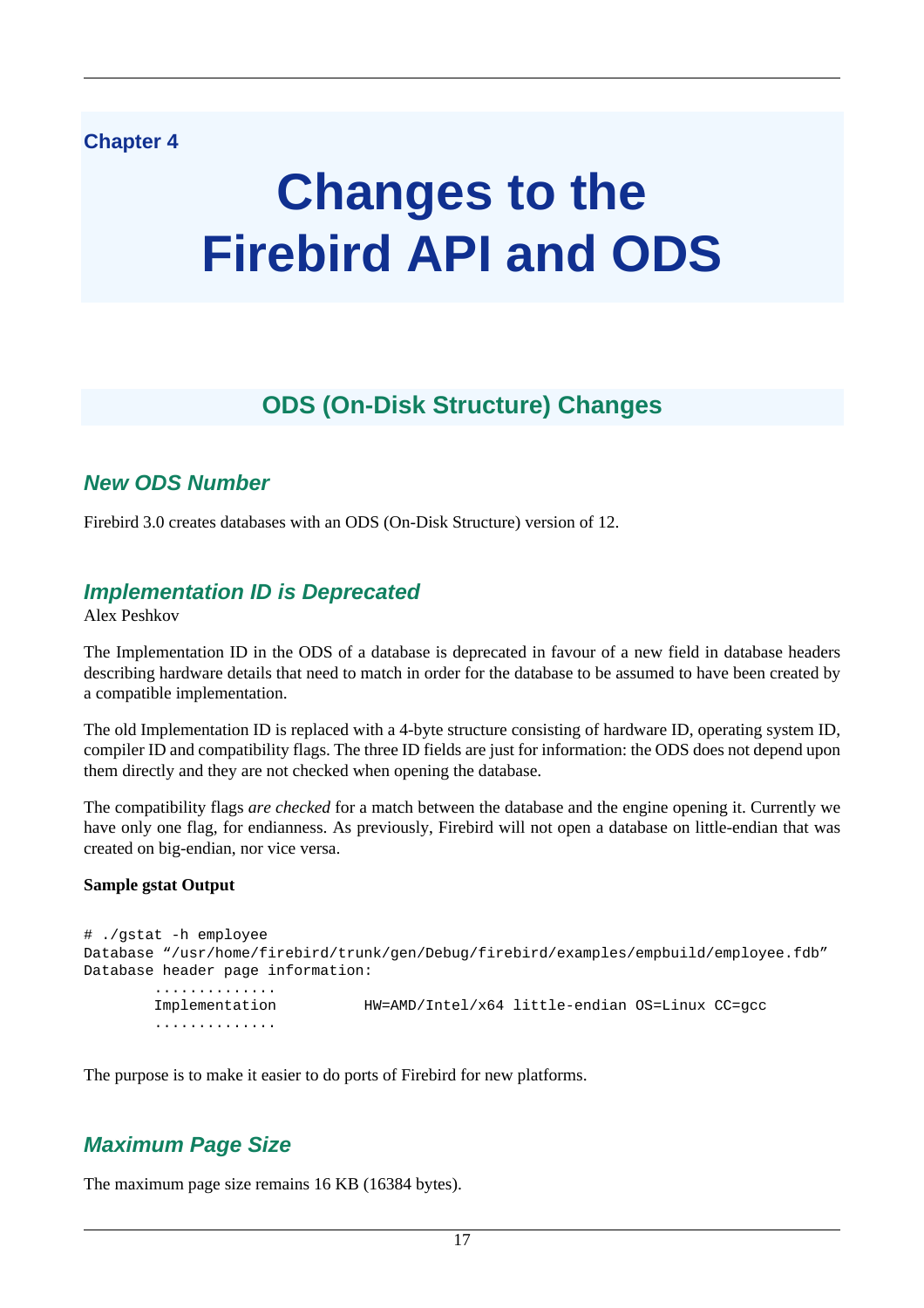Chapter 4

# Changes to the Firebird API and ODS

## ODS (On-Disk Structure) Changes

### New ODS Number

Firebird 3.0 creates databases with an ODS (On-Disk Structure) version of 12.

### Implementation ID is Deprecated

Alex Peshkov

The Implementation ID in the ODS of a database is deprecated in favour of a new field in database headers describing hardware details that need to match in order for the database to be assumed to have been created by a compatible implementation.

The old Implementation ID is replaced with a 4-byte structure consisting of hardware ID, operating system ID, compiler ID and compatibility flags. The three ID fields are just for information: the ODS does not depend upon them directly and they are not checked when opening the database.

The compatibility flags *are checked* for a match between the database and the engine opening it. Currently we have only one flag, for endianness. As previously, Firebird will not open a database on little-endian that was created on big-endian, nor vice versa.

**Sample gstat Output**

```
# ./gstat -h employee
Database "/usr/home/firebird/trunk/gen/Debug/firebird/examples/empbuild/employee.fdb"
Database header page information:
        ..............
        Implementation          HW=AMD/Intel/x64 little-endian OS=Linux CC=gcc
        ..............
```

The purpose is to make it easier to do ports of Firebird for new platforms.

### Maximum Page Size

The maximum page size remains 16 KB (16384 bytes).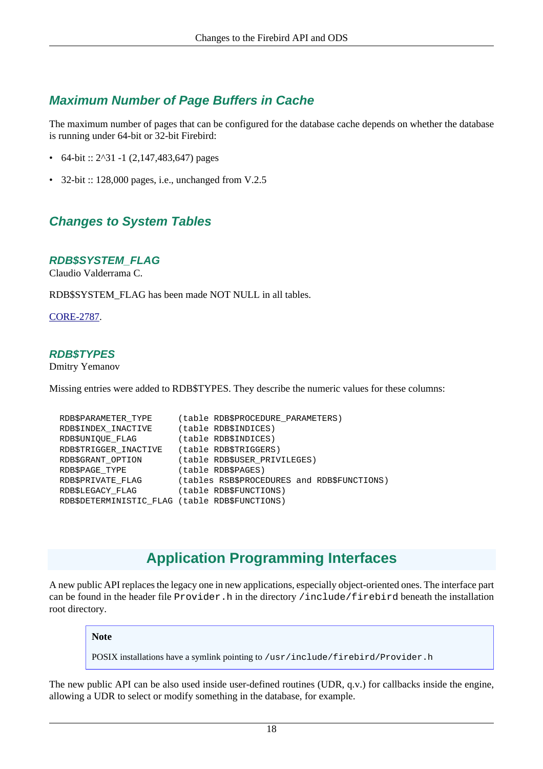### Maximum Number of Page Buffers in Cache

The maximum number of pages that can be configured for the database cache depends on whether the database is running under 64-bit or 32-bit Firebird:

- 64-bit :: 2^31 -1 (2,147,483,647) pages
- 32-bit :: 128,000 pages, i.e., unchanged from V.2.5

### Changes to System Tables

#### RDB$SYSTEM_FLAG

Claudio Valderrama C.

RDB$SYSTEM_FLAG has been made NOT NULL in all tables.

CORE-2787.

#### RDB$TYPES

Dmitry Yemanov

Missing entries were added to RDB$TYPES. They describe the numeric values for these columns:

```
RDB$PARAMETER_TYPE     (table RDB$PROCEDURE_PARAMETERS)
RDB$INDEX_INACTIVE     (table RDB$INDICES)
RDB$UNIQUE_FLAG        (table RDB$INDICES)
RDB$TRIGGER_INACTIVE   (table RDB$TRIGGERS)
RDB$GRANT_OPTION       (table RDB$USER_PRIVILEGES)
RDB$PAGE_TYPE          (table RDB$PAGES)
RDB$PRIVATE_FLAG       (tables RSB$PROCEDURES and RDB$FUNCTIONS)
RDB$LEGACY_FLAG        (table RDB$FUNCTIONS)
RDB$DETERMINISTIC_FLAG (table RDB$FUNCTIONS)
```

## Application Programming Interfaces

A new public API replaces the legacy one in new applications, especially object-oriented ones. The interface part can be found in the header file `Provider.h` in the directory `/include/firebird` beneath the installation root directory.

> **Note**
>
> POSIX installations have a symlink pointing to `/usr/include/firebird/Provider.h`

The new public API can be also used inside user-defined routines (UDR, q.v.) for callbacks inside the engine, allowing a UDR to select or modify something in the database, for example.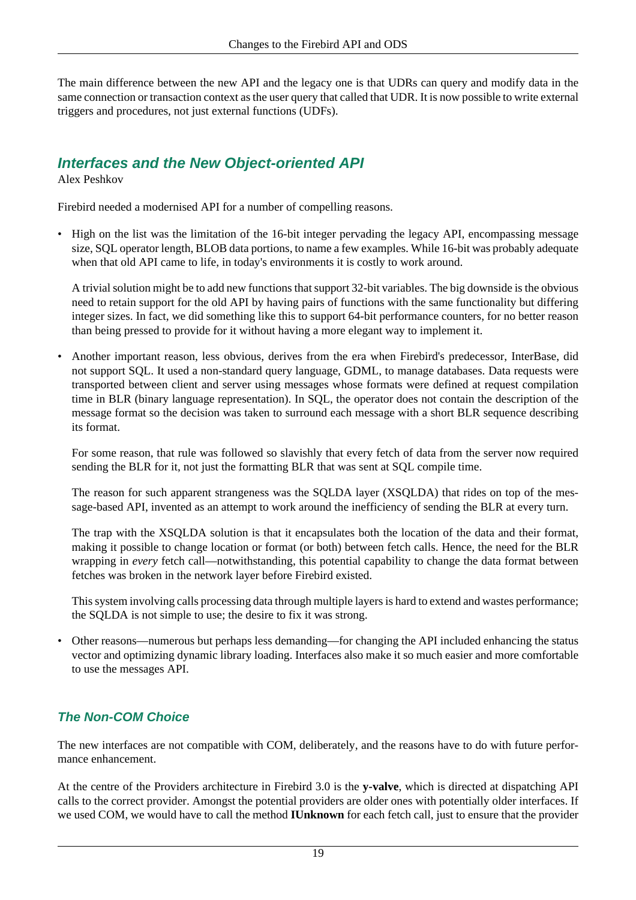The main difference between the new API and the legacy one is that UDRs can query and modify data in the same connection or transaction context as the user query that called that UDR. It is now possible to write external triggers and procedures, not just external functions (UDFs).

## *Interfaces and the New Object-oriented API*

Alex Peshkov

Firebird needed a modernised API for a number of compelling reasons.

- High on the list was the limitation of the 16-bit integer pervading the legacy API, encompassing message size, SQL operator length, BLOB data portions, to name a few examples. While 16-bit was probably adequate when that old API came to life, in today's environments it is costly to work around.

  A trivial solution might be to add new functions that support 32-bit variables. The big downside is the obvious need to retain support for the old API by having pairs of functions with the same functionality but differing integer sizes. In fact, we did something like this to support 64-bit performance counters, for no better reason than being pressed to provide for it without having a more elegant way to implement it.

- Another important reason, less obvious, derives from the era when Firebird's predecessor, InterBase, did not support SQL. It used a non-standard query language, GDML, to manage databases. Data requests were transported between client and server using messages whose formats were defined at request compilation time in BLR (binary language representation). In SQL, the operator does not contain the description of the message format so the decision was taken to surround each message with a short BLR sequence describing its format.

  For some reason, that rule was followed so slavishly that every fetch of data from the server now required sending the BLR for it, not just the formatting BLR that was sent at SQL compile time.

  The reason for such apparent strangeness was the SQLDA layer (XSQLDA) that rides on top of the message-based API, invented as an attempt to work around the inefficiency of sending the BLR at every turn.

  The trap with the XSQLDA solution is that it encapsulates both the location of the data and their format, making it possible to change location or format (or both) between fetch calls. Hence, the need for the BLR wrapping in *every* fetch call—notwithstanding, this potential capability to change the data format between fetches was broken in the network layer before Firebird existed.

  This system involving calls processing data through multiple layers is hard to extend and wastes performance; the SQLDA is not simple to use; the desire to fix it was strong.

- Other reasons—numerous but perhaps less demanding—for changing the API included enhancing the status vector and optimizing dynamic library loading. Interfaces also make it so much easier and more comfortable to use the messages API.

### *The Non-COM Choice*

The new interfaces are not compatible with COM, deliberately, and the reasons have to do with future performance enhancement.

At the centre of the Providers architecture in Firebird 3.0 is the **y-valve**, which is directed at dispatching API calls to the correct provider. Amongst the potential providers are older ones with potentially older interfaces. If we used COM, we would have to call the method **IUnknown** for each fetch call, just to ensure that the provider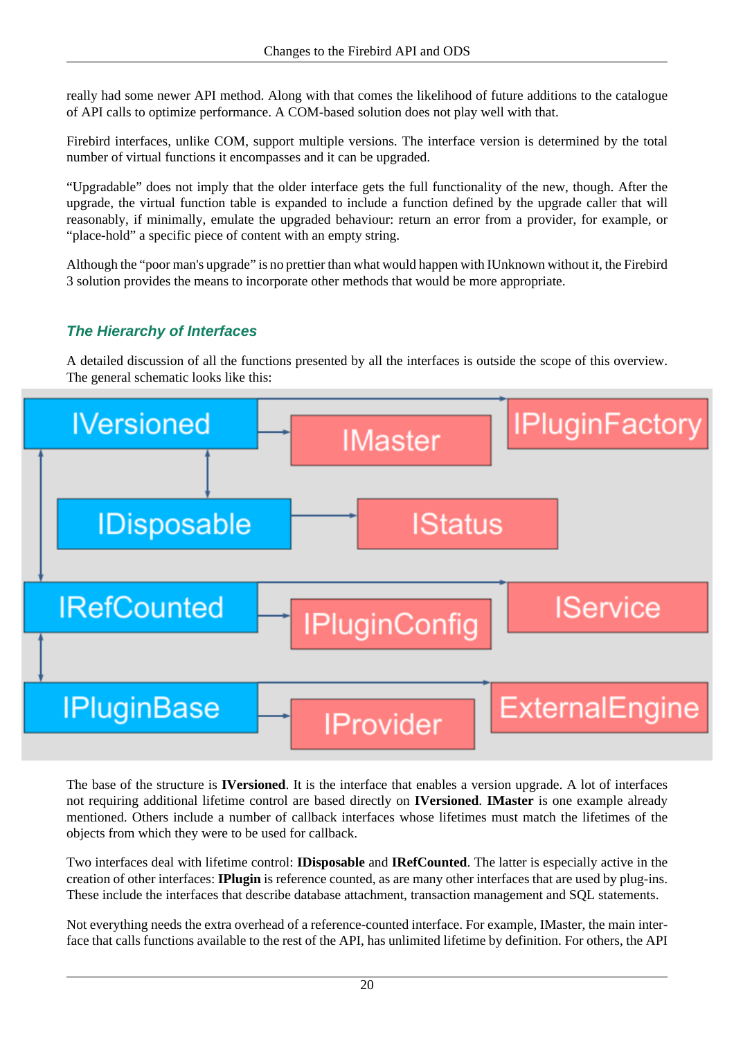really had some newer API method. Along with that comes the likelihood of future additions to the catalogue of API calls to optimize performance. A COM-based solution does not play well with that.

Firebird interfaces, unlike COM, support multiple versions. The interface version is determined by the total number of virtual functions it encompasses and it can be upgraded.

“Upgradable” does not imply that the older interface gets the full functionality of the new, though. After the upgrade, the virtual function table is expanded to include a function defined by the upgrade caller that will reasonably, if minimally, emulate the upgraded behaviour: return an error from a provider, for example, or “place-hold” a specific piece of content with an empty string.

Although the “poor man's upgrade” is no prettier than what would happen with IUnknown without it, the Firebird 3 solution provides the means to incorporate other methods that would be more appropriate.

### *The Hierarchy of Interfaces*

A detailed discussion of all the functions presented by all the interfaces is outside the scope of this overview. The general schematic looks like this:

IVersioned, IMaster, IPluginFactory, IDisposable, IStatus, IRefCounted, IPluginConfig, IService, IPluginBase, IProvider, ExternalEngine

The base of the structure is **IVersioned**. It is the interface that enables a version upgrade. A lot of interfaces not requiring additional lifetime control are based directly on **IVersioned**. **IMaster** is one example already mentioned. Others include a number of callback interfaces whose lifetimes must match the lifetimes of the objects from which they were to be used for callback.

Two interfaces deal with lifetime control: **IDisposable** and **IRefCounted**. The latter is especially active in the creation of other interfaces: **IPlugin** is reference counted, as are many other interfaces that are used by plug-ins. These include the interfaces that describe database attachment, transaction management and SQL statements.

Not everything needs the extra overhead of a reference-counted interface. For example, IMaster, the main interface that calls functions available to the rest of the API, has unlimited lifetime by definition. For others, the API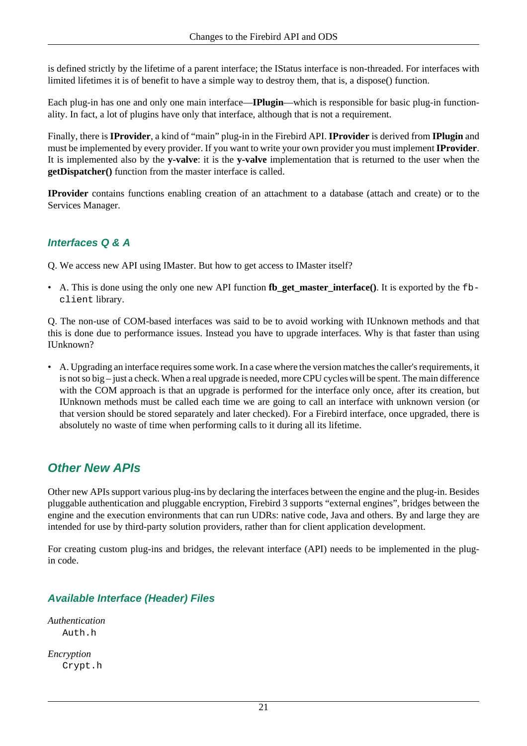is defined strictly by the lifetime of a parent interface; the IStatus interface is non-threaded. For interfaces with limited lifetimes it is of benefit to have a simple way to destroy them, that is, a dispose() function.

Each plug-in has one and only one main interface—**IPlugin**—which is responsible for basic plug-in functionality. In fact, a lot of plugins have only that interface, although that is not a requirement.

Finally, there is **IProvider**, a kind of "main" plug-in in the Firebird API. **IProvider** is derived from **IPlugin** and must be implemented by every provider. If you want to write your own provider you must implement **IProvider**. It is implemented also by the **y-valve**: it is the **y-valve** implementation that is returned to the user when the **getDispatcher()** function from the master interface is called.

**IProvider** contains functions enabling creation of an attachment to a database (attach and create) or to the Services Manager.

### Interfaces Q & A

Q. We access new API using IMaster. But how to get access to IMaster itself?

- A. This is done using the only one new API function **fb_get_master_interface()**. It is exported by the `fbclient` library.

Q. The non-use of COM-based interfaces was said to be to avoid working with IUnknown methods and that this is done due to performance issues. Instead you have to upgrade interfaces. Why is that faster than using IUnknown?

- A. Upgrading an interface requires some work. In a case where the version matches the caller's requirements, it is not so big – just a check. When a real upgrade is needed, more CPU cycles will be spent. The main difference with the COM approach is that an upgrade is performed for the interface only once, after its creation, but IUnknown methods must be called each time we are going to call an interface with unknown version (or that version should be stored separately and later checked). For a Firebird interface, once upgraded, there is absolutely no waste of time when performing calls to it during all its lifetime.

## Other New APIs

Other new APIs support various plug-ins by declaring the interfaces between the engine and the plug-in. Besides pluggable authentication and pluggable encryption, Firebird 3 supports "external engines", bridges between the engine and the execution environments that can run UDRs: native code, Java and others. By and large they are intended for use by third-party solution providers, rather than for client application development.

For creating custom plug-ins and bridges, the relevant interface (API) needs to be implemented in the plug-in code.

### Available Interface (Header) Files

*Authentication*
: `Auth.h`

*Encryption*
: `Crypt.h`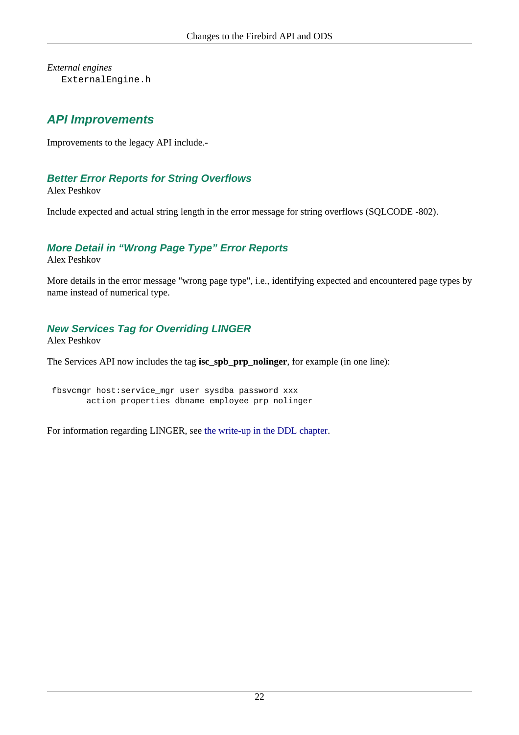*External engines*
`ExternalEngine.h`

## API Improvements

Improvements to the legacy API include.-

### Better Error Reports for String Overflows

Alex Peshkov

Include expected and actual string length in the error message for string overflows (SQLCODE -802).

### More Detail in "Wrong Page Type" Error Reports

Alex Peshkov

More details in the error message "wrong page type", i.e., identifying expected and encountered page types by name instead of numerical type.

### New Services Tag for Overriding LINGER

Alex Peshkov

The Services API now includes the tag **isc_spb_prp_nolinger**, for example (in one line):

```
fbsvcmgr host:service_mgr user sysdba password xxx
       action_properties dbname employee prp_nolinger
```

For information regarding LINGER, see the write-up in the DDL chapter.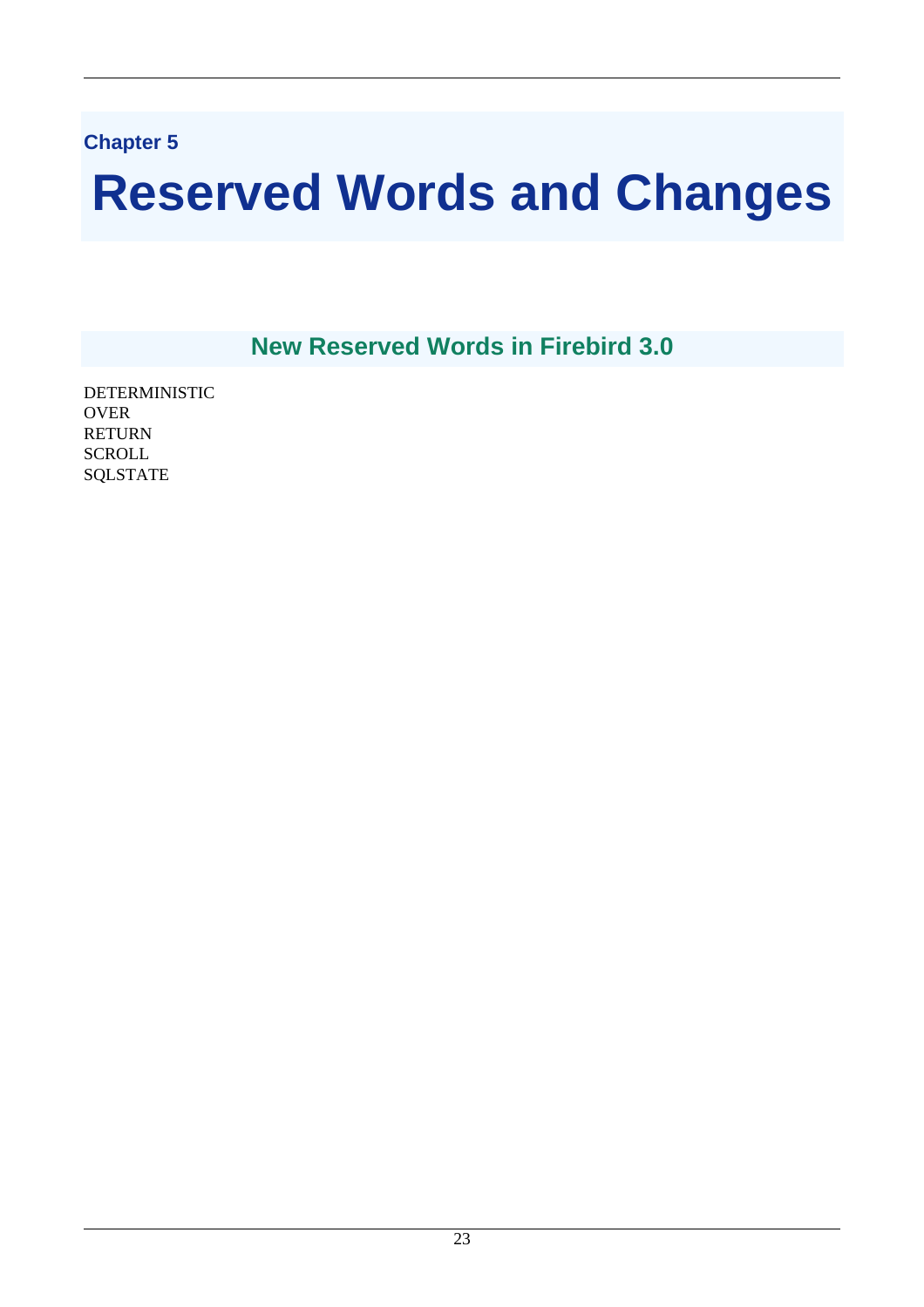Chapter 5

# Reserved Words and Changes

## New Reserved Words in Firebird 3.0

DETERMINISTIC
OVER
RETURN
SCROLL
SQLSTATE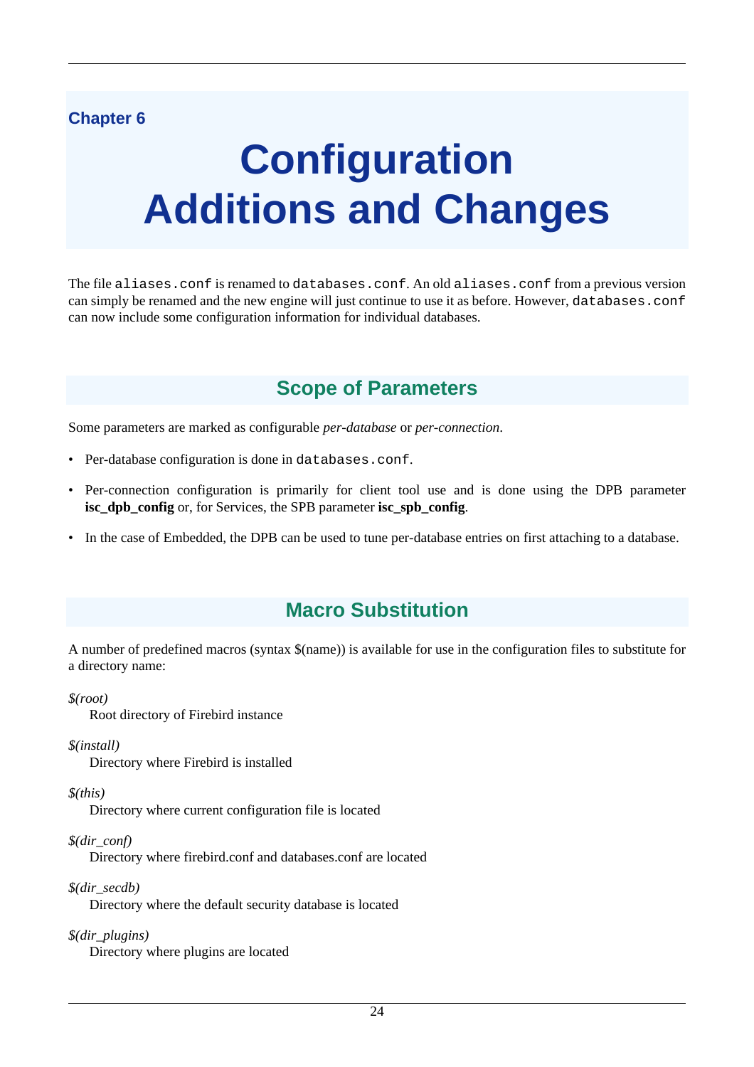# Chapter 6

# Configuration Additions and Changes

The file `aliases.conf` is renamed to `databases.conf`. An old `aliases.conf` from a previous version can simply be renamed and the new engine will just continue to use it as before. However, `databases.conf` can now include some configuration information for individual databases.

## Scope of Parameters

Some parameters are marked as configurable *per-database* or *per-connection*.

- Per-database configuration is done in `databases.conf`.
- Per-connection configuration is primarily for client tool use and is done using the DPB parameter **isc_dpb_config** or, for Services, the SPB parameter **isc_spb_config**.
- In the case of Embedded, the DPB can be used to tune per-database entries on first attaching to a database.

## Macro Substitution

A number of predefined macros (syntax $(name)) is available for use in the configuration files to substitute for a directory name:

*$(root)*
: Root directory of Firebird instance

*$(install)*
: Directory where Firebird is installed

*$(this)*
: Directory where current configuration file is located

*$(dir_conf)*
: Directory where firebird.conf and databases.conf are located

*$(dir_secdb)*
: Directory where the default security database is located

*$(dir_plugins)*
: Directory where plugins are located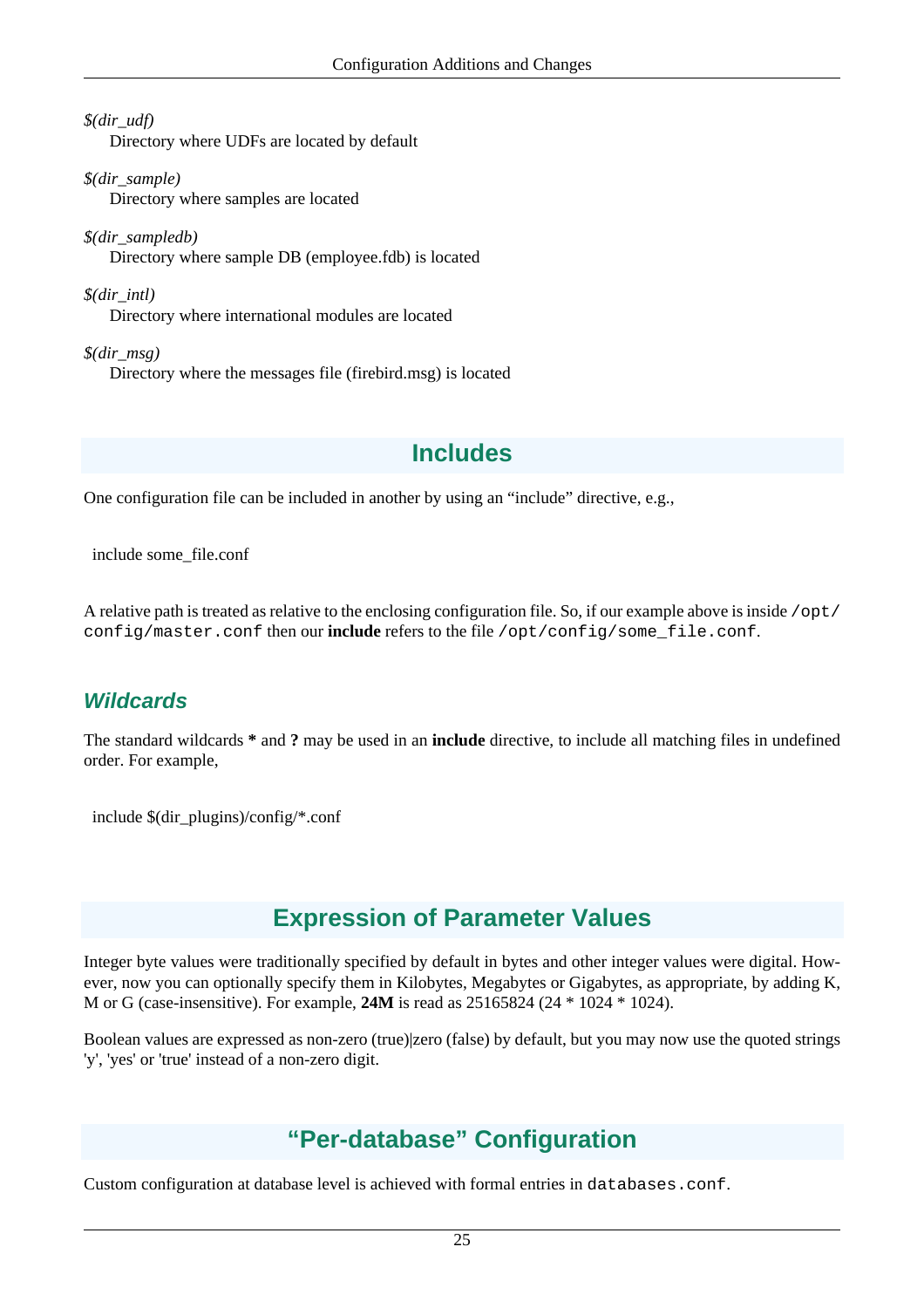*$(dir_udf)*
Directory where UDFs are located by default

*$(dir_sample)*
Directory where samples are located

*$(dir_sampledb)*
Directory where sample DB (employee.fdb) is located

*$(dir_intl)*
Directory where international modules are located

*$(dir_msg)*
Directory where the messages file (firebird.msg) is located

## Includes

One configuration file can be included in another by using an “include” directive, e.g.,

```
include some_file.conf
```

A relative path is treated as relative to the enclosing configuration file. So, if our example above is inside `/opt/config/master.conf` then our **include** refers to the file `/opt/config/some_file.conf`.

### Wildcards

The standard wildcards **\*** and **?** may be used in an **include** directive, to include all matching files in undefined order. For example,

```
include $(dir_plugins)/config/*.conf
```

## Expression of Parameter Values

Integer byte values were traditionally specified by default in bytes and other integer values were digital. However, now you can optionally specify them in Kilobytes, Megabytes or Gigabytes, as appropriate, by adding K, M or G (case-insensitive). For example, **24M** is read as 25165824 (24 * 1024 * 1024).

Boolean values are expressed as non-zero (true)|zero (false) by default, but you may now use the quoted strings 'y', 'yes' or 'true' instead of a non-zero digit.

## “Per-database” Configuration

Custom configuration at database level is achieved with formal entries in `databases.conf`.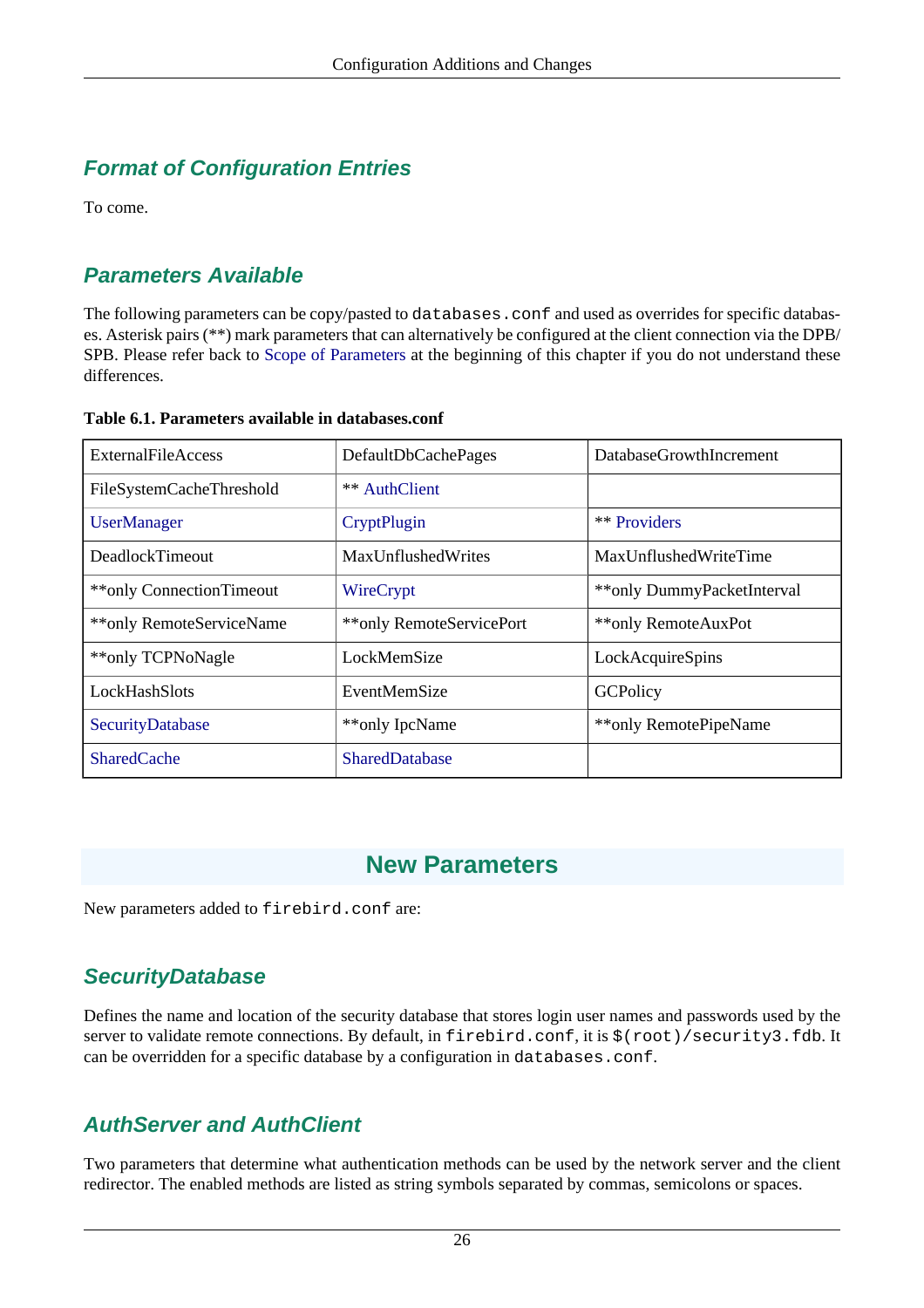### Format of Configuration Entries

To come.

### Parameters Available

The following parameters can be copy/pasted to `databases.conf` and used as overrides for specific databases. Asterisk pairs (**) mark parameters that can alternatively be configured at the client connection via the DPB/SPB. Please refer back to Scope of Parameters at the beginning of this chapter if you do not understand these differences.

**Table 6.1. Parameters available in databases.conf**

| | | |
|---|---|---|
| ExternalFileAccess | DefaultDbCachePages | DatabaseGrowthIncrement |
| FileSystemCacheThreshold | ** AuthClient | |
| UserManager | CryptPlugin | ** Providers |
| DeadlockTimeout | MaxUnflushedWrites | MaxUnflushedWriteTime |
| **only ConnectionTimeout | WireCrypt | **only DummyPacketInterval |
| **only RemoteServiceName | **only RemoteServicePort | **only RemoteAuxPot |
| **only TCPNoNagle | LockMemSize | LockAcquireSpins |
| LockHashSlots | EventMemSize | GCPolicy |
| SecurityDatabase | **only IpcName | **only RemotePipeName |
| SharedCache | SharedDatabase | |

## New Parameters

New parameters added to `firebird.conf` are:

### SecurityDatabase

Defines the name and location of the security database that stores login user names and passwords used by the server to validate remote connections. By default, in `firebird.conf`, it is `$(root)/security3.fdb`. It can be overridden for a specific database by a configuration in `databases.conf`.

### AuthServer and AuthClient

Two parameters that determine what authentication methods can be used by the network server and the client redirector. The enabled methods are listed as string symbols separated by commas, semicolons or spaces.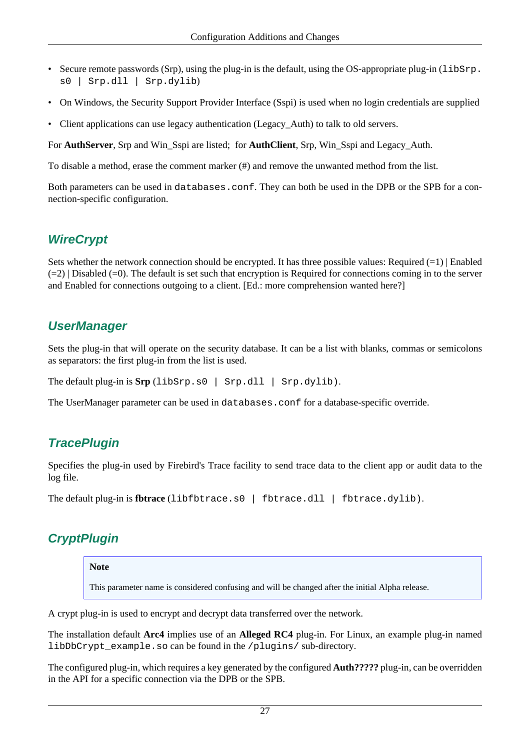- Secure remote passwords (Srp), using the plug-in is the default, using the OS-appropriate plug-in (`libSrp.s0 | Srp.dll | Srp.dylib`)
- On Windows, the Security Support Provider Interface (Sspi) is used when no login credentials are supplied
- Client applications can use legacy authentication (Legacy_Auth) to talk to old servers.

For **AuthServer**, Srp and Win_Sspi are listed; for **AuthClient**, Srp, Win_Sspi and Legacy_Auth.

To disable a method, erase the comment marker (#) and remove the unwanted method from the list.

Both parameters can be used in `databases.conf`. They can both be used in the DPB or the SPB for a connection-specific configuration.

### *WireCrypt*

Sets whether the network connection should be encrypted. It has three possible values: Required (=1) | Enabled (=2) | Disabled (=0). The default is set such that encryption is Required for connections coming in to the server and Enabled for connections outgoing to a client. [Ed.: more comprehension wanted here?]

### *UserManager*

Sets the plug-in that will operate on the security database. It can be a list with blanks, commas or semicolons as separators: the first plug-in from the list is used.

The default plug-in is **Srp** (`libSrp.s0 | Srp.dll | Srp.dylib`).

The UserManager parameter can be used in `databases.conf` for a database-specific override.

### *TracePlugin*

Specifies the plug-in used by Firebird's Trace facility to send trace data to the client app or audit data to the log file.

The default plug-in is **fbtrace** (`libfbtrace.s0 | fbtrace.dll | fbtrace.dylib`).

### *CryptPlugin*

> **Note**
>
> This parameter name is considered confusing and will be changed after the initial Alpha release.

A crypt plug-in is used to encrypt and decrypt data transferred over the network.

The installation default **Arc4** implies use of an **Alleged RC4** plug-in. For Linux, an example plug-in named `libDbCrypt_example.so` can be found in the `/plugins/` sub-directory.

The configured plug-in, which requires a key generated by the configured **Auth?????** plug-in, can be overridden in the API for a specific connection via the DPB or the SPB.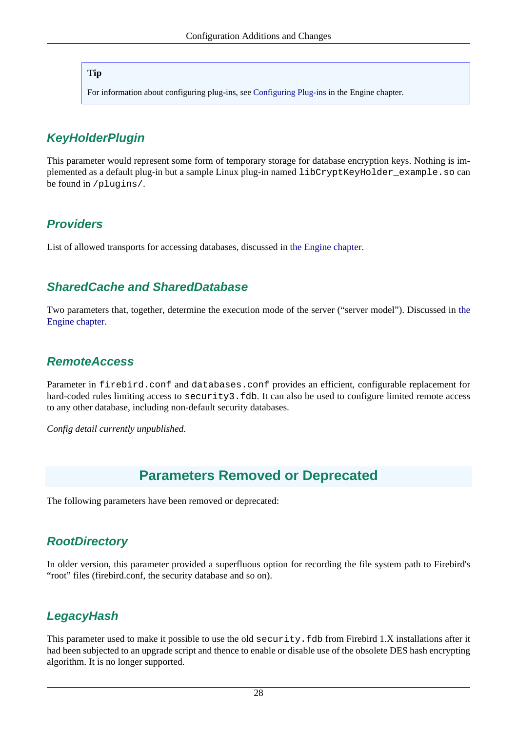> **Tip**
>
> For information about configuring plug-ins, see Configuring Plug-ins in the Engine chapter.

### KeyHolderPlugin

This parameter would represent some form of temporary storage for database encryption keys. Nothing is implemented as a default plug-in but a sample Linux plug-in named `libCryptKeyHolder_example.so` can be found in `/plugins/`.

### Providers

List of allowed transports for accessing databases, discussed in the Engine chapter.

### SharedCache and SharedDatabase

Two parameters that, together, determine the execution mode of the server (“server model”). Discussed in the Engine chapter.

### RemoteAccess

Parameter in `firebird.conf` and `databases.conf` provides an efficient, configurable replacement for hard-coded rules limiting access to `security3.fdb`. It can also be used to configure limited remote access to any other database, including non-default security databases.

*Config detail currently unpublished.*

## Parameters Removed or Deprecated

The following parameters have been removed or deprecated:

### RootDirectory

In older version, this parameter provided a superfluous option for recording the file system path to Firebird's “root” files (firebird.conf, the security database and so on).

### LegacyHash

This parameter used to make it possible to use the old `security.fdb` from Firebird 1.X installations after it had been subjected to an upgrade script and thence to enable or disable use of the obsolete DES hash encrypting algorithm. It is no longer supported.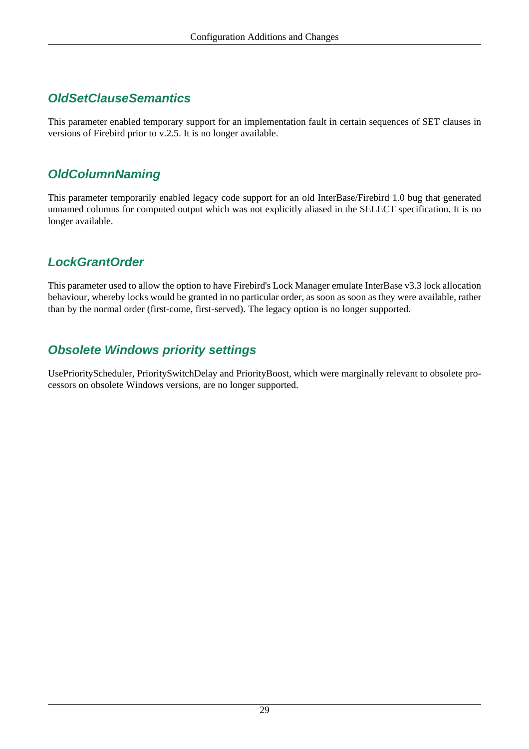### OldSetClauseSemantics

This parameter enabled temporary support for an implementation fault in certain sequences of SET clauses in versions of Firebird prior to v.2.5. It is no longer available.

### OldColumnNaming

This parameter temporarily enabled legacy code support for an old InterBase/Firebird 1.0 bug that generated unnamed columns for computed output which was not explicitly aliased in the SELECT specification. It is no longer available.

### LockGrantOrder

This parameter used to allow the option to have Firebird's Lock Manager emulate InterBase v3.3 lock allocation behaviour, whereby locks would be granted in no particular order, as soon as soon as they were available, rather than by the normal order (first-come, first-served). The legacy option is no longer supported.

### Obsolete Windows priority settings

UsePriorityScheduler, PrioritySwitchDelay and PriorityBoost, which were marginally relevant to obsolete processors on obsolete Windows versions, are no longer supported.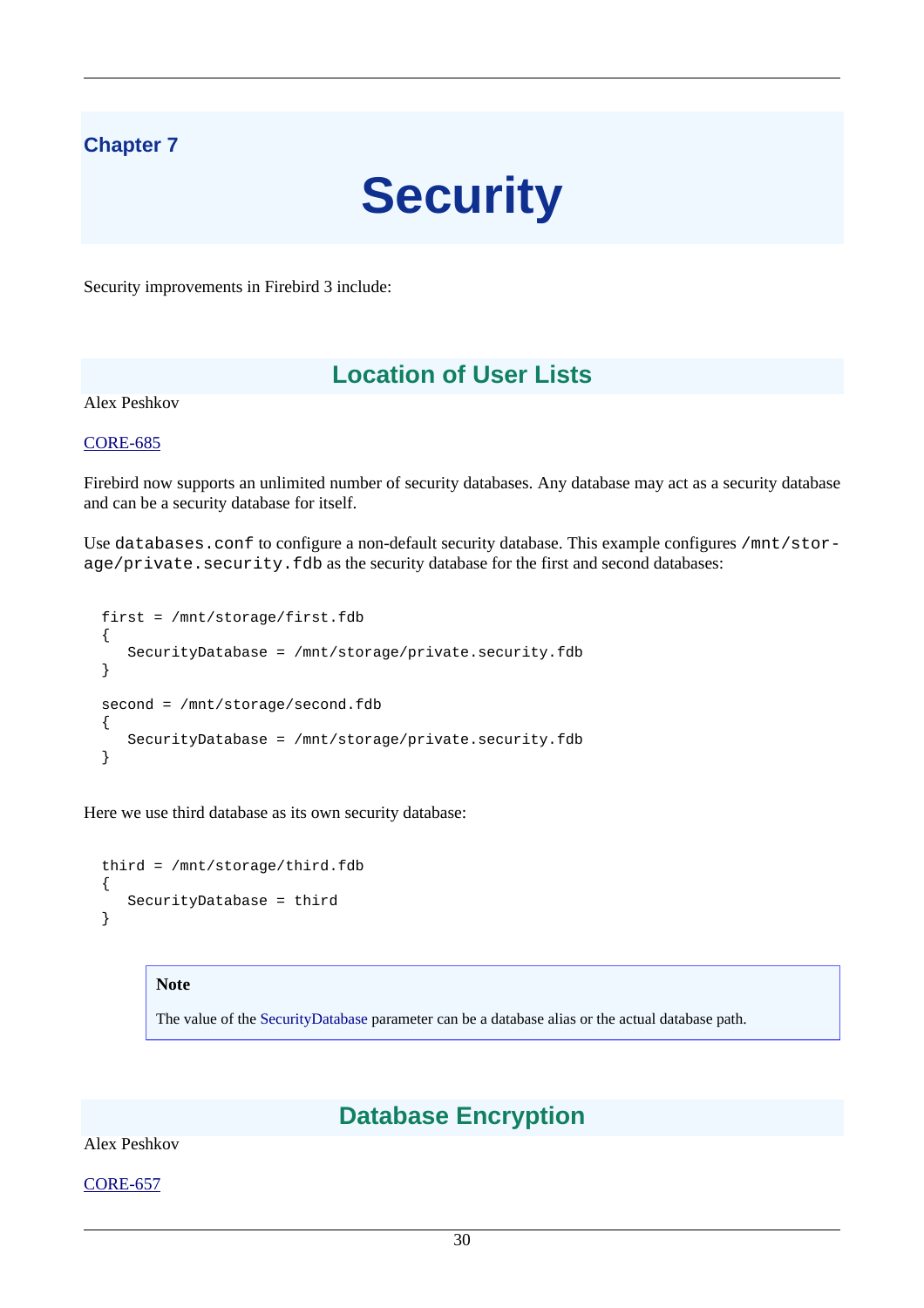# Chapter 7

# Security

Security improvements in Firebird 3 include:

## Location of User Lists

Alex Peshkov

CORE-685

Firebird now supports an unlimited number of security databases. Any database may act as a security database and can be a security database for itself.

Use `databases.conf` to configure a non-default security database. This example configures `/mnt/storage/private.security.fdb` as the security database for the first and second databases:

```
first = /mnt/storage/first.fdb
{
   SecurityDatabase = /mnt/storage/private.security.fdb
}

second = /mnt/storage/second.fdb
{
   SecurityDatabase = /mnt/storage/private.security.fdb
}
```

Here we use third database as its own security database:

```
third = /mnt/storage/third.fdb
{
   SecurityDatabase = third
}
```

> **Note**
>
> The value of the SecurityDatabase parameter can be a database alias or the actual database path.

## Database Encryption

Alex Peshkov

CORE-657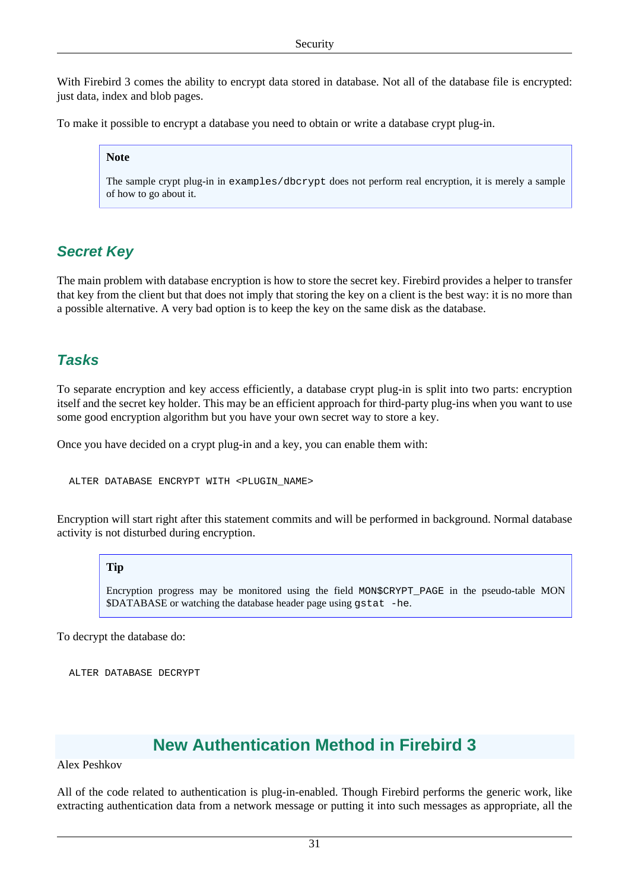With Firebird 3 comes the ability to encrypt data stored in database. Not all of the database file is encrypted: just data, index and blob pages.

To make it possible to encrypt a database you need to obtain or write a database crypt plug-in.

> **Note**
>
> The sample crypt plug-in in `examples/dbcrypt` does not perform real encryption, it is merely a sample of how to go about it.

### Secret Key

The main problem with database encryption is how to store the secret key. Firebird provides a helper to transfer that key from the client but that does not imply that storing the key on a client is the best way: it is no more than a possible alternative. A very bad option is to keep the key on the same disk as the database.

### Tasks

To separate encryption and key access efficiently, a database crypt plug-in is split into two parts: encryption itself and the secret key holder. This may be an efficient approach for third-party plug-ins when you want to use some good encryption algorithm but you have your own secret way to store a key.

Once you have decided on a crypt plug-in and a key, you can enable them with:

```
ALTER DATABASE ENCRYPT WITH <PLUGIN_NAME>
```

Encryption will start right after this statement commits and will be performed in background. Normal database activity is not disturbed during encryption.

> **Tip**
>
> Encryption progress may be monitored using the field `MON$CRYPT_PAGE` in the pseudo-table MON$DATABASE or watching the database header page using `gstat -he`.

To decrypt the database do:

```
ALTER DATABASE DECRYPT
```

## New Authentication Method in Firebird 3

Alex Peshkov

All of the code related to authentication is plug-in-enabled. Though Firebird performs the generic work, like extracting authentication data from a network message or putting it into such messages as appropriate, all the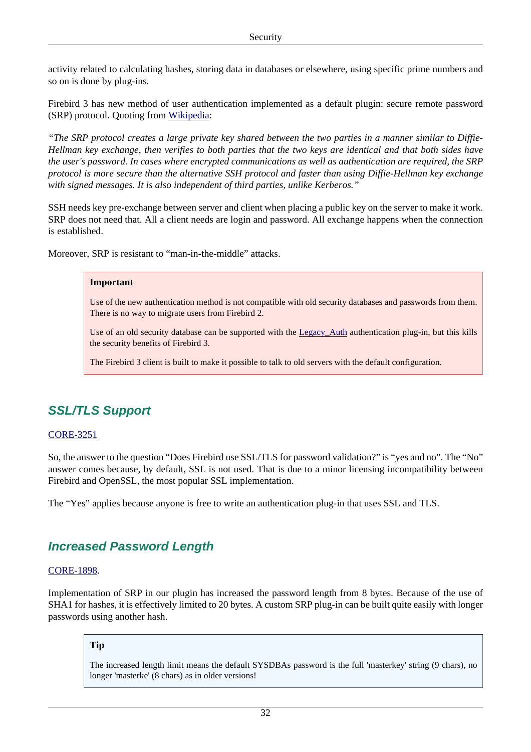activity related to calculating hashes, storing data in databases or elsewhere, using specific prime numbers and so on is done by plug-ins.

Firebird 3 has new method of user authentication implemented as a default plugin: secure remote password (SRP) protocol. Quoting from [Wikipedia](#):

*“The SRP protocol creates a large private key shared between the two parties in a manner similar to Diffie-Hellman key exchange, then verifies to both parties that the two keys are identical and that both sides have the user's password. In cases where encrypted communications as well as authentication are required, the SRP protocol is more secure than the alternative SSH protocol and faster than using Diffie-Hellman key exchange with signed messages. It is also independent of third parties, unlike Kerberos.”*

SSH needs key pre-exchange between server and client when placing a public key on the server to make it work. SRP does not need that. All a client needs are login and password. All exchange happens when the connection is established.

Moreover, SRP is resistant to “man-in-the-middle” attacks.

> **Important**
>
> Use of the new authentication method is not compatible with old security databases and passwords from them. There is no way to migrate users from Firebird 2.
>
> Use of an old security database can be supported with the Legacy_Auth authentication plug-in, but this kills the security benefits of Firebird 3.
>
> The Firebird 3 client is built to make it possible to talk to old servers with the default configuration.

## SSL/TLS Support

CORE-3251

So, the answer to the question “Does Firebird use SSL/TLS for password validation?” is “yes and no”. The “No” answer comes because, by default, SSL is not used. That is due to a minor licensing incompatibility between Firebird and OpenSSL, the most popular SSL implementation.

The “Yes” applies because anyone is free to write an authentication plug-in that uses SSL and TLS.

## Increased Password Length

CORE-1898.

Implementation of SRP in our plugin has increased the password length from 8 bytes. Because of the use of SHA1 for hashes, it is effectively limited to 20 bytes. A custom SRP plug-in can be built quite easily with longer passwords using another hash.

> **Tip**
>
> The increased length limit means the default SYSDBAs password is the full 'masterkey' string (9 chars), no longer 'masterke' (8 chars) as in older versions!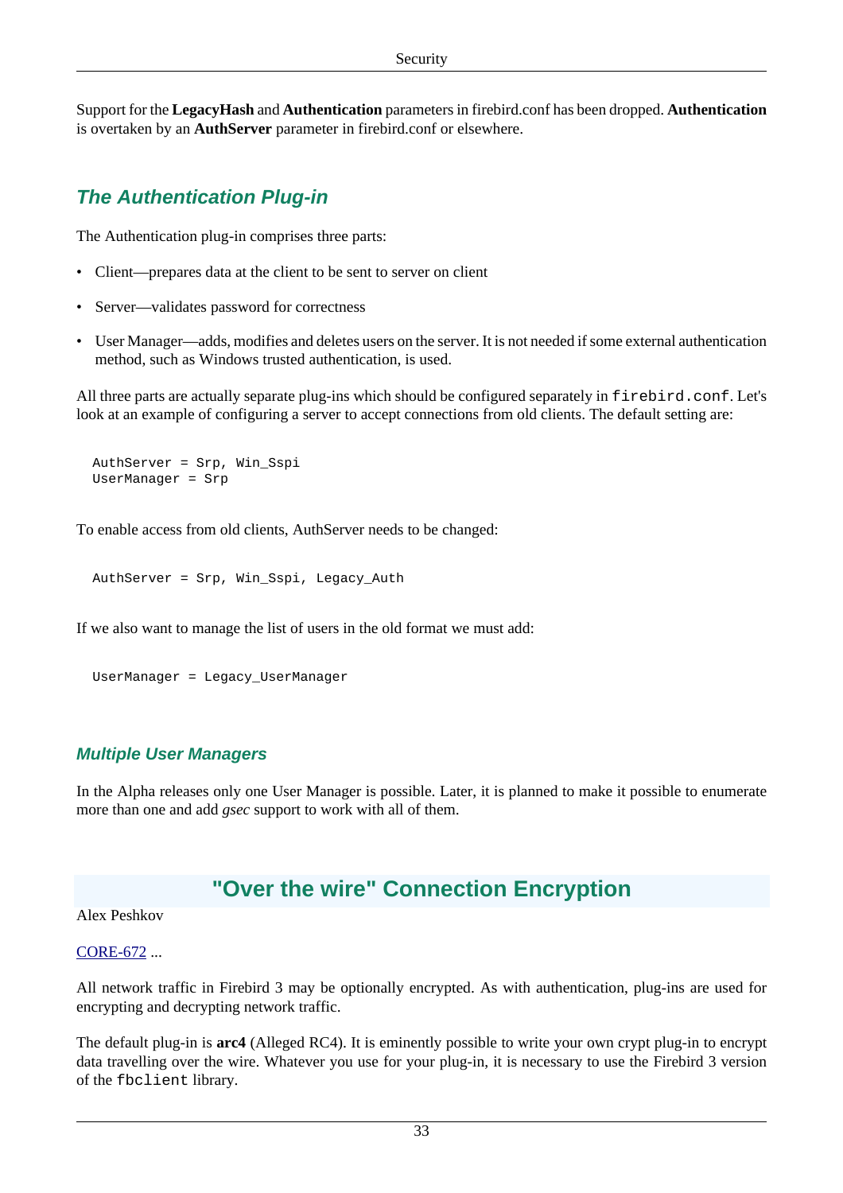Support for the **LegacyHash** and **Authentication** parameters in firebird.conf has been dropped. **Authentication** is overtaken by an **AuthServer** parameter in firebird.conf or elsewhere.

## The Authentication Plug-in

The Authentication plug-in comprises three parts:

- Client—prepares data at the client to be sent to server on client
- Server—validates password for correctness
- User Manager—adds, modifies and deletes users on the server. It is not needed if some external authentication method, such as Windows trusted authentication, is used.

All three parts are actually separate plug-ins which should be configured separately in `firebird.conf`. Let's look at an example of configuring a server to accept connections from old clients. The default setting are:

```
AuthServer = Srp, Win_Sspi
UserManager = Srp
```

To enable access from old clients, AuthServer needs to be changed:

```
AuthServer = Srp, Win_Sspi, Legacy_Auth
```

If we also want to manage the list of users in the old format we must add:

```
UserManager = Legacy_UserManager
```

### Multiple User Managers

In the Alpha releases only one User Manager is possible. Later, it is planned to make it possible to enumerate more than one and add *gsec* support to work with all of them.

# "Over the wire" Connection Encryption

Alex Peshkov

CORE-672 ...

All network traffic in Firebird 3 may be optionally encrypted. As with authentication, plug-ins are used for encrypting and decrypting network traffic.

The default plug-in is **arc4** (Alleged RC4). It is eminently possible to write your own crypt plug-in to encrypt data travelling over the wire. Whatever you use for your plug-in, it is necessary to use the Firebird 3 version of the `fbclient` library.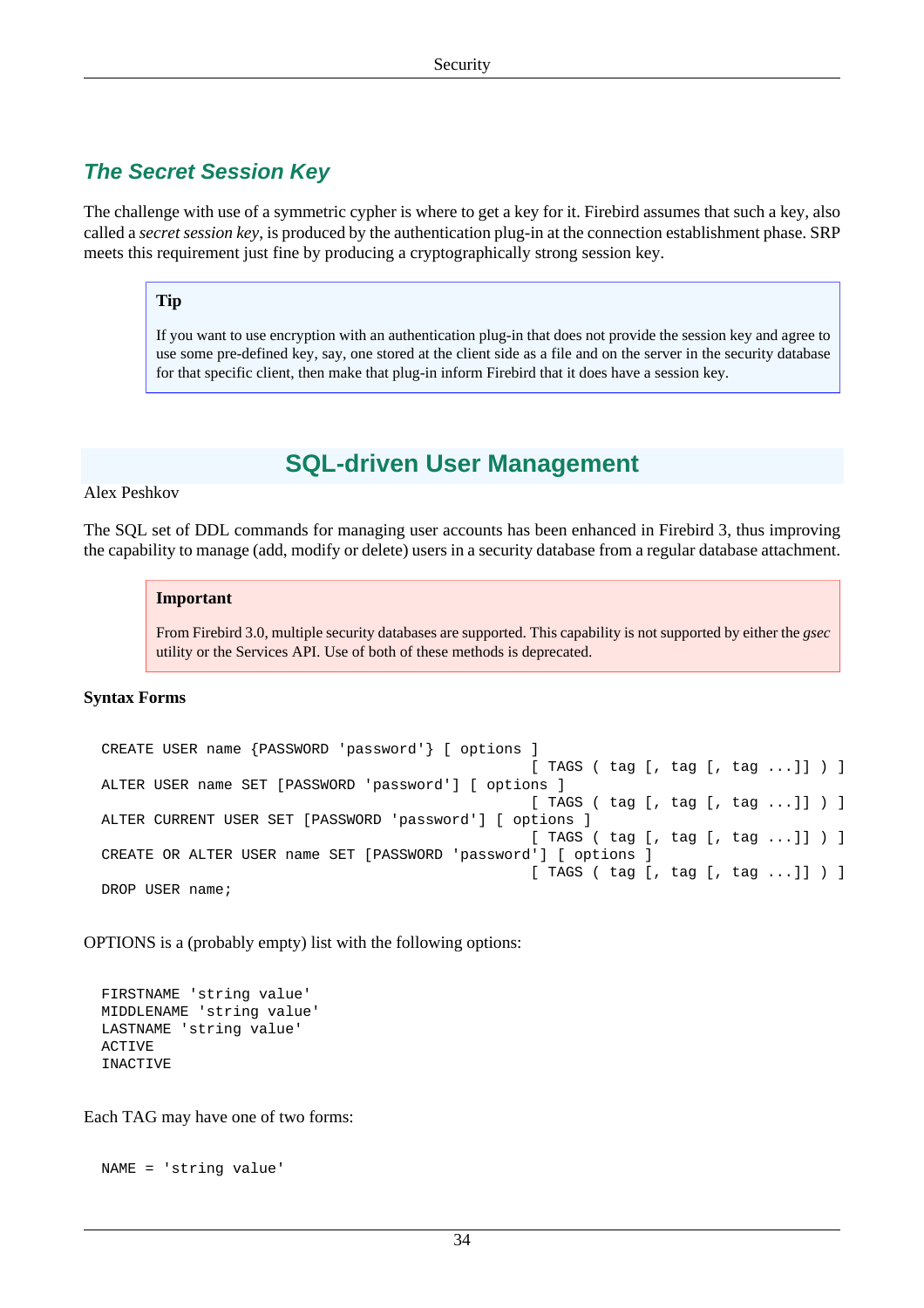### The Secret Session Key

The challenge with use of a symmetric cypher is where to get a key for it. Firebird assumes that such a key, also called a *secret session key*, is produced by the authentication plug-in at the connection establishment phase. SRP meets this requirement just fine by producing a cryptographically strong session key.

> **Tip**
>
> If you want to use encryption with an authentication plug-in that does not provide the session key and agree to use some pre-defined key, say, one stored at the client side as a file and on the server in the security database for that specific client, then make that plug-in inform Firebird that it does have a session key.

## SQL-driven User Management

Alex Peshkov

The SQL set of DDL commands for managing user accounts has been enhanced in Firebird 3, thus improving the capability to manage (add, modify or delete) users in a security database from a regular database attachment.

> **Important**
>
> From Firebird 3.0, multiple security databases are supported. This capability is not supported by either the *gsec* utility or the Services API. Use of both of these methods is deprecated.

**Syntax Forms**

```
CREATE USER name {PASSWORD 'password'} [ options ]
                                                  [ TAGS ( tag [, tag [, tag ...]] ) ]
ALTER USER name SET [PASSWORD 'password'] [ options ]
                                                  [ TAGS ( tag [, tag [, tag ...]] ) ]
ALTER CURRENT USER SET [PASSWORD 'password'] [ options ]
                                                  [ TAGS ( tag [, tag [, tag ...]] ) ]
CREATE OR ALTER USER name SET [PASSWORD 'password'] [ options ]
                                                  [ TAGS ( tag [, tag [, tag ...]] ) ]
DROP USER name;
```

OPTIONS is a (probably empty) list with the following options:

```
FIRSTNAME 'string value'
MIDDLENAME 'string value'
LASTNAME 'string value'
ACTIVE
INACTIVE
```

Each TAG may have one of two forms:

```
NAME = 'string value'
```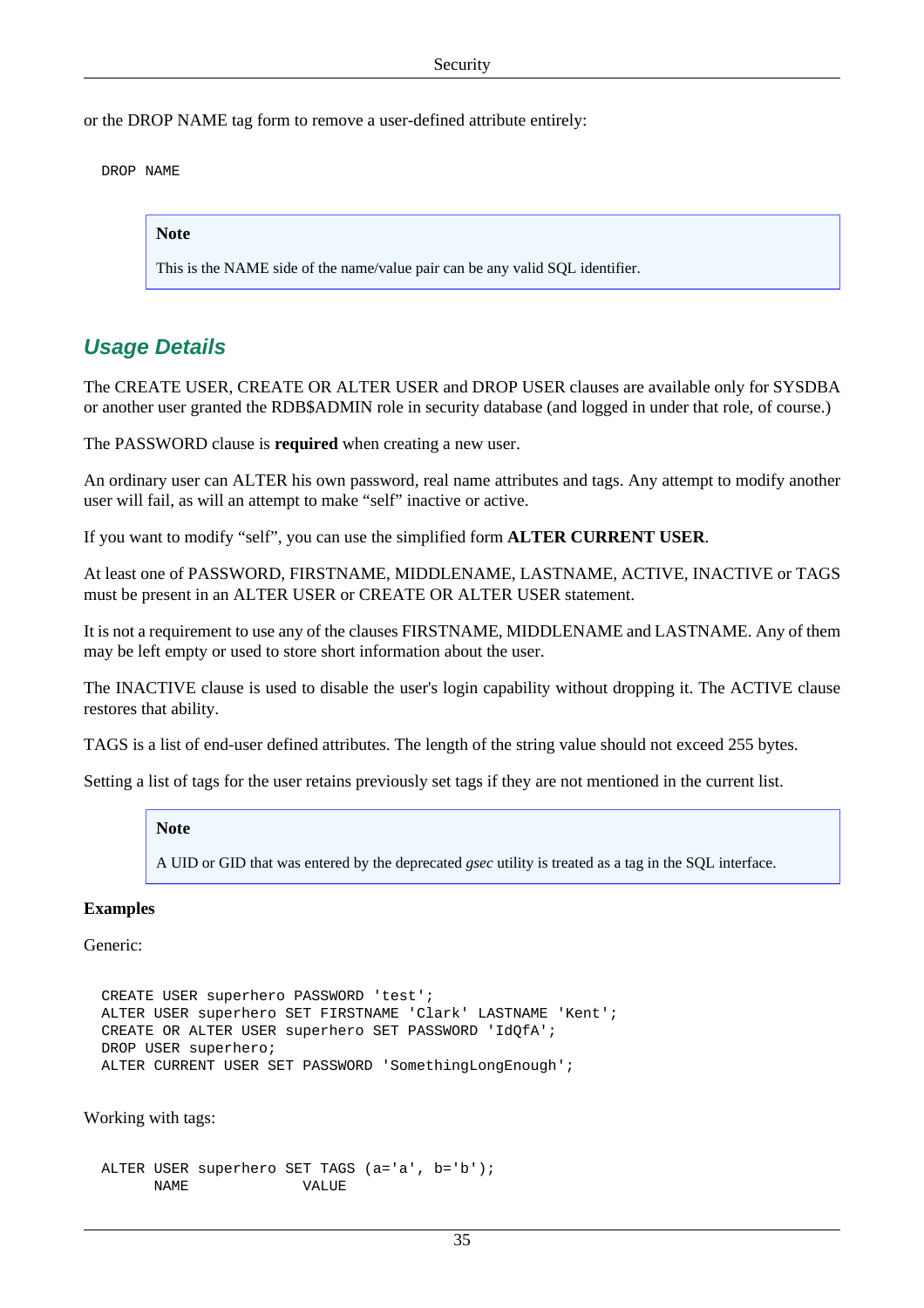or the DROP NAME tag form to remove a user-defined attribute entirely:

```
DROP NAME
```

> **Note**
>
> This is the NAME side of the name/value pair can be any valid SQL identifier.

## Usage Details

The CREATE USER, CREATE OR ALTER USER and DROP USER clauses are available only for SYSDBA or another user granted the RDB$ADMIN role in security database (and logged in under that role, of course.)

The PASSWORD clause is **required** when creating a new user.

An ordinary user can ALTER his own password, real name attributes and tags. Any attempt to modify another user will fail, as will an attempt to make “self” inactive or active.

If you want to modify “self”, you can use the simplified form **ALTER CURRENT USER**.

At least one of PASSWORD, FIRSTNAME, MIDDLENAME, LASTNAME, ACTIVE, INACTIVE or TAGS must be present in an ALTER USER or CREATE OR ALTER USER statement.

It is not a requirement to use any of the clauses FIRSTNAME, MIDDLENAME and LASTNAME. Any of them may be left empty or used to store short information about the user.

The INACTIVE clause is used to disable the user's login capability without dropping it. The ACTIVE clause restores that ability.

TAGS is a list of end-user defined attributes. The length of the string value should not exceed 255 bytes.

Setting a list of tags for the user retains previously set tags if they are not mentioned in the current list.

> **Note**
>
> A UID or GID that was entered by the deprecated *gsec* utility is treated as a tag in the SQL interface.

**Examples**

Generic:

```
CREATE USER superhero PASSWORD 'test';
ALTER USER superhero SET FIRSTNAME 'Clark' LASTNAME 'Kent';
CREATE OR ALTER USER superhero SET PASSWORD 'IdQfA';
DROP USER superhero;
ALTER CURRENT USER SET PASSWORD 'SomethingLongEnough';
```

Working with tags:

```
ALTER USER superhero SET TAGS (a='a', b='b');
      NAME             VALUE
```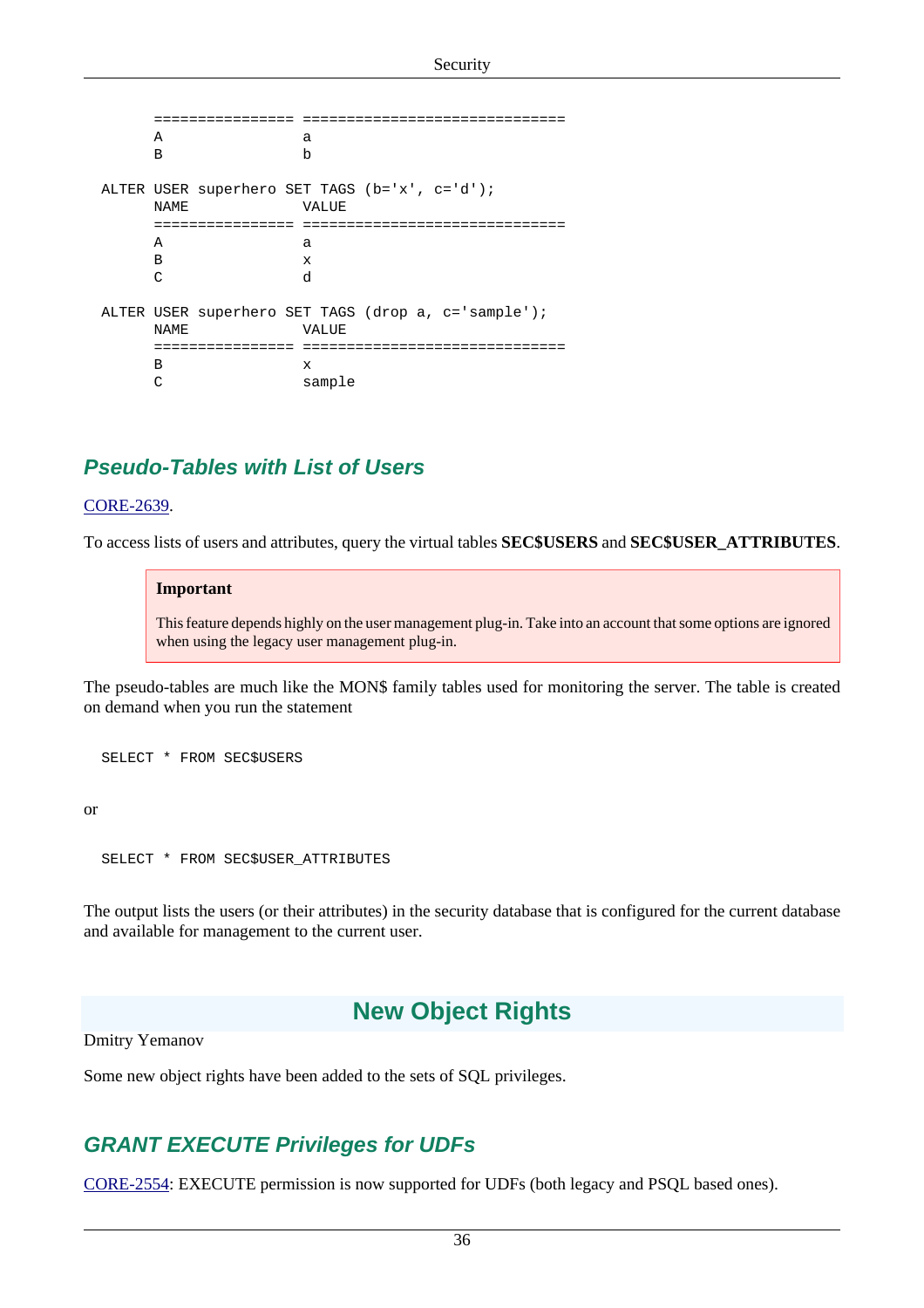```
      ================ ==============================
      A                a
      B                b

ALTER USER superhero SET TAGS (b='x', c='d');
      NAME             VALUE
      ================ ==============================
      A                a
      B                x
      C                d

ALTER USER superhero SET TAGS (drop a, c='sample');
      NAME             VALUE
      ================ ==============================
      B                x
      C                sample
```

### Pseudo-Tables with List of Users

CORE-2639.

To access lists of users and attributes, query the virtual tables **SEC$USERS** and **SEC$USER_ATTRIBUTES**.

> **Important**
>
> This feature depends highly on the user management plug-in. Take into an account that some options are ignored when using the legacy user management plug-in.

The pseudo-tables are much like the MON$ family tables used for monitoring the server. The table is created on demand when you run the statement

```
SELECT * FROM SEC$USERS
```

or

```
SELECT * FROM SEC$USER_ATTRIBUTES
```

The output lists the users (or their attributes) in the security database that is configured for the current database and available for management to the current user.

## New Object Rights

Dmitry Yemanov

Some new object rights have been added to the sets of SQL privileges.

### GRANT EXECUTE Privileges for UDFs

CORE-2554: EXECUTE permission is now supported for UDFs (both legacy and PSQL based ones).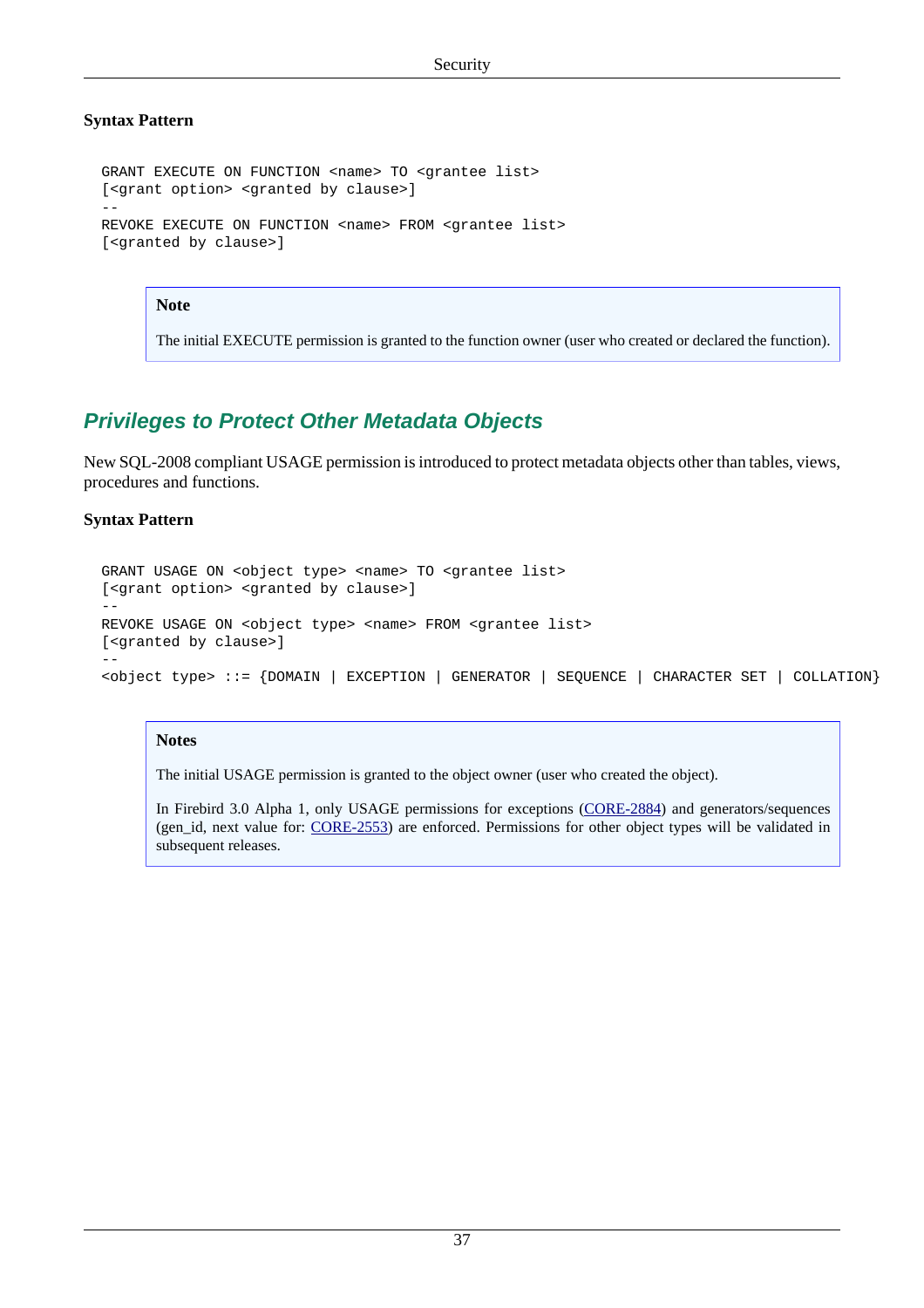**Syntax Pattern**

```
GRANT EXECUTE ON FUNCTION <name> TO <grantee list>
[<grant option> <granted by clause>]
--
REVOKE EXECUTE ON FUNCTION <name> FROM <grantee list>
[<granted by clause>]
```

> **Note**
>
> The initial EXECUTE permission is granted to the function owner (user who created or declared the function).

## *Privileges to Protect Other Metadata Objects*

New SQL-2008 compliant USAGE permission is introduced to protect metadata objects other than tables, views, procedures and functions.

**Syntax Pattern**

```
GRANT USAGE ON <object type> <name> TO <grantee list>
[<grant option> <granted by clause>]
--
REVOKE USAGE ON <object type> <name> FROM <grantee list>
[<granted by clause>]
--
<object type> ::= {DOMAIN | EXCEPTION | GENERATOR | SEQUENCE | CHARACTER SET | COLLATION}
```

> **Notes**
>
> The initial USAGE permission is granted to the object owner (user who created the object).
>
> In Firebird 3.0 Alpha 1, only USAGE permissions for exceptions (CORE-2884) and generators/sequences (gen_id, next value for: CORE-2553) are enforced. Permissions for other object types will be validated in subsequent releases.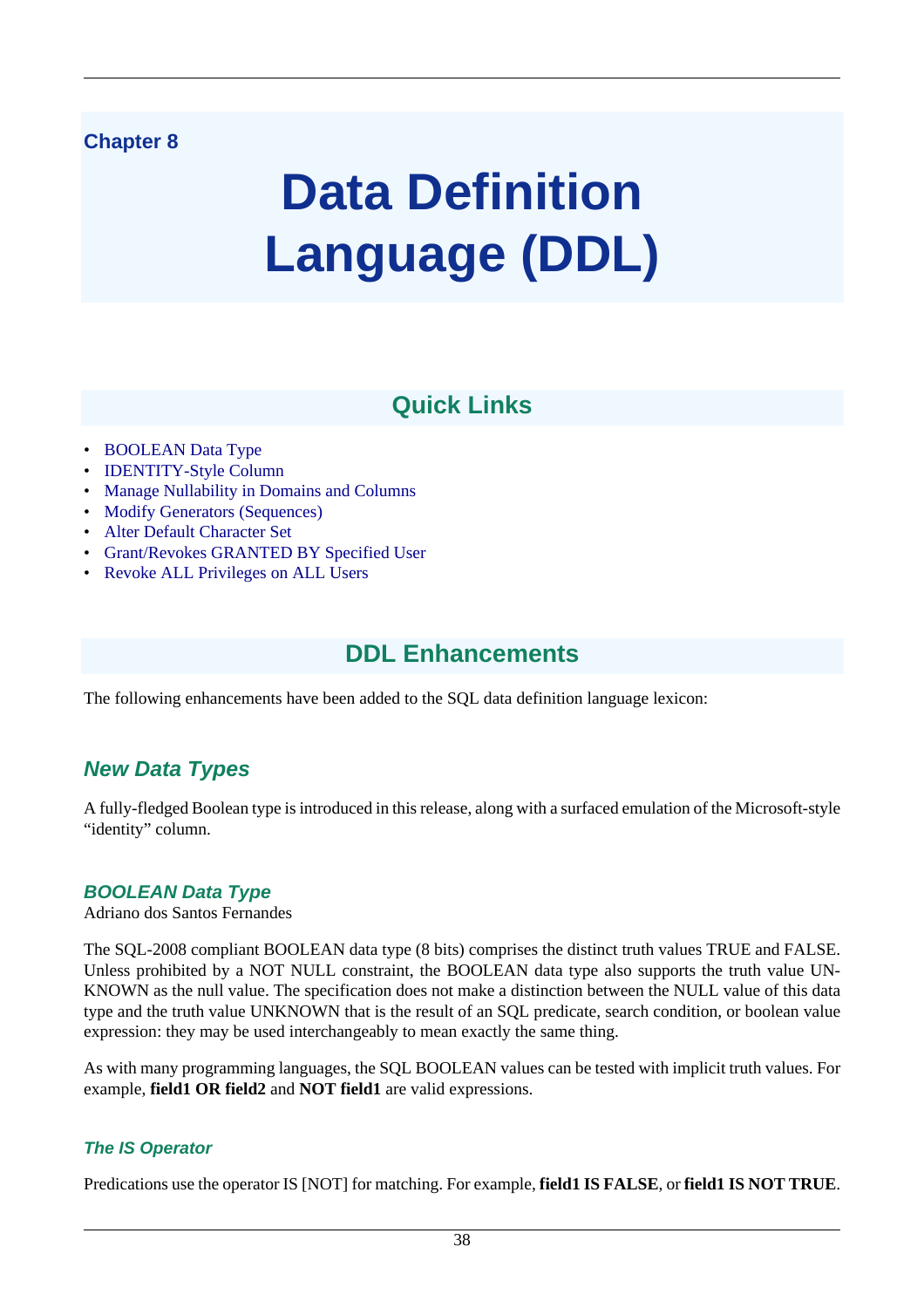Chapter 8

# Data Definition Language (DDL)

## Quick Links

- BOOLEAN Data Type
- IDENTITY-Style Column
- Manage Nullability in Domains and Columns
- Modify Generators (Sequences)
- Alter Default Character Set
- Grant/Revokes GRANTED BY Specified User
- Revoke ALL Privileges on ALL Users

## DDL Enhancements

The following enhancements have been added to the SQL data definition language lexicon:

### *New Data Types*

A fully-fledged Boolean type is introduced in this release, along with a surfaced emulation of the Microsoft-style “identity” column.

#### *BOOLEAN Data Type*

Adriano dos Santos Fernandes

The SQL-2008 compliant BOOLEAN data type (8 bits) comprises the distinct truth values TRUE and FALSE. Unless prohibited by a NOT NULL constraint, the BOOLEAN data type also supports the truth value UNKNOWN as the null value. The specification does not make a distinction between the NULL value of this data type and the truth value UNKNOWN that is the result of an SQL predicate, search condition, or boolean value expression: they may be used interchangeably to mean exactly the same thing.

As with many programming languages, the SQL BOOLEAN values can be tested with implicit truth values. For example, **field1 OR field2** and **NOT field1** are valid expressions.

##### *The IS Operator*

Predications use the operator IS [NOT] for matching. For example, **field1 IS FALSE**, or **field1 IS NOT TRUE**.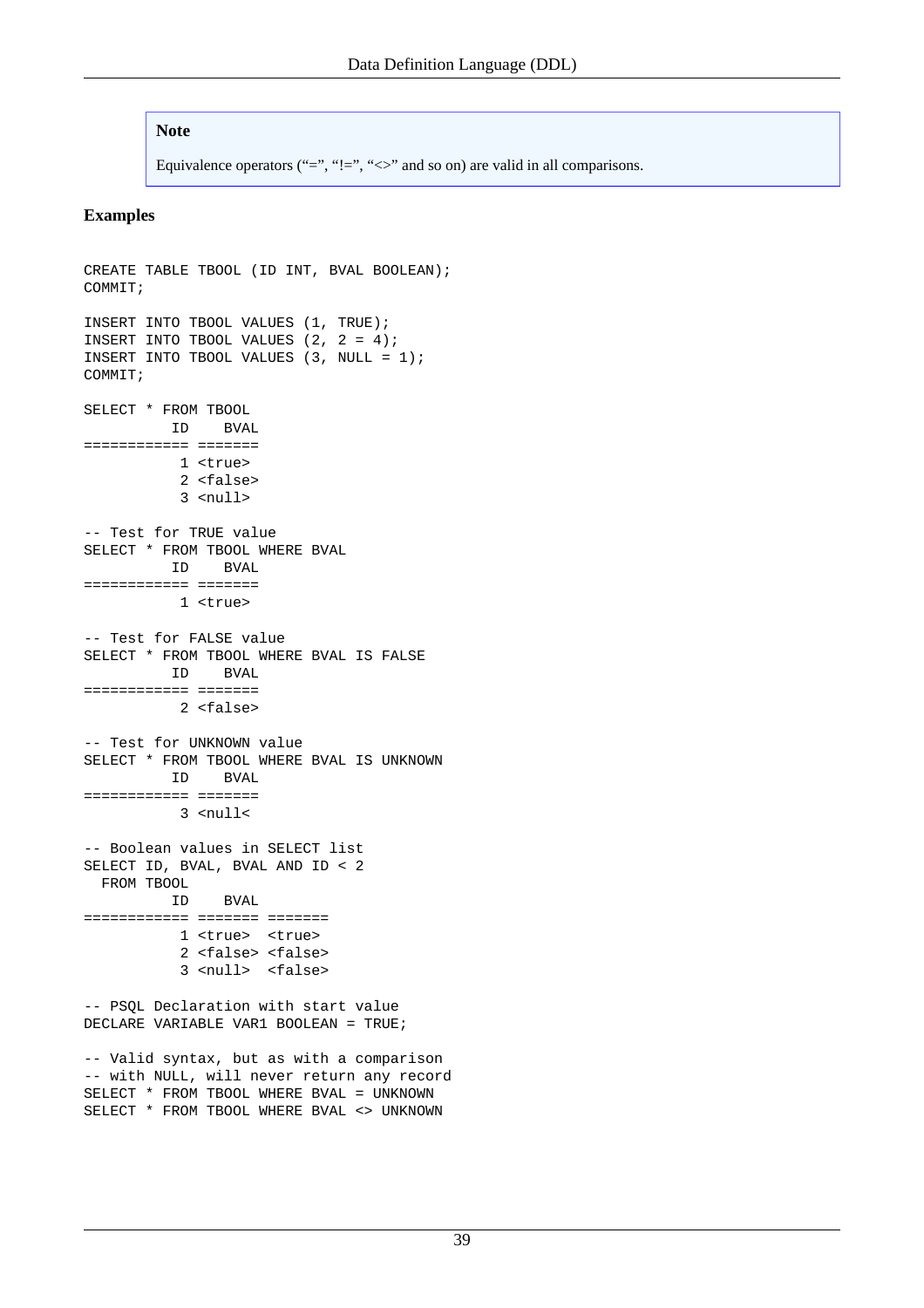> **Note**
>
> Equivalence operators ("=", "!=", "<>" and so on) are valid in all comparisons.

### Examples

```
CREATE TABLE TBOOL (ID INT, BVAL BOOLEAN);
COMMIT;

INSERT INTO TBOOL VALUES (1, TRUE);
INSERT INTO TBOOL VALUES (2, 2 = 4);
INSERT INTO TBOOL VALUES (3, NULL = 1);
COMMIT;

SELECT * FROM TBOOL
          ID    BVAL
============ =======
           1 <true>
           2 <false>
           3 <null>

-- Test for TRUE value
SELECT * FROM TBOOL WHERE BVAL
          ID    BVAL
============ =======
           1 <true>

-- Test for FALSE value
SELECT * FROM TBOOL WHERE BVAL IS FALSE
          ID    BVAL
============ =======
           2 <false>

-- Test for UNKNOWN value
SELECT * FROM TBOOL WHERE BVAL IS UNKNOWN
          ID    BVAL
============ =======
           3 <null<

-- Boolean values in SELECT list
SELECT ID, BVAL, BVAL AND ID < 2
  FROM TBOOL
          ID    BVAL
============ ======= =======
           1 <true>  <true>
           2 <false> <false>
           3 <null>  <false>

-- PSQL Declaration with start value
DECLARE VARIABLE VAR1 BOOLEAN = TRUE;

-- Valid syntax, but as with a comparison
-- with NULL, will never return any record
SELECT * FROM TBOOL WHERE BVAL = UNKNOWN
SELECT * FROM TBOOL WHERE BVAL <> UNKNOWN
```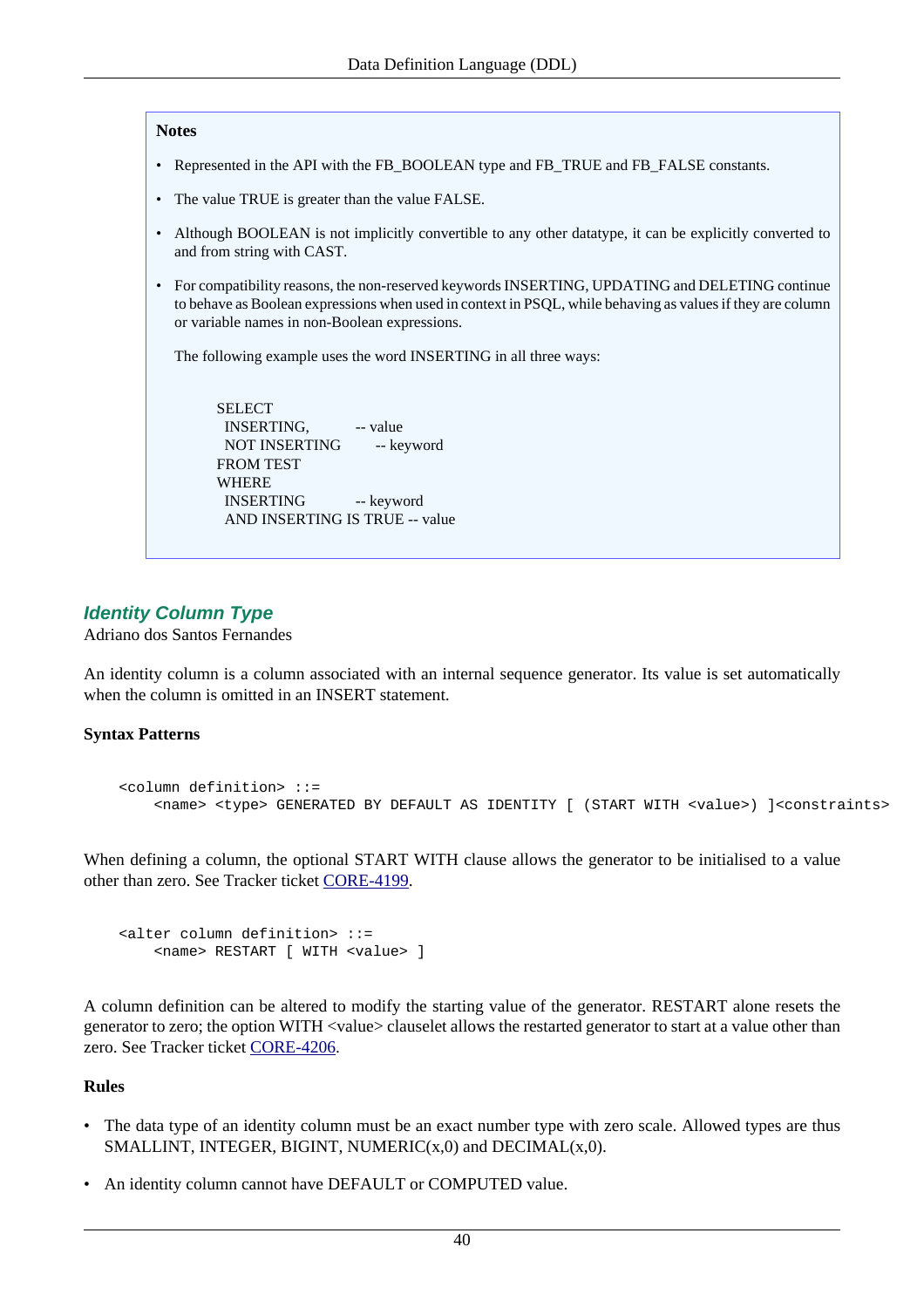**Notes**

- Represented in the API with the FB_BOOLEAN type and FB_TRUE and FB_FALSE constants.
- The value TRUE is greater than the value FALSE.
- Although BOOLEAN is not implicitly convertible to any other datatype, it can be explicitly converted to and from string with CAST.
- For compatibility reasons, the non-reserved keywords INSERTING, UPDATING and DELETING continue to behave as Boolean expressions when used in context in PSQL, while behaving as values if they are column or variable names in non-Boolean expressions.

  The following example uses the word INSERTING in all three ways:

```
SELECT
  INSERTING,          -- value
  NOT INSERTING       -- keyword
FROM TEST
WHERE
  INSERTING           -- keyword
  AND INSERTING IS TRUE -- value
```

### Identity Column Type

Adriano dos Santos Fernandes

An identity column is a column associated with an internal sequence generator. Its value is set automatically when the column is omitted in an INSERT statement.

**Syntax Patterns**

```
<column definition> ::=
    <name> <type> GENERATED BY DEFAULT AS IDENTITY [ (START WITH <value>) ]<constraints>
```

When defining a column, the optional START WITH clause allows the generator to be initialised to a value other than zero. See Tracker ticket CORE-4199.

```
<alter column definition> ::=
    <name> RESTART [ WITH <value> ]
```

A column definition can be altered to modify the starting value of the generator. RESTART alone resets the generator to zero; the option WITH <value> clauselet allows the restarted generator to start at a value other than zero. See Tracker ticket CORE-4206.

**Rules**

- The data type of an identity column must be an exact number type with zero scale. Allowed types are thus SMALLINT, INTEGER, BIGINT, NUMERIC(x,0) and DECIMAL(x,0).
- An identity column cannot have DEFAULT or COMPUTED value.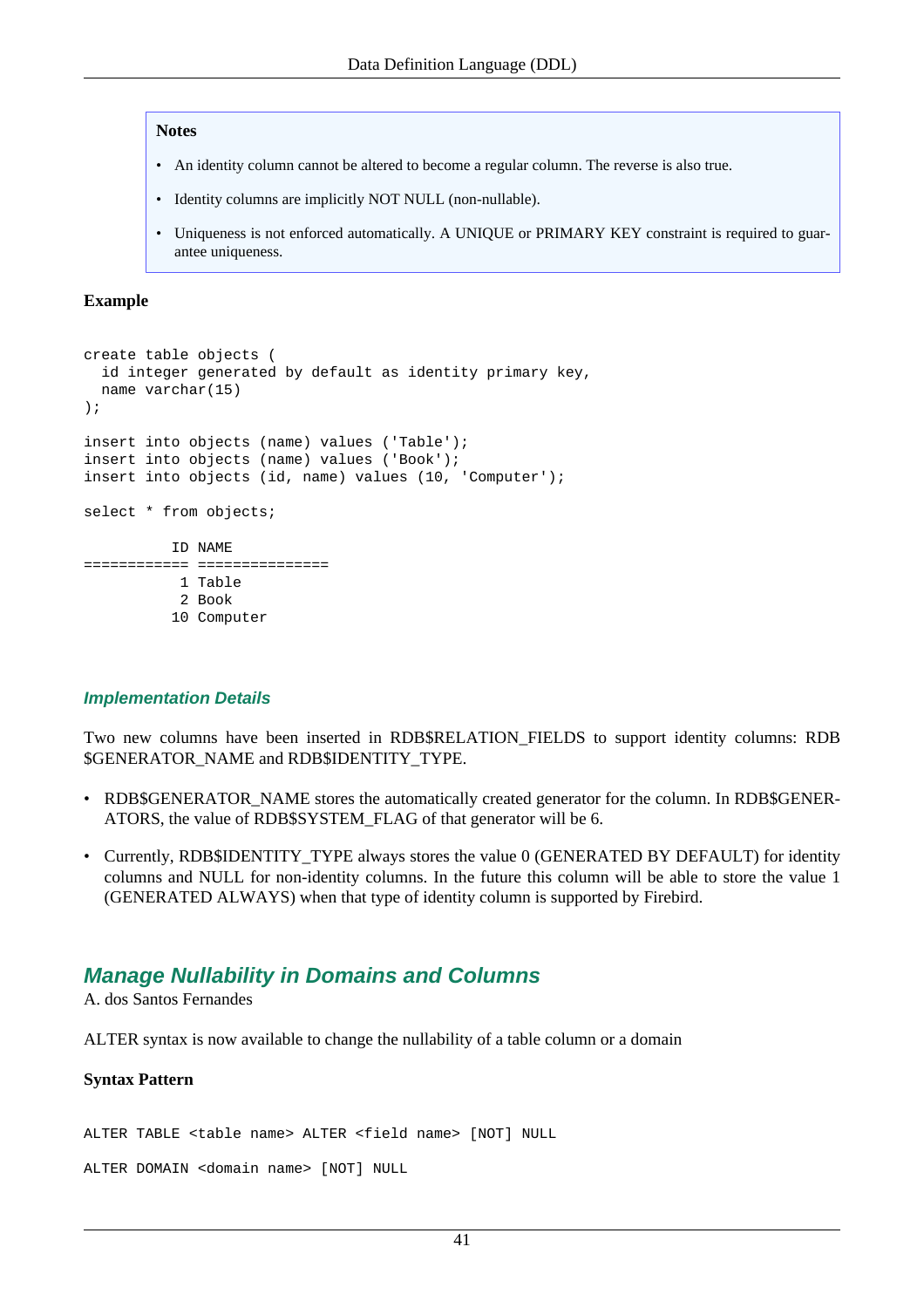**Notes**

- An identity column cannot be altered to become a regular column. The reverse is also true.
- Identity columns are implicitly NOT NULL (non-nullable).
- Uniqueness is not enforced automatically. A UNIQUE or PRIMARY KEY constraint is required to guarantee uniqueness.

**Example**

```
create table objects (
  id integer generated by default as identity primary key,
  name varchar(15)
);

insert into objects (name) values ('Table');
insert into objects (name) values ('Book');
insert into objects (id, name) values (10, 'Computer');

select * from objects;

          ID NAME
============ ===============
           1 Table
           2 Book
          10 Computer
```

### *Implementation Details*

Two new columns have been inserted in RDB$RELATION_FIELDS to support identity columns: RDB$GENERATOR_NAME and RDB$IDENTITY_TYPE.

- RDB$GENERATOR_NAME stores the automatically created generator for the column. In RDB$GENERATORS, the value of RDB$SYSTEM_FLAG of that generator will be 6.
- Currently, RDB$IDENTITY_TYPE always stores the value 0 (GENERATED BY DEFAULT) for identity columns and NULL for non-identity columns. In the future this column will be able to store the value 1 (GENERATED ALWAYS) when that type of identity column is supported by Firebird.

## *Manage Nullability in Domains and Columns*

A. dos Santos Fernandes

ALTER syntax is now available to change the nullability of a table column or a domain

**Syntax Pattern**

```
ALTER TABLE <table name> ALTER <field name> [NOT] NULL

ALTER DOMAIN <domain name> [NOT] NULL
```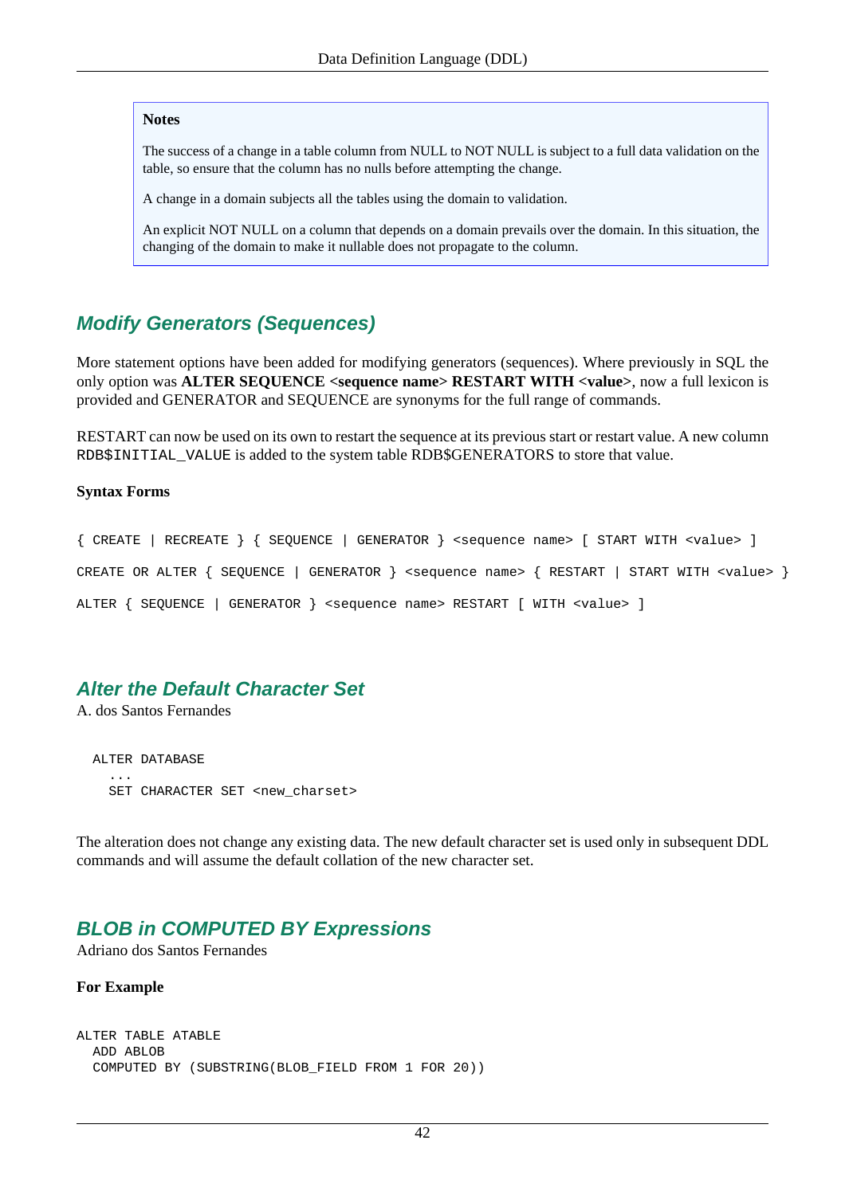> **Notes**
>
> The success of a change in a table column from NULL to NOT NULL is subject to a full data validation on the table, so ensure that the column has no nulls before attempting the change.
>
> A change in a domain subjects all the tables using the domain to validation.
>
> An explicit NOT NULL on a column that depends on a domain prevails over the domain. In this situation, the changing of the domain to make it nullable does not propagate to the column.

## Modify Generators (Sequences)

More statement options have been added for modifying generators (sequences). Where previously in SQL the only option was **ALTER SEQUENCE <sequence name> RESTART WITH <value>**, now a full lexicon is provided and GENERATOR and SEQUENCE are synonyms for the full range of commands.

RESTART can now be used on its own to restart the sequence at its previous start or restart value. A new column `RDB$INITIAL_VALUE` is added to the system table RDB$GENERATORS to store that value.

**Syntax Forms**

```
{ CREATE | RECREATE } { SEQUENCE | GENERATOR } <sequence name> [ START WITH <value> ]

CREATE OR ALTER { SEQUENCE | GENERATOR } <sequence name> { RESTART | START WITH <value> }

ALTER { SEQUENCE | GENERATOR } <sequence name> RESTART [ WITH <value> ]
```

## Alter the Default Character Set

A. dos Santos Fernandes

```
  ALTER DATABASE
    ...
    SET CHARACTER SET <new_charset>
```

The alteration does not change any existing data. The new default character set is used only in subsequent DDL commands and will assume the default collation of the new character set.

## BLOB in COMPUTED BY Expressions

Adriano dos Santos Fernandes

**For Example**

```
ALTER TABLE ATABLE
  ADD ABLOB
  COMPUTED BY (SUBSTRING(BLOB_FIELD FROM 1 FOR 20))
```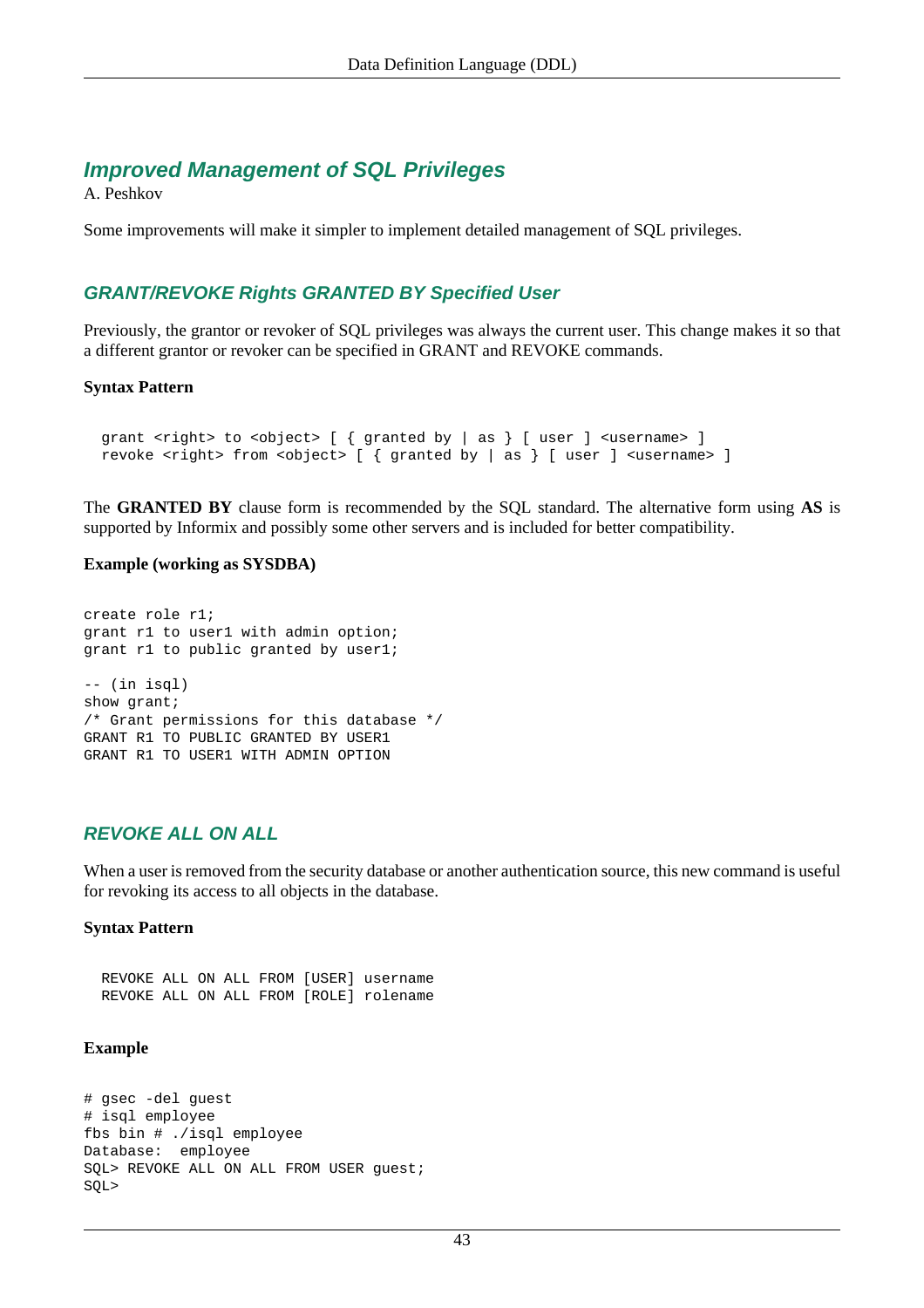## Improved Management of SQL Privileges

A. Peshkov

Some improvements will make it simpler to implement detailed management of SQL privileges.

### GRANT/REVOKE Rights GRANTED BY Specified User

Previously, the grantor or revoker of SQL privileges was always the current user. This change makes it so that a different grantor or revoker can be specified in GRANT and REVOKE commands.

**Syntax Pattern**

```
grant <right> to <object> [ { granted by | as } [ user ] <username> ]
revoke <right> from <object> [ { granted by | as } [ user ] <username> ]
```

The **GRANTED BY** clause form is recommended by the SQL standard. The alternative form using **AS** is supported by Informix and possibly some other servers and is included for better compatibility.

**Example (working as SYSDBA)**

```
create role r1;
grant r1 to user1 with admin option;
grant r1 to public granted by user1;

-- (in isql)
show grant;
/* Grant permissions for this database */
GRANT R1 TO PUBLIC GRANTED BY USER1
GRANT R1 TO USER1 WITH ADMIN OPTION
```

### REVOKE ALL ON ALL

When a user is removed from the security database or another authentication source, this new command is useful for revoking its access to all objects in the database.

**Syntax Pattern**

```
REVOKE ALL ON ALL FROM [USER] username
REVOKE ALL ON ALL FROM [ROLE] rolename
```

**Example**

```
# gsec -del guest
# isql employee
fbs bin # ./isql employee
Database:  employee
SQL> REVOKE ALL ON ALL FROM USER guest;
SQL>
```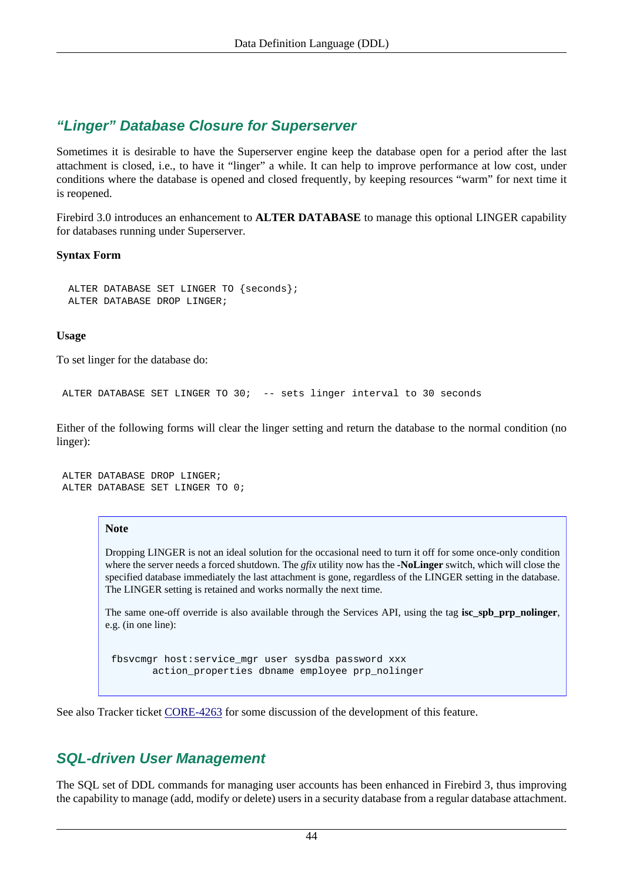## “Linger” Database Closure for Superserver

Sometimes it is desirable to have the Superserver engine keep the database open for a period after the last attachment is closed, i.e., to have it “linger” a while. It can help to improve performance at low cost, under conditions where the database is opened and closed frequently, by keeping resources “warm” for next time it is reopened.

Firebird 3.0 introduces an enhancement to **ALTER DATABASE** to manage this optional LINGER capability for databases running under Superserver.

**Syntax Form**

```
ALTER DATABASE SET LINGER TO {seconds};
ALTER DATABASE DROP LINGER;
```

**Usage**

To set linger for the database do:

```
ALTER DATABASE SET LINGER TO 30;  -- sets linger interval to 30 seconds
```

Either of the following forms will clear the linger setting and return the database to the normal condition (no linger):

```
ALTER DATABASE DROP LINGER;
ALTER DATABASE SET LINGER TO 0;
```

> **Note**
>
> Dropping LINGER is not an ideal solution for the occasional need to turn it off for some once-only condition where the server needs a forced shutdown. The *gfix* utility now has the **-NoLinger** switch, which will close the specified database immediately the last attachment is gone, regardless of the LINGER setting in the database. The LINGER setting is retained and works normally the next time.
>
> The same one-off override is also available through the Services API, using the tag **isc_spb_prp_nolinger**, e.g. (in one line):
>
> ```
> fbsvcmgr host:service_mgr user sysdba password xxx
>        action_properties dbname employee prp_nolinger
> ```

See also Tracker ticket CORE-4263 for some discussion of the development of this feature.

## SQL-driven User Management

The SQL set of DDL commands for managing user accounts has been enhanced in Firebird 3, thus improving the capability to manage (add, modify or delete) users in a security database from a regular database attachment.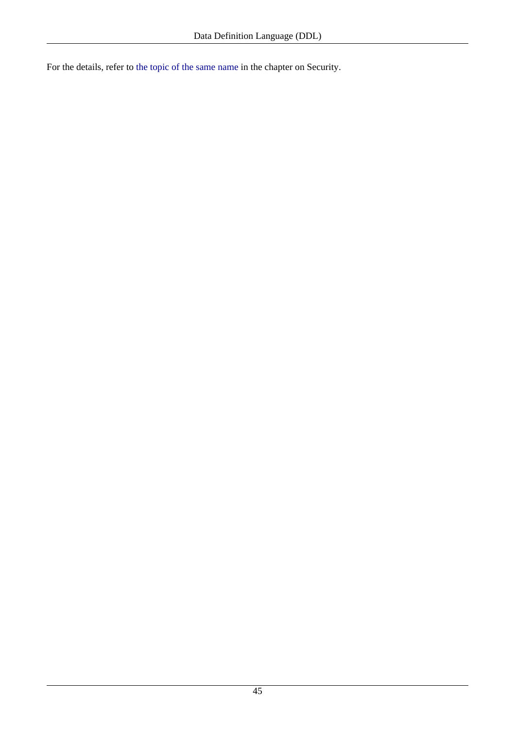For the details, refer to the topic of the same name in the chapter on Security.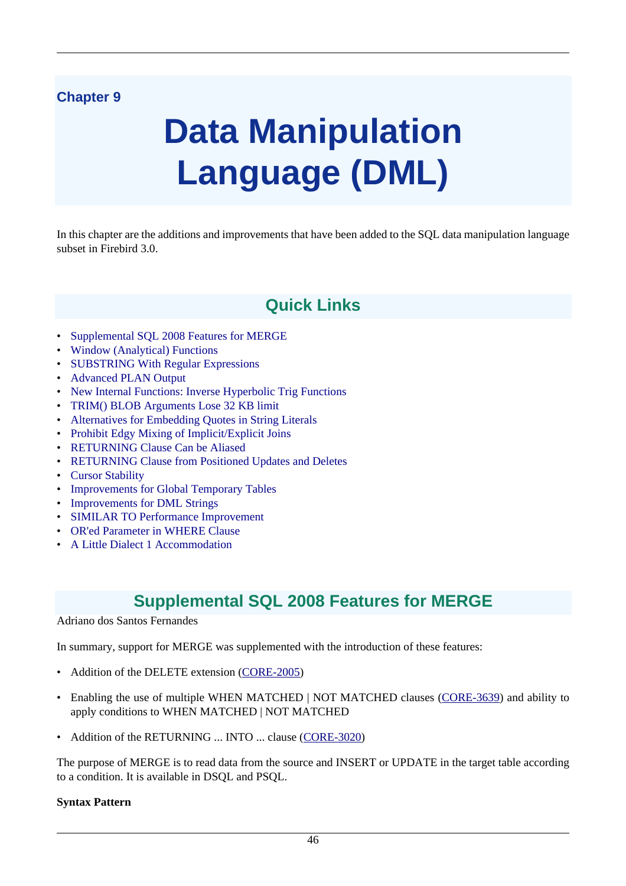# Chapter 9

# Data Manipulation Language (DML)

In this chapter are the additions and improvements that have been added to the SQL data manipulation language subset in Firebird 3.0.

## Quick Links

- Supplemental SQL 2008 Features for MERGE
- Window (Analytical) Functions
- SUBSTRING With Regular Expressions
- Advanced PLAN Output
- New Internal Functions: Inverse Hyperbolic Trig Functions
- TRIM() BLOB Arguments Lose 32 KB limit
- Alternatives for Embedding Quotes in String Literals
- Prohibit Edgy Mixing of Implicit/Explicit Joins
- RETURNING Clause Can be Aliased
- RETURNING Clause from Positioned Updates and Deletes
- Cursor Stability
- Improvements for Global Temporary Tables
- Improvements for DML Strings
- SIMILAR TO Performance Improvement
- OR'ed Parameter in WHERE Clause
- A Little Dialect 1 Accommodation

## Supplemental SQL 2008 Features for MERGE

Adriano dos Santos Fernandes

In summary, support for MERGE was supplemented with the introduction of these features:

- Addition of the DELETE extension (CORE-2005)
- Enabling the use of multiple WHEN MATCHED | NOT MATCHED clauses (CORE-3639) and ability to apply conditions to WHEN MATCHED | NOT MATCHED
- Addition of the RETURNING ... INTO ... clause (CORE-3020)

The purpose of MERGE is to read data from the source and INSERT or UPDATE in the target table according to a condition. It is available in DSQL and PSQL.

**Syntax Pattern**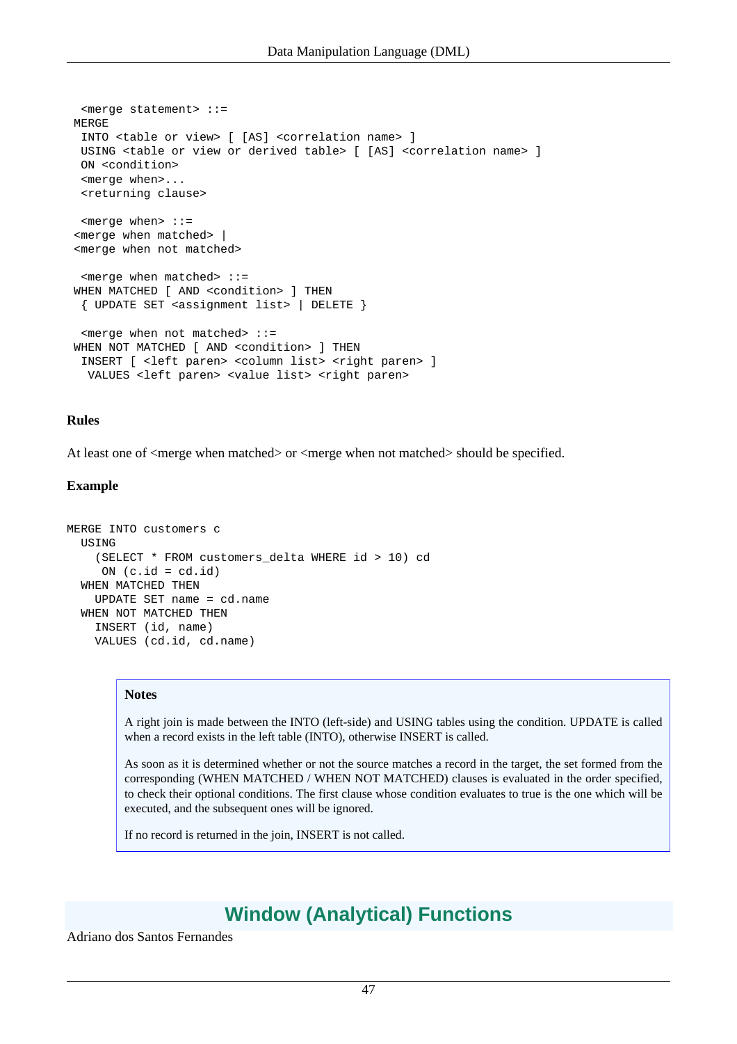```
<merge statement> ::=
 MERGE
  INTO <table or view> [ [AS] <correlation name> ]
  USING <table or view or derived table> [ [AS] <correlation name> ]
  ON <condition>
  <merge when>...
  <returning clause>

  <merge when> ::=
 <merge when matched> |
 <merge when not matched>

  <merge when matched> ::=
 WHEN MATCHED [ AND <condition> ] THEN
  { UPDATE SET <assignment list> | DELETE }

  <merge when not matched> ::=
 WHEN NOT MATCHED [ AND <condition> ] THEN
  INSERT [ <left paren> <column list> <right paren> ]
   VALUES <left paren> <value list> <right paren>
```

### Rules

At least one of <merge when matched> or <merge when not matched> should be specified.

### Example

```
MERGE INTO customers c
  USING
    (SELECT * FROM customers_delta WHERE id > 10) cd
     ON (c.id = cd.id)
  WHEN MATCHED THEN
    UPDATE SET name = cd.name
  WHEN NOT MATCHED THEN
    INSERT (id, name)
    VALUES (cd.id, cd.name)
```

> **Notes**
>
> A right join is made between the INTO (left-side) and USING tables using the condition. UPDATE is called when a record exists in the left table (INTO), otherwise INSERT is called.
>
> As soon as it is determined whether or not the source matches a record in the target, the set formed from the corresponding (WHEN MATCHED / WHEN NOT MATCHED) clauses is evaluated in the order specified, to check their optional conditions. The first clause whose condition evaluates to true is the one which will be executed, and the subsequent ones will be ignored.
>
> If no record is returned in the join, INSERT is not called.

## Window (Analytical) Functions

Adriano dos Santos Fernandes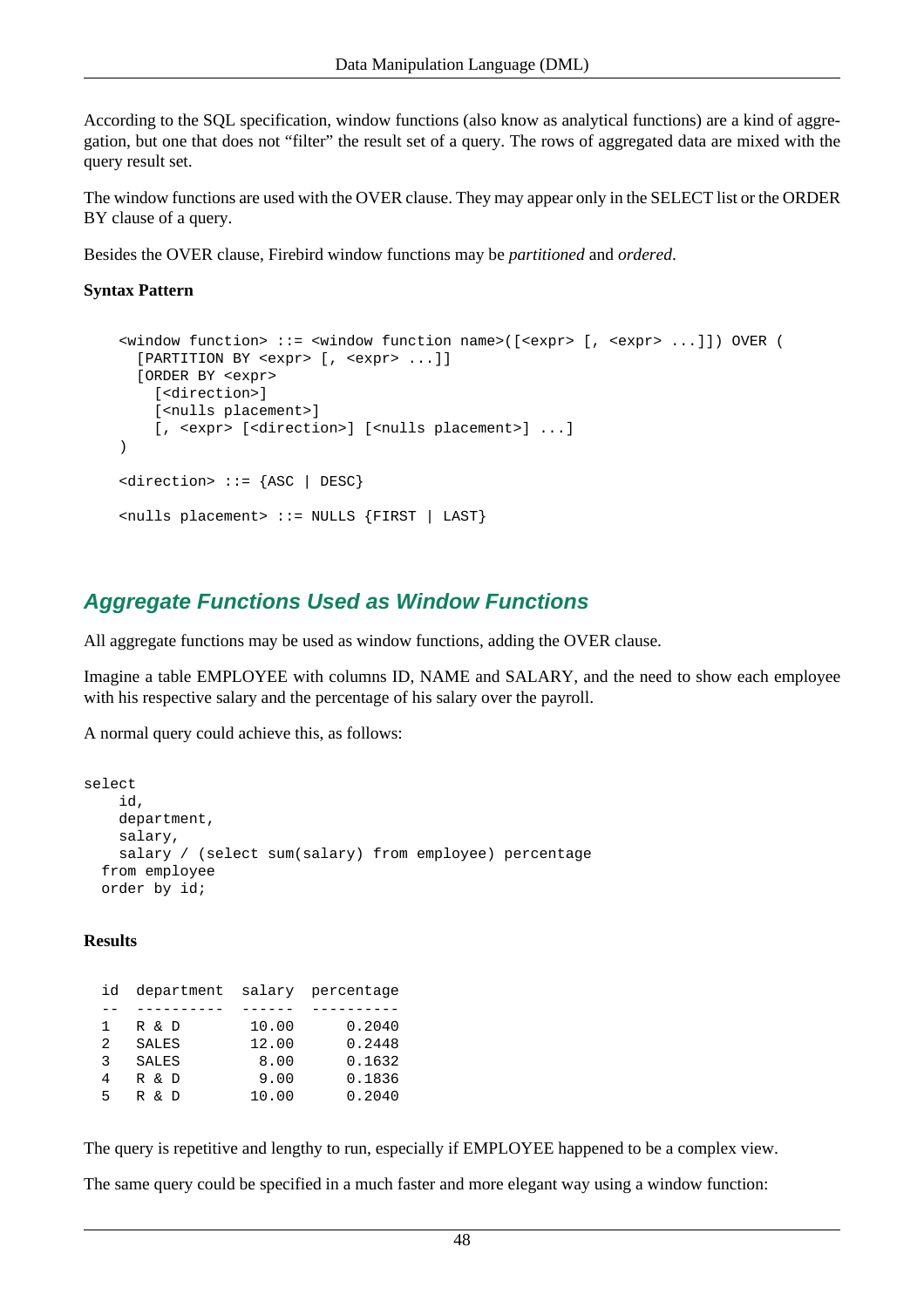According to the SQL specification, window functions (also know as analytical functions) are a kind of aggregation, but one that does not “filter” the result set of a query. The rows of aggregated data are mixed with the query result set.

The window functions are used with the OVER clause. They may appear only in the SELECT list or the ORDER BY clause of a query.

Besides the OVER clause, Firebird window functions may be *partitioned* and *ordered*.

**Syntax Pattern**

```
    <window function> ::= <window function name>([<expr> [, <expr> ...]]) OVER (
      [PARTITION BY <expr> [, <expr> ...]]
      [ORDER BY <expr>
        [<direction>]
        [<nulls placement>]
        [, <expr> [<direction>] [<nulls placement>] ...]
    )

    <direction> ::= {ASC | DESC}

    <nulls placement> ::= NULLS {FIRST | LAST}
```

## Aggregate Functions Used as Window Functions

All aggregate functions may be used as window functions, adding the OVER clause.

Imagine a table EMPLOYEE with columns ID, NAME and SALARY, and the need to show each employee with his respective salary and the percentage of his salary over the payroll.

A normal query could achieve this, as follows:

```
select
    id,
    department,
    salary,
    salary / (select sum(salary) from employee) percentage
  from employee
  order by id;
```

**Results**

```
  id  department  salary  percentage
  --  ----------  ------  ----------
  1   R & D        10.00      0.2040
  2   SALES        12.00      0.2448
  3   SALES         8.00      0.1632
  4   R & D         9.00      0.1836
  5   R & D        10.00      0.2040
```

The query is repetitive and lengthy to run, especially if EMPLOYEE happened to be a complex view.

The same query could be specified in a much faster and more elegant way using a window function: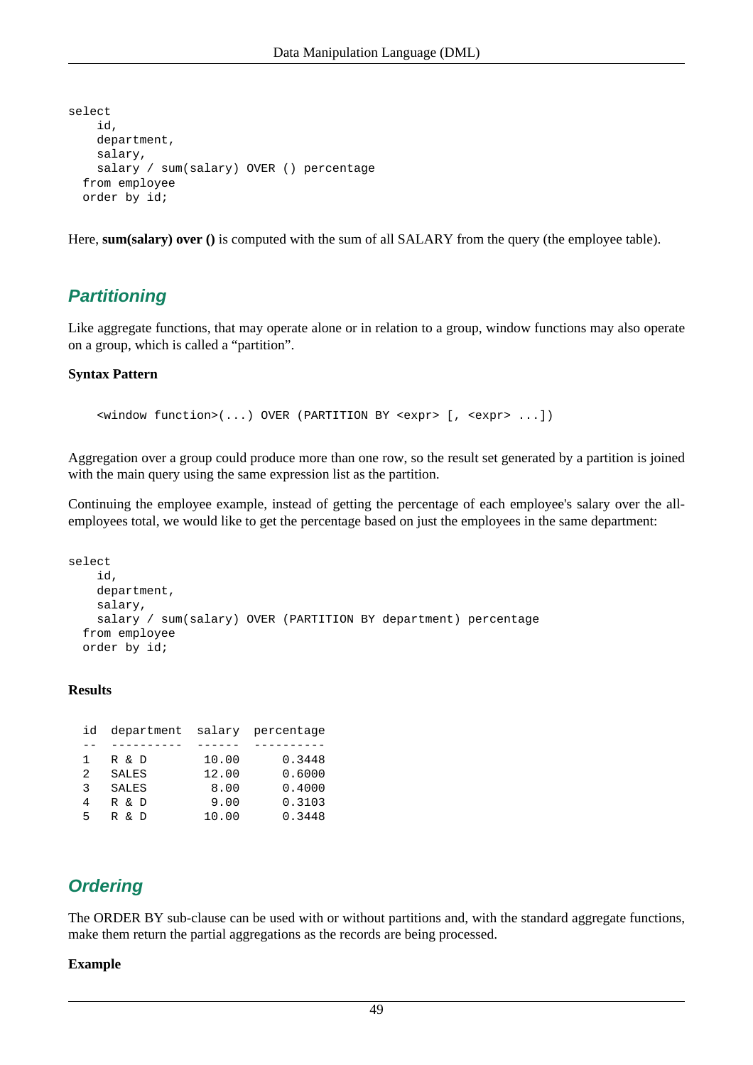```
select
    id,
    department,
    salary,
    salary / sum(salary) OVER () percentage
  from employee
  order by id;
```

Here, **sum(salary) over ()** is computed with the sum of all SALARY from the query (the employee table).

## Partitioning

Like aggregate functions, that may operate alone or in relation to a group, window functions may also operate on a group, which is called a "partition".

**Syntax Pattern**

```
<window function>(...) OVER (PARTITION BY <expr> [, <expr> ...])
```

Aggregation over a group could produce more than one row, so the result set generated by a partition is joined with the main query using the same expression list as the partition.

Continuing the employee example, instead of getting the percentage of each employee's salary over the all-employees total, we would like to get the percentage based on just the employees in the same department:

```
select
    id,
    department,
    salary,
    salary / sum(salary) OVER (PARTITION BY department) percentage
  from employee
  order by id;
```

**Results**

```
id  department  salary  percentage
--  ----------  ------  ----------
1   R & D        10.00      0.3448
2   SALES        12.00      0.6000
3   SALES         8.00      0.4000
4   R & D         9.00      0.3103
5   R & D        10.00      0.3448
```

## Ordering

The ORDER BY sub-clause can be used with or without partitions and, with the standard aggregate functions, make them return the partial aggregations as the records are being processed.

**Example**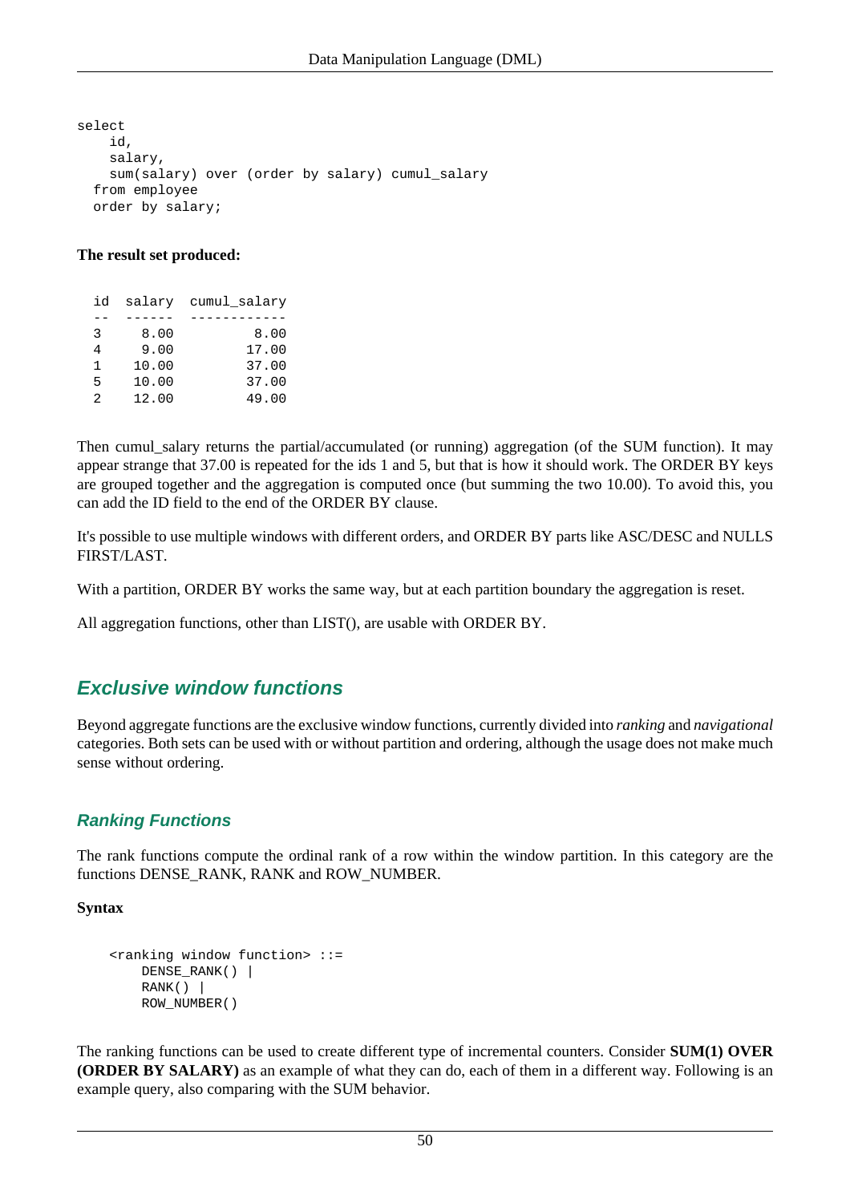```
select
    id,
    salary,
    sum(salary) over (order by salary) cumul_salary
  from employee
  order by salary;
```

**The result set produced:**

```
id  salary  cumul_salary
--  ------  ------------
3     8.00          8.00
4     9.00         17.00
1    10.00         37.00
5    10.00         37.00
2    12.00         49.00
```

Then cumul_salary returns the partial/accumulated (or running) aggregation (of the SUM function). It may appear strange that 37.00 is repeated for the ids 1 and 5, but that is how it should work. The ORDER BY keys are grouped together and the aggregation is computed once (but summing the two 10.00). To avoid this, you can add the ID field to the end of the ORDER BY clause.

It's possible to use multiple windows with different orders, and ORDER BY parts like ASC/DESC and NULLS FIRST/LAST.

With a partition, ORDER BY works the same way, but at each partition boundary the aggregation is reset.

All aggregation functions, other than LIST(), are usable with ORDER BY.

## Exclusive window functions

Beyond aggregate functions are the exclusive window functions, currently divided into *ranking* and *navigational* categories. Both sets can be used with or without partition and ordering, although the usage does not make much sense without ordering.

### Ranking Functions

The rank functions compute the ordinal rank of a row within the window partition. In this category are the functions DENSE_RANK, RANK and ROW_NUMBER.

**Syntax**

```
    <ranking window function> ::=
        DENSE_RANK() |
        RANK() |
        ROW_NUMBER()
```

The ranking functions can be used to create different type of incremental counters. Consider **SUM(1) OVER (ORDER BY SALARY)** as an example of what they can do, each of them in a different way. Following is an example query, also comparing with the SUM behavior.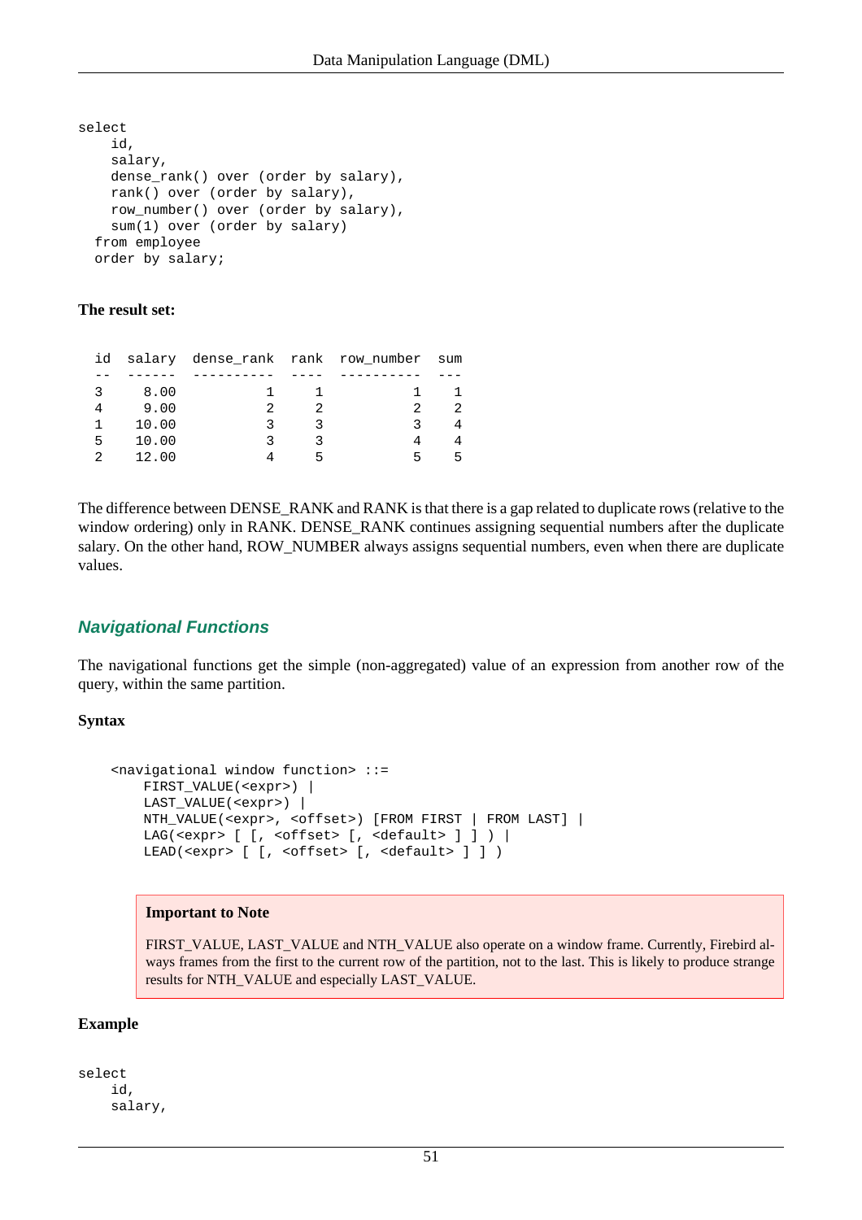```
select
    id,
    salary,
    dense_rank() over (order by salary),
    rank() over (order by salary),
    row_number() over (order by salary),
    sum(1) over (order by salary)
  from employee
  order by salary;
```

**The result set:**

```
  id  salary  dense_rank  rank  row_number  sum
  --  ------  ----------  ----  ----------  ---
  3     8.00           1     1           1    1
  4     9.00           2     2           2    2
  1    10.00           3     3           3    4
  5    10.00           3     3           4    4
  2    12.00           4     5           5    5
```

The difference between DENSE_RANK and RANK is that there is a gap related to duplicate rows (relative to the window ordering) only in RANK. DENSE_RANK continues assigning sequential numbers after the duplicate salary. On the other hand, ROW_NUMBER always assigns sequential numbers, even when there are duplicate values.

### Navigational Functions

The navigational functions get the simple (non-aggregated) value of an expression from another row of the query, within the same partition.

**Syntax**

```
    <navigational window function> ::=
        FIRST_VALUE(<expr>) |
        LAST_VALUE(<expr>) |
        NTH_VALUE(<expr>, <offset>) [FROM FIRST | FROM LAST] |
        LAG(<expr> [ [, <offset> [, <default> ] ] ) |
        LEAD(<expr> [ [, <offset> [, <default> ] ] )
```

> **Important to Note**
>
> FIRST_VALUE, LAST_VALUE and NTH_VALUE also operate on a window frame. Currently, Firebird always frames from the first to the current row of the partition, not to the last. This is likely to produce strange results for NTH_VALUE and especially LAST_VALUE.

**Example**

```
select
    id,
    salary,
```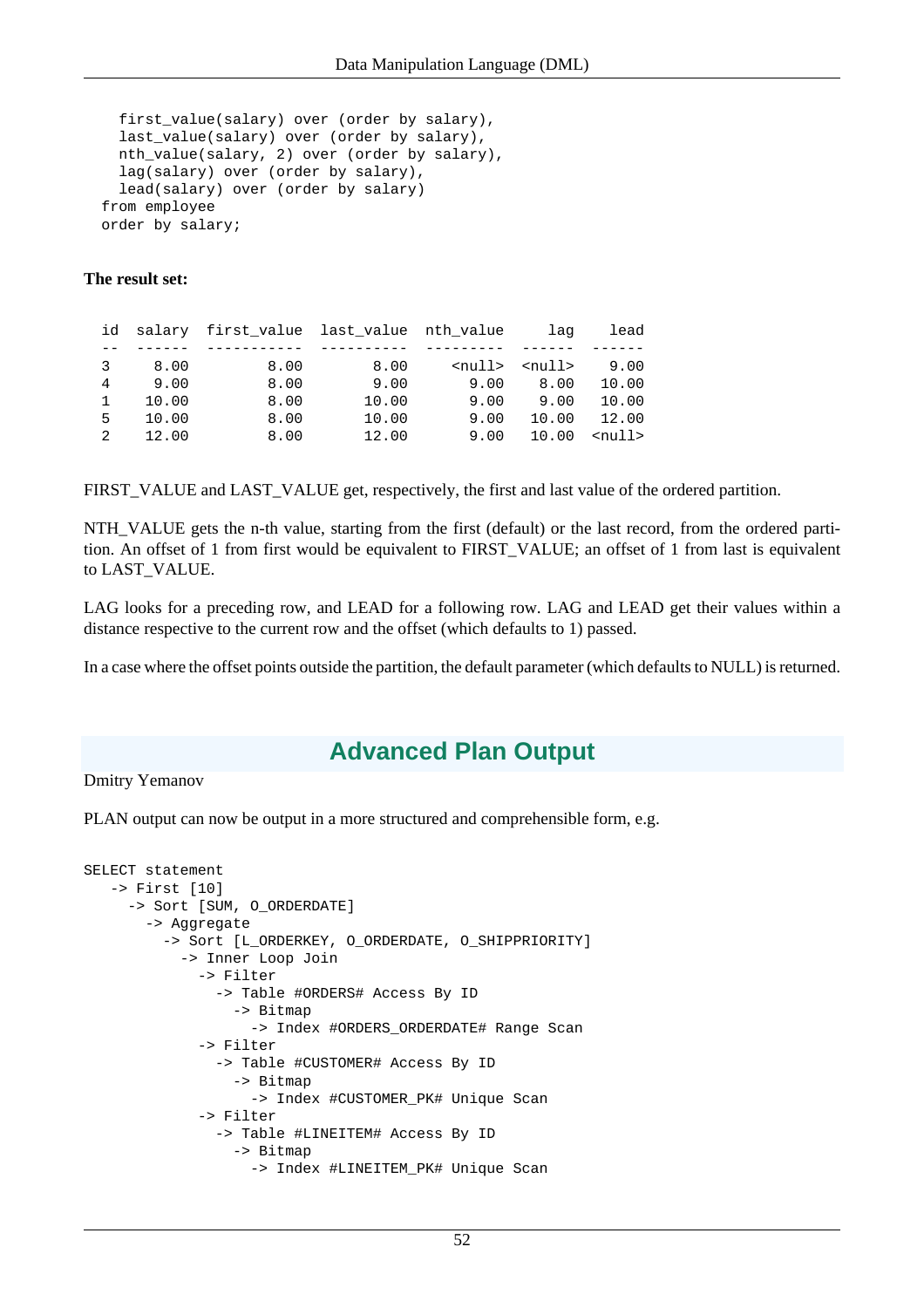```
  first_value(salary) over (order by salary),
  last_value(salary) over (order by salary),
  nth_value(salary, 2) over (order by salary),
  lag(salary) over (order by salary),
  lead(salary) over (order by salary)
from employee
order by salary;
```

**The result set:**

```
id  salary  first_value  last_value  nth_value     lag    lead
--  ------  -----------  ----------  ---------  ------  ------
3     8.00         8.00        8.00     <null>  <null>    9.00
4     9.00         8.00        9.00       9.00    8.00   10.00
1    10.00         8.00       10.00       9.00    9.00   10.00
5    10.00         8.00       10.00       9.00   10.00   12.00
2    12.00         8.00       12.00       9.00   10.00  <null>
```

FIRST_VALUE and LAST_VALUE get, respectively, the first and last value of the ordered partition.

NTH_VALUE gets the n-th value, starting from the first (default) or the last record, from the ordered partition. An offset of 1 from first would be equivalent to FIRST_VALUE; an offset of 1 from last is equivalent to LAST_VALUE.

LAG looks for a preceding row, and LEAD for a following row. LAG and LEAD get their values within a distance respective to the current row and the offset (which defaults to 1) passed.

In a case where the offset points outside the partition, the default parameter (which defaults to NULL) is returned.

## Advanced Plan Output

Dmitry Yemanov

PLAN output can now be output in a more structured and comprehensible form, e.g.

```
SELECT statement
   -> First [10]
     -> Sort [SUM, O_ORDERDATE]
       -> Aggregate
         -> Sort [L_ORDERKEY, O_ORDERDATE, O_SHIPPRIORITY]
           -> Inner Loop Join
             -> Filter
               -> Table #ORDERS# Access By ID
                 -> Bitmap
                   -> Index #ORDERS_ORDERDATE# Range Scan
             -> Filter
               -> Table #CUSTOMER# Access By ID
                 -> Bitmap
                   -> Index #CUSTOMER_PK# Unique Scan
             -> Filter
               -> Table #LINEITEM# Access By ID
                 -> Bitmap
                   -> Index #LINEITEM_PK# Unique Scan
```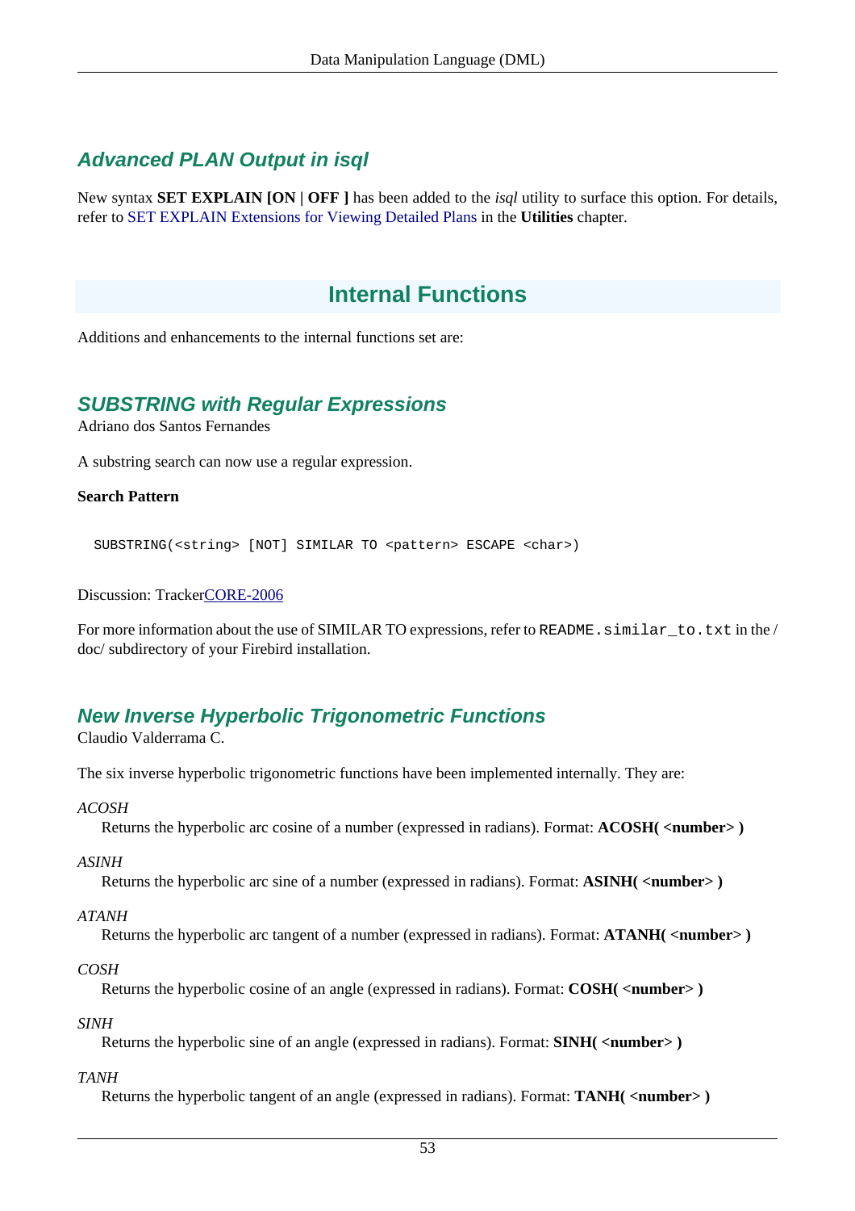### *Advanced PLAN Output in isql*

New syntax **SET EXPLAIN [ON | OFF ]** has been added to the *isql* utility to surface this option. For details, refer to SET EXPLAIN Extensions for Viewing Detailed Plans in the **Utilities** chapter.

## Internal Functions

Additions and enhancements to the internal functions set are:

### *SUBSTRING with Regular Expressions*

Adriano dos Santos Fernandes

A substring search can now use a regular expression.

**Search Pattern**

```
SUBSTRING(<string> [NOT] SIMILAR TO <pattern> ESCAPE <char>)
```

Discussion: TrackerCORE-2006

For more information about the use of SIMILAR TO expressions, refer to `README.similar_to.txt` in the /doc/ subdirectory of your Firebird installation.

### *New Inverse Hyperbolic Trigonometric Functions*

Claudio Valderrama C.

The six inverse hyperbolic trigonometric functions have been implemented internally. They are:

*ACOSH*
: Returns the hyperbolic arc cosine of a number (expressed in radians). Format: **ACOSH( <number> )**

*ASINH*
: Returns the hyperbolic arc sine of a number (expressed in radians). Format: **ASINH( <number> )**

*ATANH*
: Returns the hyperbolic arc tangent of a number (expressed in radians). Format: **ATANH( <number> )**

*COSH*
: Returns the hyperbolic cosine of an angle (expressed in radians). Format: **COSH( <number> )**

*SINH*
: Returns the hyperbolic sine of an angle (expressed in radians). Format: **SINH( <number> )**

*TANH*
: Returns the hyperbolic tangent of an angle (expressed in radians). Format: **TANH( <number> )**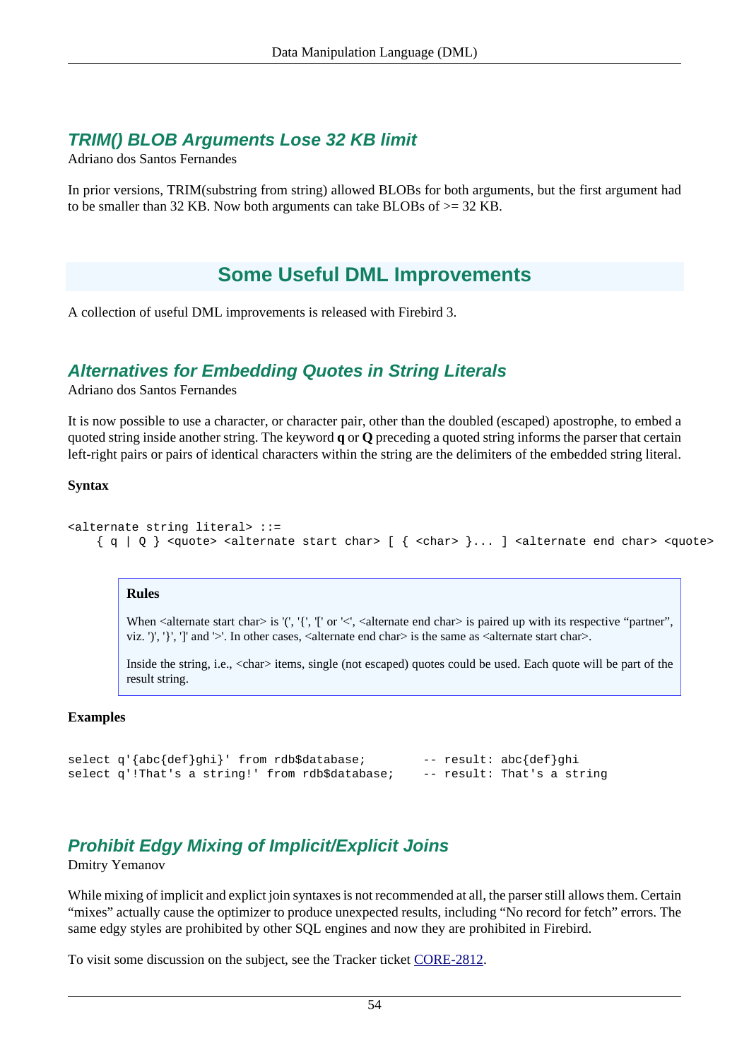### TRIM() BLOB Arguments Lose 32 KB limit

Adriano dos Santos Fernandes

In prior versions, TRIM(substring from string) allowed BLOBs for both arguments, but the first argument had to be smaller than 32 KB. Now both arguments can take BLOBs of >= 32 KB.

## Some Useful DML Improvements

A collection of useful DML improvements is released with Firebird 3.

### Alternatives for Embedding Quotes in String Literals

Adriano dos Santos Fernandes

It is now possible to use a character, or character pair, other than the doubled (escaped) apostrophe, to embed a quoted string inside another string. The keyword **q** or **Q** preceding a quoted string informs the parser that certain left-right pairs or pairs of identical characters within the string are the delimiters of the embedded string literal.

**Syntax**

```
<alternate string literal> ::=
    { q | Q } <quote> <alternate start char> [ { <char> }... ] <alternate end char> <quote>
```

> **Rules**
>
> When <alternate start char> is '(', '{', '[' or '<', <alternate end char> is paired up with its respective “partner”, viz. ')', '}', ']' and '>'. In other cases, <alternate end char> is the same as <alternate start char>.
>
> Inside the string, i.e., <char> items, single (not escaped) quotes could be used. Each quote will be part of the result string.

**Examples**

```
select q'{abc{def}ghi}' from rdb$database;        -- result: abc{def}ghi
select q'!That's a string!' from rdb$database;    -- result: That's a string
```

### Prohibit Edgy Mixing of Implicit/Explicit Joins

Dmitry Yemanov

While mixing of implicit and explict join syntaxes is not recommended at all, the parser still allows them. Certain “mixes” actually cause the optimizer to produce unexpected results, including “No record for fetch” errors. The same edgy styles are prohibited by other SQL engines and now they are prohibited in Firebird.

To visit some discussion on the subject, see the Tracker ticket CORE-2812.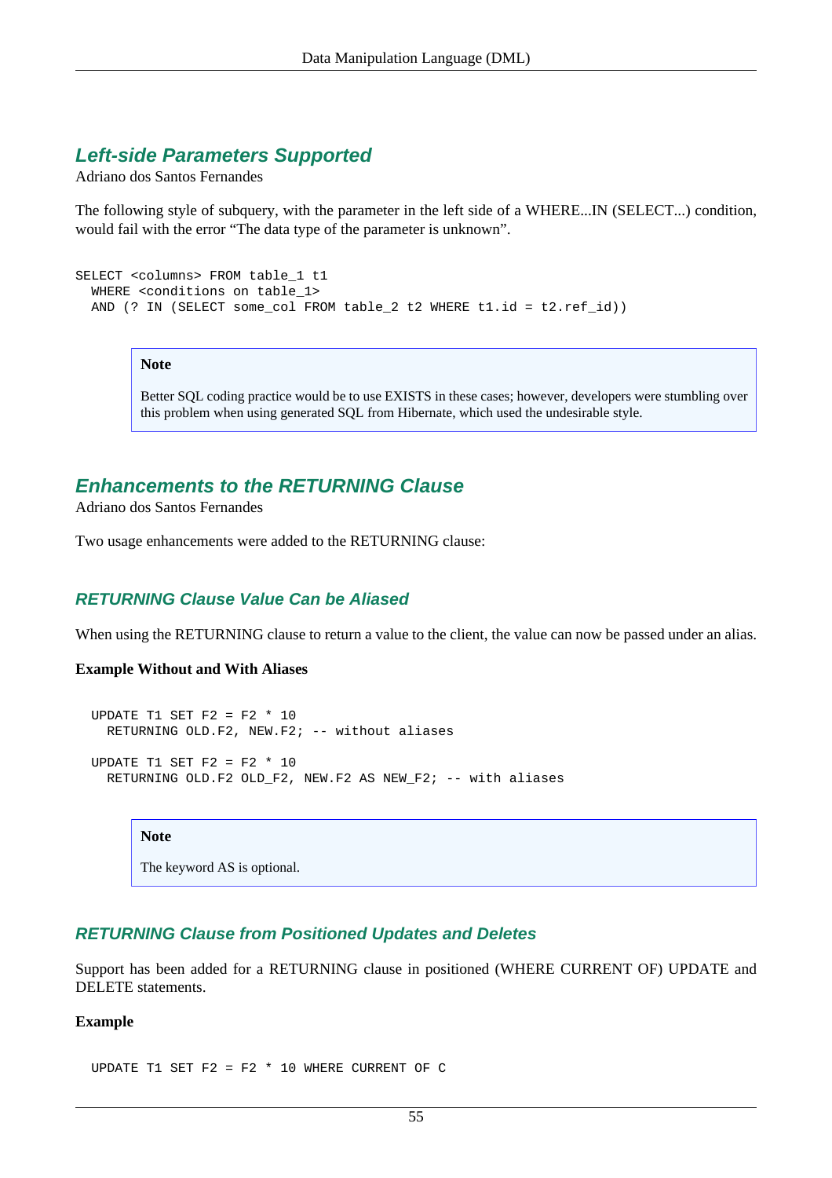## Left-side Parameters Supported

Adriano dos Santos Fernandes

The following style of subquery, with the parameter in the left side of a WHERE...IN (SELECT...) condition, would fail with the error “The data type of the parameter is unknown”.

```
SELECT <columns> FROM table_1 t1
  WHERE <conditions on table_1>
  AND (? IN (SELECT some_col FROM table_2 t2 WHERE t1.id = t2.ref_id))
```

> **Note**
>
> Better SQL coding practice would be to use EXISTS in these cases; however, developers were stumbling over this problem when using generated SQL from Hibernate, which used the undesirable style.

## Enhancements to the RETURNING Clause

Adriano dos Santos Fernandes

Two usage enhancements were added to the RETURNING clause:

### RETURNING Clause Value Can be Aliased

When using the RETURNING clause to return a value to the client, the value can now be passed under an alias.

**Example Without and With Aliases**

```
  UPDATE T1 SET F2 = F2 * 10
    RETURNING OLD.F2, NEW.F2; -- without aliases

  UPDATE T1 SET F2 = F2 * 10
    RETURNING OLD.F2 OLD_F2, NEW.F2 AS NEW_F2; -- with aliases
```

> **Note**
>
> The keyword AS is optional.

### RETURNING Clause from Positioned Updates and Deletes

Support has been added for a RETURNING clause in positioned (WHERE CURRENT OF) UPDATE and DELETE statements.

**Example**

```
  UPDATE T1 SET F2 = F2 * 10 WHERE CURRENT OF C
```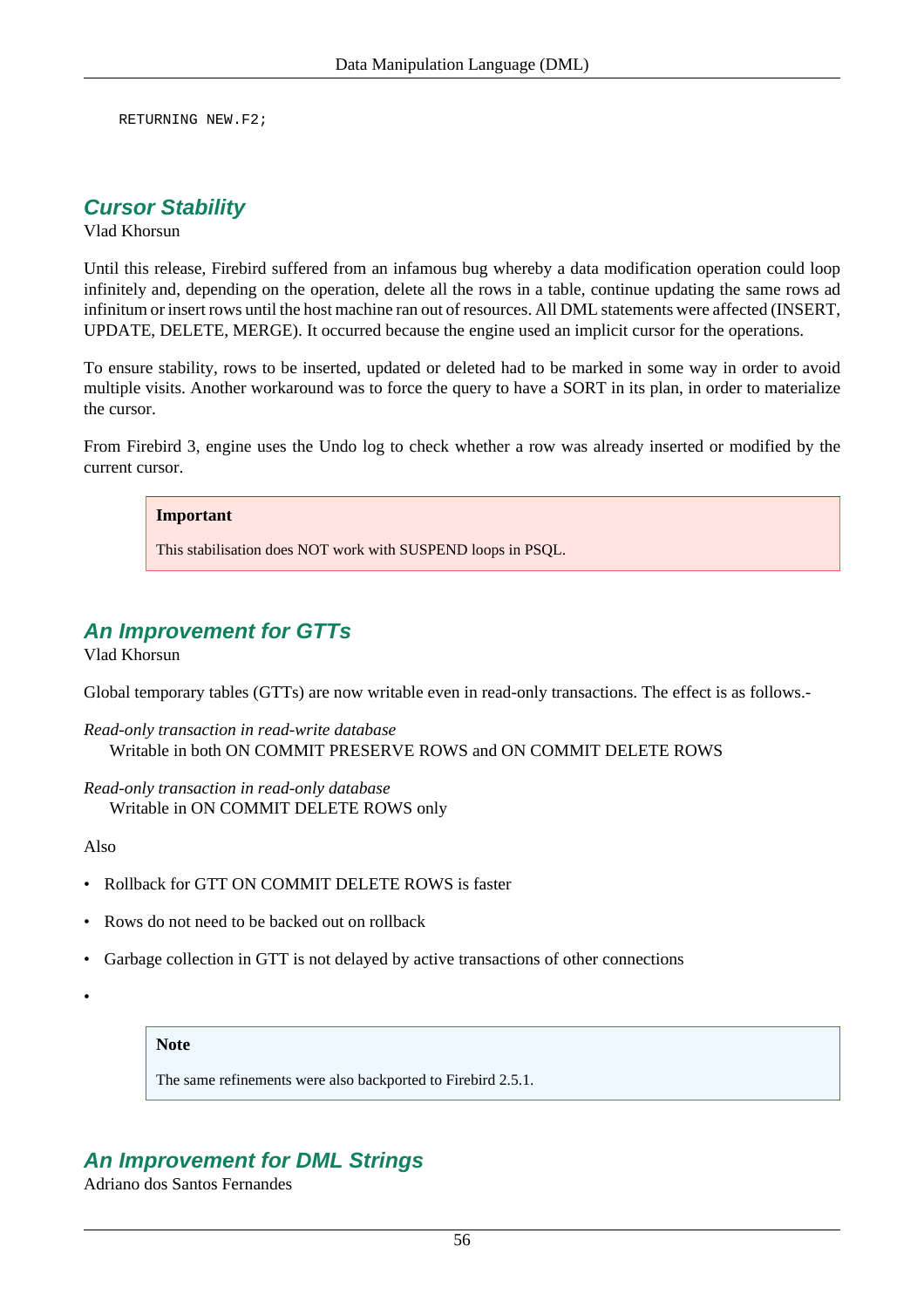```
RETURNING NEW.F2;
```

### *Cursor Stability*

Vlad Khorsun

Until this release, Firebird suffered from an infamous bug whereby a data modification operation could loop infinitely and, depending on the operation, delete all the rows in a table, continue updating the same rows ad infinitum or insert rows until the host machine ran out of resources. All DML statements were affected (INSERT, UPDATE, DELETE, MERGE). It occurred because the engine used an implicit cursor for the operations.

To ensure stability, rows to be inserted, updated or deleted had to be marked in some way in order to avoid multiple visits. Another workaround was to force the query to have a SORT in its plan, in order to materialize the cursor.

From Firebird 3, engine uses the Undo log to check whether a row was already inserted or modified by the current cursor.

> **Important**
>
> This stabilisation does NOT work with SUSPEND loops in PSQL.

### *An Improvement for GTTs*

Vlad Khorsun

Global temporary tables (GTTs) are now writable even in read-only transactions. The effect is as follows.-

*Read-only transaction in read-write database*
: Writable in both ON COMMIT PRESERVE ROWS and ON COMMIT DELETE ROWS

*Read-only transaction in read-only database*
: Writable in ON COMMIT DELETE ROWS only

Also

- Rollback for GTT ON COMMIT DELETE ROWS is faster
- Rows do not need to be backed out on rollback
- Garbage collection in GTT is not delayed by active transactions of other connections
-

> **Note**
>
> The same refinements were also backported to Firebird 2.5.1.

### *An Improvement for DML Strings*

Adriano dos Santos Fernandes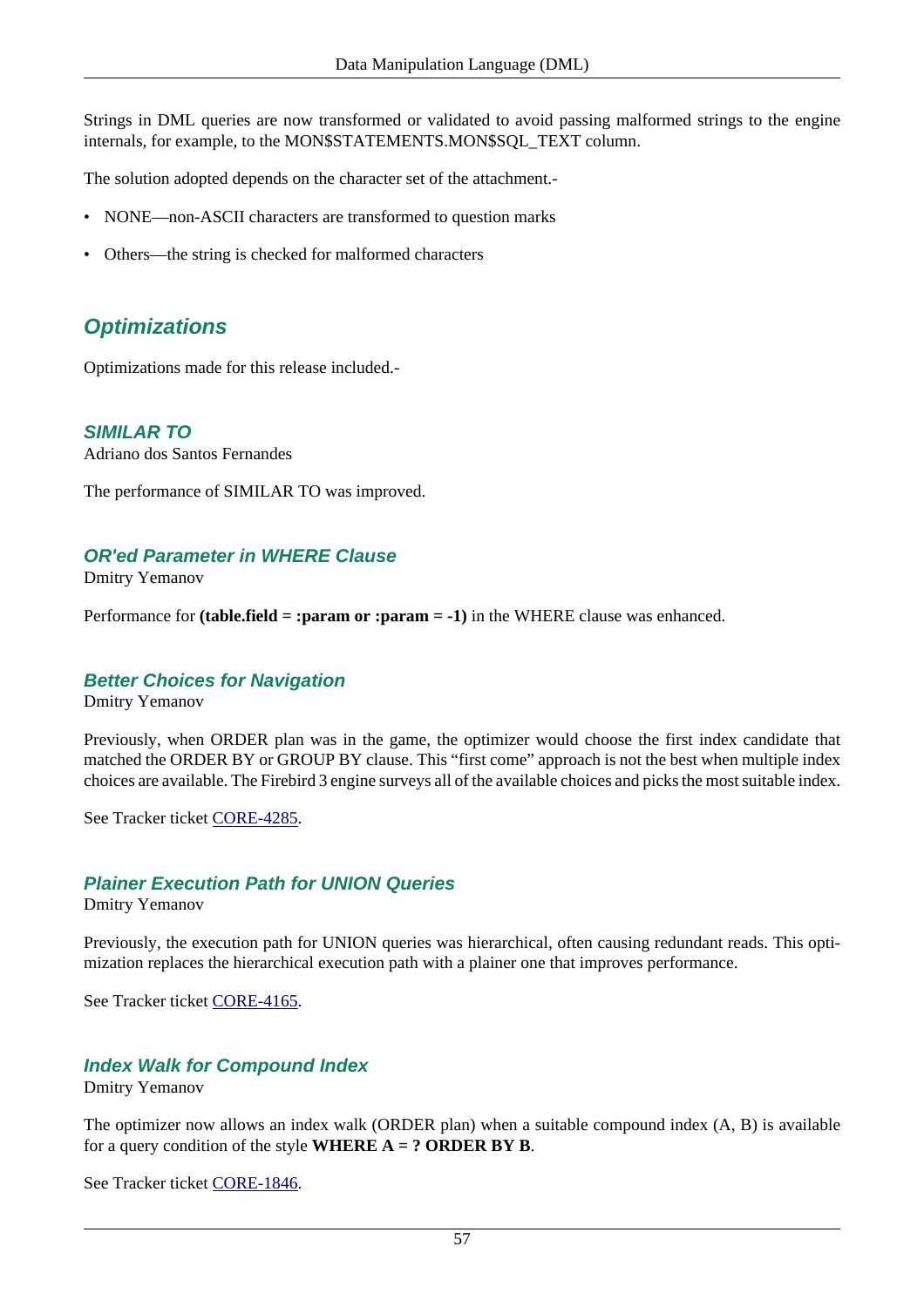Strings in DML queries are now transformed or validated to avoid passing malformed strings to the engine internals, for example, to the MON$STATEMENTS.MON$SQL_TEXT column.

The solution adopted depends on the character set of the attachment.-

- NONE—non-ASCII characters are transformed to question marks
- Others—the string is checked for malformed characters

## Optimizations

Optimizations made for this release included.-

### SIMILAR TO

Adriano dos Santos Fernandes

The performance of SIMILAR TO was improved.

### OR'ed Parameter in WHERE Clause

Dmitry Yemanov

Performance for **(table.field = :param or :param = -1)** in the WHERE clause was enhanced.

### Better Choices for Navigation

Dmitry Yemanov

Previously, when ORDER plan was in the game, the optimizer would choose the first index candidate that matched the ORDER BY or GROUP BY clause. This "first come" approach is not the best when multiple index choices are available. The Firebird 3 engine surveys all of the available choices and picks the most suitable index.

See Tracker ticket CORE-4285.

### Plainer Execution Path for UNION Queries

Dmitry Yemanov

Previously, the execution path for UNION queries was hierarchical, often causing redundant reads. This optimization replaces the hierarchical execution path with a plainer one that improves performance.

See Tracker ticket CORE-4165.

### Index Walk for Compound Index

Dmitry Yemanov

The optimizer now allows an index walk (ORDER plan) when a suitable compound index (A, B) is available for a query condition of the style **WHERE A = ? ORDER BY B**.

See Tracker ticket CORE-1846.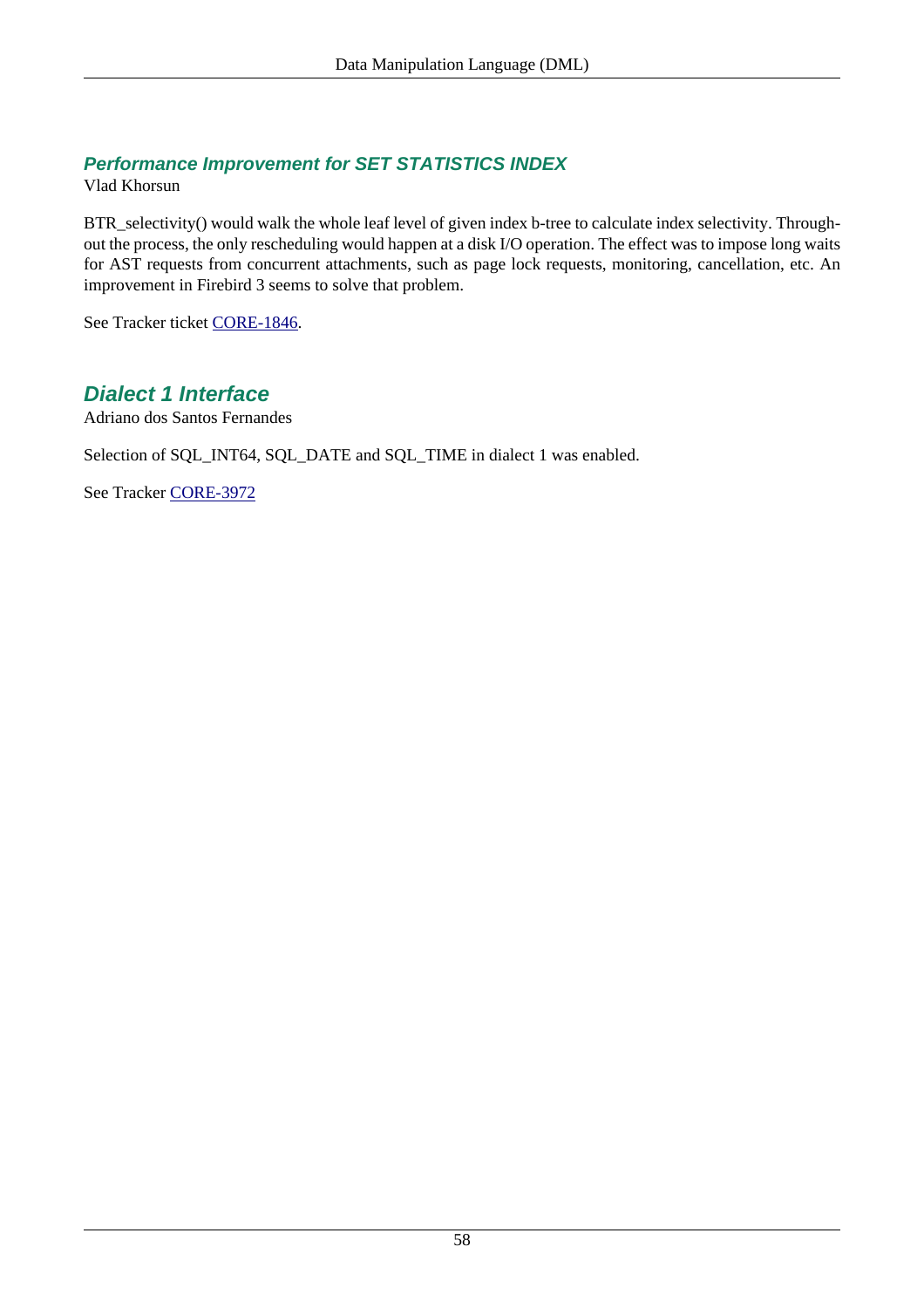### *Performance Improvement for SET STATISTICS INDEX*

Vlad Khorsun

BTR_selectivity() would walk the whole leaf level of given index b-tree to calculate index selectivity. Throughout the process, the only rescheduling would happen at a disk I/O operation. The effect was to impose long waits for AST requests from concurrent attachments, such as page lock requests, monitoring, cancellation, etc. An improvement in Firebird 3 seems to solve that problem.

See Tracker ticket CORE-1846.

### *Dialect 1 Interface*

Adriano dos Santos Fernandes

Selection of SQL_INT64, SQL_DATE and SQL_TIME in dialect 1 was enabled.

See Tracker CORE-3972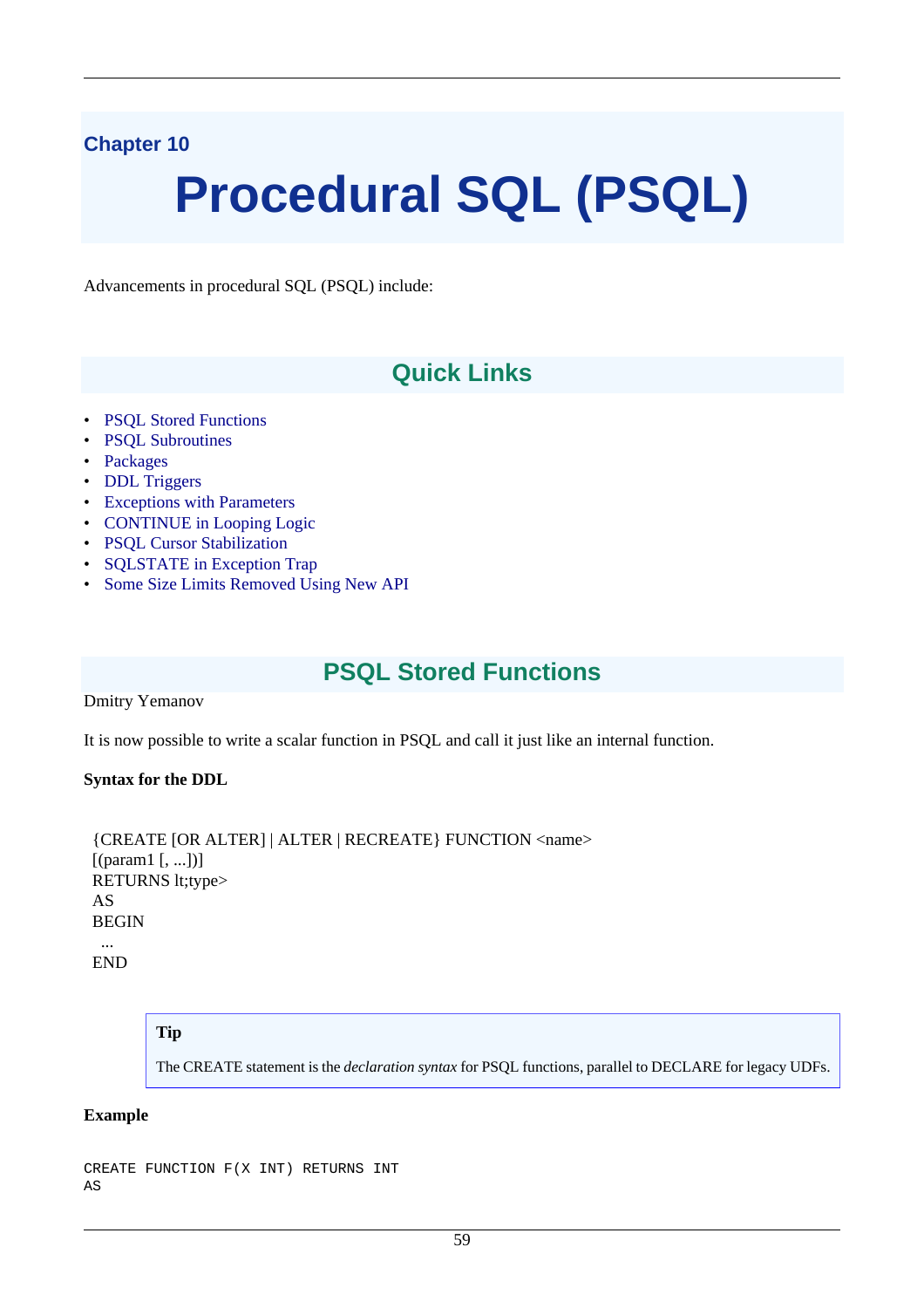Chapter 10

# Procedural SQL (PSQL)

Advancements in procedural SQL (PSQL) include:

## Quick Links

- PSQL Stored Functions
- PSQL Subroutines
- Packages
- DDL Triggers
- Exceptions with Parameters
- CONTINUE in Looping Logic
- PSQL Cursor Stabilization
- SQLSTATE in Exception Trap
- Some Size Limits Removed Using New API

## PSQL Stored Functions

Dmitry Yemanov

It is now possible to write a scalar function in PSQL and call it just like an internal function.

**Syntax for the DDL**

```
{CREATE [OR ALTER] | ALTER | RECREATE} FUNCTION <name>
[(param1 [, ...])]
RETURNS lt;type>
AS
BEGIN
  ...
END
```

> **Tip**
>
> The CREATE statement is the *declaration syntax* for PSQL functions, parallel to DECLARE for legacy UDFs.

**Example**

```
CREATE FUNCTION F(X INT) RETURNS INT
AS
```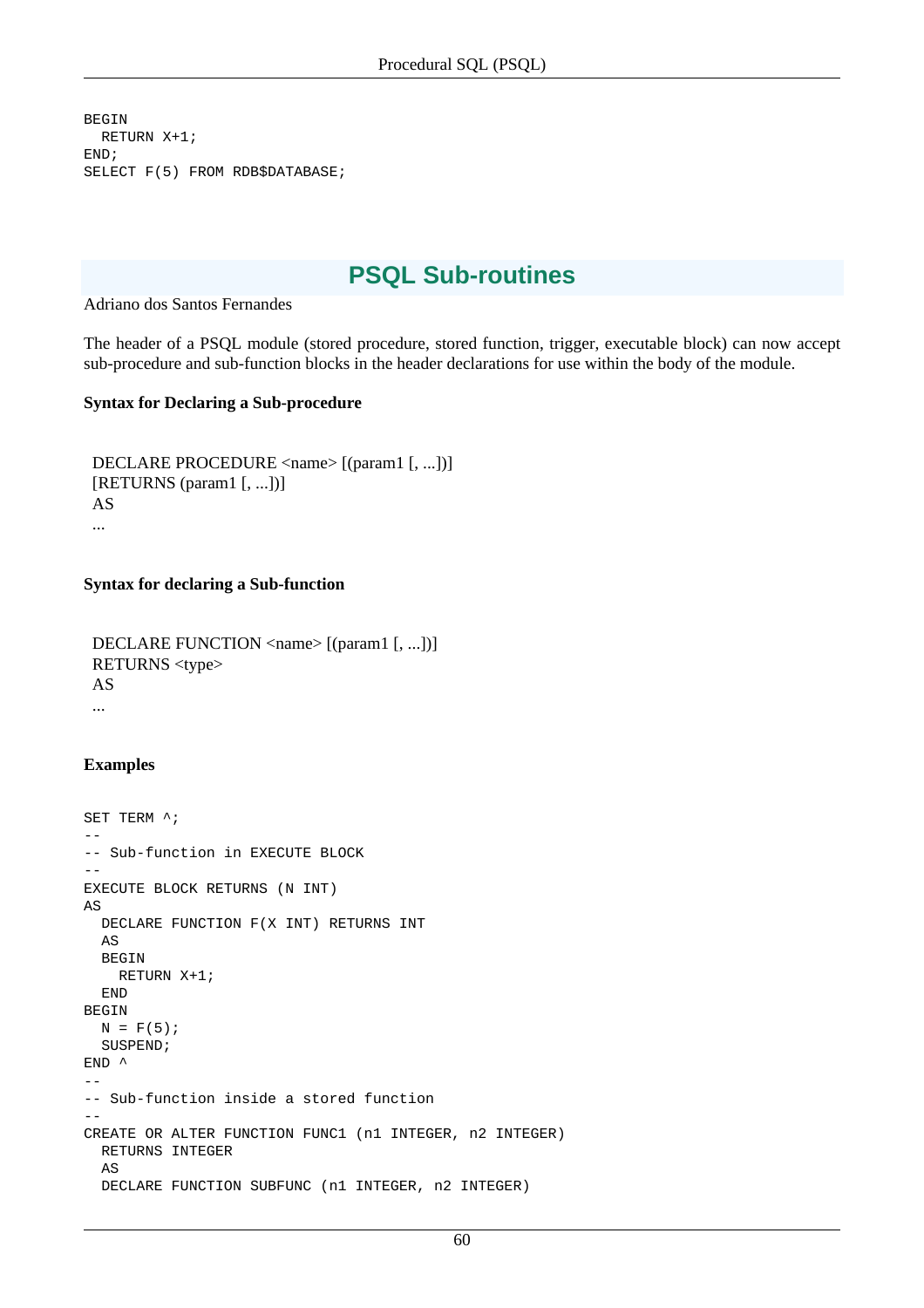```
BEGIN
  RETURN X+1;
END;
SELECT F(5) FROM RDB$DATABASE;
```

## PSQL Sub-routines

Adriano dos Santos Fernandes

The header of a PSQL module (stored procedure, stored function, trigger, executable block) can now accept sub-procedure and sub-function blocks in the header declarations for use within the body of the module.

**Syntax for Declaring a Sub-procedure**

```
DECLARE PROCEDURE <name> [(param1 [, ...])]
[RETURNS (param1 [, ...])]
AS
...
```

**Syntax for declaring a Sub-function**

```
DECLARE FUNCTION <name> [(param1 [, ...])]
RETURNS <type>
AS
...
```

**Examples**

```
SET TERM ^;
--
-- Sub-function in EXECUTE BLOCK
--
EXECUTE BLOCK RETURNS (N INT)
AS
  DECLARE FUNCTION F(X INT) RETURNS INT
  AS
  BEGIN
    RETURN X+1;
  END
BEGIN
  N = F(5);
  SUSPEND;
END ^
--
-- Sub-function inside a stored function
--
CREATE OR ALTER FUNCTION FUNC1 (n1 INTEGER, n2 INTEGER)
  RETURNS INTEGER
  AS
  DECLARE FUNCTION SUBFUNC (n1 INTEGER, n2 INTEGER)
```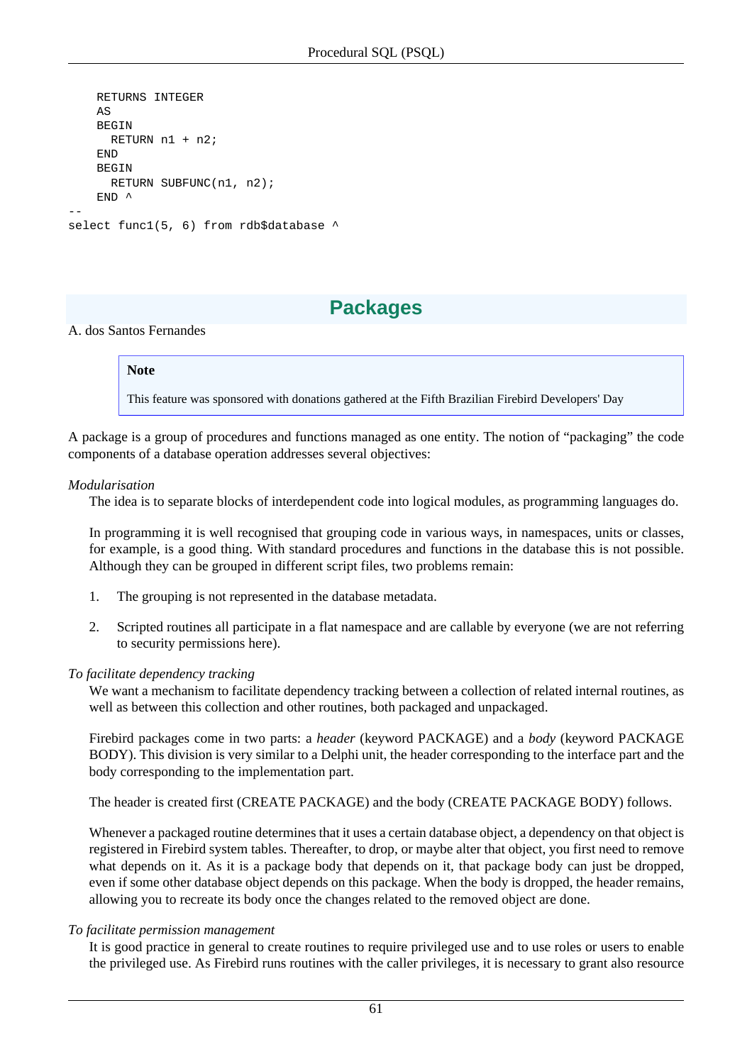```
    RETURNS INTEGER
    AS
    BEGIN
      RETURN n1 + n2;
    END
    BEGIN
      RETURN SUBFUNC(n1, n2);
    END ^
--
select func1(5, 6) from rdb$database ^
```

## Packages

A. dos Santos Fernandes

> **Note**
>
> This feature was sponsored with donations gathered at the Fifth Brazilian Firebird Developers' Day

A package is a group of procedures and functions managed as one entity. The notion of "packaging" the code components of a database operation addresses several objectives:

*Modularisation*

The idea is to separate blocks of interdependent code into logical modules, as programming languages do.

In programming it is well recognised that grouping code in various ways, in namespaces, units or classes, for example, is a good thing. With standard procedures and functions in the database this is not possible. Although they can be grouped in different script files, two problems remain:

1. The grouping is not represented in the database metadata.
2. Scripted routines all participate in a flat namespace and are callable by everyone (we are not referring to security permissions here).

*To facilitate dependency tracking*

We want a mechanism to facilitate dependency tracking between a collection of related internal routines, as well as between this collection and other routines, both packaged and unpackaged.

Firebird packages come in two parts: a *header* (keyword PACKAGE) and a *body* (keyword PACKAGE BODY). This division is very similar to a Delphi unit, the header corresponding to the interface part and the body corresponding to the implementation part.

The header is created first (CREATE PACKAGE) and the body (CREATE PACKAGE BODY) follows.

Whenever a packaged routine determines that it uses a certain database object, a dependency on that object is registered in Firebird system tables. Thereafter, to drop, or maybe alter that object, you first need to remove what depends on it. As it is a package body that depends on it, that package body can just be dropped, even if some other database object depends on this package. When the body is dropped, the header remains, allowing you to recreate its body once the changes related to the removed object are done.

*To facilitate permission management*

It is good practice in general to create routines to require privileged use and to use roles or users to enable the privileged use. As Firebird runs routines with the caller privileges, it is necessary to grant also resource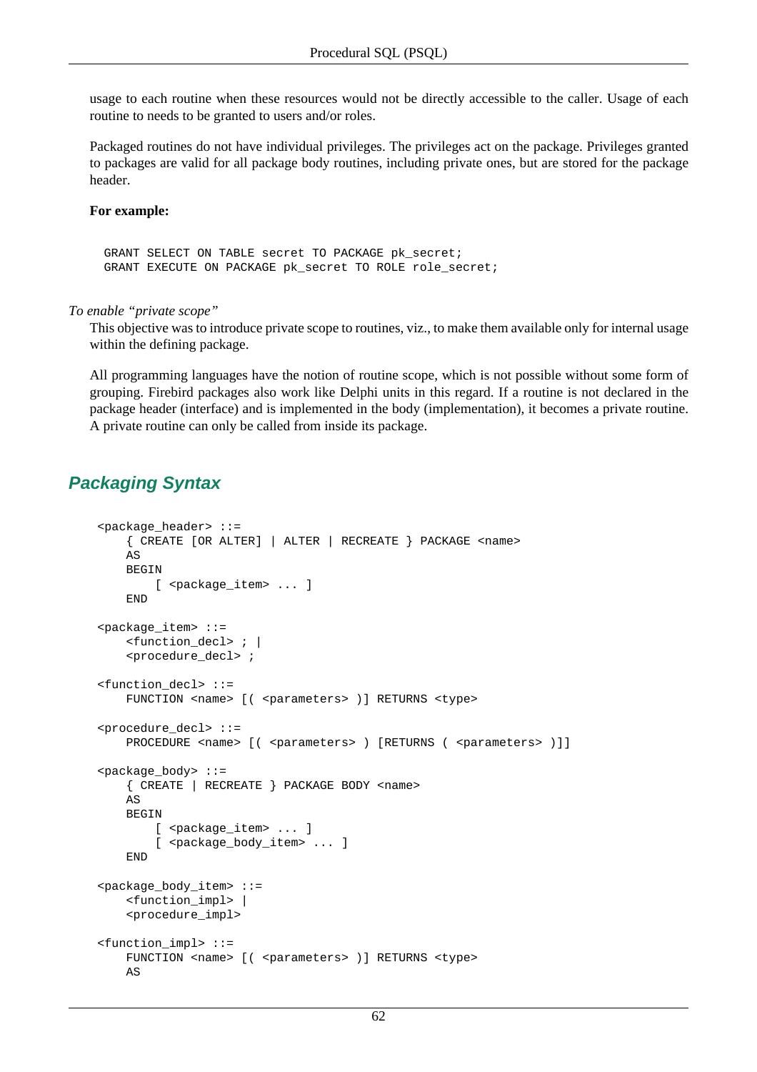usage to each routine when these resources would not be directly accessible to the caller. Usage of each routine to needs to be granted to users and/or roles.

Packaged routines do not have individual privileges. The privileges act on the package. Privileges granted to packages are valid for all package body routines, including private ones, but are stored for the package header.

**For example:**

```
GRANT SELECT ON TABLE secret TO PACKAGE pk_secret;
GRANT EXECUTE ON PACKAGE pk_secret TO ROLE role_secret;
```

*To enable “private scope”*

This objective was to introduce private scope to routines, viz., to make them available only for internal usage within the defining package.

All programming languages have the notion of routine scope, which is not possible without some form of grouping. Firebird packages also work like Delphi units in this regard. If a routine is not declared in the package header (interface) and is implemented in the body (implementation), it becomes a private routine. A private routine can only be called from inside its package.

## Packaging Syntax

```
<package_header> ::=
    { CREATE [OR ALTER] | ALTER | RECREATE } PACKAGE <name>
    AS
    BEGIN
        [ <package_item> ... ]
    END

<package_item> ::=
    <function_decl> ; |
    <procedure_decl> ;

<function_decl> ::=
    FUNCTION <name> [( <parameters> )] RETURNS <type>

<procedure_decl> ::=
    PROCEDURE <name> [( <parameters> ) [RETURNS ( <parameters> )]]

<package_body> ::=
    { CREATE | RECREATE } PACKAGE BODY <name>
    AS
    BEGIN
        [ <package_item> ... ]
        [ <package_body_item> ... ]
    END

<package_body_item> ::=
    <function_impl> |
    <procedure_impl>

<function_impl> ::=
    FUNCTION <name> [( <parameters> )] RETURNS <type>
    AS
```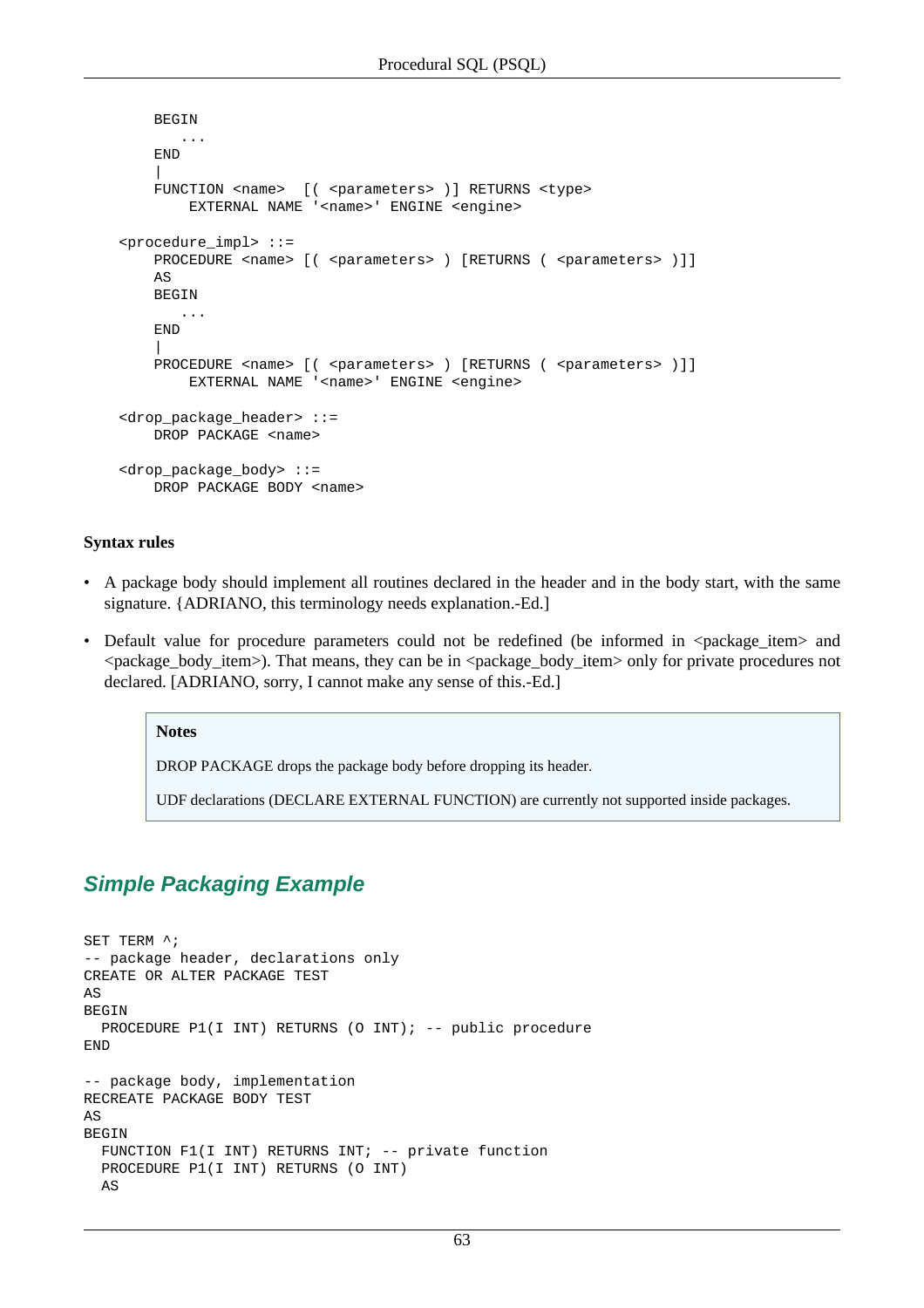```
        BEGIN
           ...
        END
        |
        FUNCTION <name>  [( <parameters> )] RETURNS <type>
            EXTERNAL NAME '<name>' ENGINE <engine>

    <procedure_impl> ::=
        PROCEDURE <name> [( <parameters> ) [RETURNS ( <parameters> )]]
        AS
        BEGIN
           ...
        END
        |
        PROCEDURE <name> [( <parameters> ) [RETURNS ( <parameters> )]]
            EXTERNAL NAME '<name>' ENGINE <engine>

    <drop_package_header> ::=
        DROP PACKAGE <name>

    <drop_package_body> ::=
        DROP PACKAGE BODY <name>
```

**Syntax rules**

- A package body should implement all routines declared in the header and in the body start, with the same signature. {ADRIANO, this terminology needs explanation.-Ed.]
- Default value for procedure parameters could not be redefined (be informed in <package_item> and <package_body_item>). That means, they can be in <package_body_item> only for private procedures not declared. [ADRIANO, sorry, I cannot make any sense of this.-Ed.]

> **Notes**
>
> DROP PACKAGE drops the package body before dropping its header.
>
> UDF declarations (DECLARE EXTERNAL FUNCTION) are currently not supported inside packages.

### *Simple Packaging Example*

```
SET TERM ^;
-- package header, declarations only
CREATE OR ALTER PACKAGE TEST
AS
BEGIN
  PROCEDURE P1(I INT) RETURNS (O INT); -- public procedure
END

-- package body, implementation
RECREATE PACKAGE BODY TEST
AS
BEGIN
  FUNCTION F1(I INT) RETURNS INT; -- private function
  PROCEDURE P1(I INT) RETURNS (O INT)
  AS
```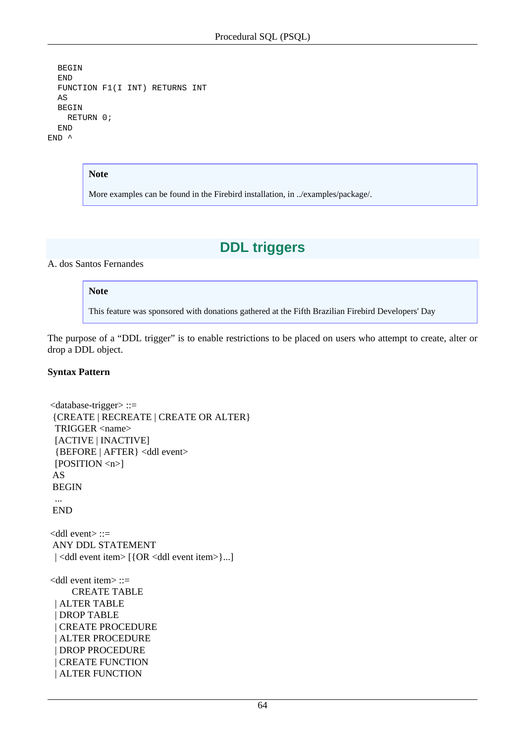```
  BEGIN
  END
  FUNCTION F1(I INT) RETURNS INT
  AS
  BEGIN
    RETURN 0;
  END
END ^
```

> **Note**
>
> More examples can be found in the Firebird installation, in ../examples/package/.

## DDL triggers

A. dos Santos Fernandes

> **Note**
>
> This feature was sponsored with donations gathered at the Fifth Brazilian Firebird Developers' Day

The purpose of a “DDL trigger” is to enable restrictions to be placed on users who attempt to create, alter or drop a DDL object.

**Syntax Pattern**

```
<database-trigger> ::=
 {CREATE | RECREATE | CREATE OR ALTER}
  TRIGGER <name>
  [ACTIVE | INACTIVE]
  {BEFORE | AFTER} <ddl event>
  [POSITION <n>]
 AS
 BEGIN
  ...
 END

<ddl event> ::=
 ANY DDL STATEMENT
  | <ddl event item> [{OR <ddl event item>}...]

<ddl event item> ::=
      CREATE TABLE
  | ALTER TABLE
  | DROP TABLE
  | CREATE PROCEDURE
  | ALTER PROCEDURE
  | DROP PROCEDURE
  | CREATE FUNCTION
  | ALTER FUNCTION
```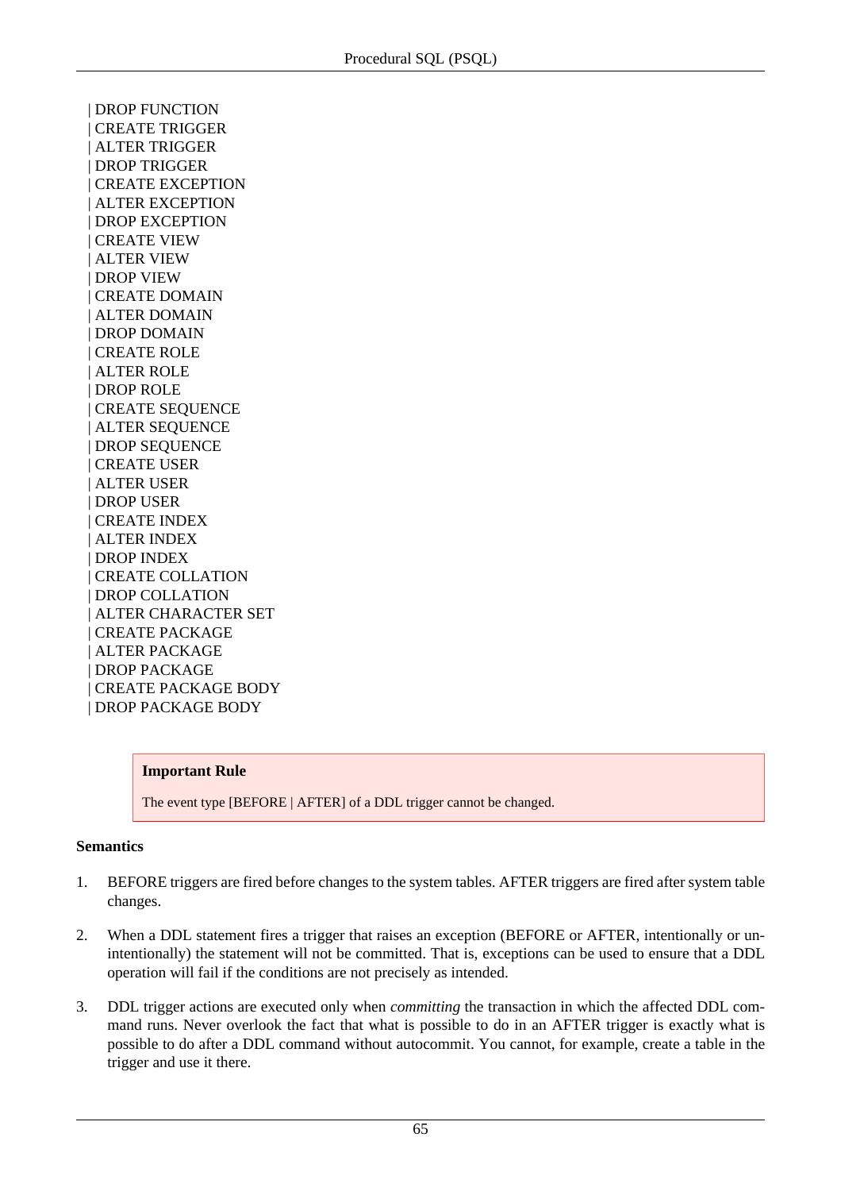```
  | DROP FUNCTION
  | CREATE TRIGGER
  | ALTER TRIGGER
  | DROP TRIGGER
  | CREATE EXCEPTION
  | ALTER EXCEPTION
  | DROP EXCEPTION
  | CREATE VIEW
  | ALTER VIEW
  | DROP VIEW
  | CREATE DOMAIN
  | ALTER DOMAIN
  | DROP DOMAIN
  | CREATE ROLE
  | ALTER ROLE
  | DROP ROLE
  | CREATE SEQUENCE
  | ALTER SEQUENCE
  | DROP SEQUENCE
  | CREATE USER
  | ALTER USER
  | DROP USER
  | CREATE INDEX
  | ALTER INDEX
  | DROP INDEX
  | CREATE COLLATION
  | DROP COLLATION
  | ALTER CHARACTER SET
  | CREATE PACKAGE
  | ALTER PACKAGE
  | DROP PACKAGE
  | CREATE PACKAGE BODY
  | DROP PACKAGE BODY
```

> **Important Rule**
>
> The event type [BEFORE | AFTER] of a DDL trigger cannot be changed.

**Semantics**

1. BEFORE triggers are fired before changes to the system tables. AFTER triggers are fired after system table changes.
2. When a DDL statement fires a trigger that raises an exception (BEFORE or AFTER, intentionally or unintentionally) the statement will not be committed. That is, exceptions can be used to ensure that a DDL operation will fail if the conditions are not precisely as intended.
3. DDL trigger actions are executed only when *committing* the transaction in which the affected DDL command runs. Never overlook the fact that what is possible to do in an AFTER trigger is exactly what is possible to do after a DDL command without autocommit. You cannot, for example, create a table in the trigger and use it there.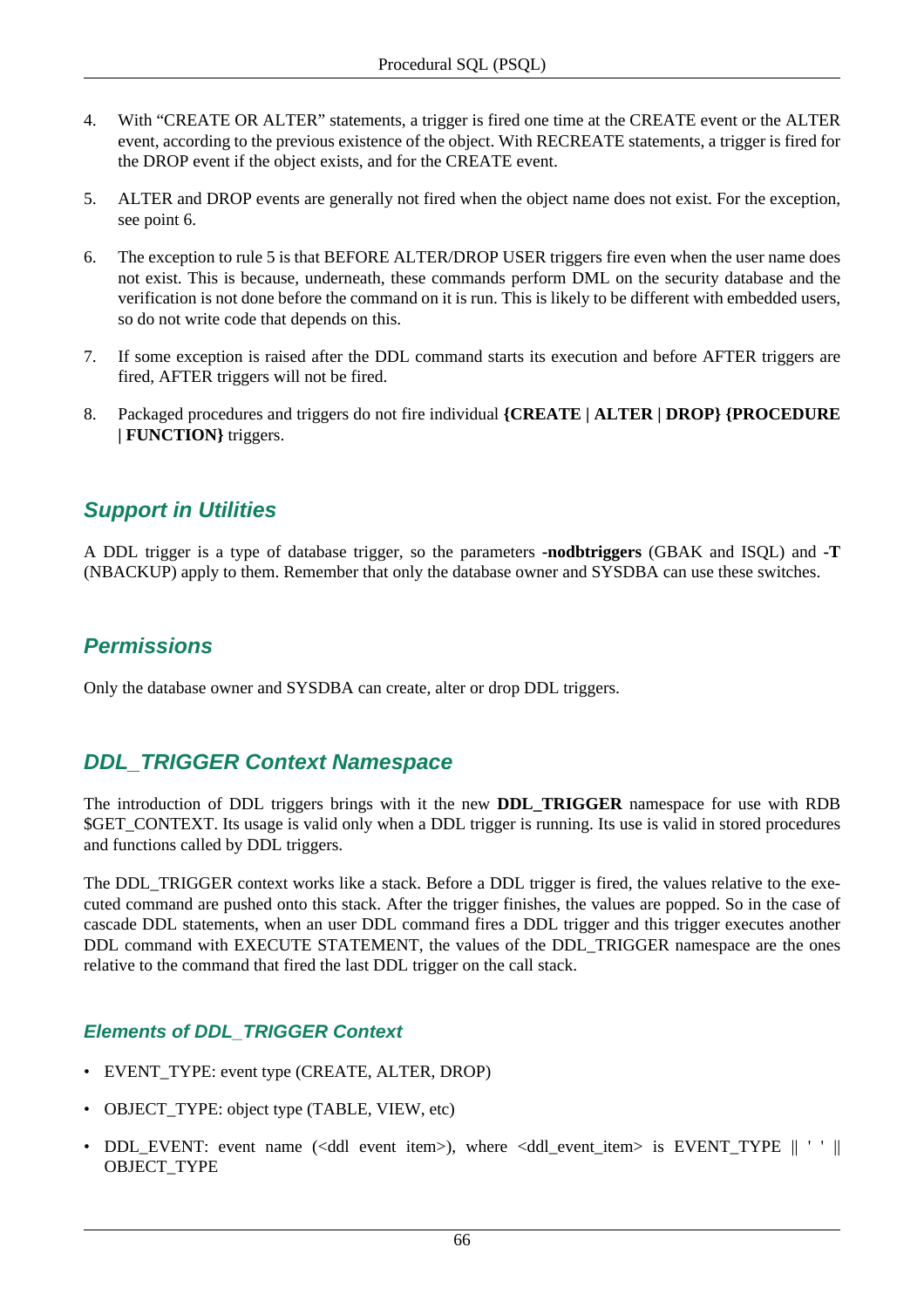4. With “CREATE OR ALTER” statements, a trigger is fired one time at the CREATE event or the ALTER event, according to the previous existence of the object. With RECREATE statements, a trigger is fired for the DROP event if the object exists, and for the CREATE event.

5. ALTER and DROP events are generally not fired when the object name does not exist. For the exception, see point 6.

6. The exception to rule 5 is that BEFORE ALTER/DROP USER triggers fire even when the user name does not exist. This is because, underneath, these commands perform DML on the security database and the verification is not done before the command on it is run. This is likely to be different with embedded users, so do not write code that depends on this.

7. If some exception is raised after the DDL command starts its execution and before AFTER triggers are fired, AFTER triggers will not be fired.

8. Packaged procedures and triggers do not fire individual **{CREATE | ALTER | DROP} {PROCEDURE | FUNCTION}** triggers.

## Support in Utilities

A DDL trigger is a type of database trigger, so the parameters **-nodbtriggers** (GBAK and ISQL) and **-T** (NBACKUP) apply to them. Remember that only the database owner and SYSDBA can use these switches.

## Permissions

Only the database owner and SYSDBA can create, alter or drop DDL triggers.

## DDL_TRIGGER Context Namespace

The introduction of DDL triggers brings with it the new **DDL_TRIGGER** namespace for use with RDB$GET_CONTEXT. Its usage is valid only when a DDL trigger is running. Its use is valid in stored procedures and functions called by DDL triggers.

The DDL_TRIGGER context works like a stack. Before a DDL trigger is fired, the values relative to the executed command are pushed onto this stack. After the trigger finishes, the values are popped. So in the case of cascade DDL statements, when an user DDL command fires a DDL trigger and this trigger executes another DDL command with EXECUTE STATEMENT, the values of the DDL_TRIGGER namespace are the ones relative to the command that fired the last DDL trigger on the call stack.

### Elements of DDL_TRIGGER Context

- EVENT_TYPE: event type (CREATE, ALTER, DROP)
- OBJECT_TYPE: object type (TABLE, VIEW, etc)
- DDL_EVENT: event name (<ddl event item>), where <ddl_event_item> is EVENT_TYPE || ' ' || OBJECT_TYPE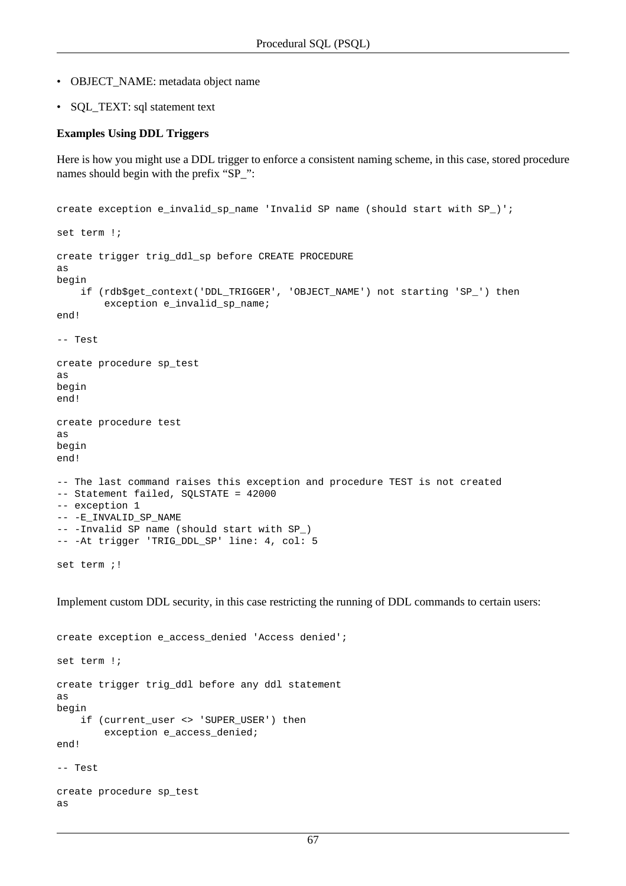- OBJECT_NAME: metadata object name
- SQL_TEXT: sql statement text

**Examples Using DDL Triggers**

Here is how you might use a DDL trigger to enforce a consistent naming scheme, in this case, stored procedure names should begin with the prefix “SP_”:

```
create exception e_invalid_sp_name 'Invalid SP name (should start with SP_)';

set term !;

create trigger trig_ddl_sp before CREATE PROCEDURE
as
begin
    if (rdb$get_context('DDL_TRIGGER', 'OBJECT_NAME') not starting 'SP_') then
        exception e_invalid_sp_name;
end!

-- Test

create procedure sp_test
as
begin
end!

create procedure test
as
begin
end!

-- The last command raises this exception and procedure TEST is not created
-- Statement failed, SQLSTATE = 42000
-- exception 1
-- -E_INVALID_SP_NAME
-- -Invalid SP name (should start with SP_)
-- -At trigger 'TRIG_DDL_SP' line: 4, col: 5

set term ;!
```

Implement custom DDL security, in this case restricting the running of DDL commands to certain users:

```
create exception e_access_denied 'Access denied';

set term !;

create trigger trig_ddl before any ddl statement
as
begin
    if (current_user <> 'SUPER_USER') then
        exception e_access_denied;
end!

-- Test

create procedure sp_test
as
```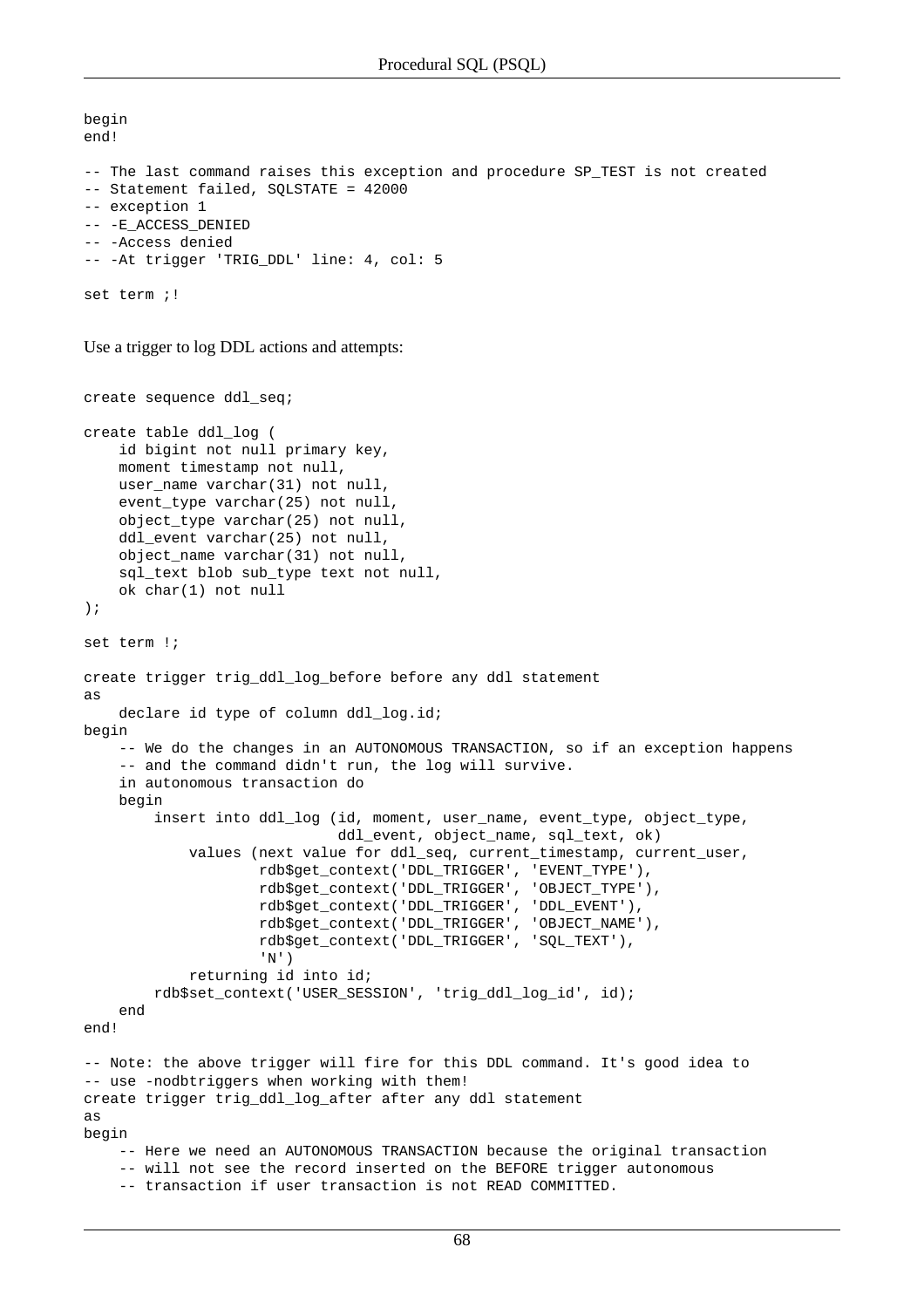```
begin
end!

-- The last command raises this exception and procedure SP_TEST is not created
-- Statement failed, SQLSTATE = 42000
-- exception 1
-- -E_ACCESS_DENIED
-- -Access denied
-- -At trigger 'TRIG_DDL' line: 4, col: 5

set term ;!
```

Use a trigger to log DDL actions and attempts:

```
create sequence ddl_seq;

create table ddl_log (
    id bigint not null primary key,
    moment timestamp not null,
    user_name varchar(31) not null,
    event_type varchar(25) not null,
    object_type varchar(25) not null,
    ddl_event varchar(25) not null,
    object_name varchar(31) not null,
    sql_text blob sub_type text not null,
    ok char(1) not null
);

set term !;

create trigger trig_ddl_log_before before any ddl statement
as
    declare id type of column ddl_log.id;
begin
    -- We do the changes in an AUTONOMOUS TRANSACTION, so if an exception happens
    -- and the command didn't run, the log will survive.
    in autonomous transaction do
    begin
        insert into ddl_log (id, moment, user_name, event_type, object_type,
                             ddl_event, object_name, sql_text, ok)
            values (next value for ddl_seq, current_timestamp, current_user,
                    rdb$get_context('DDL_TRIGGER', 'EVENT_TYPE'),
                    rdb$get_context('DDL_TRIGGER', 'OBJECT_TYPE'),
                    rdb$get_context('DDL_TRIGGER', 'DDL_EVENT'),
                    rdb$get_context('DDL_TRIGGER', 'OBJECT_NAME'),
                    rdb$get_context('DDL_TRIGGER', 'SQL_TEXT'),
                    'N')
            returning id into id;
        rdb$set_context('USER_SESSION', 'trig_ddl_log_id', id);
    end
end!

-- Note: the above trigger will fire for this DDL command. It's good idea to
-- use -nodbtriggers when working with them!
create trigger trig_ddl_log_after after any ddl statement
as
begin
    -- Here we need an AUTONOMOUS TRANSACTION because the original transaction
    -- will not see the record inserted on the BEFORE trigger autonomous
    -- transaction if user transaction is not READ COMMITTED.
```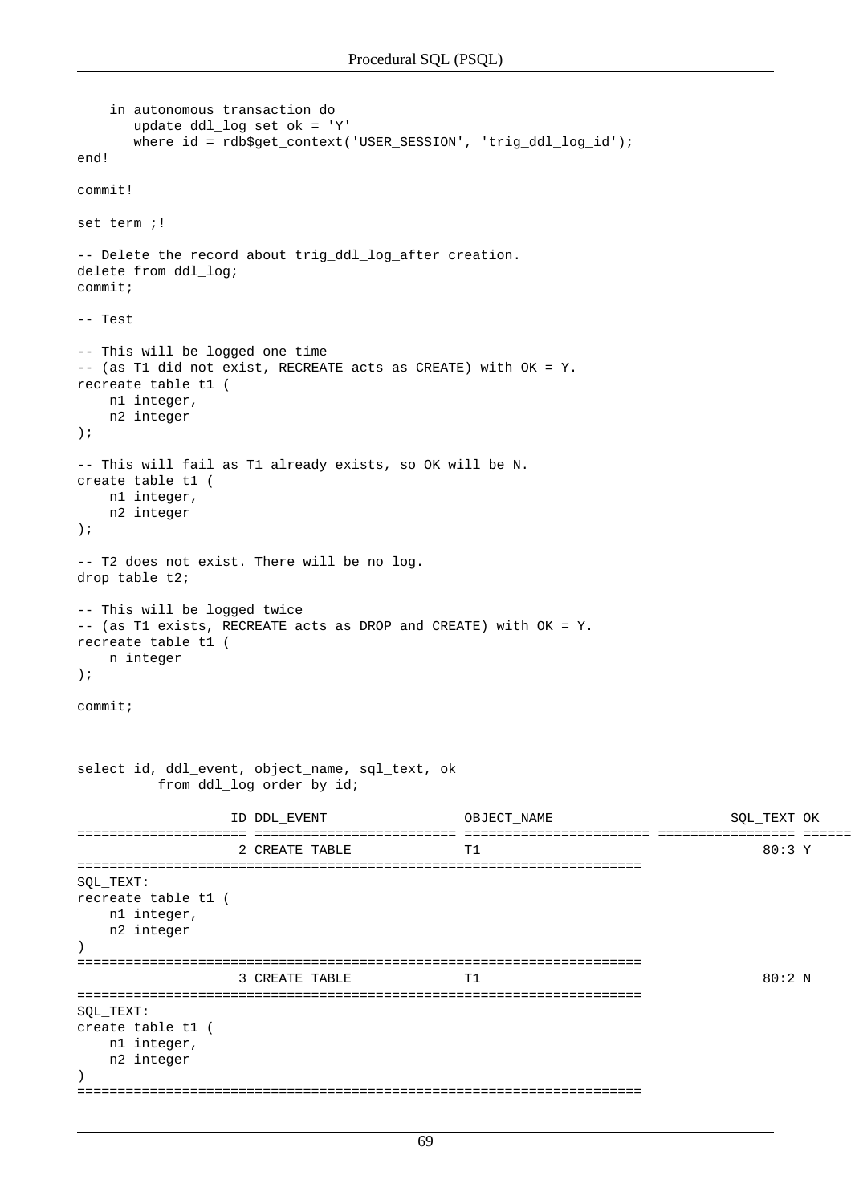```
    in autonomous transaction do
       update ddl_log set ok = 'Y'
       where id = rdb$get_context('USER_SESSION', 'trig_ddl_log_id');
end!

commit!

set term ;!

-- Delete the record about trig_ddl_log_after creation.
delete from ddl_log;
commit;

-- Test

-- This will be logged one time
-- (as T1 did not exist, RECREATE acts as CREATE) with OK = Y.
recreate table t1 (
    n1 integer,
    n2 integer
);

-- This will fail as T1 already exists, so OK will be N.
create table t1 (
    n1 integer,
    n2 integer
);

-- T2 does not exist. There will be no log.
drop table t2;

-- This will be logged twice
-- (as T1 exists, RECREATE acts as DROP and CREATE) with OK = Y.
recreate table t1 (
    n integer
);

commit;



select id, ddl_event, object_name, sql_text, ok
          from ddl_log order by id;

                   ID DDL_EVENT                 OBJECT_NAME                    SQL_TEXT OK
===================== ========================= ======================= ================ ======
                    2 CREATE TABLE              T1                                 80:3 Y
======================================================================
SQL_TEXT:
recreate table t1 (
    n1 integer,
    n2 integer
)
======================================================================
                    3 CREATE TABLE              T1                                 80:2 N
======================================================================
SQL_TEXT:
create table t1 (
    n1 integer,
    n2 integer
)
======================================================================
```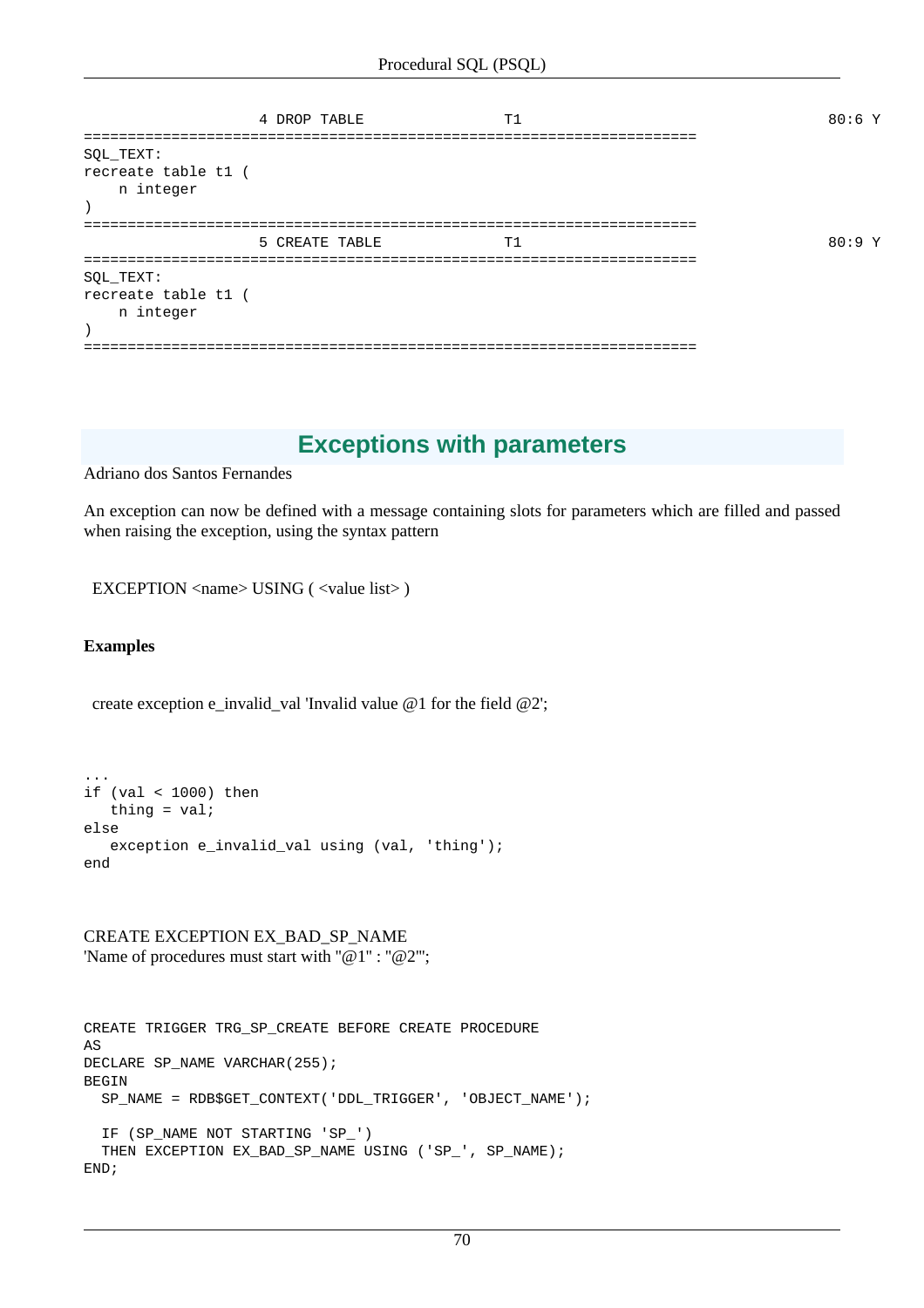```
                    4 DROP TABLE                T1                              80:6 Y
======================================================================
SQL_TEXT:
recreate table t1 (
    n integer
)
======================================================================
                    5 CREATE TABLE              T1                              80:9 Y
======================================================================
SQL_TEXT:
recreate table t1 (
    n integer
)
======================================================================
```

## Exceptions with parameters

Adriano dos Santos Fernandes

An exception can now be defined with a message containing slots for parameters which are filled and passed when raising the exception, using the syntax pattern

```
EXCEPTION <name> USING ( <value list> )
```

**Examples**

```
create exception e_invalid_val 'Invalid value @1 for the field @2';
```

```
...
if (val < 1000) then
   thing = val;
else
   exception e_invalid_val using (val, 'thing');
end
```

```
CREATE EXCEPTION EX_BAD_SP_NAME
'Name of procedures must start with "@1" : "@2"';
```

```
CREATE TRIGGER TRG_SP_CREATE BEFORE CREATE PROCEDURE
AS
DECLARE SP_NAME VARCHAR(255);
BEGIN
  SP_NAME = RDB$GET_CONTEXT('DDL_TRIGGER', 'OBJECT_NAME');

  IF (SP_NAME NOT STARTING 'SP_')
  THEN EXCEPTION EX_BAD_SP_NAME USING ('SP_', SP_NAME);
END;
```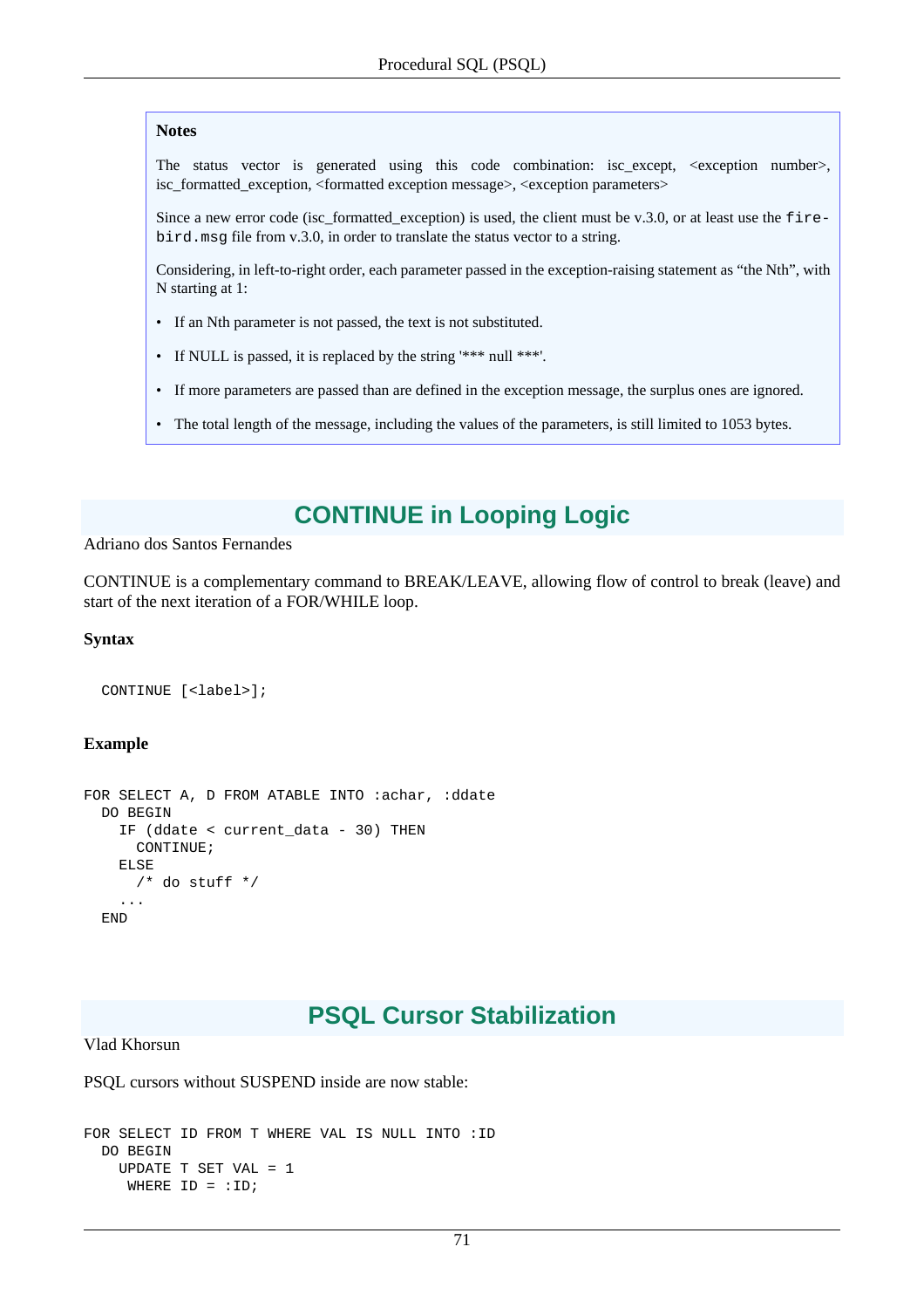**Notes**

The status vector is generated using this code combination: isc_except, <exception number>, isc_formatted_exception, <formatted exception message>, <exception parameters>

Since a new error code (isc_formatted_exception) is used, the client must be v.3.0, or at least use the `firebird.msg` file from v.3.0, in order to translate the status vector to a string.

Considering, in left-to-right order, each parameter passed in the exception-raising statement as “the Nth”, with N starting at 1:

- If an Nth parameter is not passed, the text is not substituted.
- If NULL is passed, it is replaced by the string '*** null ***'.
- If more parameters are passed than are defined in the exception message, the surplus ones are ignored.
- The total length of the message, including the values of the parameters, is still limited to 1053 bytes.

## CONTINUE in Looping Logic

Adriano dos Santos Fernandes

CONTINUE is a complementary command to BREAK/LEAVE, allowing flow of control to break (leave) and start of the next iteration of a FOR/WHILE loop.

**Syntax**

```
  CONTINUE [<label>];
```

**Example**

```
FOR SELECT A, D FROM ATABLE INTO :achar, :ddate
  DO BEGIN
    IF (ddate < current_data - 30) THEN
      CONTINUE;
    ELSE
      /* do stuff */
    ...
  END
```

## PSQL Cursor Stabilization

Vlad Khorsun

PSQL cursors without SUSPEND inside are now stable:

```
FOR SELECT ID FROM T WHERE VAL IS NULL INTO :ID
  DO BEGIN
    UPDATE T SET VAL = 1
     WHERE ID = :ID;
```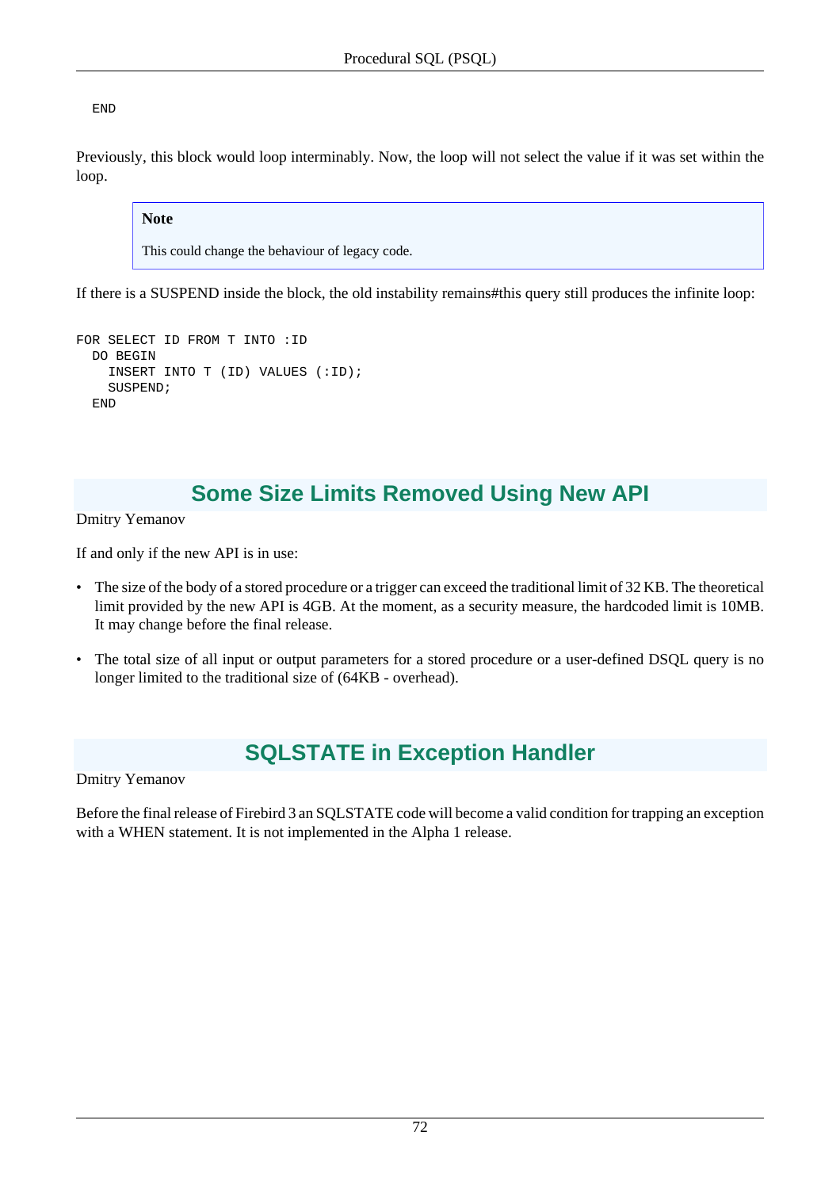```
  END
```

Previously, this block would loop interminably. Now, the loop will not select the value if it was set within the loop.

> **Note**
>
> This could change the behaviour of legacy code.

If there is a SUSPEND inside the block, the old instability remains#this query still produces the infinite loop:

```
FOR SELECT ID FROM T INTO :ID
  DO BEGIN
    INSERT INTO T (ID) VALUES (:ID);
    SUSPEND;
  END
```

## Some Size Limits Removed Using New API

Dmitry Yemanov

If and only if the new API is in use:

- The size of the body of a stored procedure or a trigger can exceed the traditional limit of 32 KB. The theoretical limit provided by the new API is 4GB. At the moment, as a security measure, the hardcoded limit is 10MB. It may change before the final release.
- The total size of all input or output parameters for a stored procedure or a user-defined DSQL query is no longer limited to the traditional size of (64KB - overhead).

## SQLSTATE in Exception Handler

Dmitry Yemanov

Before the final release of Firebird 3 an SQLSTATE code will become a valid condition for trapping an exception with a WHEN statement. It is not implemented in the Alpha 1 release.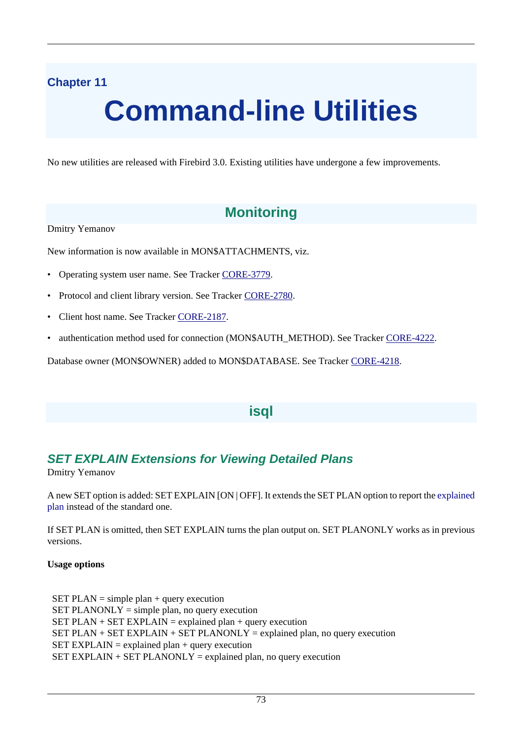# Chapter 11

# Command-line Utilities

No new utilities are released with Firebird 3.0. Existing utilities have undergone a few improvements.

## Monitoring

Dmitry Yemanov

New information is now available in MON$ATTACHMENTS, viz.

- Operating system user name. See Tracker CORE-3779.
- Protocol and client library version. See Tracker CORE-2780.
- Client host name. See Tracker CORE-2187.
- authentication method used for connection (MON$AUTH_METHOD). See Tracker CORE-4222.

Database owner (MON$OWNER) added to MON$DATABASE. See Tracker CORE-4218.

## isql

### *SET EXPLAIN Extensions for Viewing Detailed Plans*

Dmitry Yemanov

A new SET option is added: SET EXPLAIN [ON | OFF]. It extends the SET PLAN option to report the explained plan instead of the standard one.

If SET PLAN is omitted, then SET EXPLAIN turns the plan output on. SET PLANONLY works as in previous versions.

**Usage options**

```
SET PLAN = simple plan + query execution
SET PLANONLY = simple plan, no query execution
SET PLAN + SET EXPLAIN = explained plan + query execution
SET PLAN + SET EXPLAIN + SET PLANONLY = explained plan, no query execution
SET EXPLAIN = explained plan + query execution
SET EXPLAIN + SET PLANONLY = explained plan, no query execution
```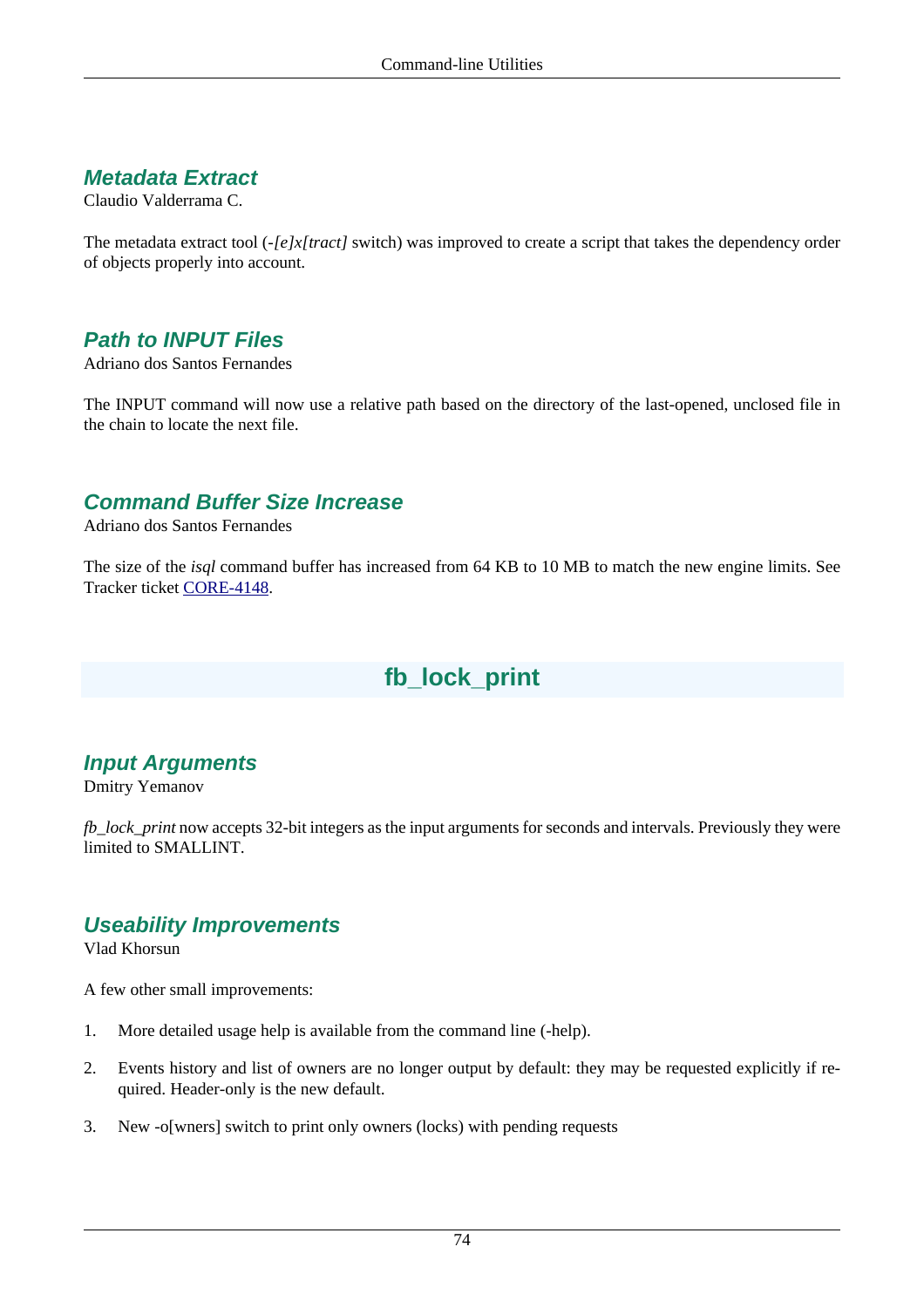### *Metadata Extract*

Claudio Valderrama C.

The metadata extract tool (*-[e]x[tract]* switch) was improved to create a script that takes the dependency order of objects properly into account.

### *Path to INPUT Files*

Adriano dos Santos Fernandes

The INPUT command will now use a relative path based on the directory of the last-opened, unclosed file in the chain to locate the next file.

### *Command Buffer Size Increase*

Adriano dos Santos Fernandes

The size of the *isql* command buffer has increased from 64 KB to 10 MB to match the new engine limits. See Tracker ticket [CORE-4148](CORE-4148).

## fb_lock_print

### *Input Arguments*

Dmitry Yemanov

*fb_lock_print* now accepts 32-bit integers as the input arguments for seconds and intervals. Previously they were limited to SMALLINT.

### *Useability Improvements*

Vlad Khorsun

A few other small improvements:

1. More detailed usage help is available from the command line (-help).
2. Events history and list of owners are no longer output by default: they may be requested explicitly if required. Header-only is the new default.
3. New -o[wners] switch to print only owners (locks) with pending requests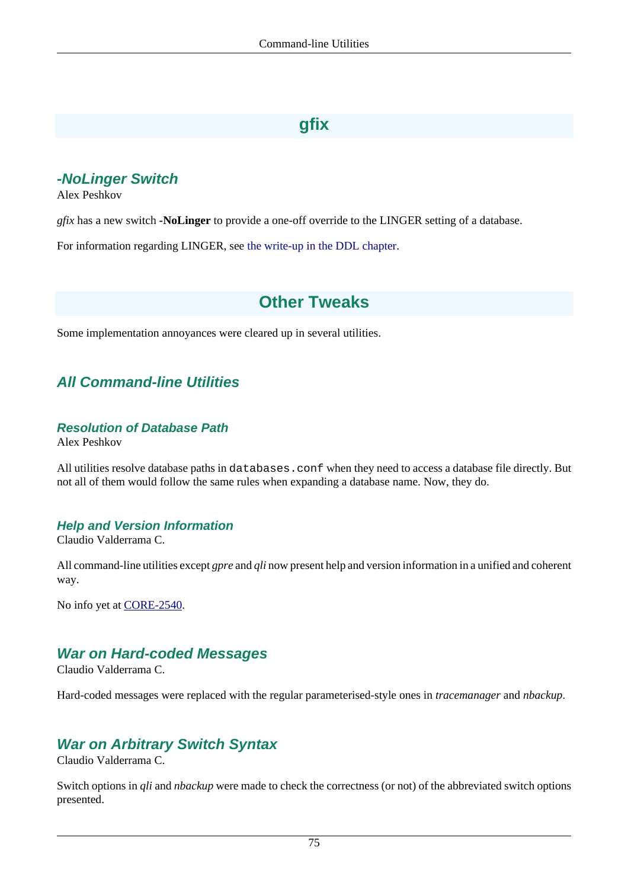## gfix

### -NoLinger Switch

Alex Peshkov

*gfix* has a new switch **-NoLinger** to provide a one-off override to the LINGER setting of a database.

For information regarding LINGER, see the write-up in the DDL chapter.

## Other Tweaks

Some implementation annoyances were cleared up in several utilities.

### All Command-line Utilities

#### Resolution of Database Path

Alex Peshkov

All utilities resolve database paths in `databases.conf` when they need to access a database file directly. But not all of them would follow the same rules when expanding a database name. Now, they do.

#### Help and Version Information

Claudio Valderrama C.

All command-line utilities except *gpre* and *qli* now present help and version information in a unified and coherent way.

No info yet at CORE-2540.

### War on Hard-coded Messages

Claudio Valderrama C.

Hard-coded messages were replaced with the regular parameterised-style ones in *tracemanager* and *nbackup*.

### War on Arbitrary Switch Syntax

Claudio Valderrama C.

Switch options in *qli* and *nbackup* were made to check the correctness (or not) of the abbreviated switch options presented.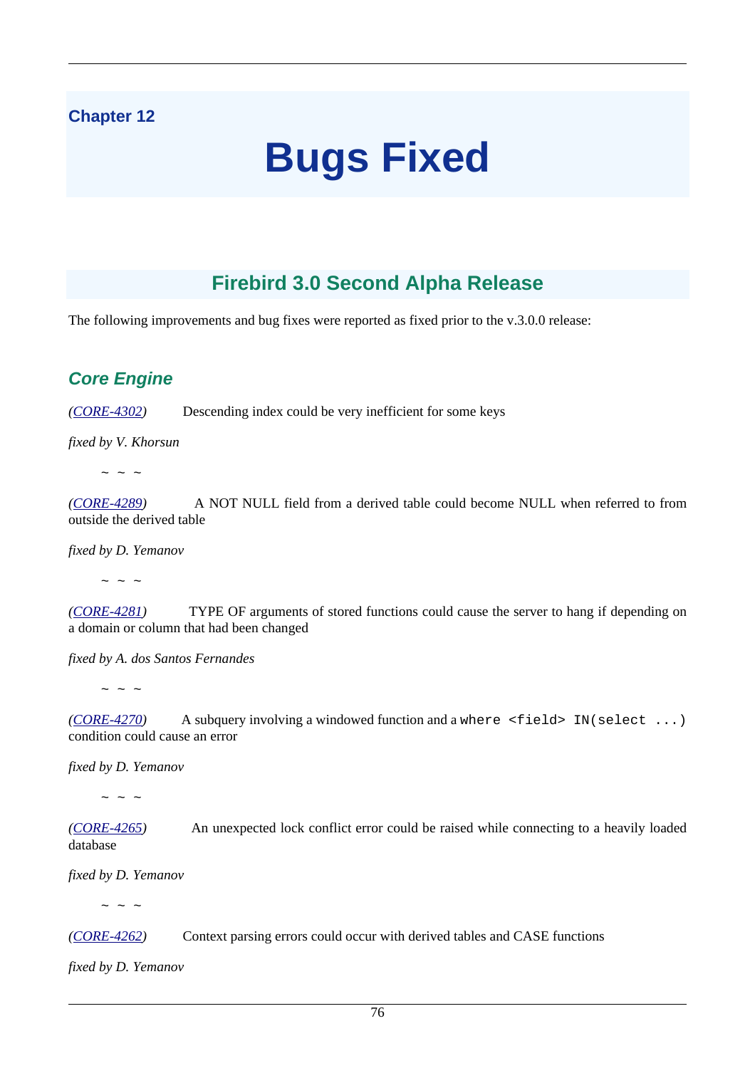Chapter 12

# Bugs Fixed

## Firebird 3.0 Second Alpha Release

The following improvements and bug fixes were reported as fixed prior to the v.3.0.0 release:

### Core Engine

*(CORE-4302)* Descending index could be very inefficient for some keys

*fixed by V. Khorsun*

~ ~ ~

*(CORE-4289)* A NOT NULL field from a derived table could become NULL when referred to from outside the derived table

*fixed by D. Yemanov*

~ ~ ~

*(CORE-4281)* TYPE OF arguments of stored functions could cause the server to hang if depending on a domain or column that had been changed

*fixed by A. dos Santos Fernandes*

~ ~ ~

*(CORE-4270)* A subquery involving a windowed function and a `where <field> IN(select ...)` condition could cause an error

*fixed by D. Yemanov*

~ ~ ~

*(CORE-4265)* An unexpected lock conflict error could be raised while connecting to a heavily loaded database

*fixed by D. Yemanov*

~ ~ ~

*(CORE-4262)* Context parsing errors could occur with derived tables and CASE functions

*fixed by D. Yemanov*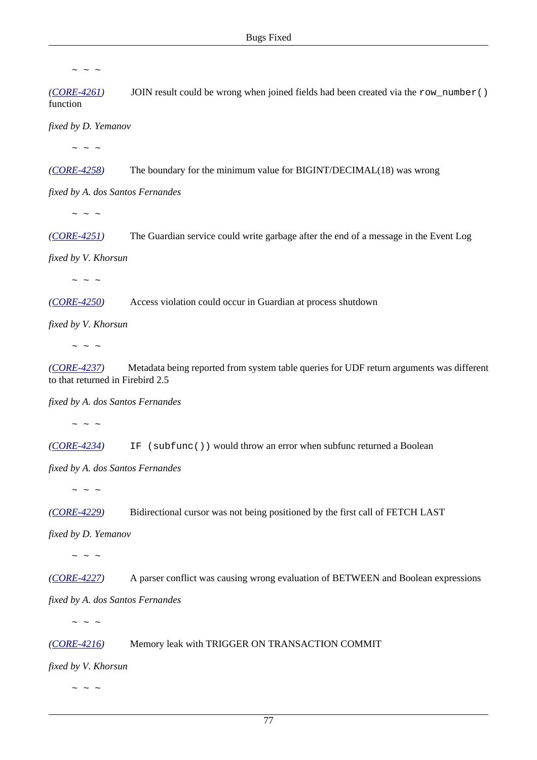~ ~ ~

*(CORE-4261)* JOIN result could be wrong when joined fields had been created via the `row_number()` function

*fixed by D. Yemanov*

~ ~ ~

*(CORE-4258)* The boundary for the minimum value for BIGINT/DECIMAL(18) was wrong

*fixed by A. dos Santos Fernandes*

~ ~ ~

*(CORE-4251)* The Guardian service could write garbage after the end of a message in the Event Log

*fixed by V. Khorsun*

~ ~ ~

*(CORE-4250)* Access violation could occur in Guardian at process shutdown

*fixed by V. Khorsun*

~ ~ ~

*(CORE-4237)* Metadata being reported from system table queries for UDF return arguments was different to that returned in Firebird 2.5

*fixed by A. dos Santos Fernandes*

~ ~ ~

*(CORE-4234)* `IF (subfunc())` would throw an error when subfunc returned a Boolean

*fixed by A. dos Santos Fernandes*

~ ~ ~

*(CORE-4229)* Bidirectional cursor was not being positioned by the first call of FETCH LAST

*fixed by D. Yemanov*

~ ~ ~

*(CORE-4227)* A parser conflict was causing wrong evaluation of BETWEEN and Boolean expressions

*fixed by A. dos Santos Fernandes*

~ ~ ~

*(CORE-4216)* Memory leak with TRIGGER ON TRANSACTION COMMIT

*fixed by V. Khorsun*

~ ~ ~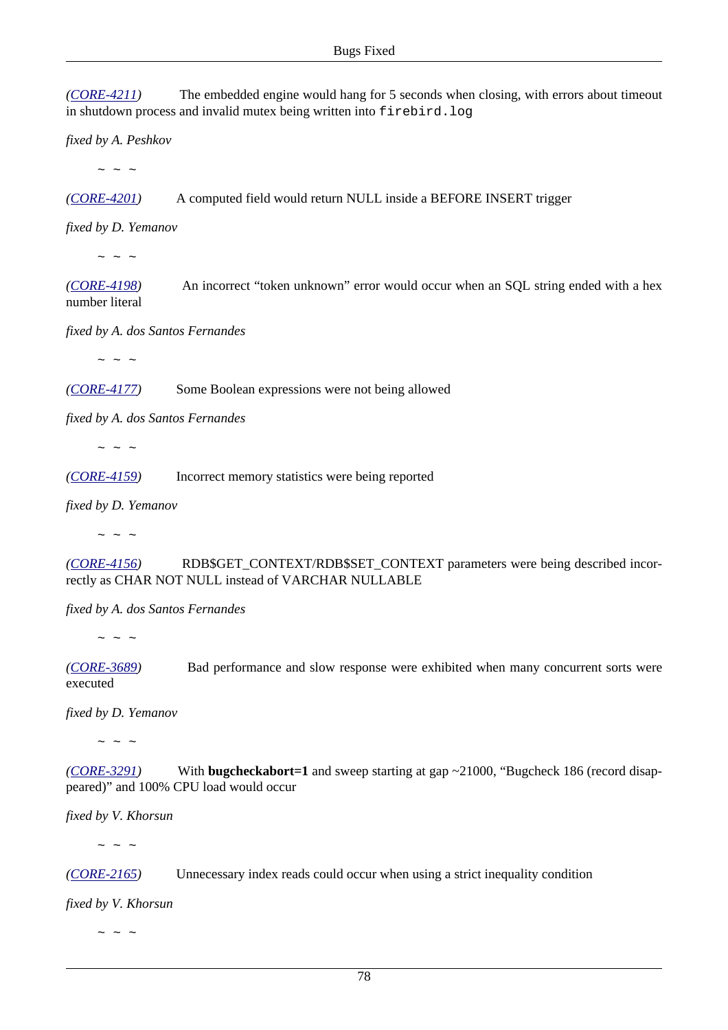*(CORE-4211)* The embedded engine would hang for 5 seconds when closing, with errors about timeout in shutdown process and invalid mutex being written into `firebird.log`

*fixed by A. Peshkov*

~ ~ ~

*(CORE-4201)* A computed field would return NULL inside a BEFORE INSERT trigger

*fixed by D. Yemanov*

~ ~ ~

*(CORE-4198)* An incorrect “token unknown” error would occur when an SQL string ended with a hex number literal

*fixed by A. dos Santos Fernandes*

~ ~ ~

*(CORE-4177)* Some Boolean expressions were not being allowed

*fixed by A. dos Santos Fernandes*

~ ~ ~

*(CORE-4159)* Incorrect memory statistics were being reported

*fixed by D. Yemanov*

~ ~ ~

*(CORE-4156)* RDB$GET_CONTEXT/RDB$SET_CONTEXT parameters were being described incorrectly as CHAR NOT NULL instead of VARCHAR NULLABLE

*fixed by A. dos Santos Fernandes*

~ ~ ~

*(CORE-3689)* Bad performance and slow response were exhibited when many concurrent sorts were executed

*fixed by D. Yemanov*

~ ~ ~

*(CORE-3291)* With **bugcheckabort=1** and sweep starting at gap ~21000, “Bugcheck 186 (record disappeared)” and 100% CPU load would occur

*fixed by V. Khorsun*

~ ~ ~

*(CORE-2165)* Unnecessary index reads could occur when using a strict inequality condition

*fixed by V. Khorsun*

~ ~ ~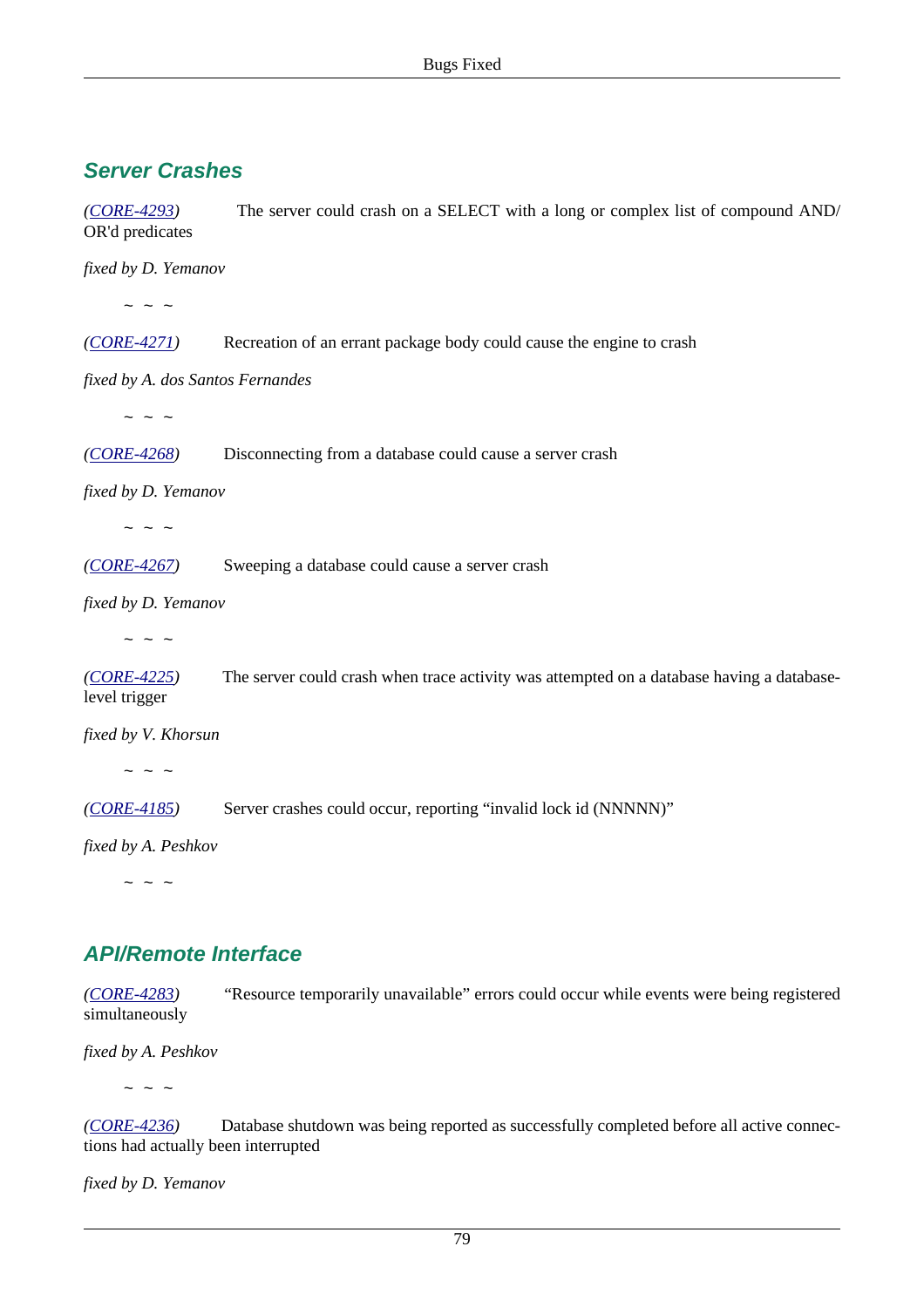## Server Crashes

(*CORE-4293*) The server could crash on a SELECT with a long or complex list of compound AND/OR'd predicates

*fixed by D. Yemanov*

~ ~ ~

(*CORE-4271*) Recreation of an errant package body could cause the engine to crash

*fixed by A. dos Santos Fernandes*

~ ~ ~

(*CORE-4268*) Disconnecting from a database could cause a server crash

*fixed by D. Yemanov*

~ ~ ~

(*CORE-4267*) Sweeping a database could cause a server crash

*fixed by D. Yemanov*

~ ~ ~

(*CORE-4225*) The server could crash when trace activity was attempted on a database having a database-level trigger

*fixed by V. Khorsun*

~ ~ ~

(*CORE-4185*) Server crashes could occur, reporting “invalid lock id (NNNNN)”

*fixed by A. Peshkov*

~ ~ ~

## API/Remote Interface

(*CORE-4283*) “Resource temporarily unavailable” errors could occur while events were being registered simultaneously

*fixed by A. Peshkov*

~ ~ ~

(*CORE-4236*) Database shutdown was being reported as successfully completed before all active connections had actually been interrupted

*fixed by D. Yemanov*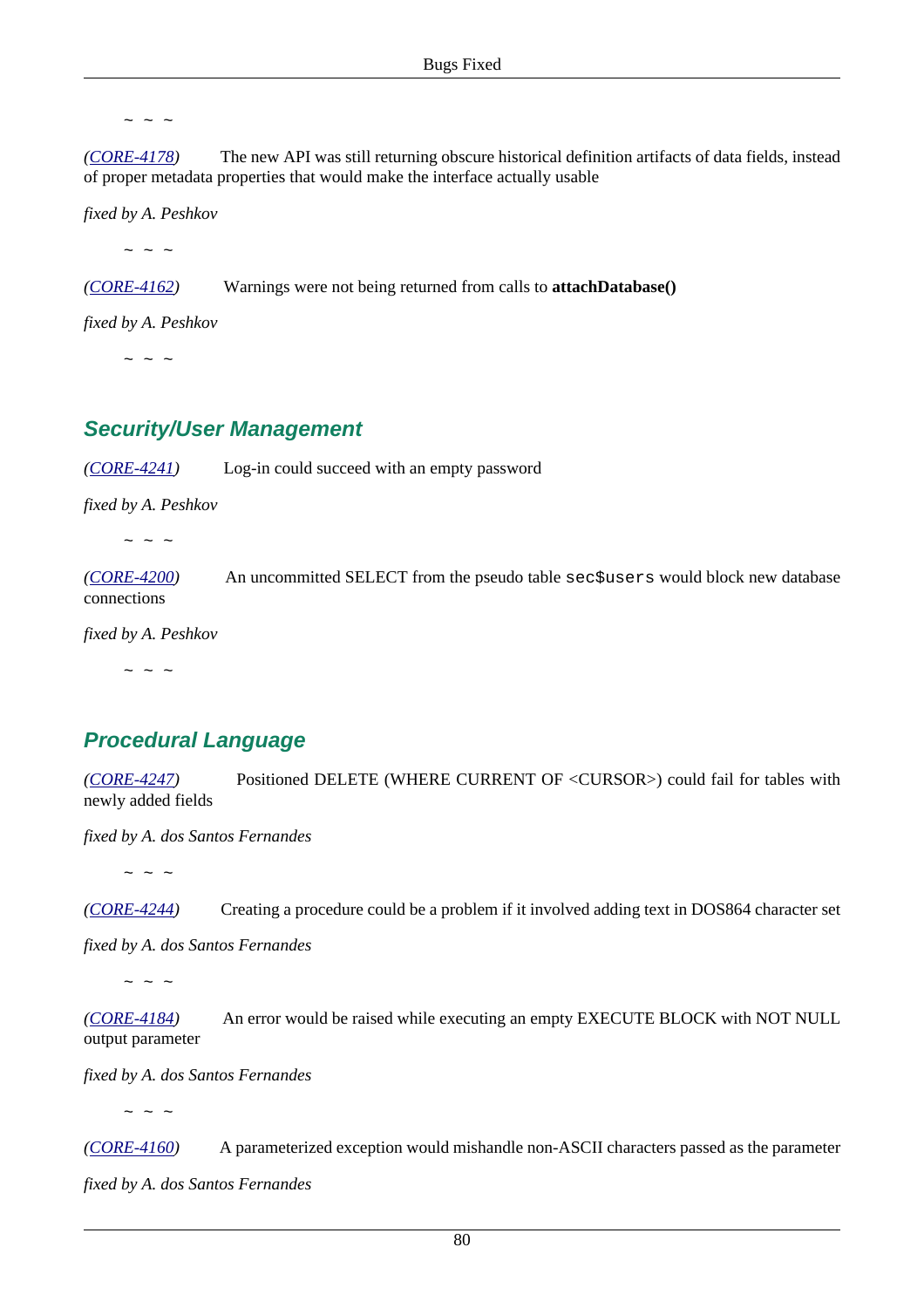~ ~ ~

*(CORE-4178)* The new API was still returning obscure historical definition artifacts of data fields, instead of proper metadata properties that would make the interface actually usable

*fixed by A. Peshkov*

~ ~ ~

*(CORE-4162)* Warnings were not being returned from calls to **attachDatabase()**

*fixed by A. Peshkov*

~ ~ ~

## Security/User Management

*(CORE-4241)* Log-in could succeed with an empty password

*fixed by A. Peshkov*

~ ~ ~

*(CORE-4200)* An uncommitted SELECT from the pseudo table `sec$users` would block new database connections

*fixed by A. Peshkov*

~ ~ ~

## Procedural Language

*(CORE-4247)* Positioned DELETE (WHERE CURRENT OF <CURSOR>) could fail for tables with newly added fields

*fixed by A. dos Santos Fernandes*

~ ~ ~

*(CORE-4244)* Creating a procedure could be a problem if it involved adding text in DOS864 character set

*fixed by A. dos Santos Fernandes*

~ ~ ~

*(CORE-4184)* An error would be raised while executing an empty EXECUTE BLOCK with NOT NULL output parameter

*fixed by A. dos Santos Fernandes*

~ ~ ~

*(CORE-4160)* A parameterized exception would mishandle non-ASCII characters passed as the parameter

*fixed by A. dos Santos Fernandes*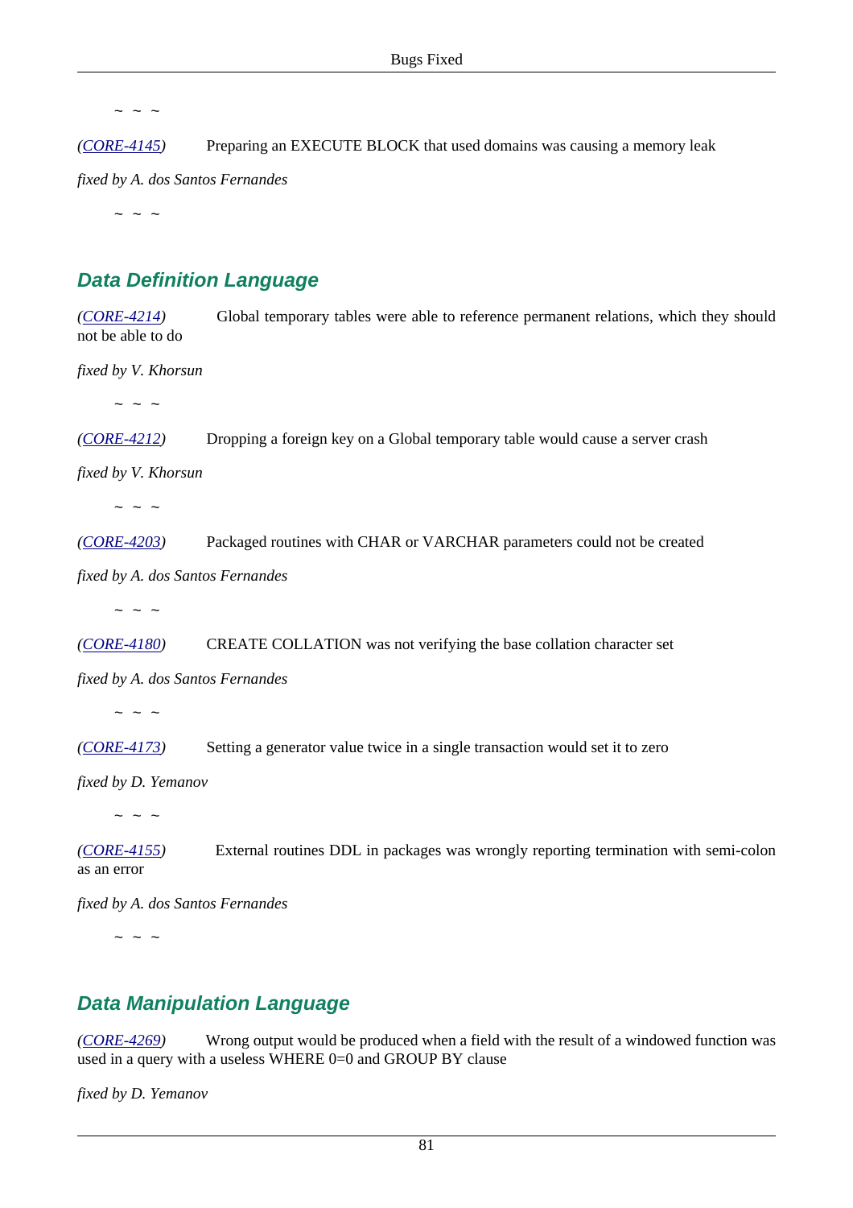~ ~ ~

*(CORE-4145)* Preparing an EXECUTE BLOCK that used domains was causing a memory leak

*fixed by A. dos Santos Fernandes*

~ ~ ~

## Data Definition Language

*(CORE-4214)* Global temporary tables were able to reference permanent relations, which they should not be able to do

*fixed by V. Khorsun*

~ ~ ~

*(CORE-4212)* Dropping a foreign key on a Global temporary table would cause a server crash

*fixed by V. Khorsun*

~ ~ ~

*(CORE-4203)* Packaged routines with CHAR or VARCHAR parameters could not be created

*fixed by A. dos Santos Fernandes*

~ ~ ~

*(CORE-4180)* CREATE COLLATION was not verifying the base collation character set

*fixed by A. dos Santos Fernandes*

~ ~ ~

*(CORE-4173)* Setting a generator value twice in a single transaction would set it to zero

*fixed by D. Yemanov*

~ ~ ~

*(CORE-4155)* External routines DDL in packages was wrongly reporting termination with semi-colon as an error

*fixed by A. dos Santos Fernandes*

~ ~ ~

## Data Manipulation Language

*(CORE-4269)* Wrong output would be produced when a field with the result of a windowed function was used in a query with a useless WHERE 0=0 and GROUP BY clause

*fixed by D. Yemanov*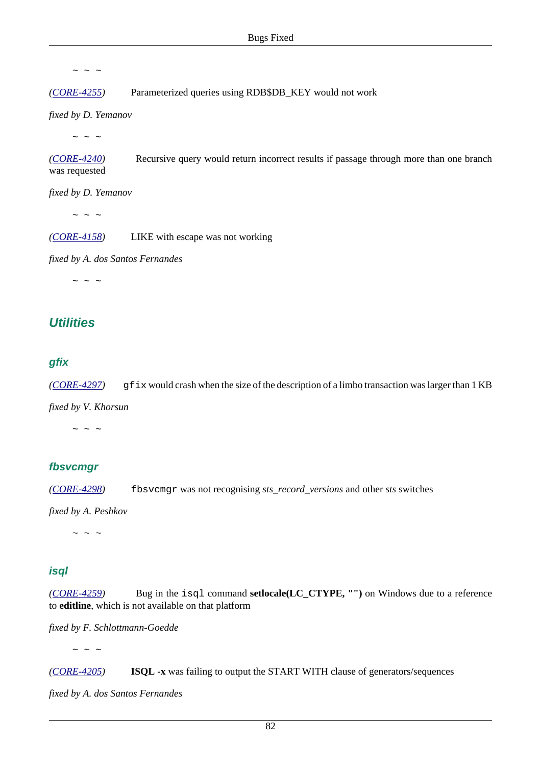~ ~ ~

*(CORE-4255)* Parameterized queries using RDB$DB_KEY would not work

*fixed by D. Yemanov*

~ ~ ~

*(CORE-4240)* Recursive query would return incorrect results if passage through more than one branch was requested

*fixed by D. Yemanov*

~ ~ ~

*(CORE-4158)* LIKE with escape was not working

*fixed by A. dos Santos Fernandes*

~ ~ ~

## Utilities

### gfix

*(CORE-4297)* `gfix` would crash when the size of the description of a limbo transaction was larger than 1 KB

*fixed by V. Khorsun*

~ ~ ~

### fbsvcmgr

*(CORE-4298)* `fbsvcmgr` was not recognising *sts_record_versions* and other *sts* switches

*fixed by A. Peshkov*

~ ~ ~

### isql

*(CORE-4259)* Bug in the `isql` command **setlocale(LC_CTYPE, "")** on Windows due to a reference to **editline**, which is not available on that platform

*fixed by F. Schlottmann-Goedde*

~ ~ ~

*(CORE-4205)* **ISQL -x** was failing to output the START WITH clause of generators/sequences

*fixed by A. dos Santos Fernandes*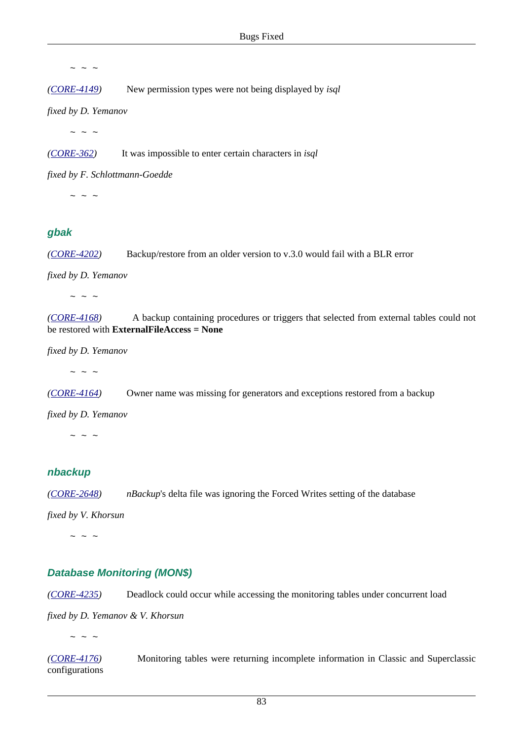~ ~ ~

*(CORE-4149)* New permission types were not being displayed by *isql*

*fixed by D. Yemanov*

~ ~ ~

*(CORE-362)* It was impossible to enter certain characters in *isql*

*fixed by F. Schlottmann-Goedde*

~ ~ ~

### gbak

*(CORE-4202)* Backup/restore from an older version to v.3.0 would fail with a BLR error

*fixed by D. Yemanov*

~ ~ ~

*(CORE-4168)* A backup containing procedures or triggers that selected from external tables could not be restored with **ExternalFileAccess = None**

*fixed by D. Yemanov*

~ ~ ~

*(CORE-4164)* Owner name was missing for generators and exceptions restored from a backup

*fixed by D. Yemanov*

~ ~ ~

### nbackup

*(CORE-2648)* *nBackup*'s delta file was ignoring the Forced Writes setting of the database

*fixed by V. Khorsun*

~ ~ ~

### Database Monitoring (MON$)

*(CORE-4235)* Deadlock could occur while accessing the monitoring tables under concurrent load

*fixed by D. Yemanov & V. Khorsun*

~ ~ ~

*(CORE-4176)* Monitoring tables were returning incomplete information in Classic and Superclassic configurations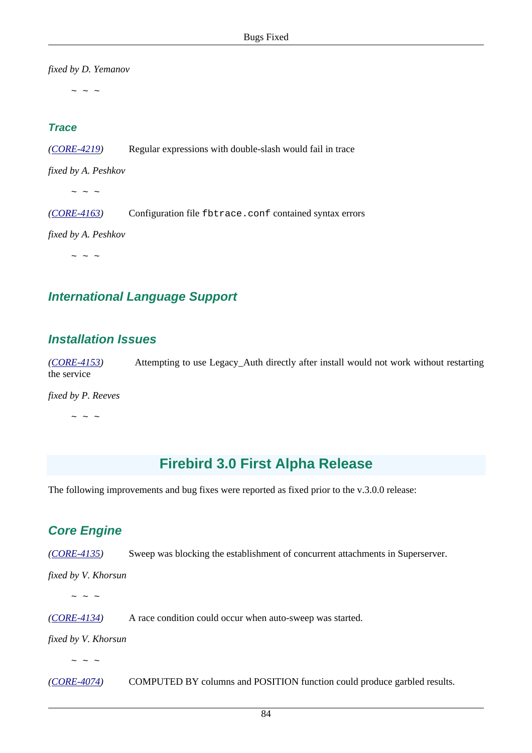*fixed by D. Yemanov*

~ ~ ~

### Trace

*(CORE-4219)* Regular expressions with double-slash would fail in trace

*fixed by A. Peshkov*

~ ~ ~

*(CORE-4163)* Configuration file `fbtrace.conf` contained syntax errors

*fixed by A. Peshkov*

~ ~ ~

### International Language Support

### Installation Issues

*(CORE-4153)* Attempting to use Legacy_Auth directly after install would not work without restarting the service

*fixed by P. Reeves*

~ ~ ~

## Firebird 3.0 First Alpha Release

The following improvements and bug fixes were reported as fixed prior to the v.3.0.0 release:

### Core Engine

*(CORE-4135)* Sweep was blocking the establishment of concurrent attachments in Superserver.

*fixed by V. Khorsun*

~ ~ ~

*(CORE-4134)* A race condition could occur when auto-sweep was started.

*fixed by V. Khorsun*

~ ~ ~

*(CORE-4074)* COMPUTED BY columns and POSITION function could produce garbled results.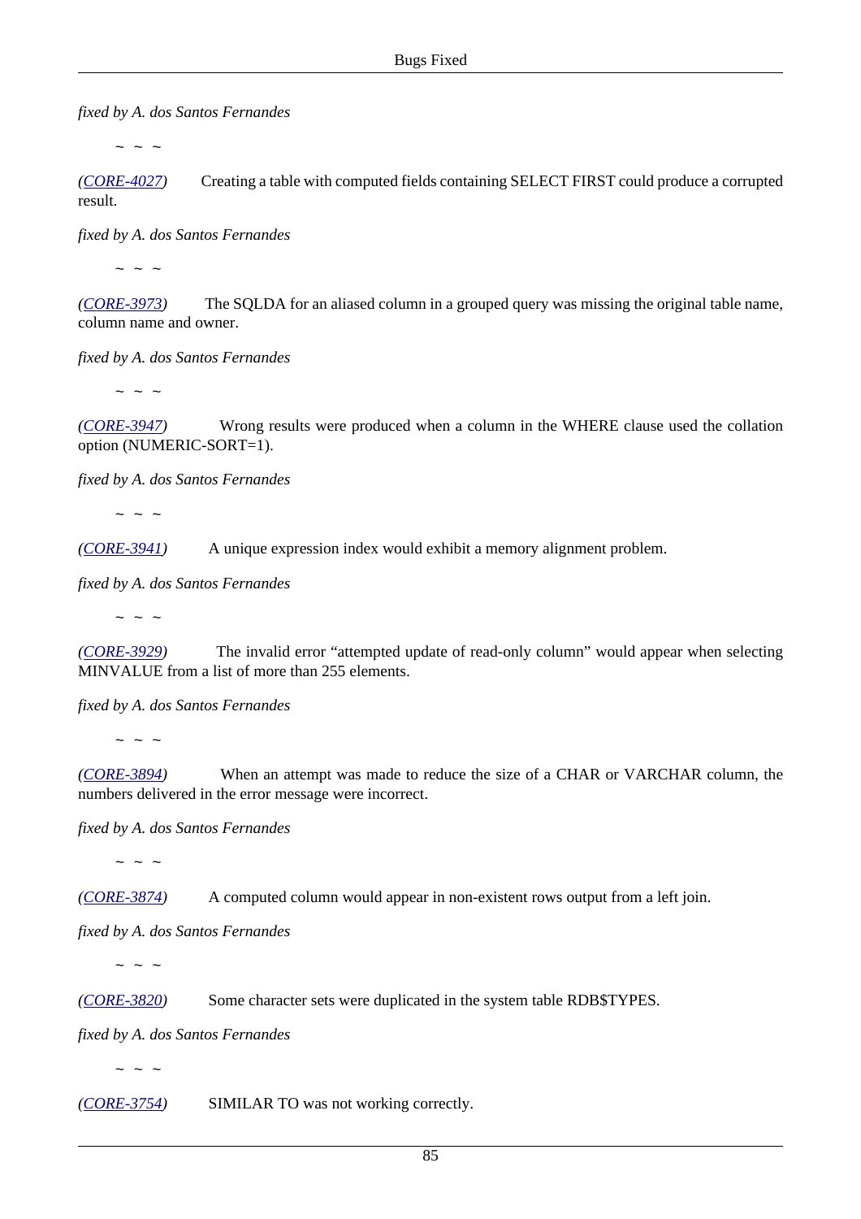*fixed by A. dos Santos Fernandes*

~ ~ ~

*([CORE-4027](#))* Creating a table with computed fields containing SELECT FIRST could produce a corrupted result.

*fixed by A. dos Santos Fernandes*

~ ~ ~

*([CORE-3973](#))* The SQLDA for an aliased column in a grouped query was missing the original table name, column name and owner.

*fixed by A. dos Santos Fernandes*

~ ~ ~

*([CORE-3947](#))* Wrong results were produced when a column in the WHERE clause used the collation option (NUMERIC-SORT=1).

*fixed by A. dos Santos Fernandes*

~ ~ ~

*([CORE-3941](#))* A unique expression index would exhibit a memory alignment problem.

*fixed by A. dos Santos Fernandes*

~ ~ ~

*([CORE-3929](#))* The invalid error "attempted update of read-only column" would appear when selecting MINVALUE from a list of more than 255 elements.

*fixed by A. dos Santos Fernandes*

~ ~ ~

*([CORE-3894](#))* When an attempt was made to reduce the size of a CHAR or VARCHAR column, the numbers delivered in the error message were incorrect.

*fixed by A. dos Santos Fernandes*

~ ~ ~

*([CORE-3874](#))* A computed column would appear in non-existent rows output from a left join.

*fixed by A. dos Santos Fernandes*

~ ~ ~

*([CORE-3820](#))* Some character sets were duplicated in the system table RDB$TYPES.

*fixed by A. dos Santos Fernandes*

~ ~ ~

*([CORE-3754](#))* SIMILAR TO was not working correctly.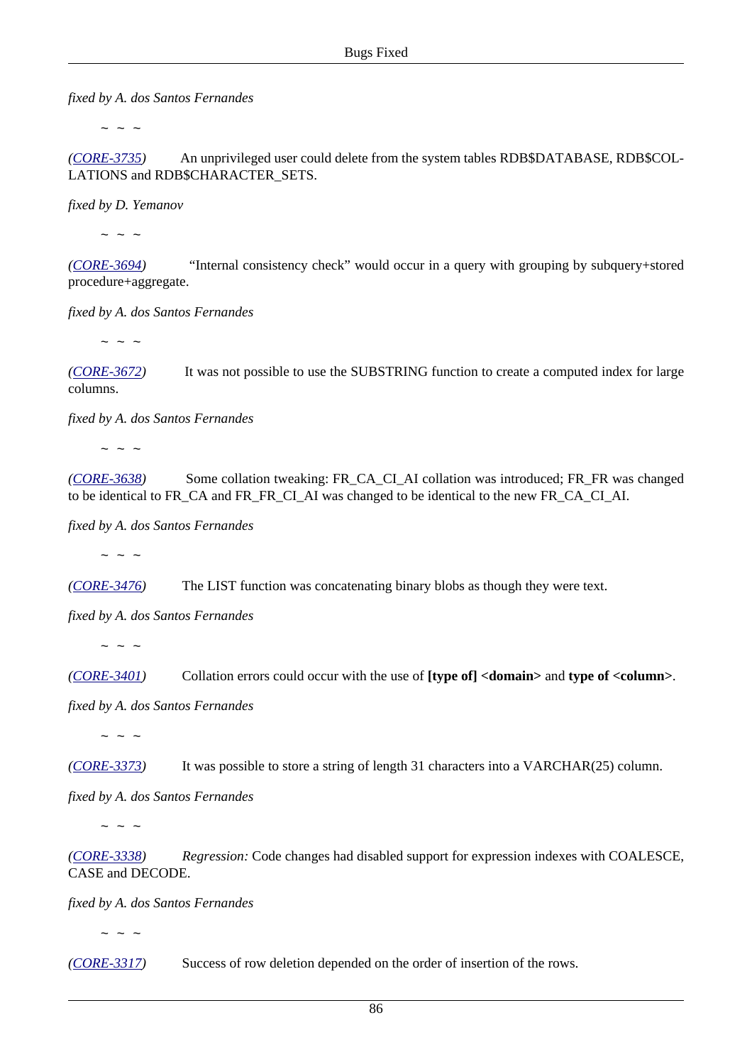*fixed by A. dos Santos Fernandes*

~ ~ ~

*(CORE-3735)* An unprivileged user could delete from the system tables RDB$DATABASE, RDB$COLLATIONS and RDB$CHARACTER_SETS.

*fixed by D. Yemanov*

~ ~ ~

*(CORE-3694)* “Internal consistency check” would occur in a query with grouping by subquery+stored procedure+aggregate.

*fixed by A. dos Santos Fernandes*

~ ~ ~

*(CORE-3672)* It was not possible to use the SUBSTRING function to create a computed index for large columns.

*fixed by A. dos Santos Fernandes*

~ ~ ~

*(CORE-3638)* Some collation tweaking: FR_CA_CI_AI collation was introduced; FR_FR was changed to be identical to FR_CA and FR_FR_CI_AI was changed to be identical to the new FR_CA_CI_AI.

*fixed by A. dos Santos Fernandes*

~ ~ ~

*(CORE-3476)* The LIST function was concatenating binary blobs as though they were text.

*fixed by A. dos Santos Fernandes*

~ ~ ~

*(CORE-3401)* Collation errors could occur with the use of **[type of] <domain>** and **type of <column>**.

*fixed by A. dos Santos Fernandes*

~ ~ ~

*(CORE-3373)* It was possible to store a string of length 31 characters into a VARCHAR(25) column.

*fixed by A. dos Santos Fernandes*

~ ~ ~

*(CORE-3338)* *Regression:* Code changes had disabled support for expression indexes with COALESCE, CASE and DECODE.

*fixed by A. dos Santos Fernandes*

~ ~ ~

*(CORE-3317)* Success of row deletion depended on the order of insertion of the rows.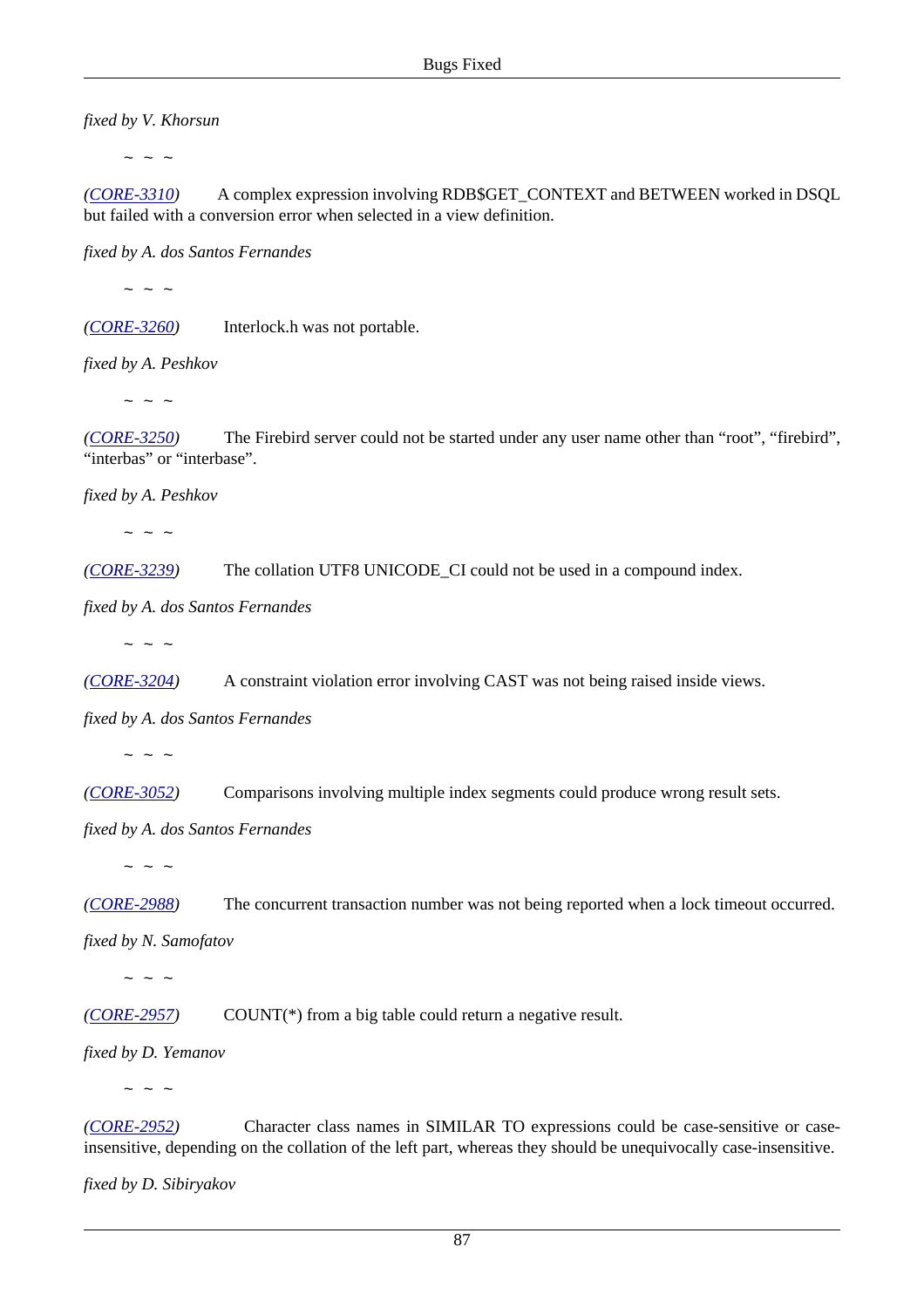*fixed by V. Khorsun*

~ ~ ~

*(CORE-3310)* A complex expression involving RDB$GET_CONTEXT and BETWEEN worked in DSQL but failed with a conversion error when selected in a view definition.

*fixed by A. dos Santos Fernandes*

~ ~ ~

*(CORE-3260)* Interlock.h was not portable.

*fixed by A. Peshkov*

~ ~ ~

*(CORE-3250)* The Firebird server could not be started under any user name other than “root”, “firebird”, “interbas” or “interbase”.

*fixed by A. Peshkov*

~ ~ ~

*(CORE-3239)* The collation UTF8 UNICODE_CI could not be used in a compound index.

*fixed by A. dos Santos Fernandes*

~ ~ ~

*(CORE-3204)* A constraint violation error involving CAST was not being raised inside views.

*fixed by A. dos Santos Fernandes*

~ ~ ~

*(CORE-3052)* Comparisons involving multiple index segments could produce wrong result sets.

*fixed by A. dos Santos Fernandes*

~ ~ ~

*(CORE-2988)* The concurrent transaction number was not being reported when a lock timeout occurred.

*fixed by N. Samofatov*

~ ~ ~

*(CORE-2957)* COUNT(*) from a big table could return a negative result.

*fixed by D. Yemanov*

~ ~ ~

*(CORE-2952)* Character class names in SIMILAR TO expressions could be case-sensitive or case-insensitive, depending on the collation of the left part, whereas they should be unequivocally case-insensitive.

*fixed by D. Sibiryakov*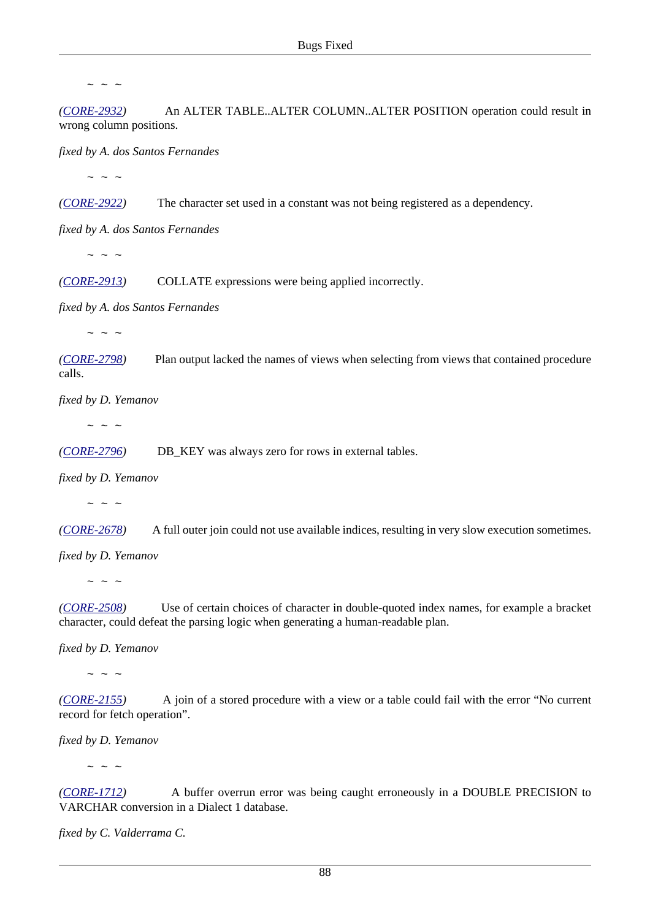~ ~ ~

*(CORE-2932)* An ALTER TABLE..ALTER COLUMN..ALTER POSITION operation could result in wrong column positions.

*fixed by A. dos Santos Fernandes*

~ ~ ~

*(CORE-2922)* The character set used in a constant was not being registered as a dependency.

*fixed by A. dos Santos Fernandes*

~ ~ ~

*(CORE-2913)* COLLATE expressions were being applied incorrectly.

*fixed by A. dos Santos Fernandes*

~ ~ ~

*(CORE-2798)* Plan output lacked the names of views when selecting from views that contained procedure calls.

*fixed by D. Yemanov*

~ ~ ~

*(CORE-2796)* DB_KEY was always zero for rows in external tables.

*fixed by D. Yemanov*

~ ~ ~

*(CORE-2678)* A full outer join could not use available indices, resulting in very slow execution sometimes.

*fixed by D. Yemanov*

~ ~ ~

*(CORE-2508)* Use of certain choices of character in double-quoted index names, for example a bracket character, could defeat the parsing logic when generating a human-readable plan.

*fixed by D. Yemanov*

~ ~ ~

*(CORE-2155)* A join of a stored procedure with a view or a table could fail with the error “No current record for fetch operation”.

*fixed by D. Yemanov*

~ ~ ~

*(CORE-1712)* A buffer overrun error was being caught erroneously in a DOUBLE PRECISION to VARCHAR conversion in a Dialect 1 database.

*fixed by C. Valderrama C.*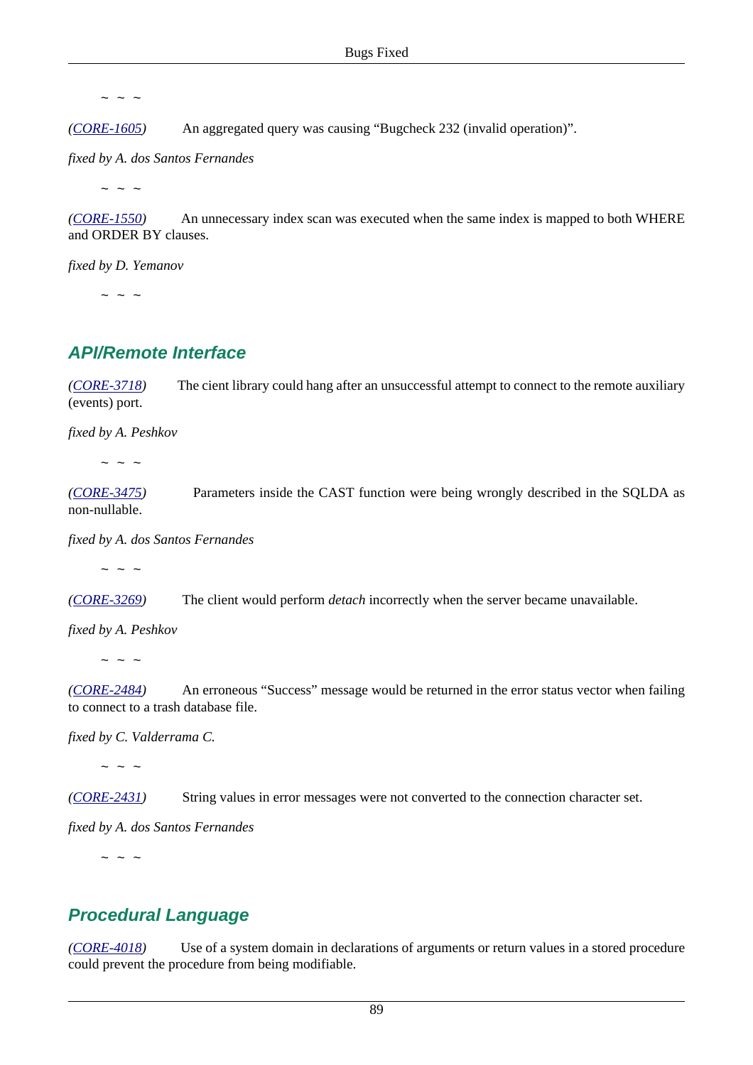~ ~ ~

*(CORE-1605)* An aggregated query was causing “Bugcheck 232 (invalid operation)”.

*fixed by A. dos Santos Fernandes*

~ ~ ~

*(CORE-1550)* An unnecessary index scan was executed when the same index is mapped to both WHERE and ORDER BY clauses.

*fixed by D. Yemanov*

~ ~ ~

## API/Remote Interface

*(CORE-3718)* The cient library could hang after an unsuccessful attempt to connect to the remote auxiliary (events) port.

*fixed by A. Peshkov*

~ ~ ~

*(CORE-3475)* Parameters inside the CAST function were being wrongly described in the SQLDA as non-nullable.

*fixed by A. dos Santos Fernandes*

~ ~ ~

*(CORE-3269)* The client would perform *detach* incorrectly when the server became unavailable.

*fixed by A. Peshkov*

~ ~ ~

*(CORE-2484)* An erroneous “Success” message would be returned in the error status vector when failing to connect to a trash database file.

*fixed by C. Valderrama C.*

~ ~ ~

*(CORE-2431)* String values in error messages were not converted to the connection character set.

*fixed by A. dos Santos Fernandes*

~ ~ ~

## Procedural Language

*(CORE-4018)* Use of a system domain in declarations of arguments or return values in a stored procedure could prevent the procedure from being modifiable.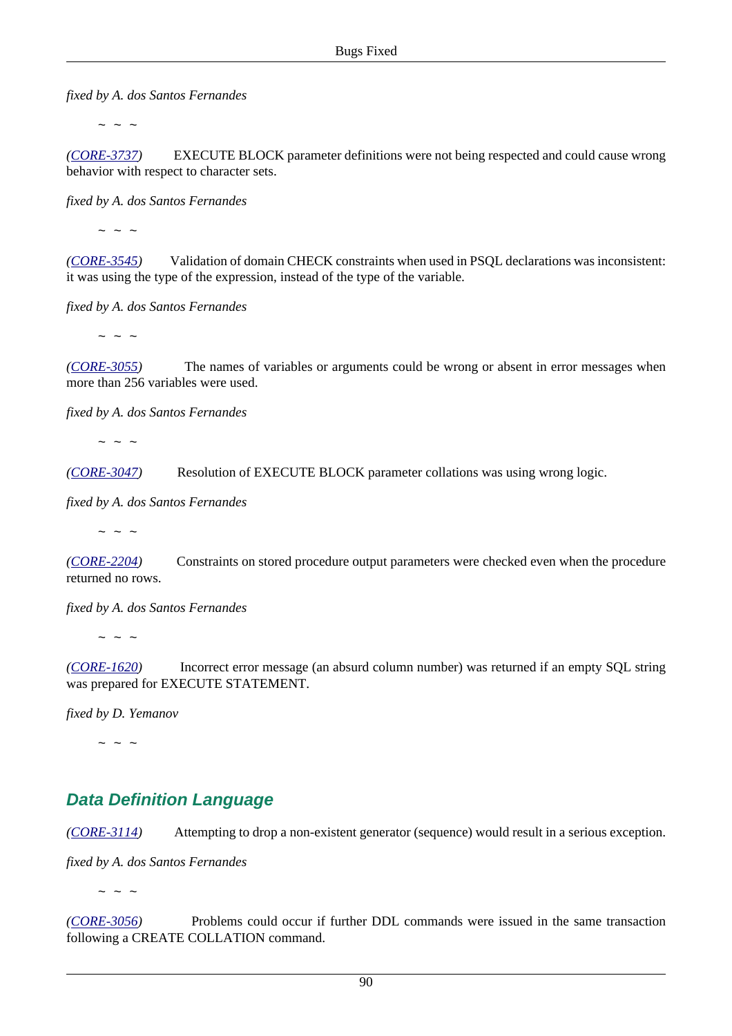*fixed by A. dos Santos Fernandes*

~ ~ ~

*(CORE-3737)* EXECUTE BLOCK parameter definitions were not being respected and could cause wrong behavior with respect to character sets.

*fixed by A. dos Santos Fernandes*

~ ~ ~

*(CORE-3545)* Validation of domain CHECK constraints when used in PSQL declarations was inconsistent: it was using the type of the expression, instead of the type of the variable.

*fixed by A. dos Santos Fernandes*

~ ~ ~

*(CORE-3055)* The names of variables or arguments could be wrong or absent in error messages when more than 256 variables were used.

*fixed by A. dos Santos Fernandes*

~ ~ ~

*(CORE-3047)* Resolution of EXECUTE BLOCK parameter collations was using wrong logic.

*fixed by A. dos Santos Fernandes*

~ ~ ~

*(CORE-2204)* Constraints on stored procedure output parameters were checked even when the procedure returned no rows.

*fixed by A. dos Santos Fernandes*

~ ~ ~

*(CORE-1620)* Incorrect error message (an absurd column number) was returned if an empty SQL string was prepared for EXECUTE STATEMENT.

*fixed by D. Yemanov*

~ ~ ~

## Data Definition Language

*(CORE-3114)* Attempting to drop a non-existent generator (sequence) would result in a serious exception.

*fixed by A. dos Santos Fernandes*

~ ~ ~

*(CORE-3056)* Problems could occur if further DDL commands were issued in the same transaction following a CREATE COLLATION command.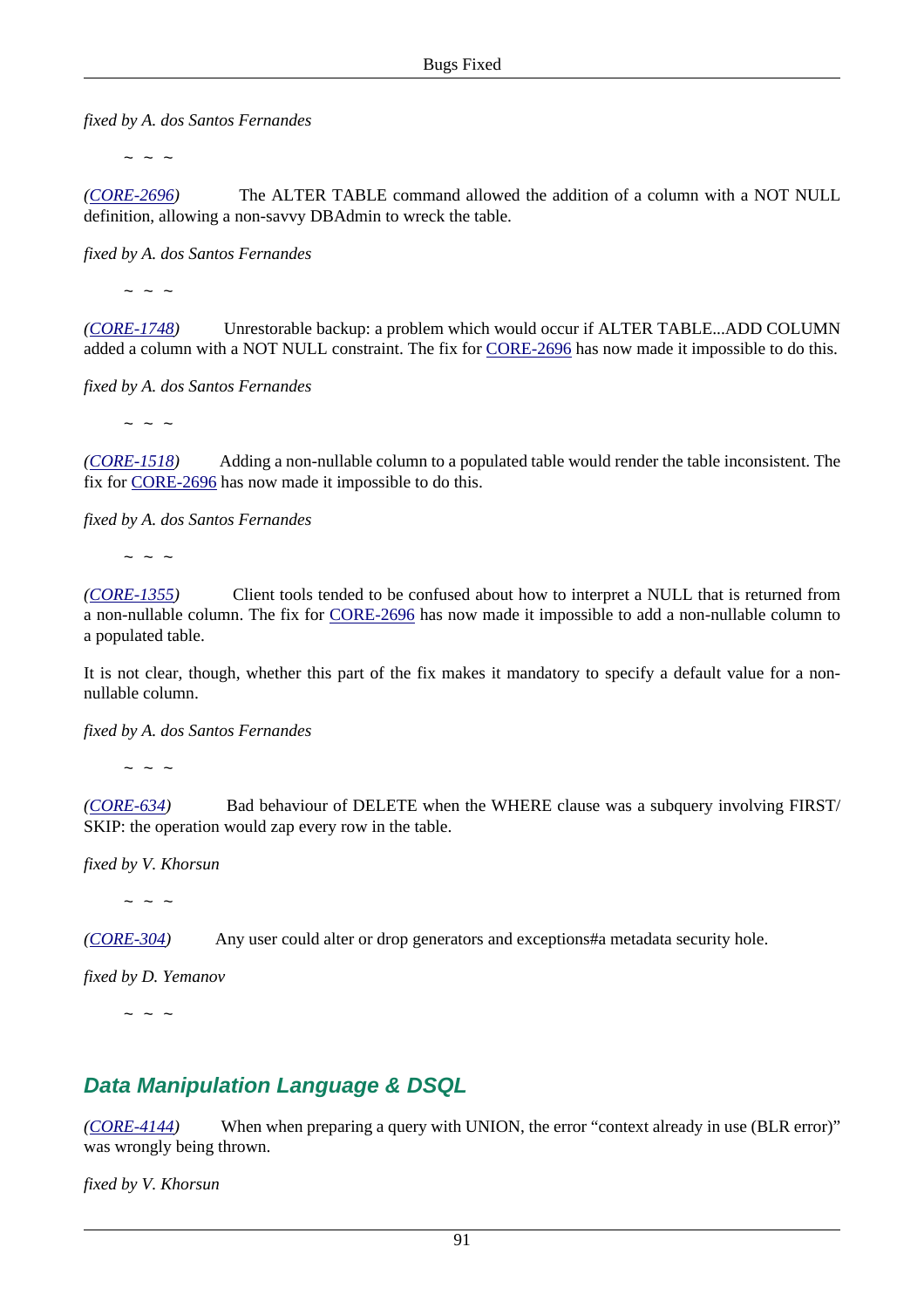*fixed by A. dos Santos Fernandes*

~ ~ ~

*(CORE-2696)* The ALTER TABLE command allowed the addition of a column with a NOT NULL definition, allowing a non-savvy DBAdmin to wreck the table.

*fixed by A. dos Santos Fernandes*

~ ~ ~

*(CORE-1748)* Unrestorable backup: a problem which would occur if ALTER TABLE...ADD COLUMN added a column with a NOT NULL constraint. The fix for CORE-2696 has now made it impossible to do this.

*fixed by A. dos Santos Fernandes*

~ ~ ~

*(CORE-1518)* Adding a non-nullable column to a populated table would render the table inconsistent. The fix for CORE-2696 has now made it impossible to do this.

*fixed by A. dos Santos Fernandes*

~ ~ ~

*(CORE-1355)* Client tools tended to be confused about how to interpret a NULL that is returned from a non-nullable column. The fix for CORE-2696 has now made it impossible to add a non-nullable column to a populated table.

It is not clear, though, whether this part of the fix makes it mandatory to specify a default value for a non-nullable column.

*fixed by A. dos Santos Fernandes*

~ ~ ~

*(CORE-634)* Bad behaviour of DELETE when the WHERE clause was a subquery involving FIRST/SKIP: the operation would zap every row in the table.

*fixed by V. Khorsun*

~ ~ ~

*(CORE-304)* Any user could alter or drop generators and exceptions#a metadata security hole.

*fixed by D. Yemanov*

~ ~ ~

## Data Manipulation Language & DSQL

*(CORE-4144)* When when preparing a query with UNION, the error “context already in use (BLR error)” was wrongly being thrown.

*fixed by V. Khorsun*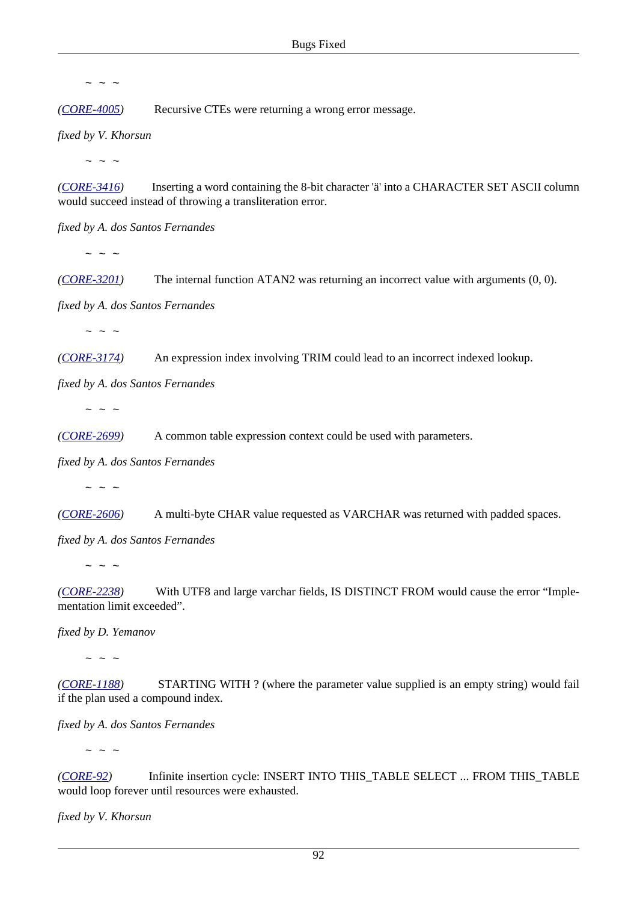~ ~ ~

(CORE-4005) Recursive CTEs were returning a wrong error message.

*fixed by V. Khorsun*

~ ~ ~

(CORE-3416) Inserting a word containing the 8-bit character 'ä' into a CHARACTER SET ASCII column would succeed instead of throwing a transliteration error.

*fixed by A. dos Santos Fernandes*

~ ~ ~

(CORE-3201) The internal function ATAN2 was returning an incorrect value with arguments (0, 0).

*fixed by A. dos Santos Fernandes*

~ ~ ~

(CORE-3174) An expression index involving TRIM could lead to an incorrect indexed lookup.

*fixed by A. dos Santos Fernandes*

~ ~ ~

(CORE-2699) A common table expression context could be used with parameters.

*fixed by A. dos Santos Fernandes*

~ ~ ~

(CORE-2606) A multi-byte CHAR value requested as VARCHAR was returned with padded spaces.

*fixed by A. dos Santos Fernandes*

~ ~ ~

(CORE-2238) With UTF8 and large varchar fields, IS DISTINCT FROM would cause the error "Implementation limit exceeded".

*fixed by D. Yemanov*

~ ~ ~

(CORE-1188) STARTING WITH ? (where the parameter value supplied is an empty string) would fail if the plan used a compound index.

*fixed by A. dos Santos Fernandes*

~ ~ ~

(CORE-92) Infinite insertion cycle: INSERT INTO THIS_TABLE SELECT ... FROM THIS_TABLE would loop forever until resources were exhausted.

*fixed by V. Khorsun*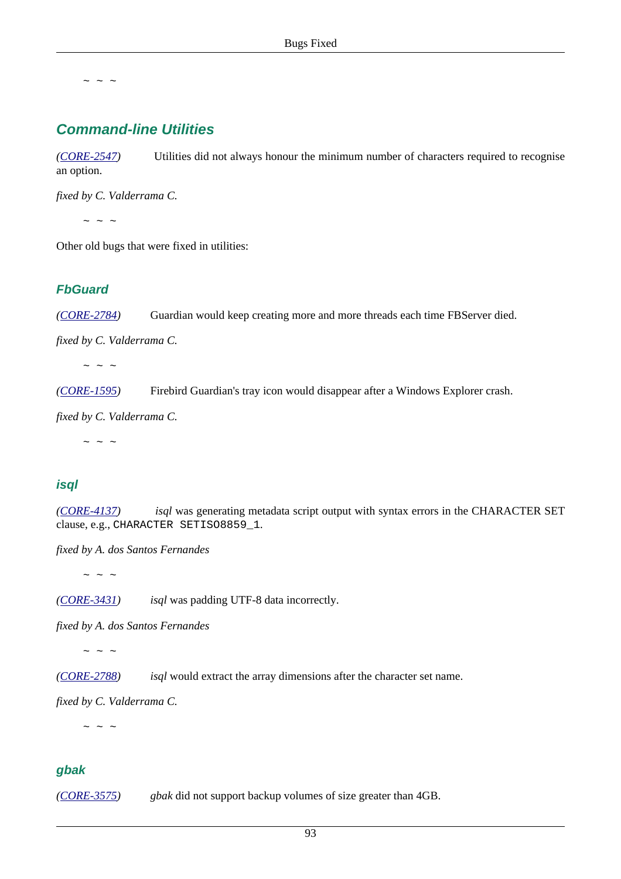~ ~ ~

## Command-line Utilities

*(CORE-2547)* Utilities did not always honour the minimum number of characters required to recognise an option.

*fixed by C. Valderrama C.*

~ ~ ~

Other old bugs that were fixed in utilities:

### FbGuard

*(CORE-2784)* Guardian would keep creating more and more threads each time FBServer died.

*fixed by C. Valderrama C.*

~ ~ ~

*(CORE-1595)* Firebird Guardian's tray icon would disappear after a Windows Explorer crash.

*fixed by C. Valderrama C.*

~ ~ ~

### isql

*(CORE-4137)* *isql* was generating metadata script output with syntax errors in the CHARACTER SET clause, e.g., `CHARACTER SETISO8859_1`.

*fixed by A. dos Santos Fernandes*

~ ~ ~

*(CORE-3431)* *isql* was padding UTF-8 data incorrectly.

*fixed by A. dos Santos Fernandes*

~ ~ ~

*(CORE-2788)* *isql* would extract the array dimensions after the character set name.

*fixed by C. Valderrama C.*

~ ~ ~

### gbak

*(CORE-3575)* *gbak* did not support backup volumes of size greater than 4GB.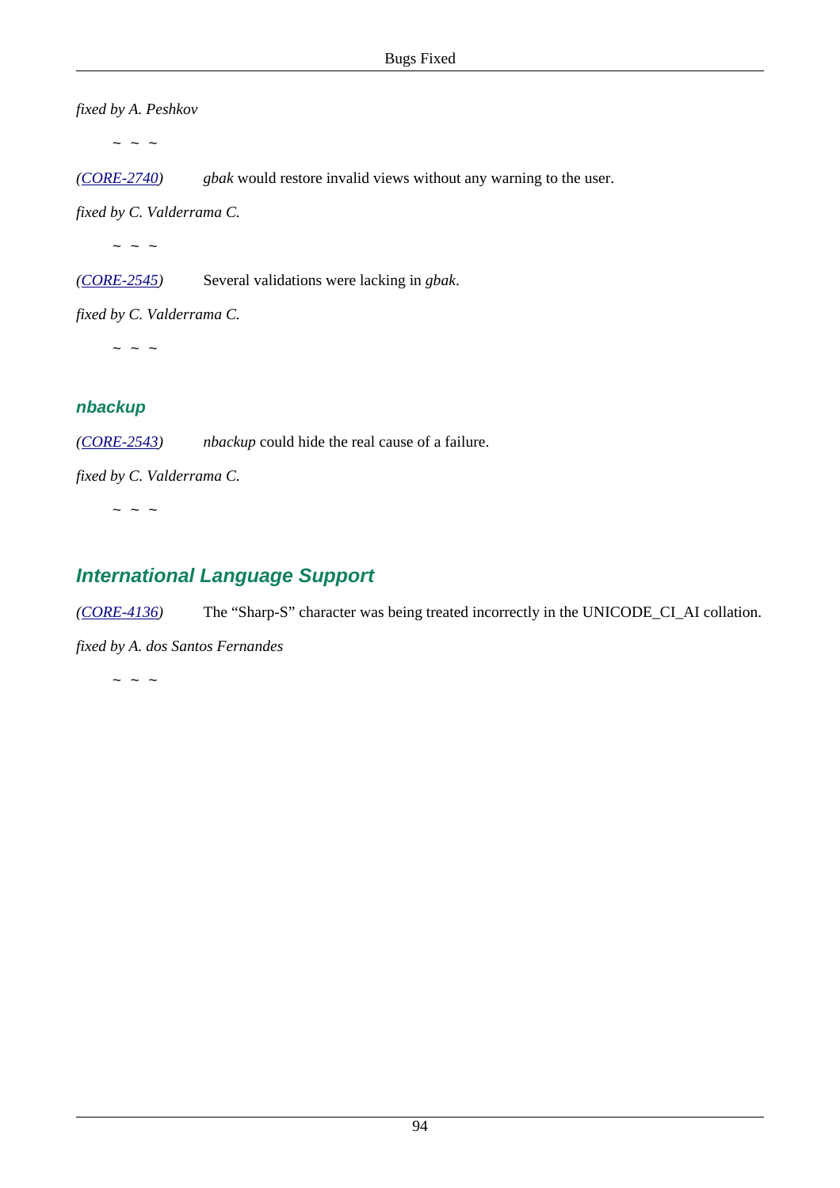*fixed by A. Peshkov*

~ ~ ~

*(CORE-2740)* *gbak* would restore invalid views without any warning to the user.

*fixed by C. Valderrama C.*

~ ~ ~

*(CORE-2545)* Several validations were lacking in *gbak*.

*fixed by C. Valderrama C.*

~ ~ ~

### nbackup

*(CORE-2543)* *nbackup* could hide the real cause of a failure.

*fixed by C. Valderrama C.*

~ ~ ~

## International Language Support

*(CORE-4136)* The “Sharp-S” character was being treated incorrectly in the UNICODE_CI_AI collation.

*fixed by A. dos Santos Fernandes*

~ ~ ~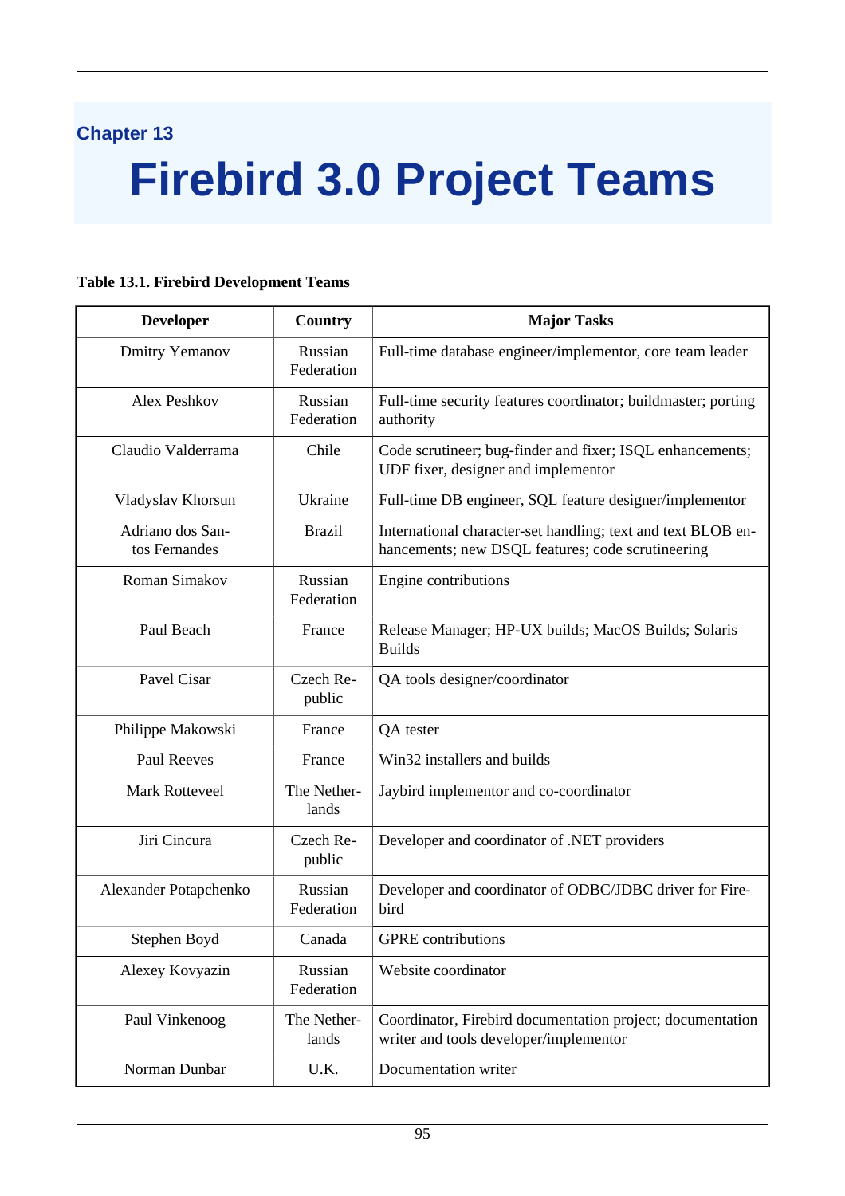Chapter 13

# Firebird 3.0 Project Teams

**Table 13.1. Firebird Development Teams**

| Developer | Country | Major Tasks |
| --- | --- | --- |
| Dmitry Yemanov | Russian Federation | Full-time database engineer/implementor, core team leader |
| Alex Peshkov | Russian Federation | Full-time security features coordinator; buildmaster; porting authority |
| Claudio Valderrama | Chile | Code scrutineer; bug-finder and fixer; ISQL enhancements; UDF fixer, designer and implementor |
| Vladyslav Khorsun | Ukraine | Full-time DB engineer, SQL feature designer/implementor |
| Adriano dos Santos Fernandes | Brazil | International character-set handling; text and text BLOB enhancements; new DSQL features; code scrutineering |
| Roman Simakov | Russian Federation | Engine contributions |
| Paul Beach | France | Release Manager; HP-UX builds; MacOS Builds; Solaris Builds |
| Pavel Cisar | Czech Republic | QA tools designer/coordinator |
| Philippe Makowski | France | QA tester |
| Paul Reeves | France | Win32 installers and builds |
| Mark Rotteveel | The Netherlands | Jaybird implementor and co-coordinator |
| Jiri Cincura | Czech Republic | Developer and coordinator of .NET providers |
| Alexander Potapchenko | Russian Federation | Developer and coordinator of ODBC/JDBC driver for Firebird |
| Stephen Boyd | Canada | GPRE contributions |
| Alexey Kovyazin | Russian Federation | Website coordinator |
| Paul Vinkenoog | The Netherlands | Coordinator, Firebird documentation project; documentation writer and tools developer/implementor |
| Norman Dunbar | U.K. | Documentation writer |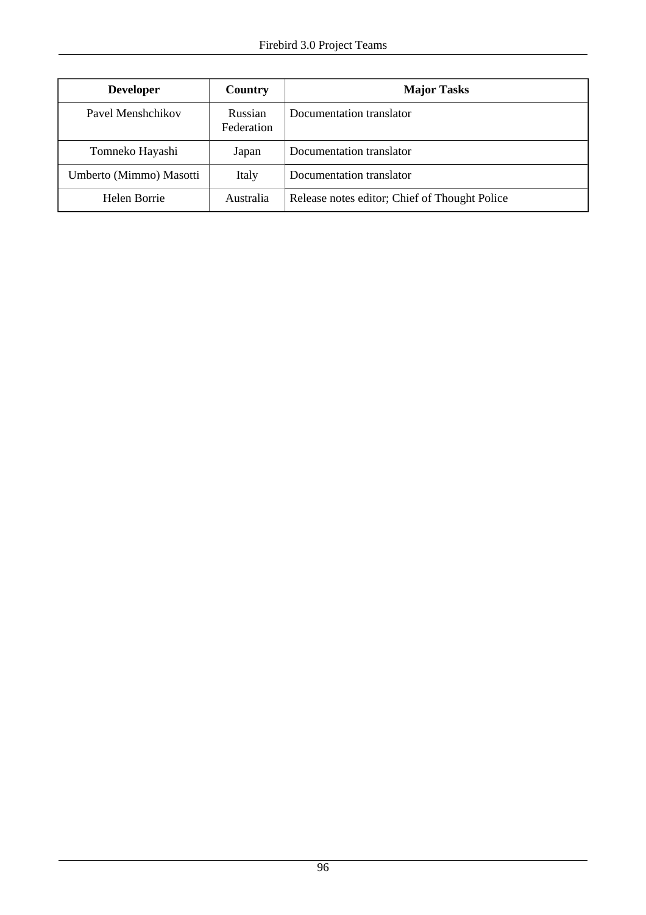| Developer | Country | Major Tasks |
|---|---|---|
| Pavel Menshchikov | Russian Federation | Documentation translator |
| Tomneko Hayashi | Japan | Documentation translator |
| Umberto (Mimmo) Masotti | Italy | Documentation translator |
| Helen Borrie | Australia | Release notes editor; Chief of Thought Police |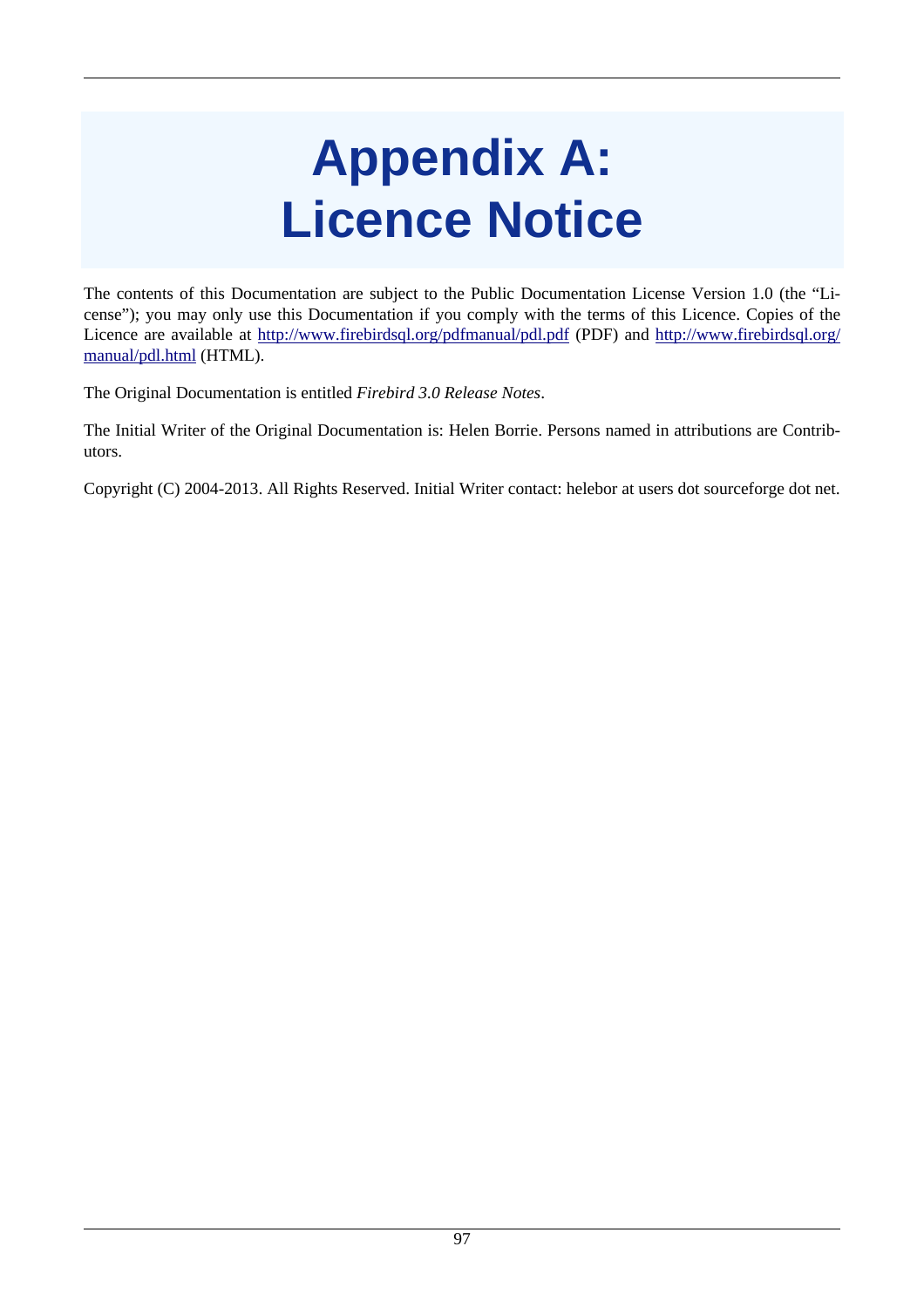# Appendix A: Licence Notice

The contents of this Documentation are subject to the Public Documentation License Version 1.0 (the “License”); you may only use this Documentation if you comply with the terms of this Licence. Copies of the Licence are available at http://www.firebirdsql.org/pdfmanual/pdl.pdf (PDF) and http://www.firebirdsql.org/manual/pdl.html (HTML).

The Original Documentation is entitled *Firebird 3.0 Release Notes*.

The Initial Writer of the Original Documentation is: Helen Borrie. Persons named in attributions are Contributors.

Copyright (C) 2004-2013. All Rights Reserved. Initial Writer contact: helebor at users dot sourceforge dot net.